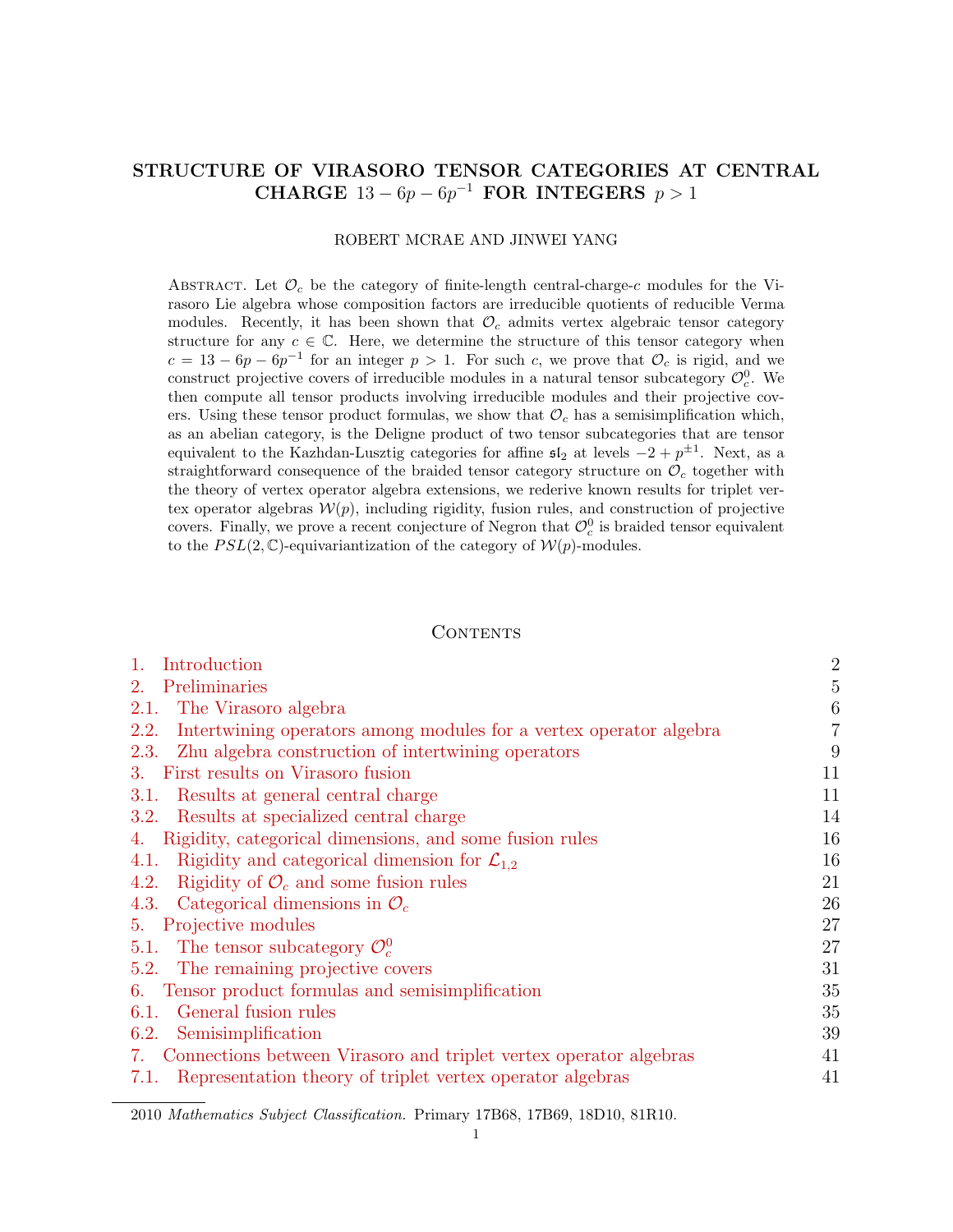# STRUCTURE OF VIRASORO TENSOR CATEGORIES AT CENTRAL CHARGE $13 - 6p - 6p^{-1}$ FOR INTEGERS $p > 1$

ROBERT MCRAE AND JINWEI YANG

ABSTRACT. Let $\mathcal{O}_c$ be the category of finite-length central-charge-$c$ modules for the Virasoro Lie algebra whose composition factors are irreducible quotients of reducible Verma modules. Recently, it has been shown that $\mathcal{O}_c$ admits vertex algebraic tensor category structure for any $c \in \mathbb{C}$. Here, we determine the structure of this tensor category when $c = 13 - 6p - 6p^{-1}$ for an integer $p > 1$. For such $c$, we prove that $\mathcal{O}_c$ is rigid, and we construct projective covers of irreducible modules in a natural tensor subcategory $\mathcal{O}_c^0$. We then compute all tensor products involving irreducible modules and their projective covers. Using these tensor product formulas, we show that $\mathcal{O}_c$ has a semisimplification which, as an abelian category, is the Deligne product of two tensor subcategories that are tensor equivalent to the Kazhdan-Lusztig categories for affine $\mathfrak{sl}_2$ at levels $-2 + p^{\pm 1}$. Next, as a straightforward consequence of the braided tensor category structure on $\mathcal{O}_c$ together with the theory of vertex operator algebra extensions, we rederive known results for triplet vertex operator algebras $\mathcal{W}(p)$, including rigidity, fusion rules, and construction of projective covers. Finally, we prove a recent conjecture of Negron that $\mathcal{O}_c^0$ is braided tensor equivalent to the $PSL(2, \mathbb{C})$-equivariantization of the category of $\mathcal{W}(p)$-modules.

## Contents

1. Introduction — 2
2. Preliminaries — 5
   - 2.1. The Virasoro algebra — 6
   - 2.2. Intertwining operators among modules for a vertex operator algebra — 7
   - 2.3. Zhu algebra construction of intertwining operators — 9
3. First results on Virasoro fusion — 11
   - 3.1. Results at general central charge — 11
   - 3.2. Results at specialized central charge — 14
4. Rigidity, categorical dimensions, and some fusion rules — 16
   - 4.1. Rigidity and categorical dimension for $\mathcal{L}_{1,2}$ — 16
   - 4.2. Rigidity of $\mathcal{O}_c$ and some fusion rules — 21
   - 4.3. Categorical dimensions in $\mathcal{O}_c$ — 26
5. Projective modules — 27
   - 5.1. The tensor subcategory $\mathcal{O}_c^0$ — 27
   - 5.2. The remaining projective covers — 31
6. Tensor product formulas and semisimplification — 35
   - 6.1. General fusion rules — 35
   - 6.2. Semisimplification — 39
7. Connections between Virasoro and triplet vertex operator algebras — 41
   - 7.1. Representation theory of triplet vertex operator algebras — 41

---

2010 *Mathematics Subject Classification.* Primary 17B68, 17B69, 18D10, 81R10.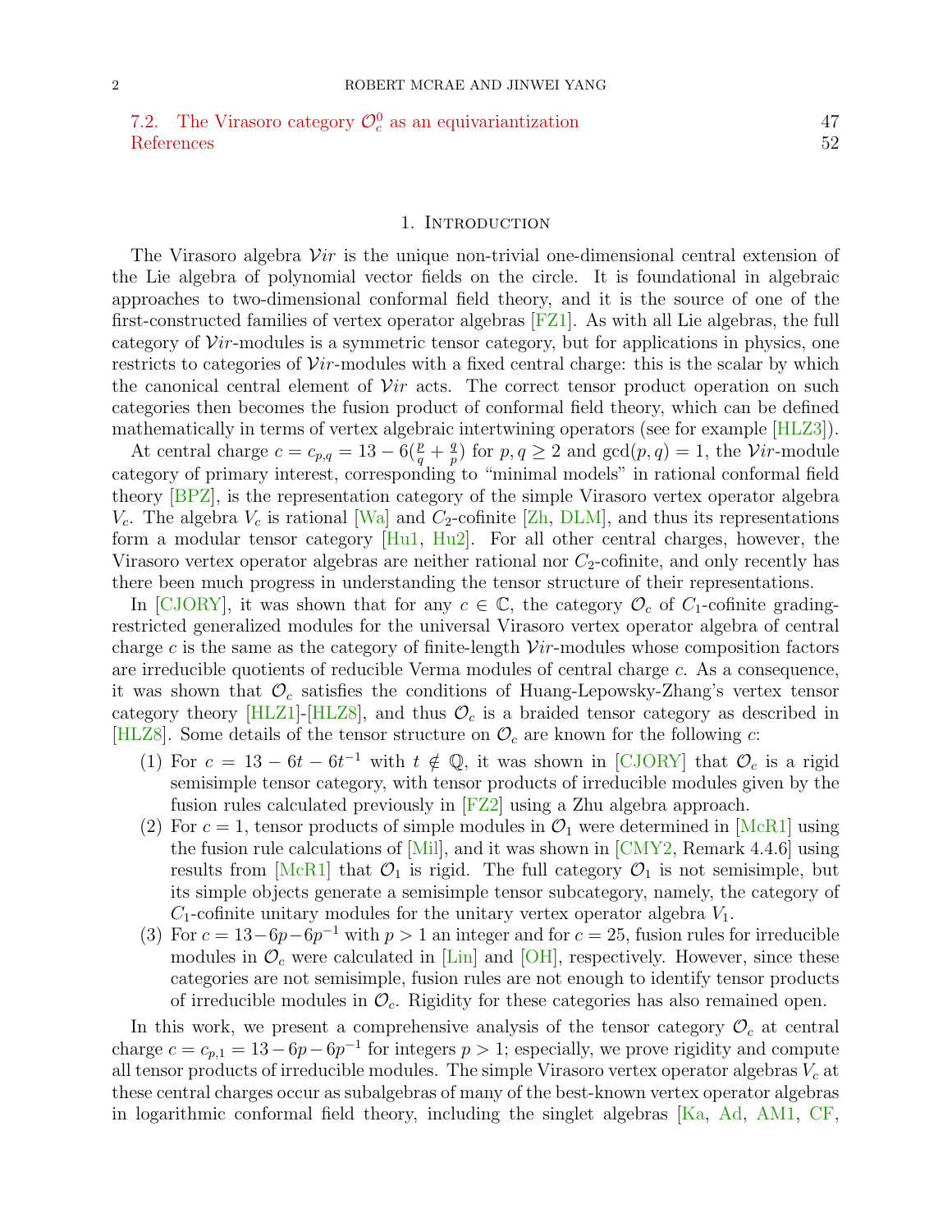7.2. The Virasoro category $\mathcal{O}_c^0$ as an equivariantization 47
References 52

## 1. Introduction

The Virasoro algebra $\mathcal{V}ir$ is the unique non-trivial one-dimensional central extension of the Lie algebra of polynomial vector fields on the circle. It is foundational in algebraic approaches to two-dimensional conformal field theory, and it is the source of one of the first-constructed families of vertex operator algebras [FZ1]. As with all Lie algebras, the full category of $\mathcal{V}ir$-modules is a symmetric tensor category, but for applications in physics, one restricts to categories of $\mathcal{V}ir$-modules with a fixed central charge: this is the scalar by which the canonical central element of $\mathcal{V}ir$ acts. The correct tensor product operation on such categories then becomes the fusion product of conformal field theory, which can be defined mathematically in terms of vertex algebraic intertwining operators (see for example [HLZ3]).

At central charge $c = c_{p,q} = 13 - 6(\frac{p}{q} + \frac{q}{p})$ for $p, q \geq 2$ and $\gcd(p, q) = 1$, the $\mathcal{V}ir$-module category of primary interest, corresponding to "minimal models" in rational conformal field theory [BPZ], is the representation category of the simple Virasoro vertex operator algebra $V_c$. The algebra $V_c$ is rational [Wa] and $C_2$-cofinite [Zh, DLM], and thus its representations form a modular tensor category [Hu1, Hu2]. For all other central charges, however, the Virasoro vertex operator algebras are neither rational nor $C_2$-cofinite, and only recently has there been much progress in understanding the tensor structure of their representations.

In [CJORY], it was shown that for any $c \in \mathbb{C}$, the category $\mathcal{O}_c$ of $C_1$-cofinite grading-restricted generalized modules for the universal Virasoro vertex operator algebra of central charge $c$ is the same as the category of finite-length $\mathcal{V}ir$-modules whose composition factors are irreducible quotients of reducible Verma modules of central charge $c$. As a consequence, it was shown that $\mathcal{O}_c$ satisfies the conditions of Huang-Lepowsky-Zhang's vertex tensor category theory [HLZ1]-[HLZ8], and thus $\mathcal{O}_c$ is a braided tensor category as described in [HLZ8]. Some details of the tensor structure on $\mathcal{O}_c$ are known for the following $c$:

(1) For $c = 13 - 6t - 6t^{-1}$ with $t \notin \mathbb{Q}$, it was shown in [CJORY] that $\mathcal{O}_c$ is a rigid semisimple tensor category, with tensor products of irreducible modules given by the fusion rules calculated previously in [FZ2] using a Zhu algebra approach.

(2) For $c = 1$, tensor products of simple modules in $\mathcal{O}_1$ were determined in [McR1] using the fusion rule calculations of [Mil], and it was shown in [CMY2, Remark 4.4.6] using results from [McR1] that $\mathcal{O}_1$ is rigid. The full category $\mathcal{O}_1$ is not semisimple, but its simple objects generate a semisimple tensor subcategory, namely, the category of $C_1$-cofinite unitary modules for the unitary vertex operator algebra $V_1$.

(3) For $c = 13 - 6p - 6p^{-1}$ with $p > 1$ an integer and for $c = 25$, fusion rules for irreducible modules in $\mathcal{O}_c$ were calculated in [Lin] and [OH], respectively. However, since these categories are not semisimple, fusion rules are not enough to identify tensor products of irreducible modules in $\mathcal{O}_c$. Rigidity for these categories has also remained open.

In this work, we present a comprehensive analysis of the tensor category $\mathcal{O}_c$ at central charge $c = c_{p,1} = 13 - 6p - 6p^{-1}$ for integers $p > 1$; especially, we prove rigidity and compute all tensor products of irreducible modules. The simple Virasoro vertex operator algebras $V_c$ at these central charges occur as subalgebras of many of the best-known vertex operator algebras in logarithmic conformal field theory, including the singlet algebras [Ka, Ad, AM1, CF,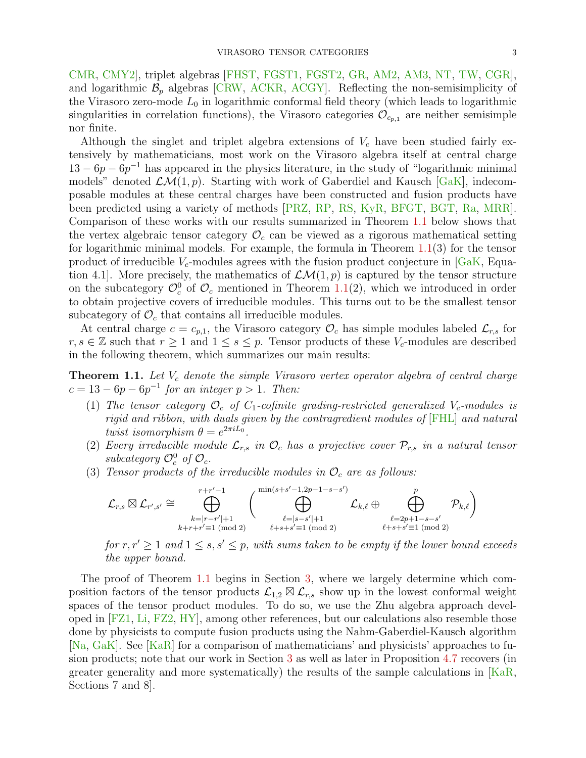CMR, CMY2], triplet algebras [FHST, FGST1, FGST2, GR, AM2, AM3, NT, TW, CGR], and logarithmic $\mathcal{B}_p$ algebras [CRW, ACKR, ACGY]. Reflecting the non-semisimplicity of the Virasoro zero-mode $L_0$ in logarithmic conformal field theory (which leads to logarithmic singularities in correlation functions), the Virasoro categories $\mathcal{O}_{c_{p,1}}$ are neither semisimple nor finite.

Although the singlet and triplet algebra extensions of $V_c$ have been studied fairly extensively by mathematicians, most work on the Virasoro algebra itself at central charge $13 - 6p - 6p^{-1}$ has appeared in the physics literature, in the study of "logarithmic minimal models" denoted $\mathcal{LM}(1,p)$. Starting with work of Gaberdiel and Kausch [GaK], indecomposable modules at these central charges have been constructed and fusion products have been predicted using a variety of methods [PRZ, RP, RS, KyR, BFGT, BGT, Ra, MRR]. Comparison of these works with our results summarized in Theorem 1.1 below shows that the vertex algebraic tensor category $\mathcal{O}_c$ can be viewed as a rigorous mathematical setting for logarithmic minimal models. For example, the formula in Theorem 1.1(3) for the tensor product of irreducible $V_c$-modules agrees with the fusion product conjecture in [GaK, Equation 4.1]. More precisely, the mathematics of $\mathcal{LM}(1,p)$ is captured by the tensor structure on the subcategory $\mathcal{O}_c^0$ of $\mathcal{O}_c$ mentioned in Theorem 1.1(2), which we introduced in order to obtain projective covers of irreducible modules. This turns out to be the smallest tensor subcategory of $\mathcal{O}_c$ that contains all irreducible modules.

At central charge $c = c_{p,1}$, the Virasoro category $\mathcal{O}_c$ has simple modules labeled $\mathcal{L}_{r,s}$ for $r, s \in \mathbb{Z}$ such that $r \geq 1$ and $1 \leq s \leq p$. Tensor products of these $V_c$-modules are described in the following theorem, which summarizes our main results:

**Theorem 1.1.** *Let $V_c$ denote the simple Virasoro vertex operator algebra of central charge $c = 13 - 6p - 6p^{-1}$ for an integer $p > 1$. Then:*

1. *The tensor category $\mathcal{O}_c$ of $C_1$-cofinite grading-restricted generalized $V_c$-modules is rigid and ribbon, with duals given by the contragredient modules of* [FHL] *and natural twist isomorphism $\theta = e^{2\pi i L_0}$.*
2. *Every irreducible module $\mathcal{L}_{r,s}$ in $\mathcal{O}_c$ has a projective cover $\mathcal{P}_{r,s}$ in a natural tensor subcategory $\mathcal{O}_c^0$ of $\mathcal{O}_c$.*
3. *Tensor products of the irreducible modules in $\mathcal{O}_c$ are as follows:*

$$\mathcal{L}_{r,s} \boxtimes \mathcal{L}_{r',s'} \cong \bigoplus_{\substack{k=|r-r'|+1 \\ k+r+r' \equiv 1 \ (\mathrm{mod}\ 2)}}^{r+r'-1} \left( \bigoplus_{\substack{\ell=|s-s'|+1 \\ \ell+s+s' \equiv 1 \ (\mathrm{mod}\ 2)}}^{\min(s+s'-1, 2p-1-s-s')} \mathcal{L}_{k,\ell} \oplus \bigoplus_{\substack{\ell=2p+1-s-s' \\ \ell+s+s' \equiv 1 \ (\mathrm{mod}\ 2)}}^{p} \mathcal{P}_{k,\ell} \right)$$

*for $r, r' \geq 1$ and $1 \leq s, s' \leq p$, with sums taken to be empty if the lower bound exceeds the upper bound.*

The proof of Theorem 1.1 begins in Section 3, where we largely determine which composition factors of the tensor products $\mathcal{L}_{1,2} \boxtimes \mathcal{L}_{r,s}$ show up in the lowest conformal weight spaces of the tensor product modules. To do so, we use the Zhu algebra approach developed in [FZ1, Li, FZ2, HY], among other references, but our calculations also resemble those done by physicists to compute fusion products using the Nahm-Gaberdiel-Kausch algorithm [Na, GaK]. See [KaR] for a comparison of mathematicians' and physicists' approaches to fusion products; note that our work in Section 3 as well as later in Proposition 4.7 recovers (in greater generality and more systematically) the results of the sample calculations in [KaR, Sections 7 and 8].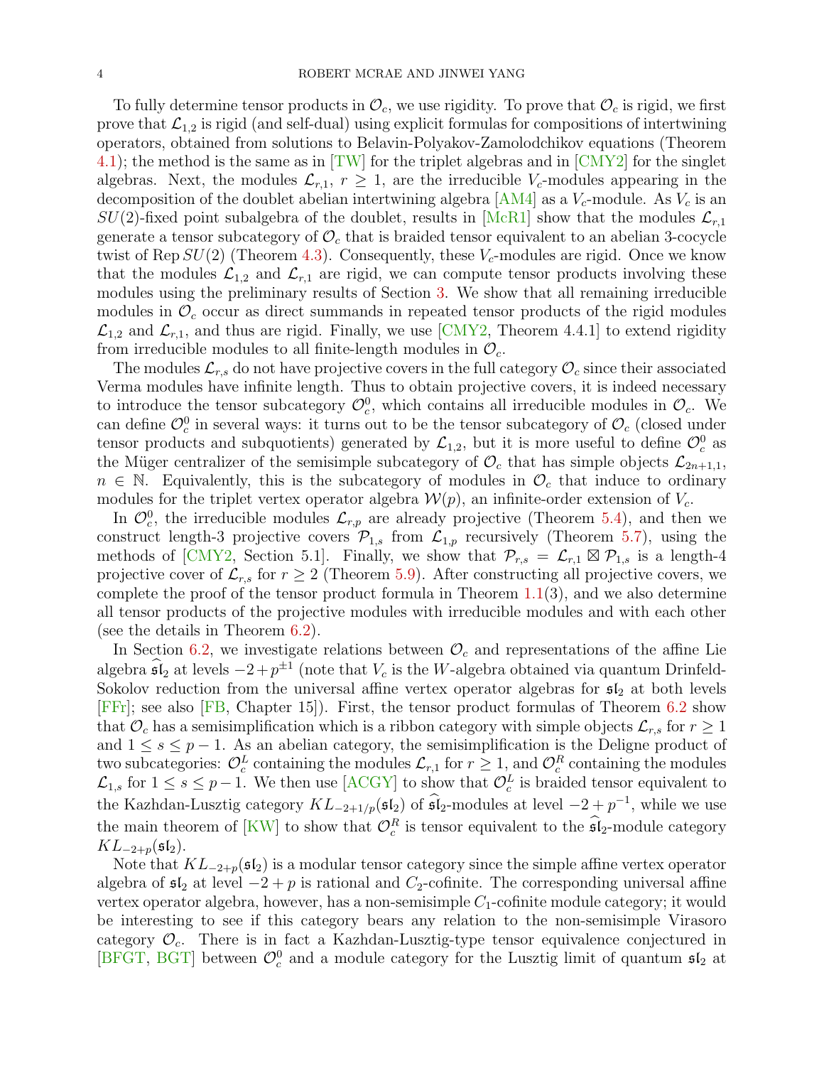To fully determine tensor products in $\mathcal{O}_c$, we use rigidity. To prove that $\mathcal{O}_c$ is rigid, we first prove that $\mathcal{L}_{1,2}$ is rigid (and self-dual) using explicit formulas for compositions of intertwining operators, obtained from solutions to Belavin-Polyakov-Zamolodchikov equations (Theorem 4.1); the method is the same as in [TW] for the triplet algebras and in [CMY2] for the singlet algebras. Next, the modules $\mathcal{L}_{r,1}$, $r \geq 1$, are the irreducible $V_c$-modules appearing in the decomposition of the doublet abelian intertwining algebra [AM4] as a $V_c$-module. As $V_c$ is an $SU(2)$-fixed point subalgebra of the doublet, results in [McR1] show that the modules $\mathcal{L}_{r,1}$ generate a tensor subcategory of $\mathcal{O}_c$ that is braided tensor equivalent to an abelian 3-cocycle twist of $\operatorname{Rep} SU(2)$ (Theorem 4.3). Consequently, these $V_c$-modules are rigid. Once we know that the modules $\mathcal{L}_{1,2}$ and $\mathcal{L}_{r,1}$ are rigid, we can compute tensor products involving these modules using the preliminary results of Section 3. We show that all remaining irreducible modules in $\mathcal{O}_c$ occur as direct summands in repeated tensor products of the rigid modules $\mathcal{L}_{1,2}$ and $\mathcal{L}_{r,1}$, and thus are rigid. Finally, we use [CMY2, Theorem 4.4.1] to extend rigidity from irreducible modules to all finite-length modules in $\mathcal{O}_c$.

The modules $\mathcal{L}_{r,s}$ do not have projective covers in the full category $\mathcal{O}_c$ since their associated Verma modules have infinite length. Thus to obtain projective covers, it is indeed necessary to introduce the tensor subcategory $\mathcal{O}_c^0$, which contains all irreducible modules in $\mathcal{O}_c$. We can define $\mathcal{O}_c^0$ in several ways: it turns out to be the tensor subcategory of $\mathcal{O}_c$ (closed under tensor products and subquotients) generated by $\mathcal{L}_{1,2}$, but it is more useful to define $\mathcal{O}_c^0$ as the Müger centralizer of the semisimple subcategory of $\mathcal{O}_c$ that has simple objects $\mathcal{L}_{2n+1,1}$, $n \in \mathbb{N}$. Equivalently, this is the subcategory of modules in $\mathcal{O}_c$ that induce to ordinary modules for the triplet vertex operator algebra $\mathcal{W}(p)$, an infinite-order extension of $V_c$.

In $\mathcal{O}_c^0$, the irreducible modules $\mathcal{L}_{r,p}$ are already projective (Theorem 5.4), and then we construct length-3 projective covers $\mathcal{P}_{1,s}$ from $\mathcal{L}_{1,p}$ recursively (Theorem 5.7), using the methods of [CMY2, Section 5.1]. Finally, we show that $\mathcal{P}_{r,s} = \mathcal{L}_{r,1} \boxtimes \mathcal{P}_{1,s}$ is a length-4 projective cover of $\mathcal{L}_{r,s}$ for $r \geq 2$ (Theorem 5.9). After constructing all projective covers, we complete the proof of the tensor product formula in Theorem 1.1(3), and we also determine all tensor products of the projective modules with irreducible modules and with each other (see the details in Theorem 6.2).

In Section 6.2, we investigate relations between $\mathcal{O}_c$ and representations of the affine Lie algebra $\widehat{\mathfrak{sl}}_2$ at levels $-2+p^{\pm 1}$ (note that $V_c$ is the $W$-algebra obtained via quantum Drinfeld-Sokolov reduction from the universal affine vertex operator algebras for $\mathfrak{sl}_2$ at both levels [FFr]; see also [FB, Chapter 15]). First, the tensor product formulas of Theorem 6.2 show that $\mathcal{O}_c$ has a semisimplification which is a ribbon category with simple objects $\mathcal{L}_{r,s}$ for $r \geq 1$ and $1 \leq s \leq p-1$. As an abelian category, the semisimplification is the Deligne product of two subcategories: $\mathcal{O}_c^L$ containing the modules $\mathcal{L}_{r,1}$ for $r \geq 1$, and $\mathcal{O}_c^R$ containing the modules $\mathcal{L}_{1,s}$ for $1 \leq s \leq p-1$. We then use [ACGY] to show that $\mathcal{O}_c^L$ is braided tensor equivalent to the Kazhdan-Lusztig category $KL_{-2+1/p}(\mathfrak{sl}_2)$ of $\widehat{\mathfrak{sl}}_2$-modules at level $-2+p^{-1}$, while we use the main theorem of [KW] to show that $\mathcal{O}_c^R$ is tensor equivalent to the $\widehat{\mathfrak{sl}}_2$-module category $KL_{-2+p}(\mathfrak{sl}_2)$.

Note that $KL_{-2+p}(\mathfrak{sl}_2)$ is a modular tensor category since the simple affine vertex operator algebra of $\mathfrak{sl}_2$ at level $-2+p$ is rational and $C_2$-cofinite. The corresponding universal affine vertex operator algebra, however, has a non-semisimple $C_1$-cofinite module category; it would be interesting to see if this category bears any relation to the non-semisimple Virasoro category $\mathcal{O}_c$. There is in fact a Kazhdan-Lusztig-type tensor equivalence conjectured in [BFGT, BGT] between $\mathcal{O}_c^0$ and a module category for the Lusztig limit of quantum $\mathfrak{sl}_2$ at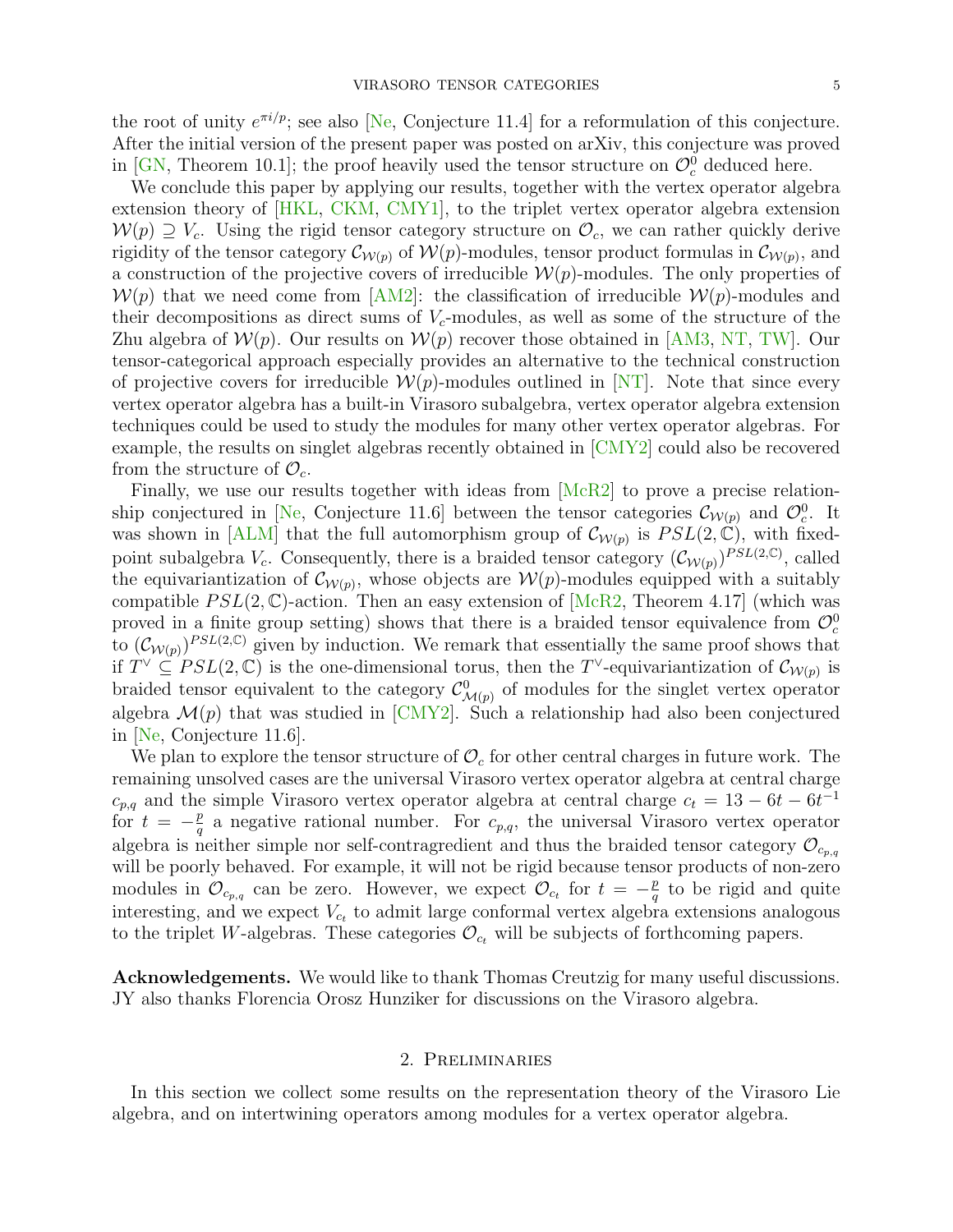the root of unity $e^{\pi i/p}$; see also [Ne, Conjecture 11.4] for a reformulation of this conjecture. After the initial version of the present paper was posted on arXiv, this conjecture was proved in [GN, Theorem 10.1]; the proof heavily used the tensor structure on $\mathcal{O}_c^0$ deduced here.

We conclude this paper by applying our results, together with the vertex operator algebra extension theory of [HKL, CKM, CMY1], to the triplet vertex operator algebra extension $\mathcal{W}(p) \supseteq V_c$. Using the rigid tensor category structure on $\mathcal{O}_c$, we can rather quickly derive rigidity of the tensor category $\mathcal{C}_{\mathcal{W}(p)}$ of $\mathcal{W}(p)$-modules, tensor product formulas in $\mathcal{C}_{\mathcal{W}(p)}$, and a construction of the projective covers of irreducible $\mathcal{W}(p)$-modules. The only properties of $\mathcal{W}(p)$ that we need come from [AM2]: the classification of irreducible $\mathcal{W}(p)$-modules and their decompositions as direct sums of $V_c$-modules, as well as some of the structure of the Zhu algebra of $\mathcal{W}(p)$. Our results on $\mathcal{W}(p)$ recover those obtained in [AM3, NT, TW]. Our tensor-categorical approach especially provides an alternative to the technical construction of projective covers for irreducible $\mathcal{W}(p)$-modules outlined in [NT]. Note that since every vertex operator algebra has a built-in Virasoro subalgebra, vertex operator algebra extension techniques could be used to study the modules for many other vertex operator algebras. For example, the results on singlet algebras recently obtained in [CMY2] could also be recovered from the structure of $\mathcal{O}_c$.

Finally, we use our results together with ideas from [McR2] to prove a precise relationship conjectured in [Ne, Conjecture 11.6] between the tensor categories $\mathcal{C}_{\mathcal{W}(p)}$ and $\mathcal{O}_c^0$. It was shown in [ALM] that the full automorphism group of $\mathcal{C}_{\mathcal{W}(p)}$ is $PSL(2,\mathbb{C})$, with fixed-point subalgebra $V_c$. Consequently, there is a braided tensor category $(\mathcal{C}_{\mathcal{W}(p)})^{PSL(2,\mathbb{C})}$, called the equivariantization of $\mathcal{C}_{\mathcal{W}(p)}$, whose objects are $\mathcal{W}(p)$-modules equipped with a suitably compatible $PSL(2,\mathbb{C})$-action. Then an easy extension of [McR2, Theorem 4.17] (which was proved in a finite group setting) shows that there is a braided tensor equivalence from $\mathcal{O}_c^0$ to $(\mathcal{C}_{\mathcal{W}(p)})^{PSL(2,\mathbb{C})}$ given by induction. We remark that essentially the same proof shows that if $T^\vee \subseteq PSL(2,\mathbb{C})$ is the one-dimensional torus, then the $T^\vee$-equivariantization of $\mathcal{C}_{\mathcal{W}(p)}$ is braided tensor equivalent to the category $\mathcal{C}^0_{\mathcal{M}(p)}$ of modules for the singlet vertex operator algebra $\mathcal{M}(p)$ that was studied in [CMY2]. Such a relationship had also been conjectured in [Ne, Conjecture 11.6].

We plan to explore the tensor structure of $\mathcal{O}_c$ for other central charges in future work. The remaining unsolved cases are the universal Virasoro vertex operator algebra at central charge $c_{p,q}$ and the simple Virasoro vertex operator algebra at central charge $c_t = 13 - 6t - 6t^{-1}$ for $t = -\frac{p}{q}$ a negative rational number. For $c_{p,q}$, the universal Virasoro vertex operator algebra is neither simple nor self-contragredient and thus the braided tensor category $\mathcal{O}_{c_{p,q}}$ will be poorly behaved. For example, it will not be rigid because tensor products of non-zero modules in $\mathcal{O}_{c_{p,q}}$ can be zero. However, we expect $\mathcal{O}_{c_t}$ for $t = -\frac{p}{q}$ to be rigid and quite interesting, and we expect $V_{c_t}$ to admit large conformal vertex algebra extensions analogous to the triplet $W$-algebras. These categories $\mathcal{O}_{c_t}$ will be subjects of forthcoming papers.

**Acknowledgements.** We would like to thank Thomas Creutzig for many useful discussions. JY also thanks Florencia Orosz Hunziker for discussions on the Virasoro algebra.

## 2. Preliminaries

In this section we collect some results on the representation theory of the Virasoro Lie algebra, and on intertwining operators among modules for a vertex operator algebra.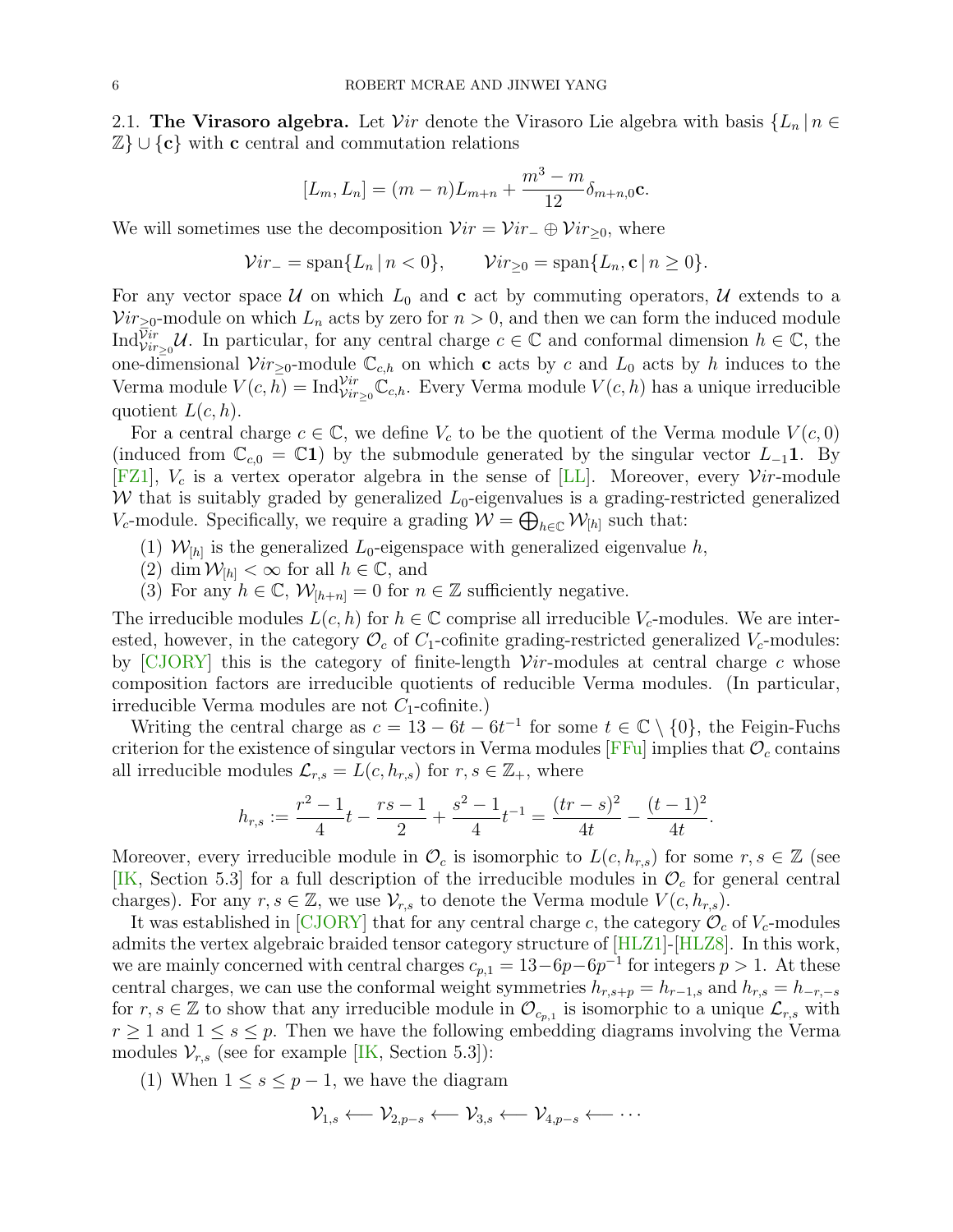2.1. **The Virasoro algebra.** Let $\mathcal{V}ir$ denote the Virasoro Lie algebra with basis $\{L_n \,|\, n \in \mathbb{Z}\} \cup \{\mathbf{c}\}$ with $\mathbf{c}$ central and commutation relations

$$[L_m, L_n] = (m-n)L_{m+n} + \frac{m^3 - m}{12}\delta_{m+n,0}\mathbf{c}.$$

We will sometimes use the decomposition $\mathcal{V}ir = \mathcal{V}ir_- \oplus \mathcal{V}ir_{\geq 0}$, where

$$\mathcal{V}ir_- = \mathrm{span}\{L_n \,|\, n < 0\}, \qquad \mathcal{V}ir_{\geq 0} = \mathrm{span}\{L_n, \mathbf{c} \,|\, n \geq 0\}.$$

For any vector space $\mathcal{U}$ on which $L_0$ and $\mathbf{c}$ act by commuting operators, $\mathcal{U}$ extends to a $\mathcal{V}ir_{\geq 0}$-module on which $L_n$ acts by zero for $n > 0$, and then we can form the induced module $\mathrm{Ind}_{\mathcal{V}ir_{\geq 0}}^{\mathcal{V}ir} \mathcal{U}$. In particular, for any central charge $c \in \mathbb{C}$ and conformal dimension $h \in \mathbb{C}$, the one-dimensional $\mathcal{V}ir_{\geq 0}$-module $\mathbb{C}_{c,h}$ on which $\mathbf{c}$ acts by $c$ and $L_0$ acts by $h$ induces to the Verma module $V(c,h) = \mathrm{Ind}_{\mathcal{V}ir_{\geq 0}}^{\mathcal{V}ir} \mathbb{C}_{c,h}$. Every Verma module $V(c,h)$ has a unique irreducible quotient $L(c,h)$.

For a central charge $c \in \mathbb{C}$, we define $V_c$ to be the quotient of the Verma module $V(c,0)$ (induced from $\mathbb{C}_{c,0} = \mathbb{C}\mathbf{1}$) by the submodule generated by the singular vector $L_{-1}\mathbf{1}$. By [FZ1], $V_c$ is a vertex operator algebra in the sense of [LL]. Moreover, every $\mathcal{V}ir$-module $\mathcal{W}$ that is suitably graded by generalized $L_0$-eigenvalues is a grading-restricted generalized $V_c$-module. Specifically, we require a grading $\mathcal{W} = \bigoplus_{h \in \mathbb{C}} \mathcal{W}_{[h]}$ such that:

1. $\mathcal{W}_{[h]}$ is the generalized $L_0$-eigenspace with generalized eigenvalue $h$,
2. $\dim \mathcal{W}_{[h]} < \infty$ for all $h \in \mathbb{C}$, and
3. For any $h \in \mathbb{C}$, $\mathcal{W}_{[h+n]} = 0$ for $n \in \mathbb{Z}$ sufficiently negative.

The irreducible modules $L(c,h)$ for $h \in \mathbb{C}$ comprise all irreducible $V_c$-modules. We are interested, however, in the category $\mathcal{O}_c$ of $C_1$-cofinite grading-restricted generalized $V_c$-modules: by [CJORY] this is the category of finite-length $\mathcal{V}ir$-modules at central charge $c$ whose composition factors are irreducible quotients of reducible Verma modules. (In particular, irreducible Verma modules are not $C_1$-cofinite.)

Writing the central charge as $c = 13 - 6t - 6t^{-1}$ for some $t \in \mathbb{C} \setminus \{0\}$, the Feigin-Fuchs criterion for the existence of singular vectors in Verma modules [FFu] implies that $\mathcal{O}_c$ contains all irreducible modules $\mathcal{L}_{r,s} = L(c, h_{r,s})$ for $r, s \in \mathbb{Z}_+$, where

$$h_{r,s} := \frac{r^2-1}{4}t - \frac{rs-1}{2} + \frac{s^2-1}{4}t^{-1} = \frac{(tr-s)^2}{4t} - \frac{(t-1)^2}{4t}.$$

Moreover, every irreducible module in $\mathcal{O}_c$ is isomorphic to $L(c, h_{r,s})$ for some $r, s \in \mathbb{Z}$ (see [IK, Section 5.3] for a full description of the irreducible modules in $\mathcal{O}_c$ for general central charges). For any $r, s \in \mathbb{Z}$, we use $\mathcal{V}_{r,s}$ to denote the Verma module $V(c, h_{r,s})$.

It was established in [CJORY] that for any central charge $c$, the category $\mathcal{O}_c$ of $V_c$-modules admits the vertex algebraic braided tensor category structure of [HLZ1]-[HLZ8]. In this work, we are mainly concerned with central charges $c_{p,1} = 13 - 6p - 6p^{-1}$ for integers $p > 1$. At these central charges, we can use the conformal weight symmetries $h_{r,s+p} = h_{r-1,s}$ and $h_{r,s} = h_{-r,-s}$ for $r, s \in \mathbb{Z}$ to show that any irreducible module in $\mathcal{O}_{c_{p,1}}$ is isomorphic to a unique $\mathcal{L}_{r,s}$ with $r \geq 1$ and $1 \leq s \leq p$. Then we have the following embedding diagrams involving the Verma modules $\mathcal{V}_{r,s}$ (see for example [IK, Section 5.3]):

(1) When $1 \leq s \leq p-1$, we have the diagram

$$\mathcal{V}_{1,s} \longleftarrow \mathcal{V}_{2,p-s} \longleftarrow \mathcal{V}_{3,s} \longleftarrow \mathcal{V}_{4,p-s} \longleftarrow \cdots$$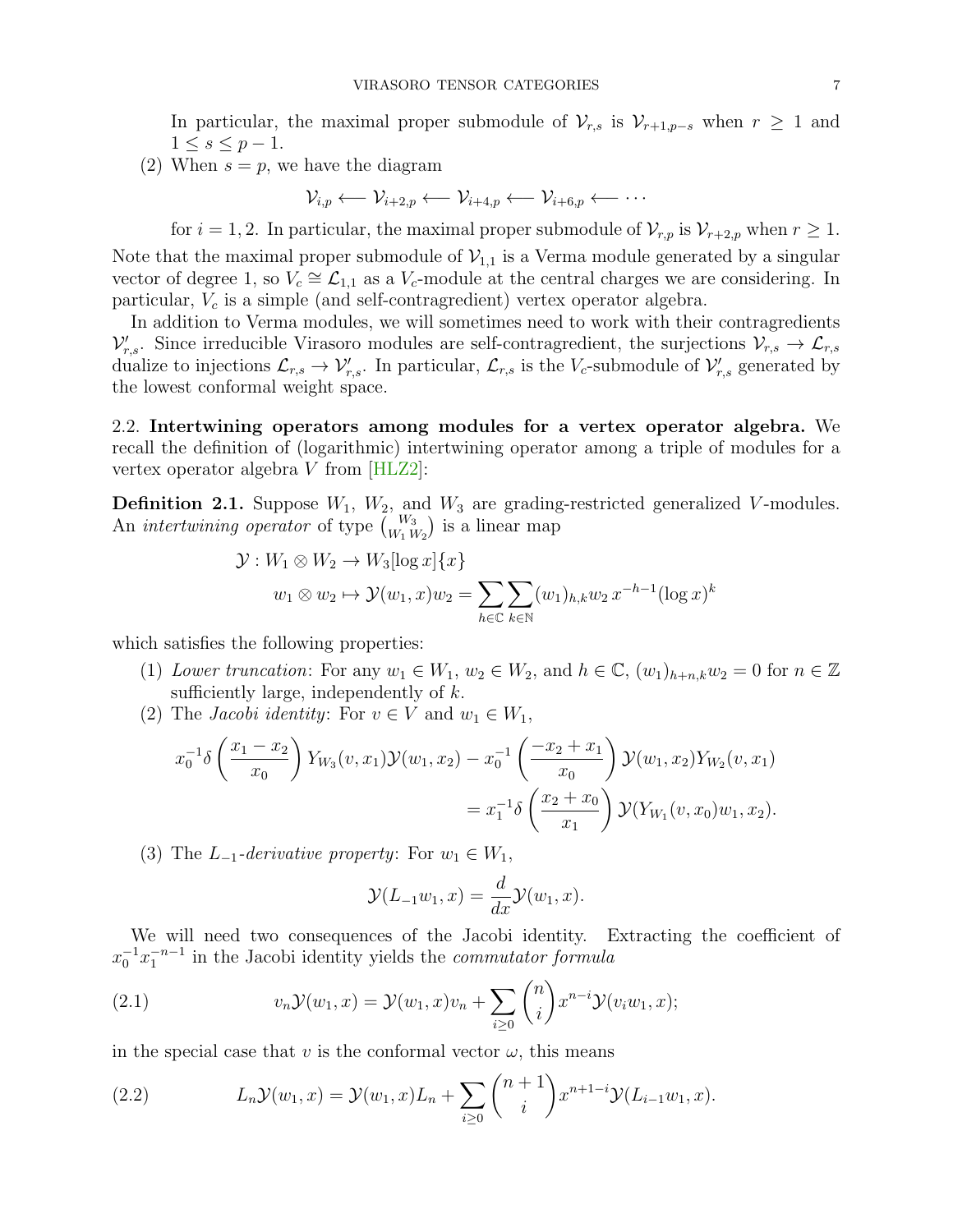In particular, the maximal proper submodule of $\mathcal{V}_{r,s}$ is $\mathcal{V}_{r+1,p-s}$ when $r \geq 1$ and $1 \leq s \leq p-1$.

(2) When $s = p$, we have the diagram

$$\mathcal{V}_{i,p} \longleftarrow \mathcal{V}_{i+2,p} \longleftarrow \mathcal{V}_{i+4,p} \longleftarrow \mathcal{V}_{i+6,p} \longleftarrow \cdots$$

for $i = 1, 2$. In particular, the maximal proper submodule of $\mathcal{V}_{r,p}$ is $\mathcal{V}_{r+2,p}$ when $r \geq 1$.

Note that the maximal proper submodule of $\mathcal{V}_{1,1}$ is a Verma module generated by a singular vector of degree 1, so $V_c \cong \mathcal{L}_{1,1}$ as a $V_c$-module at the central charges we are considering. In particular, $V_c$ is a simple (and self-contragredient) vertex operator algebra.

In addition to Verma modules, we will sometimes need to work with their contragredients $\mathcal{V}'_{r,s}$. Since irreducible Virasoro modules are self-contragredient, the surjections $\mathcal{V}_{r,s} \to \mathcal{L}_{r,s}$ dualize to injections $\mathcal{L}_{r,s} \to \mathcal{V}'_{r,s}$. In particular, $\mathcal{L}_{r,s}$ is the $V_c$-submodule of $\mathcal{V}'_{r,s}$ generated by the lowest conformal weight space.

2.2. **Intertwining operators among modules for a vertex operator algebra.** We recall the definition of (logarithmic) intertwining operator among a triple of modules for a vertex operator algebra $V$ from [HLZ2]:

**Definition 2.1.** Suppose $W_1$, $W_2$, and $W_3$ are grading-restricted generalized $V$-modules. An *intertwining operator* of type $\binom{W_3}{W_1\, W_2}$ is a linear map

$$\mathcal{Y} : W_1 \otimes W_2 \to W_3[\log x]\{x\}$$
$$w_1 \otimes w_2 \mapsto \mathcal{Y}(w_1, x)w_2 = \sum_{h\in\mathbb{C}} \sum_{k\in\mathbb{N}} (w_1)_{h,k} w_2\, x^{-h-1}(\log x)^k$$

which satisfies the following properties:

(1) *Lower truncation*: For any $w_1 \in W_1$, $w_2 \in W_2$, and $h \in \mathbb{C}$, $(w_1)_{h+n,k} w_2 = 0$ for $n \in \mathbb{Z}$ sufficiently large, independently of $k$.

(2) The *Jacobi identity*: For $v \in V$ and $w_1 \in W_1$,

$$x_0^{-1}\delta\left(\frac{x_1 - x_2}{x_0}\right) Y_{W_3}(v, x_1)\mathcal{Y}(w_1, x_2) - x_0^{-1}\left(\frac{-x_2 + x_1}{x_0}\right)\mathcal{Y}(w_1, x_2)Y_{W_2}(v, x_1)$$
$$= x_1^{-1}\delta\left(\frac{x_2 + x_0}{x_1}\right)\mathcal{Y}(Y_{W_1}(v, x_0)w_1, x_2).$$

(3) The $L_{-1}$*-derivative property*: For $w_1 \in W_1$,

$$\mathcal{Y}(L_{-1}w_1, x) = \frac{d}{dx}\mathcal{Y}(w_1, x).$$

We will need two consequences of the Jacobi identity. Extracting the coefficient of $x_0^{-1}x_1^{-n-1}$ in the Jacobi identity yields the *commutator formula*

$$v_n\mathcal{Y}(w_1, x) = \mathcal{Y}(w_1, x)v_n + \sum_{i\geq 0}\binom{n}{i}x^{n-i}\mathcal{Y}(v_i w_1, x); \tag{2.1}$$

in the special case that $v$ is the conformal vector $\omega$, this means

$$L_n\mathcal{Y}(w_1, x) = \mathcal{Y}(w_1, x)L_n + \sum_{i\geq 0}\binom{n+1}{i}x^{n+1-i}\mathcal{Y}(L_{i-1}w_1, x). \tag{2.2}$$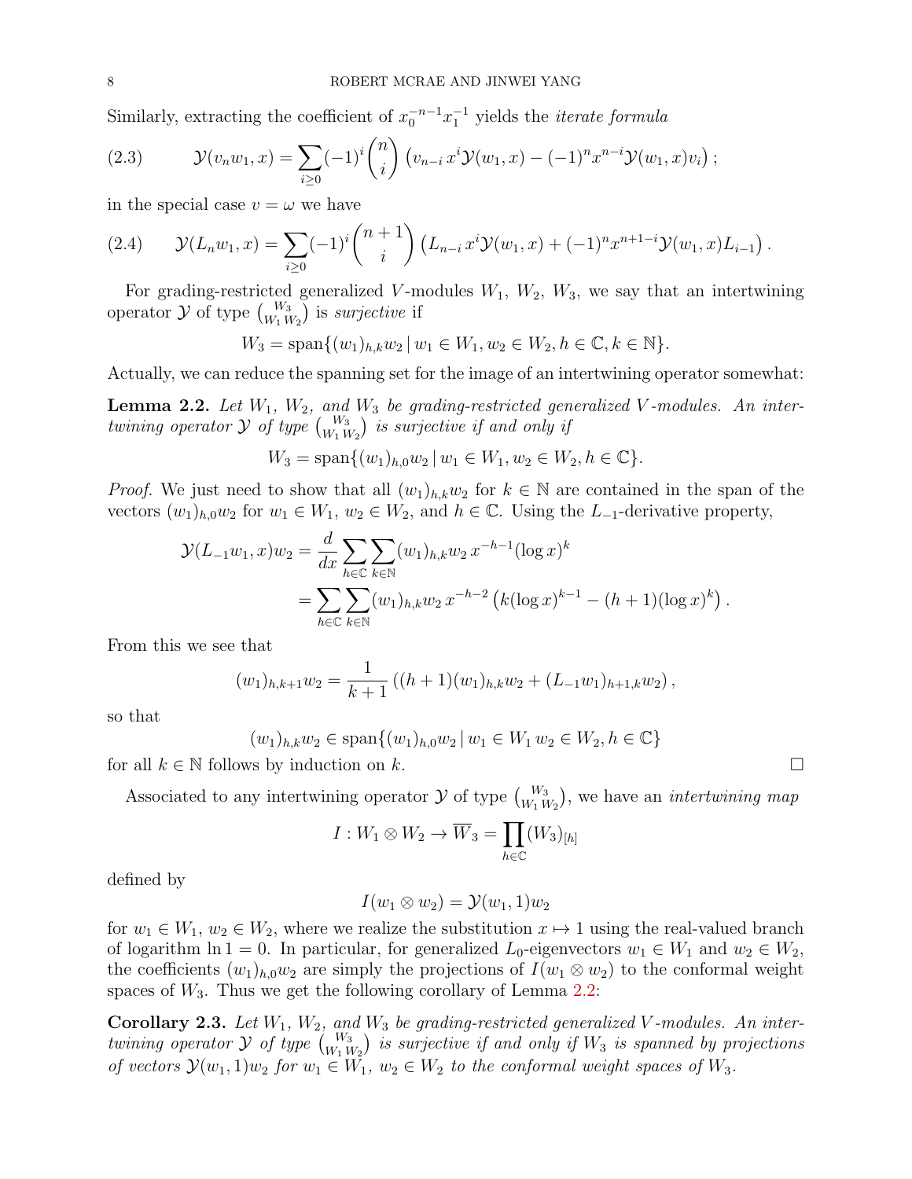Similarly, extracting the coefficient of $x_0^{-n-1}x_1^{-1}$ yields the *iterate formula*

$$\mathcal{Y}(v_n w_1, x) = \sum_{i\geq 0}(-1)^i\binom{n}{i}\left(v_{n-i}\, x^i\mathcal{Y}(w_1,x) - (-1)^n x^{n-i}\mathcal{Y}(w_1,x)v_i\right); \tag{2.3}$$

in the special case $v = \omega$ we have

$$\mathcal{Y}(L_n w_1, x) = \sum_{i\geq 0}(-1)^i\binom{n+1}{i}\left(L_{n-i}\, x^i\mathcal{Y}(w_1,x) + (-1)^n x^{n+1-i}\mathcal{Y}(w_1,x)L_{i-1}\right). \tag{2.4}$$

For grading-restricted generalized $V$-modules $W_1$, $W_2$, $W_3$, we say that an intertwining operator $\mathcal{Y}$ of type $\binom{W_3}{W_1\,W_2}$ is *surjective* if

$$W_3 = \mathrm{span}\{(w_1)_{h,k}w_2 \,|\, w_1\in W_1, w_2\in W_2, h\in\mathbb{C}, k\in\mathbb{N}\}.$$

Actually, we can reduce the spanning set for the image of an intertwining operator somewhat:

**Lemma 2.2.** *Let $W_1$, $W_2$, and $W_3$ be grading-restricted generalized $V$-modules. An intertwining operator $\mathcal{Y}$ of type $\binom{W_3}{W_1\,W_2}$ is surjective if and only if*

$$W_3 = \mathrm{span}\{(w_1)_{h,0}w_2 \,|\, w_1\in W_1, w_2\in W_2, h\in\mathbb{C}\}.$$

*Proof.* We just need to show that all $(w_1)_{h,k}w_2$ for $k\in\mathbb{N}$ are contained in the span of the vectors $(w_1)_{h,0}w_2$ for $w_1\in W_1$, $w_2\in W_2$, and $h\in\mathbb{C}$. Using the $L_{-1}$-derivative property,

$$\begin{aligned}\mathcal{Y}(L_{-1}w_1,x)w_2 &= \frac{d}{dx}\sum_{h\in\mathbb{C}}\sum_{k\in\mathbb{N}}(w_1)_{h,k}w_2\, x^{-h-1}(\log x)^k\\ &= \sum_{h\in\mathbb{C}}\sum_{k\in\mathbb{N}}(w_1)_{h,k}w_2\, x^{-h-2}\left(k(\log x)^{k-1} - (h+1)(\log x)^k\right).\end{aligned}$$

From this we see that

$$(w_1)_{h,k+1}w_2 = \frac{1}{k+1}\left((h+1)(w_1)_{h,k}w_2 + (L_{-1}w_1)_{h+1,k}w_2\right),$$

so that

$$(w_1)_{h,k}w_2 \in \mathrm{span}\{(w_1)_{h,0}w_2 \,|\, w_1\in W_1\; w_2\in W_2, h\in\mathbb{C}\}$$

for all $k\in\mathbb{N}$ follows by induction on $k$. □

Associated to any intertwining operator $\mathcal{Y}$ of type $\binom{W_3}{W_1\,W_2}$, we have an *intertwining map*

$$I: W_1\otimes W_2 \to \overline{W}_3 = \prod_{h\in\mathbb{C}}(W_3)_{[h]}$$

defined by

$$I(w_1\otimes w_2) = \mathcal{Y}(w_1,1)w_2$$

for $w_1\in W_1$, $w_2\in W_2$, where we realize the substitution $x\mapsto 1$ using the real-valued branch of logarithm $\ln 1 = 0$. In particular, for generalized $L_0$-eigenvectors $w_1\in W_1$ and $w_2\in W_2$, the coefficients $(w_1)_{h,0}w_2$ are simply the projections of $I(w_1\otimes w_2)$ to the conformal weight spaces of $W_3$. Thus we get the following corollary of Lemma 2.2:

**Corollary 2.3.** *Let $W_1$, $W_2$, and $W_3$ be grading-restricted generalized $V$-modules. An intertwining operator $\mathcal{Y}$ of type $\binom{W_3}{W_1\,W_2}$ is surjective if and only if $W_3$ is spanned by projections of vectors $\mathcal{Y}(w_1,1)w_2$ for $w_1\in W_1$, $w_2\in W_2$ to the conformal weight spaces of $W_3$.*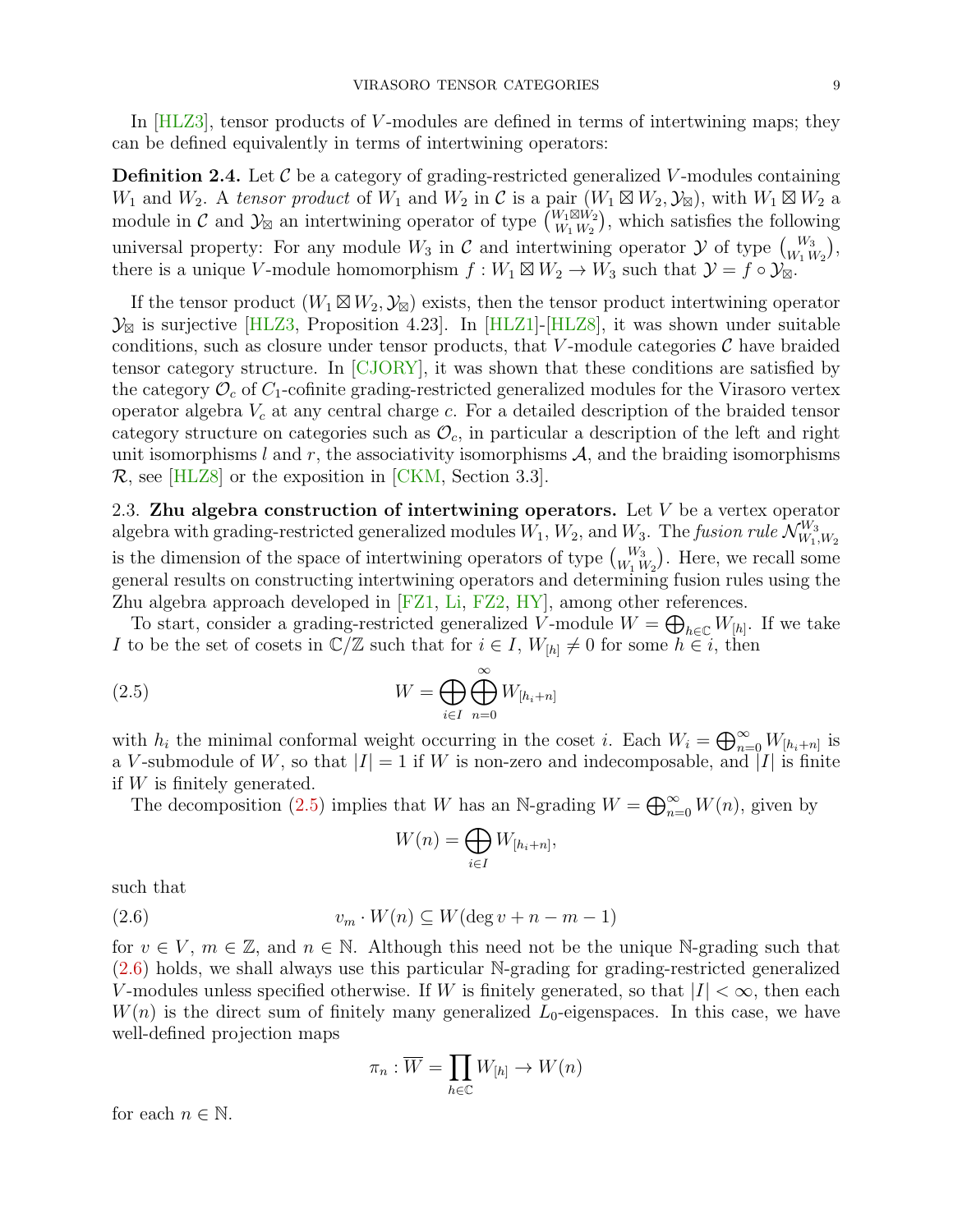In [HLZ3], tensor products of $V$-modules are defined in terms of intertwining maps; they can be defined equivalently in terms of intertwining operators:

**Definition 2.4.** Let $\mathcal{C}$ be a category of grading-restricted generalized $V$-modules containing $W_1$ and $W_2$. A *tensor product* of $W_1$ and $W_2$ in $\mathcal{C}$ is a pair $(W_1 \boxtimes W_2, \mathcal{Y}_\boxtimes)$, with $W_1 \boxtimes W_2$ a module in $\mathcal{C}$ and $\mathcal{Y}_\boxtimes$ an intertwining operator of type $\binom{W_1 \boxtimes W_2}{W_1\, W_2}$, which satisfies the following universal property: For any module $W_3$ in $\mathcal{C}$ and intertwining operator $\mathcal{Y}$ of type $\binom{W_3}{W_1\, W_2}$, there is a unique $V$-module homomorphism $f : W_1 \boxtimes W_2 \to W_3$ such that $\mathcal{Y} = f \circ \mathcal{Y}_\boxtimes$.

If the tensor product $(W_1 \boxtimes W_2, \mathcal{Y}_\boxtimes)$ exists, then the tensor product intertwining operator $\mathcal{Y}_\boxtimes$ is surjective [HLZ3, Proposition 4.23]. In [HLZ1]-[HLZ8], it was shown under suitable conditions, such as closure under tensor products, that $V$-module categories $\mathcal{C}$ have braided tensor category structure. In [CJORY], it was shown that these conditions are satisfied by the category $\mathcal{O}_c$ of $C_1$-cofinite grading-restricted generalized modules for the Virasoro vertex operator algebra $V_c$ at any central charge $c$. For a detailed description of the braided tensor category structure on categories such as $\mathcal{O}_c$, in particular a description of the left and right unit isomorphisms $l$ and $r$, the associativity isomorphisms $\mathcal{A}$, and the braiding isomorphisms $\mathcal{R}$, see [HLZ8] or the exposition in [CKM, Section 3.3].

2.3. **Zhu algebra construction of intertwining operators.** Let $V$ be a vertex operator algebra with grading-restricted generalized modules $W_1$, $W_2$, and $W_3$. The *fusion rule* $\mathcal{N}_{W_1,W_2}^{W_3}$ is the dimension of the space of intertwining operators of type $\binom{W_3}{W_1\, W_2}$. Here, we recall some general results on constructing intertwining operators and determining fusion rules using the Zhu algebra approach developed in [FZ1, Li, FZ2, HY], among other references.

To start, consider a grading-restricted generalized $V$-module $W = \bigoplus_{h \in \mathbb{C}} W_{[h]}$. If we take $I$ to be the set of cosets in $\mathbb{C}/\mathbb{Z}$ such that for $i \in I$, $W_{[h]} \neq 0$ for some $h \in i$, then

$$W = \bigoplus_{i \in I} \bigoplus_{n=0}^{\infty} W_{[h_i+n]} \tag{2.5}$$

with $h_i$ the minimal conformal weight occurring in the coset $i$. Each $W_i = \bigoplus_{n=0}^{\infty} W_{[h_i+n]}$ is a $V$-submodule of $W$, so that $|I| = 1$ if $W$ is non-zero and indecomposable, and $|I|$ is finite if $W$ is finitely generated.

The decomposition (2.5) implies that $W$ has an $\mathbb{N}$-grading $W = \bigoplus_{n=0}^{\infty} W(n)$, given by

$$W(n) = \bigoplus_{i \in I} W_{[h_i+n]},$$

such that

$$v_m \cdot W(n) \subseteq W(\deg v + n - m - 1) \tag{2.6}$$

for $v \in V$, $m \in \mathbb{Z}$, and $n \in \mathbb{N}$. Although this need not be the unique $\mathbb{N}$-grading such that (2.6) holds, we shall always use this particular $\mathbb{N}$-grading for grading-restricted generalized $V$-modules unless specified otherwise. If $W$ is finitely generated, so that $|I| < \infty$, then each $W(n)$ is the direct sum of finitely many generalized $L_0$-eigenspaces. In this case, we have well-defined projection maps

$$\pi_n : \overline{W} = \prod_{h \in \mathbb{C}} W_{[h]} \to W(n)$$

for each $n \in \mathbb{N}$.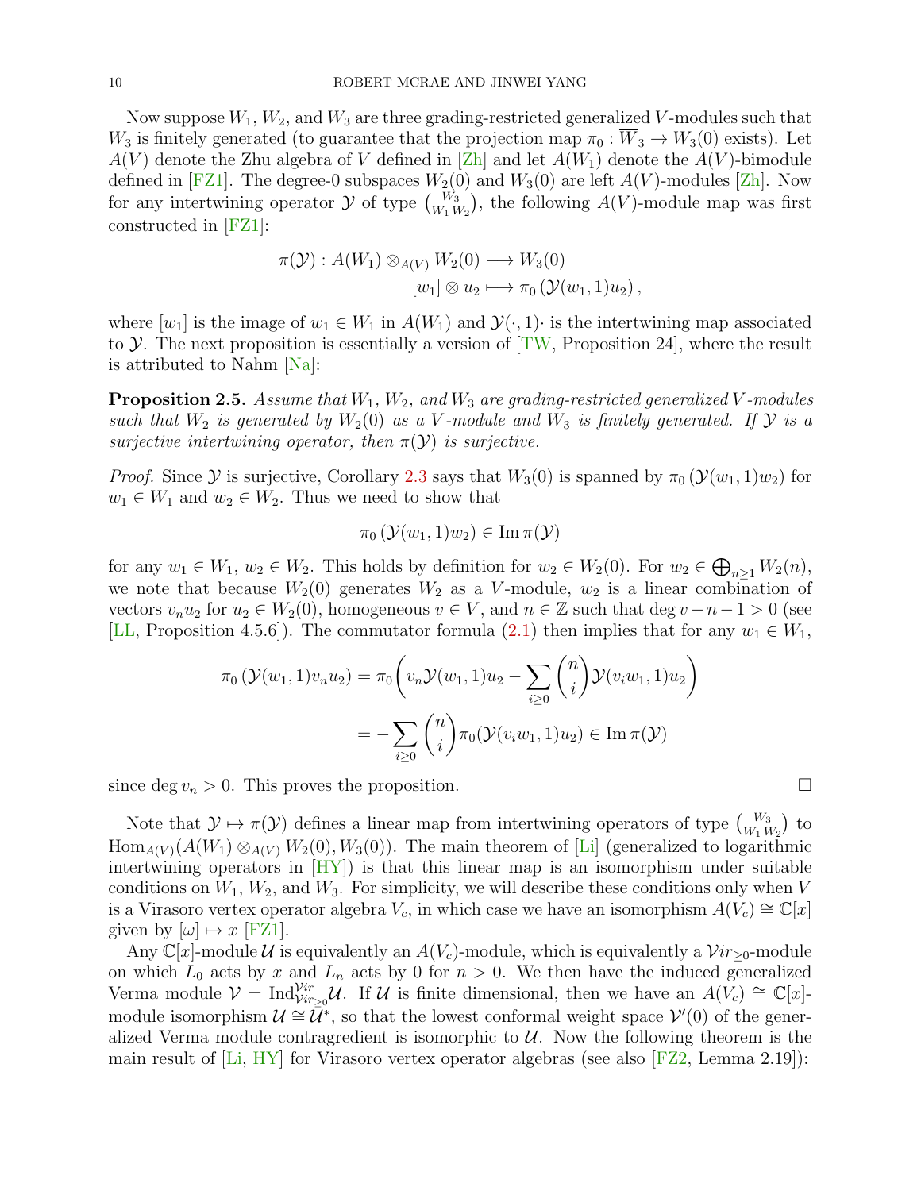Now suppose $W_1$, $W_2$, and $W_3$ are three grading-restricted generalized $V$-modules such that $W_3$ is finitely generated (to guarantee that the projection map $\pi_0 : \overline{W}_3 \to W_3(0)$ exists). Let $A(V)$ denote the Zhu algebra of $V$ defined in [Zh] and let $A(W_1)$ denote the $A(V)$-bimodule defined in [FZ1]. The degree-0 subspaces $W_2(0)$ and $W_3(0)$ are left $A(V)$-modules [Zh]. Now for any intertwining operator $\mathcal{Y}$ of type $\binom{W_3}{W_1\, W_2}$, the following $A(V)$-module map was first constructed in [FZ1]:

$$\begin{aligned}\pi(\mathcal{Y}) : A(W_1) \otimes_{A(V)} W_2(0) &\longrightarrow W_3(0)\\ [w_1] \otimes u_2 &\longmapsto \pi_0\left(\mathcal{Y}(w_1, 1)u_2\right),\end{aligned}$$

where $[w_1]$ is the image of $w_1 \in W_1$ in $A(W_1)$ and $\mathcal{Y}(\cdot, 1)\cdot$ is the intertwining map associated to $\mathcal{Y}$. The next proposition is essentially a version of [TW, Proposition 24], where the result is attributed to Nahm [Na]:

**Proposition 2.5.** *Assume that $W_1$, $W_2$, and $W_3$ are grading-restricted generalized $V$-modules such that $W_2$ is generated by $W_2(0)$ as a $V$-module and $W_3$ is finitely generated. If $\mathcal{Y}$ is a surjective intertwining operator, then $\pi(\mathcal{Y})$ is surjective.*

*Proof.* Since $\mathcal{Y}$ is surjective, Corollary 2.3 says that $W_3(0)$ is spanned by $\pi_0\left(\mathcal{Y}(w_1, 1)w_2\right)$ for $w_1 \in W_1$ and $w_2 \in W_2$. Thus we need to show that

$$\pi_0\left(\mathcal{Y}(w_1, 1)w_2\right) \in \operatorname{Im}\pi(\mathcal{Y})$$

for any $w_1 \in W_1$, $w_2 \in W_2$. This holds by definition for $w_2 \in W_2(0)$. For $w_2 \in \bigoplus_{n\geq 1} W_2(n)$, we note that because $W_2(0)$ generates $W_2$ as a $V$-module, $w_2$ is a linear combination of vectors $v_n u_2$ for $u_2 \in W_2(0)$, homogeneous $v \in V$, and $n \in \mathbb{Z}$ such that $\deg v - n - 1 > 0$ (see [LL, Proposition 4.5.6]). The commutator formula (2.1) then implies that for any $w_1 \in W_1$,

$$\begin{aligned}\pi_0\left(\mathcal{Y}(w_1, 1)v_n u_2\right) &= \pi_0\left(v_n \mathcal{Y}(w_1, 1)u_2 - \sum_{i\geq 0}\binom{n}{i}\mathcal{Y}(v_i w_1, 1)u_2\right)\\ &= -\sum_{i\geq 0}\binom{n}{i}\pi_0(\mathcal{Y}(v_i w_1, 1)u_2) \in \operatorname{Im}\pi(\mathcal{Y})\end{aligned}$$

since $\deg v_n > 0$. This proves the proposition. $\square$

Note that $\mathcal{Y} \mapsto \pi(\mathcal{Y})$ defines a linear map from intertwining operators of type $\binom{W_3}{W_1\, W_2}$ to $\operatorname{Hom}_{A(V)}(A(W_1) \otimes_{A(V)} W_2(0), W_3(0))$. The main theorem of [Li] (generalized to logarithmic intertwining operators in [HY]) is that this linear map is an isomorphism under suitable conditions on $W_1$, $W_2$, and $W_3$. For simplicity, we will describe these conditions only when $V$ is a Virasoro vertex operator algebra $V_c$, in which case we have an isomorphism $A(V_c) \cong \mathbb{C}[x]$ given by $[\omega] \mapsto x$ [FZ1].

Any $\mathbb{C}[x]$-module $\mathcal{U}$ is equivalently an $A(V_c)$-module, which is equivalently a $\mathcal{V}ir_{\geq 0}$-module on which $L_0$ acts by $x$ and $L_n$ acts by 0 for $n > 0$. We then have the induced generalized Verma module $\mathcal{V} = \operatorname{Ind}_{\mathcal{V}ir_{\geq 0}}^{\mathcal{V}ir}\mathcal{U}$. If $\mathcal{U}$ is finite dimensional, then we have an $A(V_c) \cong \mathbb{C}[x]$-module isomorphism $\mathcal{U} \cong \mathcal{U}^*$, so that the lowest conformal weight space $\mathcal{V}'(0)$ of the generalized Verma module contragredient is isomorphic to $\mathcal{U}$. Now the following theorem is the main result of [Li, HY] for Virasoro vertex operator algebras (see also [FZ2, Lemma 2.19]):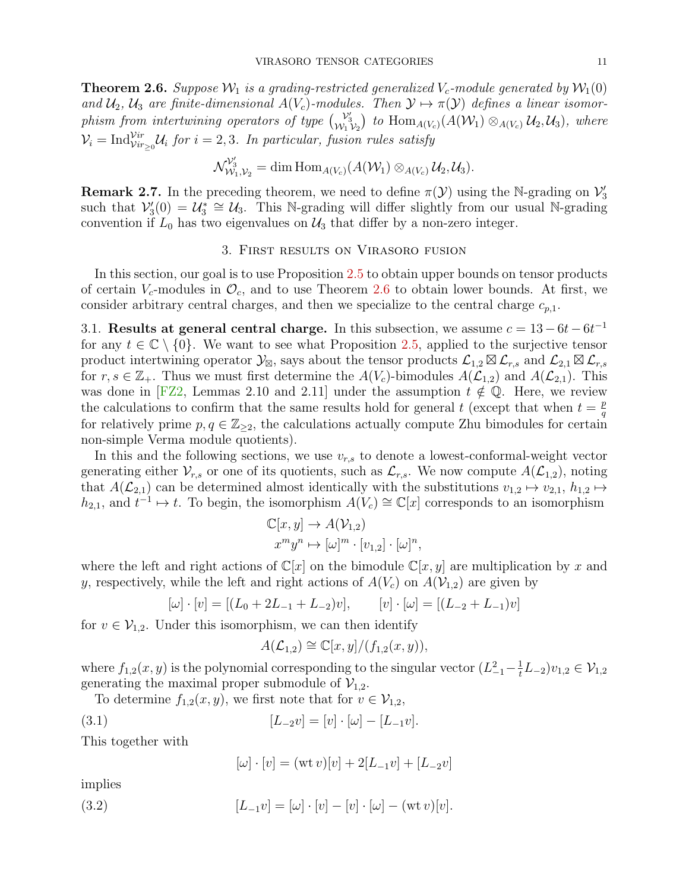**Theorem 2.6.** *Suppose $\mathcal{W}_1$ is a grading-restricted generalized $V_c$-module generated by $\mathcal{W}_1(0)$ and $\mathcal{U}_2$, $\mathcal{U}_3$ are finite-dimensional $A(V_c)$-modules. Then $\mathcal{Y} \mapsto \pi(\mathcal{Y})$ defines a linear isomorphism from intertwining operators of type $\binom{\mathcal{V}_3'}{\mathcal{W}_1\,\mathcal{V}_2}$ to $\mathrm{Hom}_{A(V_c)}(A(\mathcal{W}_1) \otimes_{A(V_c)} \mathcal{U}_2, \mathcal{U}_3)$, where $\mathcal{V}_i = \mathrm{Ind}_{\mathcal{V}ir_{\geq 0}}^{\mathcal{V}ir} \mathcal{U}_i$ for $i = 2, 3$. In particular, fusion rules satisfy*

$$\mathcal{N}_{\mathcal{W}_1, \mathcal{V}_2}^{\mathcal{V}_3'} = \dim \mathrm{Hom}_{A(V_c)}(A(\mathcal{W}_1) \otimes_{A(V_c)} \mathcal{U}_2, \mathcal{U}_3).$$

**Remark 2.7.** In the preceding theorem, we need to define $\pi(\mathcal{Y})$ using the $\mathbb{N}$-grading on $\mathcal{V}_3'$ such that $\mathcal{V}_3'(0) = \mathcal{U}_3^* \cong \mathcal{U}_3$. This $\mathbb{N}$-grading will differ slightly from our usual $\mathbb{N}$-grading convention if $L_0$ has two eigenvalues on $\mathcal{U}_3$ that differ by a non-zero integer.

## 3. First results on Virasoro fusion

In this section, our goal is to use Proposition 2.5 to obtain upper bounds on tensor products of certain $V_c$-modules in $\mathcal{O}_c$, and to use Theorem 2.6 to obtain lower bounds. At first, we consider arbitrary central charges, and then we specialize to the central charge $c_{p,1}$.

### 3.1. Results at general central charge.

In this subsection, we assume $c = 13 - 6t - 6t^{-1}$ for any $t \in \mathbb{C} \setminus \{0\}$. We want to see what Proposition 2.5, applied to the surjective tensor product intertwining operator $\mathcal{Y}_\boxtimes$, says about the tensor products $\mathcal{L}_{1,2} \boxtimes \mathcal{L}_{r,s}$ and $\mathcal{L}_{2,1} \boxtimes \mathcal{L}_{r,s}$ for $r, s \in \mathbb{Z}_+$. Thus we must first determine the $A(V_c)$-bimodules $A(\mathcal{L}_{1,2})$ and $A(\mathcal{L}_{2,1})$. This was done in [FZ2, Lemmas 2.10 and 2.11] under the assumption $t \notin \mathbb{Q}$. Here, we review the calculations to confirm that the same results hold for general $t$ (except that when $t = \frac{p}{q}$ for relatively prime $p, q \in \mathbb{Z}_{\geq 2}$, the calculations actually compute Zhu bimodules for certain non-simple Verma module quotients).

In this and the following sections, we use $v_{r,s}$ to denote a lowest-conformal-weight vector generating either $\mathcal{V}_{r,s}$ or one of its quotients, such as $\mathcal{L}_{r,s}$. We now compute $A(\mathcal{L}_{1,2})$, noting that $A(\mathcal{L}_{2,1})$ can be determined almost identically with the substitutions $v_{1,2} \mapsto v_{2,1}$, $h_{1,2} \mapsto h_{2,1}$, and $t^{-1} \mapsto t$. To begin, the isomorphism $A(V_c) \cong \mathbb{C}[x]$ corresponds to an isomorphism

$$\begin{aligned}\mathbb{C}[x, y] &\to A(\mathcal{V}_{1,2})\\ x^m y^n &\mapsto [\omega]^m \cdot [v_{1,2}] \cdot [\omega]^n,\end{aligned}$$

where the left and right actions of $\mathbb{C}[x]$ on the bimodule $\mathbb{C}[x, y]$ are multiplication by $x$ and $y$, respectively, while the left and right actions of $A(V_c)$ on $A(\mathcal{V}_{1,2})$ are given by

$$[\omega] \cdot [v] = [(L_0 + 2L_{-1} + L_{-2})v], \qquad [v] \cdot [\omega] = [(L_{-2} + L_{-1})v]$$

for $v \in \mathcal{V}_{1,2}$. Under this isomorphism, we can then identify

$$A(\mathcal{L}_{1,2}) \cong \mathbb{C}[x, y]/(f_{1,2}(x, y)),$$

where $f_{1,2}(x, y)$ is the polynomial corresponding to the singular vector $(L_{-1}^2 - \frac{1}{t} L_{-2}) v_{1,2} \in \mathcal{V}_{1,2}$ generating the maximal proper submodule of $\mathcal{V}_{1,2}$.

To determine $f_{1,2}(x, y)$, we first note that for $v \in \mathcal{V}_{1,2}$,

$$[L_{-2}v] = [v] \cdot [\omega] - [L_{-1}v]. \tag{3.1}$$

This together with

$$[\omega] \cdot [v] = (\mathrm{wt}\, v)[v] + 2[L_{-1}v] + [L_{-2}v]$$

implies

$$[L_{-1}v] = [\omega] \cdot [v] - [v] \cdot [\omega] - (\mathrm{wt}\, v)[v]. \tag{3.2}$$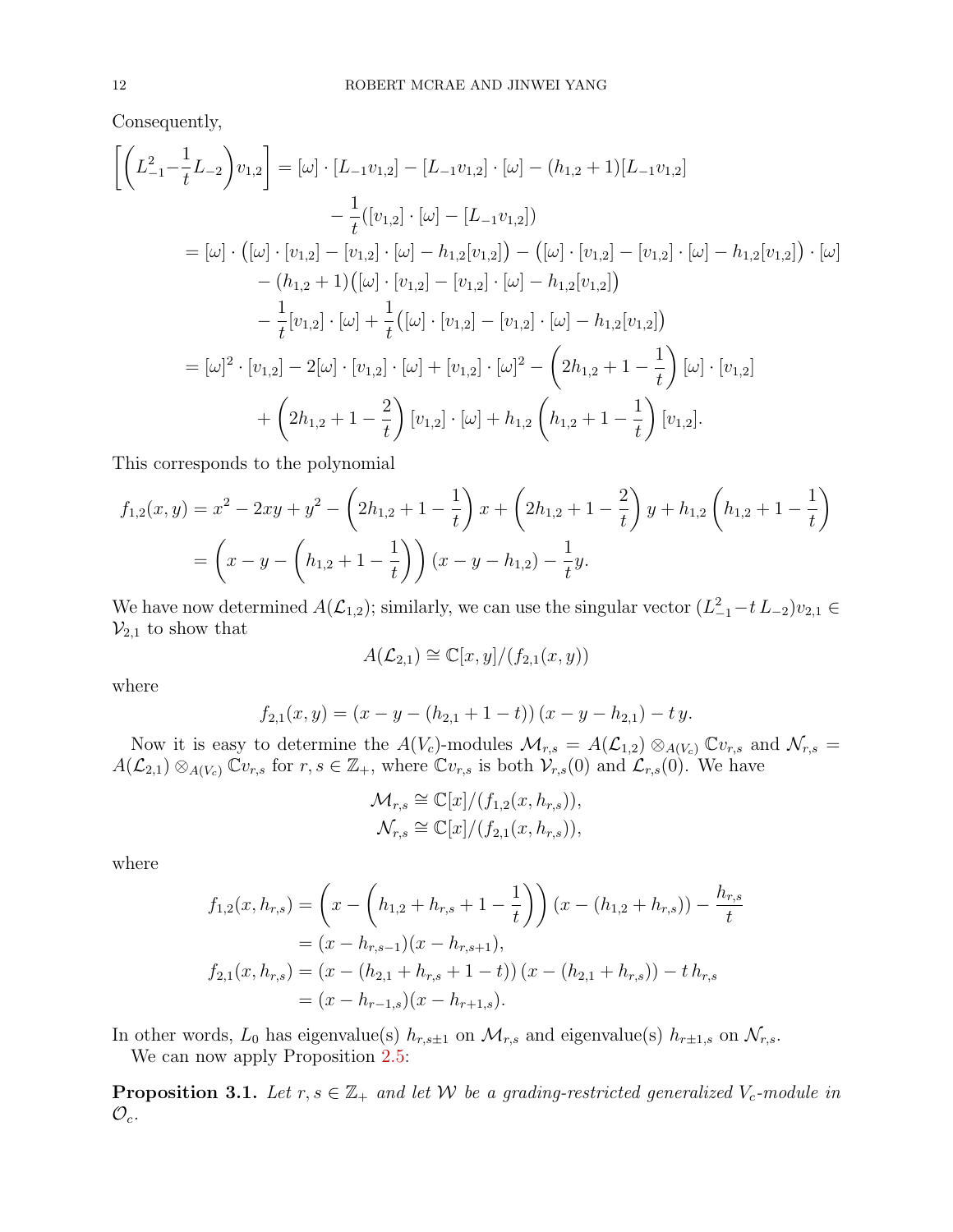Consequently,

$$\begin{aligned}
\left[\left(L_{-1}^2 - \frac{1}{t}L_{-2}\right)v_{1,2}\right] &= [\omega]\cdot[L_{-1}v_{1,2}] - [L_{-1}v_{1,2}]\cdot[\omega] - (h_{1,2}+1)[L_{-1}v_{1,2}]\\
&\qquad - \frac{1}{t}([v_{1,2}]\cdot[\omega] - [L_{-1}v_{1,2}])\\
&= [\omega]\cdot\big([\omega]\cdot[v_{1,2}] - [v_{1,2}]\cdot[\omega] - h_{1,2}[v_{1,2}]\big) - \big([\omega]\cdot[v_{1,2}] - [v_{1,2}]\cdot[\omega] - h_{1,2}[v_{1,2}]\big)\cdot[\omega]\\
&\qquad - (h_{1,2}+1)\big([\omega]\cdot[v_{1,2}] - [v_{1,2}]\cdot[\omega] - h_{1,2}[v_{1,2}]\big)\\
&\qquad - \frac{1}{t}[v_{1,2}]\cdot[\omega] + \frac{1}{t}\big([\omega]\cdot[v_{1,2}] - [v_{1,2}]\cdot[\omega] - h_{1,2}[v_{1,2}]\big)\\
&= [\omega]^2\cdot[v_{1,2}] - 2[\omega]\cdot[v_{1,2}]\cdot[\omega] + [v_{1,2}]\cdot[\omega]^2 - \left(2h_{1,2}+1-\frac{1}{t}\right)[\omega]\cdot[v_{1,2}]\\
&\qquad + \left(2h_{1,2}+1-\frac{2}{t}\right)[v_{1,2}]\cdot[\omega] + h_{1,2}\left(h_{1,2}+1-\frac{1}{t}\right)[v_{1,2}].
\end{aligned}$$

This corresponds to the polynomial

$$\begin{aligned}
f_{1,2}(x,y) &= x^2 - 2xy + y^2 - \left(2h_{1,2}+1-\frac{1}{t}\right)x + \left(2h_{1,2}+1-\frac{2}{t}\right)y + h_{1,2}\left(h_{1,2}+1-\frac{1}{t}\right)\\
&= \left(x - y - \left(h_{1,2}+1-\frac{1}{t}\right)\right)(x-y-h_{1,2}) - \frac{1}{t}y.
\end{aligned}$$

We have now determined $A(\mathcal{L}_{1,2})$; similarly, we can use the singular vector $(L_{-1}^2 - t\,L_{-2})v_{2,1} \in \mathcal{V}_{2,1}$ to show that

$$A(\mathcal{L}_{2,1}) \cong \mathbb{C}[x,y]/(f_{2,1}(x,y))$$

where

$$f_{2,1}(x,y) = (x - y - (h_{2,1}+1-t))\,(x-y-h_{2,1}) - t\,y.$$

Now it is easy to determine the $A(V_c)$-modules $\mathcal{M}_{r,s} = A(\mathcal{L}_{1,2}) \otimes_{A(V_c)} \mathbb{C}v_{r,s}$ and $\mathcal{N}_{r,s} = A(\mathcal{L}_{2,1}) \otimes_{A(V_c)} \mathbb{C}v_{r,s}$ for $r,s \in \mathbb{Z}_+$, where $\mathbb{C}v_{r,s}$ is both $\mathcal{V}_{r,s}(0)$ and $\mathcal{L}_{r,s}(0)$. We have

$$\begin{aligned}
\mathcal{M}_{r,s} &\cong \mathbb{C}[x]/(f_{1,2}(x,h_{r,s})),\\
\mathcal{N}_{r,s} &\cong \mathbb{C}[x]/(f_{2,1}(x,h_{r,s})),
\end{aligned}$$

where

$$\begin{aligned}
f_{1,2}(x,h_{r,s}) &= \left(x - \left(h_{1,2}+h_{r,s}+1-\frac{1}{t}\right)\right)(x-(h_{1,2}+h_{r,s})) - \frac{h_{r,s}}{t}\\
&= (x-h_{r,s-1})(x-h_{r,s+1}),\\
f_{2,1}(x,h_{r,s}) &= (x-(h_{2,1}+h_{r,s}+1-t))\,(x-(h_{2,1}+h_{r,s})) - t\,h_{r,s}\\
&= (x-h_{r-1,s})(x-h_{r+1,s}).
\end{aligned}$$

In other words, $L_0$ has eigenvalue(s) $h_{r,s\pm1}$ on $\mathcal{M}_{r,s}$ and eigenvalue(s) $h_{r\pm1,s}$ on $\mathcal{N}_{r,s}$.

We can now apply Proposition 2.5:

**Proposition 3.1.** *Let $r,s \in \mathbb{Z}_+$ and let $\mathcal{W}$ be a grading-restricted generalized $V_c$-module in $\mathcal{O}_c$.*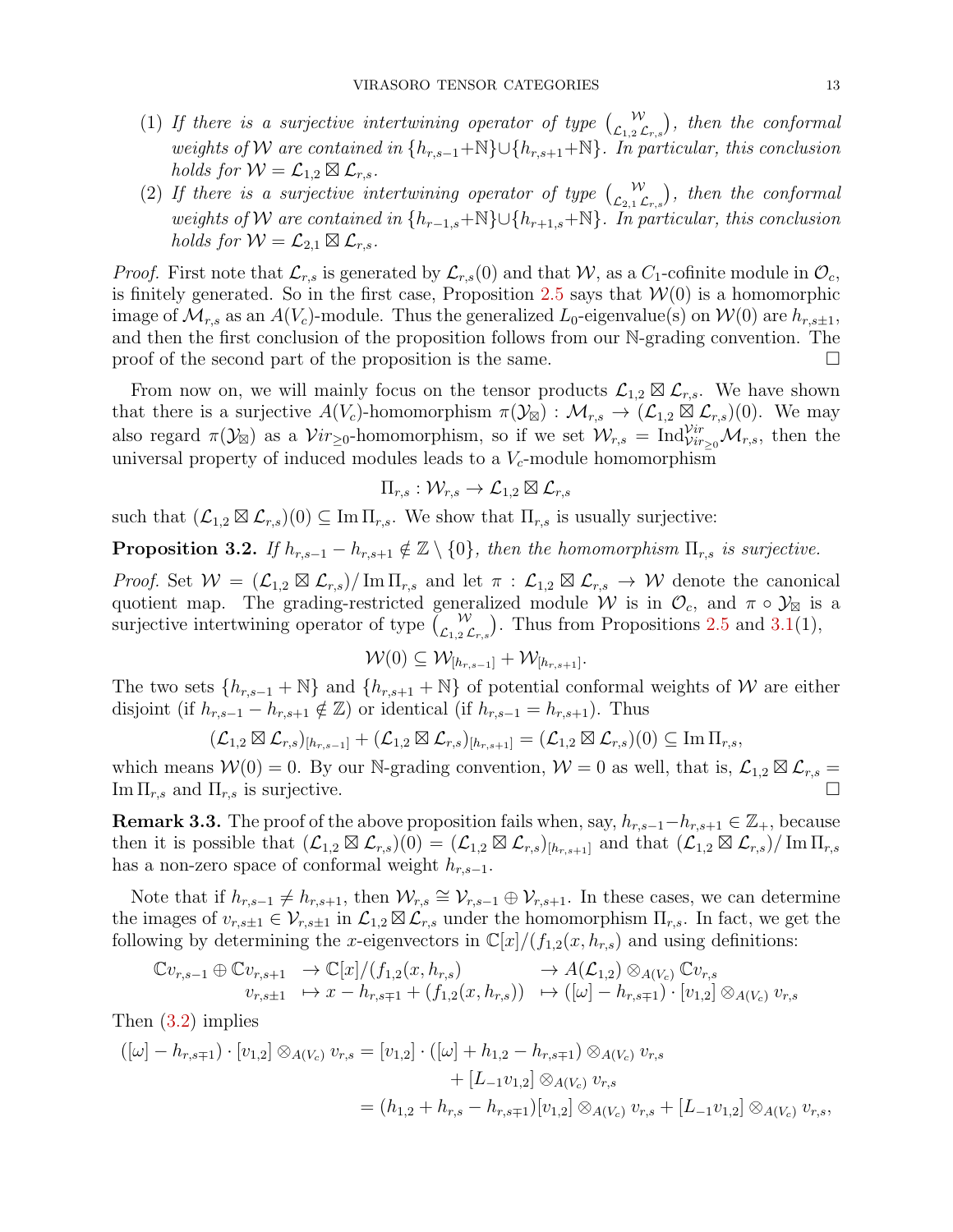(1) *If there is a surjective intertwining operator of type* $\binom{\mathcal{W}}{\mathcal{L}_{1,2}\,\mathcal{L}_{r,s}}$*, then the conformal weights of* $\mathcal{W}$ *are contained in* $\{h_{r,s-1}+\mathbb{N}\}\cup\{h_{r,s+1}+\mathbb{N}\}$*. In particular, this conclusion holds for* $\mathcal{W}=\mathcal{L}_{1,2}\boxtimes\mathcal{L}_{r,s}$*.*

(2) *If there is a surjective intertwining operator of type* $\binom{\mathcal{W}}{\mathcal{L}_{2,1}\,\mathcal{L}_{r,s}}$*, then the conformal weights of* $\mathcal{W}$ *are contained in* $\{h_{r-1,s}+\mathbb{N}\}\cup\{h_{r+1,s}+\mathbb{N}\}$*. In particular, this conclusion holds for* $\mathcal{W}=\mathcal{L}_{2,1}\boxtimes\mathcal{L}_{r,s}$*.*

*Proof.* First note that $\mathcal{L}_{r,s}$ is generated by $\mathcal{L}_{r,s}(0)$ and that $\mathcal{W}$, as a $C_1$-cofinite module in $\mathcal{O}_c$, is finitely generated. So in the first case, Proposition 2.5 says that $\mathcal{W}(0)$ is a homomorphic image of $\mathcal{M}_{r,s}$ as an $A(V_c)$-module. Thus the generalized $L_0$-eigenvalue(s) on $\mathcal{W}(0)$ are $h_{r,s\pm1}$, and then the first conclusion of the proposition follows from our $\mathbb{N}$-grading convention. The proof of the second part of the proposition is the same. □

From now on, we will mainly focus on the tensor products $\mathcal{L}_{1,2}\boxtimes\mathcal{L}_{r,s}$. We have shown that there is a surjective $A(V_c)$-homomorphism $\pi(\mathcal{Y}_\boxtimes):\mathcal{M}_{r,s}\to(\mathcal{L}_{1,2}\boxtimes\mathcal{L}_{r,s})(0)$. We may also regard $\pi(\mathcal{Y}_\boxtimes)$ as a $\mathcal{V}ir_{\geq 0}$-homomorphism, so if we set $\mathcal{W}_{r,s}=\mathrm{Ind}^{\mathcal{V}ir}_{\mathcal{V}ir_{\geq0}}\mathcal{M}_{r,s}$, then the universal property of induced modules leads to a $V_c$-module homomorphism

$$\Pi_{r,s}:\mathcal{W}_{r,s}\to\mathcal{L}_{1,2}\boxtimes\mathcal{L}_{r,s}$$

such that $(\mathcal{L}_{1,2}\boxtimes\mathcal{L}_{r,s})(0)\subseteq\mathrm{Im}\,\Pi_{r,s}$. We show that $\Pi_{r,s}$ is usually surjective:

**Proposition 3.2.** *If* $h_{r,s-1}-h_{r,s+1}\notin\mathbb{Z}\setminus\{0\}$*, then the homomorphism* $\Pi_{r,s}$ *is surjective.*

*Proof.* Set $\mathcal{W}=(\mathcal{L}_{1,2}\boxtimes\mathcal{L}_{r,s})/\mathrm{Im}\,\Pi_{r,s}$ and let $\pi:\mathcal{L}_{1,2}\boxtimes\mathcal{L}_{r,s}\to\mathcal{W}$ denote the canonical quotient map. The grading-restricted generalized module $\mathcal{W}$ is in $\mathcal{O}_c$, and $\pi\circ\mathcal{Y}_\boxtimes$ is a surjective intertwining operator of type $\binom{\mathcal{W}}{\mathcal{L}_{1,2}\,\mathcal{L}_{r,s}}$. Thus from Propositions 2.5 and 3.1(1),

$$\mathcal{W}(0)\subseteq\mathcal{W}_{[h_{r,s-1}]}+\mathcal{W}_{[h_{r,s+1}]}.$$

The two sets $\{h_{r,s-1}+\mathbb{N}\}$ and $\{h_{r,s+1}+\mathbb{N}\}$ of potential conformal weights of $\mathcal{W}$ are either disjoint (if $h_{r,s-1}-h_{r,s+1}\notin\mathbb{Z}$) or identical (if $h_{r,s-1}=h_{r,s+1}$). Thus

$$(\mathcal{L}_{1,2}\boxtimes\mathcal{L}_{r,s})_{[h_{r,s-1}]}+(\mathcal{L}_{1,2}\boxtimes\mathcal{L}_{r,s})_{[h_{r,s+1}]}=(\mathcal{L}_{1,2}\boxtimes\mathcal{L}_{r,s})(0)\subseteq\mathrm{Im}\,\Pi_{r,s},$$

which means $\mathcal{W}(0)=0$. By our $\mathbb{N}$-grading convention, $\mathcal{W}=0$ as well, that is, $\mathcal{L}_{1,2}\boxtimes\mathcal{L}_{r,s}=\mathrm{Im}\,\Pi_{r,s}$ and $\Pi_{r,s}$ is surjective. □

**Remark 3.3.** The proof of the above proposition fails when, say, $h_{r,s-1}-h_{r,s+1}\in\mathbb{Z}_+$, because then it is possible that $(\mathcal{L}_{1,2}\boxtimes\mathcal{L}_{r,s})(0)=(\mathcal{L}_{1,2}\boxtimes\mathcal{L}_{r,s})_{[h_{r,s+1}]}$ and that $(\mathcal{L}_{1,2}\boxtimes\mathcal{L}_{r,s})/\mathrm{Im}\,\Pi_{r,s}$ has a non-zero space of conformal weight $h_{r,s-1}$.

Note that if $h_{r,s-1}\neq h_{r,s+1}$, then $\mathcal{W}_{r,s}\cong\mathcal{V}_{r,s-1}\oplus\mathcal{V}_{r,s+1}$. In these cases, we can determine the images of $v_{r,s\pm1}\in\mathcal{V}_{r,s\pm1}$ in $\mathcal{L}_{1,2}\boxtimes\mathcal{L}_{r,s}$ under the homomorphism $\Pi_{r,s}$. In fact, we get the following by determining the $x$-eigenvectors in $\mathbb{C}[x]/(f_{1,2}(x,h_{r,s})$ and using definitions:

$$\begin{array}{rll}\mathbb{C}v_{r,s-1}\oplus\mathbb{C}v_{r,s+1} & \to\mathbb{C}[x]/(f_{1,2}(x,h_{r,s}) & \to A(\mathcal{L}_{1,2})\otimes_{A(V_c)}\mathbb{C}v_{r,s}\\ v_{r,s\pm1} & \mapsto x-h_{r,s\mp1}+(f_{1,2}(x,h_{r,s})) & \mapsto([\omega]-h_{r,s\mp1})\cdot[v_{1,2}]\otimes_{A(V_c)}v_{r,s}\end{array}$$

Then (3.2) implies

$$\begin{aligned}([\omega]-h_{r,s\mp1})\cdot[v_{1,2}]\otimes_{A(V_c)}v_{r,s} &= [v_{1,2}]\cdot([\omega]+h_{1,2}-h_{r,s\mp1})\otimes_{A(V_c)}v_{r,s}\\ &\quad+[L_{-1}v_{1,2}]\otimes_{A(V_c)}v_{r,s}\\ &=(h_{1,2}+h_{r,s}-h_{r,s\mp1})[v_{1,2}]\otimes_{A(V_c)}v_{r,s}+[L_{-1}v_{1,2}]\otimes_{A(V_c)}v_{r,s},\end{aligned}$$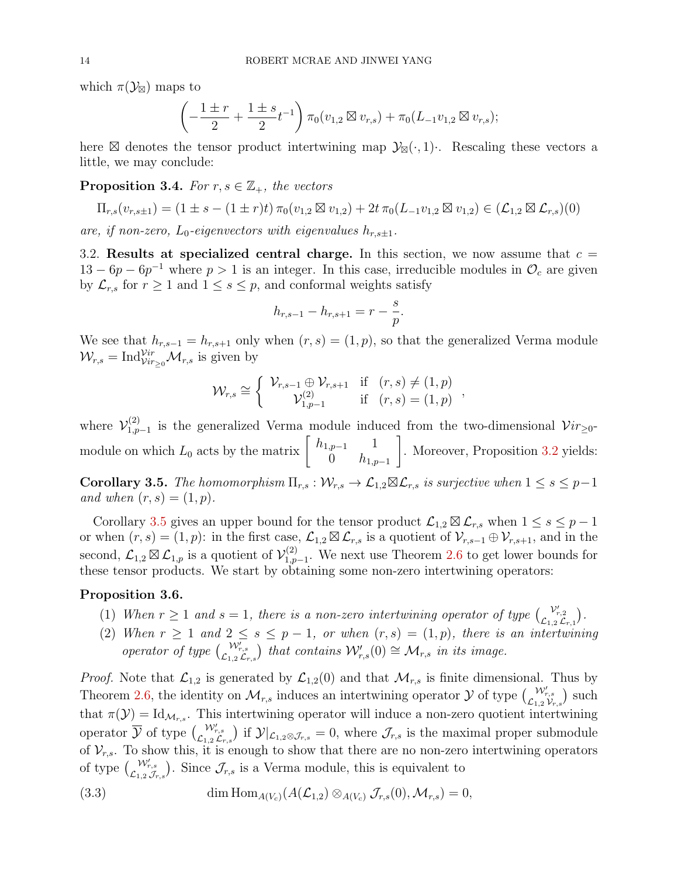which $\pi(\mathcal{Y}_\boxtimes)$ maps to

$$\left(-\frac{1\pm r}{2}+\frac{1\pm s}{2}t^{-1}\right)\pi_0(v_{1,2}\boxtimes v_{r,s})+\pi_0(L_{-1}v_{1,2}\boxtimes v_{r,s});$$

here $\boxtimes$ denotes the tensor product intertwining map $\mathcal{Y}_\boxtimes(\cdot,1)\cdot$. Rescaling these vectors a little, we may conclude:

**Proposition 3.4.** *For $r,s\in\mathbb{Z}_+$, the vectors*

$$\Pi_{r,s}(v_{r,s\pm1})=(1\pm s-(1\pm r)t)\,\pi_0(v_{1,2}\boxtimes v_{1,2})+2t\,\pi_0(L_{-1}v_{1,2}\boxtimes v_{1,2})\in(\mathcal{L}_{1,2}\boxtimes\mathcal{L}_{r,s})(0)$$

*are, if non-zero, $L_0$-eigenvectors with eigenvalues $h_{r,s\pm1}$.*

3.2. **Results at specialized central charge.** In this section, we now assume that $c=13-6p-6p^{-1}$ where $p>1$ is an integer. In this case, irreducible modules in $\mathcal{O}_c$ are given by $\mathcal{L}_{r,s}$ for $r\geq1$ and $1\leq s\leq p$, and conformal weights satisfy

$$h_{r,s-1}-h_{r,s+1}=r-\frac{s}{p}.$$

We see that $h_{r,s-1}=h_{r,s+1}$ only when $(r,s)=(1,p)$, so that the generalized Verma module $\mathcal{W}_{r,s}=\mathrm{Ind}_{\mathcal{V}ir_{\geq0}}^{\mathcal{V}ir}\mathcal{M}_{r,s}$ is given by

$$\mathcal{W}_{r,s}\cong\left\{\begin{array}{cl}\mathcal{V}_{r,s-1}\oplus\mathcal{V}_{r,s+1} & \text{if}\quad (r,s)\neq(1,p)\\ \mathcal{V}_{1,p-1}^{(2)} & \text{if}\quad (r,s)=(1,p)\end{array}\right.,$$

where $\mathcal{V}_{1,p-1}^{(2)}$ is the generalized Verma module induced from the two-dimensional $\mathcal{V}ir_{\geq0}$-module on which $L_0$ acts by the matrix $\left[\begin{array}{cc}h_{1,p-1} & 1\\ 0 & h_{1,p-1}\end{array}\right]$. Moreover, Proposition 3.2 yields:

**Corollary 3.5.** *The homomorphism $\Pi_{r,s}:\mathcal{W}_{r,s}\to\mathcal{L}_{1,2}\boxtimes\mathcal{L}_{r,s}$ is surjective when $1\leq s\leq p-1$ and when $(r,s)=(1,p)$.*

Corollary 3.5 gives an upper bound for the tensor product $\mathcal{L}_{1,2}\boxtimes\mathcal{L}_{r,s}$ when $1\leq s\leq p-1$ or when $(r,s)=(1,p)$: in the first case, $\mathcal{L}_{1,2}\boxtimes\mathcal{L}_{r,s}$ is a quotient of $\mathcal{V}_{r,s-1}\oplus\mathcal{V}_{r,s+1}$, and in the second, $\mathcal{L}_{1,2}\boxtimes\mathcal{L}_{1,p}$ is a quotient of $\mathcal{V}_{1,p-1}^{(2)}$. We next use Theorem 2.6 to get lower bounds for these tensor products. We start by obtaining some non-zero intertwining operators:

**Proposition 3.6.**

1. *When $r\geq1$ and $s=1$, there is a non-zero intertwining operator of type $\binom{\mathcal{V}'_{r,2}}{\mathcal{L}_{1,2}\,\mathcal{L}_{r,1}}$.*
2. *When $r\geq1$ and $2\leq s\leq p-1$, or when $(r,s)=(1,p)$, there is an intertwining operator of type $\binom{\mathcal{W}'_{r,s}}{\mathcal{L}_{1,2}\,\mathcal{L}_{r,s}}$ that contains $\mathcal{W}'_{r,s}(0)\cong\mathcal{M}_{r,s}$ in its image.*

*Proof.* Note that $\mathcal{L}_{1,2}$ is generated by $\mathcal{L}_{1,2}(0)$ and that $\mathcal{M}_{r,s}$ is finite dimensional. Thus by Theorem 2.6, the identity on $\mathcal{M}_{r,s}$ induces an intertwining operator $\mathcal{Y}$ of type $\binom{\mathcal{W}'_{r,s}}{\mathcal{L}_{1,2}\,\mathcal{V}_{r,s}}$ such that $\pi(\mathcal{Y})=\mathrm{Id}_{\mathcal{M}_{r,s}}$. This intertwining operator will induce a non-zero quotient intertwining operator $\overline{\mathcal{Y}}$ of type $\binom{\mathcal{W}'_{r,s}}{\mathcal{L}_{1,2}\,\mathcal{L}_{r,s}}$ if $\mathcal{Y}|_{\mathcal{L}_{1,2}\otimes\mathcal{J}_{r,s}}=0$, where $\mathcal{J}_{r,s}$ is the maximal proper submodule of $\mathcal{V}_{r,s}$. To show this, it is enough to show that there are no non-zero intertwining operators of type $\binom{\mathcal{W}_{r,s}}{\mathcal{L}_{1,2}\,\mathcal{J}_{r,s}}$. Since $\mathcal{J}_{r,s}$ is a Verma module, this is equivalent to

$$\dim\mathrm{Hom}_{A(V_c)}(A(\mathcal{L}_{1,2})\otimes_{A(V_c)}\mathcal{J}_{r,s}(0),\mathcal{M}_{r,s})=0,\tag{3.3}$$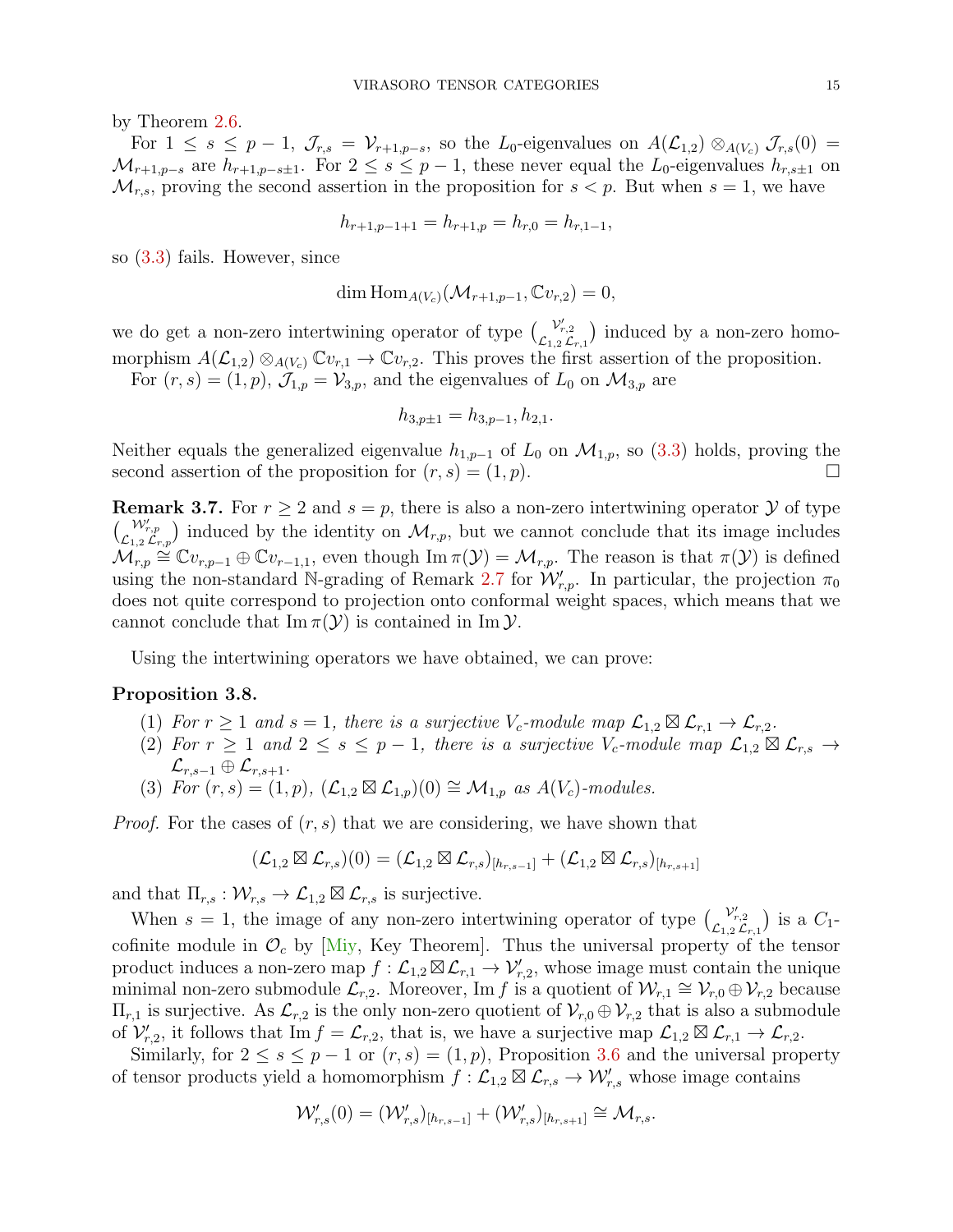by Theorem 2.6.

For $1 \leq s \leq p-1$, $\mathcal{J}_{r,s} = \mathcal{V}_{r+1,p-s}$, so the $L_0$-eigenvalues on $A(\mathcal{L}_{1,2}) \otimes_{A(V_c)} \mathcal{J}_{r,s}(0) = \mathcal{M}_{r+1,p-s}$ are $h_{r+1,p-s\pm 1}$. For $2 \leq s \leq p-1$, these never equal the $L_0$-eigenvalues $h_{r,s\pm 1}$ on $\mathcal{M}_{r,s}$, proving the second assertion in the proposition for $s < p$. But when $s = 1$, we have

$$h_{r+1,p-1+1} = h_{r+1,p} = h_{r,0} = h_{r,1-1},$$

so (3.3) fails. However, since

$$\dim \mathrm{Hom}_{A(V_c)}(\mathcal{M}_{r+1,p-1}, \mathbb{C}v_{r,2}) = 0,$$

we do get a non-zero intertwining operator of type $\binom{\mathcal{V}'_{r,2}}{\mathcal{L}_{1,2}\,\mathcal{L}_{r,1}}$ induced by a non-zero homomorphism $A(\mathcal{L}_{1,2}) \otimes_{A(V_c)} \mathbb{C}v_{r,1} \to \mathbb{C}v_{r,2}$. This proves the first assertion of the proposition.

For $(r,s) = (1,p)$, $\mathcal{J}_{1,p} = \mathcal{V}_{3,p}$, and the eigenvalues of $L_0$ on $\mathcal{M}_{3,p}$ are

$$h_{3,p\pm 1} = h_{3,p-1}, h_{2,1}.$$

Neither equals the generalized eigenvalue $h_{1,p-1}$ of $L_0$ on $\mathcal{M}_{1,p}$, so (3.3) holds, proving the second assertion of the proposition for $(r,s) = (1,p)$. $\square$

**Remark 3.7.** For $r \geq 2$ and $s = p$, there is also a non-zero intertwining operator $\mathcal{Y}$ of type $\binom{\mathcal{W}'_{r,p}}{\mathcal{L}_{1,2}\,\mathcal{L}_{r,p}}$ induced by the identity on $\mathcal{M}_{r,p}$, but we cannot conclude that its image includes $\mathcal{M}_{r,p} \cong \mathbb{C}v_{r,p-1} \oplus \mathbb{C}v_{r-1,1}$, even though $\mathrm{Im}\,\pi(\mathcal{Y}) = \mathcal{M}_{r,p}$. The reason is that $\pi(\mathcal{Y})$ is defined using the non-standard $\mathbb{N}$-grading of Remark 2.7 for $\mathcal{W}'_{r,p}$. In particular, the projection $\pi_0$ does not quite correspond to projection onto conformal weight spaces, which means that we cannot conclude that $\mathrm{Im}\,\pi(\mathcal{Y})$ is contained in $\mathrm{Im}\,\mathcal{Y}$.

Using the intertwining operators we have obtained, we can prove:

**Proposition 3.8.**

1. *For $r \geq 1$ and $s = 1$, there is a surjective $V_c$-module map $\mathcal{L}_{1,2} \boxtimes \mathcal{L}_{r,1} \to \mathcal{L}_{r,2}$.*
2. *For $r \geq 1$ and $2 \leq s \leq p-1$, there is a surjective $V_c$-module map $\mathcal{L}_{1,2} \boxtimes \mathcal{L}_{r,s} \to \mathcal{L}_{r,s-1} \oplus \mathcal{L}_{r,s+1}$.*
3. *For $(r,s) = (1,p)$, $(\mathcal{L}_{1,2} \boxtimes \mathcal{L}_{1,p})(0) \cong \mathcal{M}_{1,p}$ as $A(V_c)$-modules.*

*Proof.* For the cases of $(r,s)$ that we are considering, we have shown that

$$(\mathcal{L}_{1,2} \boxtimes \mathcal{L}_{r,s})(0) = (\mathcal{L}_{1,2} \boxtimes \mathcal{L}_{r,s})_{[h_{r,s-1}]} + (\mathcal{L}_{1,2} \boxtimes \mathcal{L}_{r,s})_{[h_{r,s+1}]}$$

and that $\Pi_{r,s} : \mathcal{W}_{r,s} \to \mathcal{L}_{1,2} \boxtimes \mathcal{L}_{r,s}$ is surjective.

When $s = 1$, the image of any non-zero intertwining operator of type $\binom{\mathcal{V}'_{r,2}}{\mathcal{L}_{1,2}\,\mathcal{L}_{r,1}}$ is a $C_1$-cofinite module in $\mathcal{O}_c$ by [Miy, Key Theorem]. Thus the universal property of the tensor product induces a non-zero map $f : \mathcal{L}_{1,2} \boxtimes \mathcal{L}_{r,1} \to \mathcal{V}'_{r,2}$, whose image must contain the unique minimal non-zero submodule $\mathcal{L}_{r,2}$. Moreover, $\mathrm{Im}\, f$ is a quotient of $\mathcal{W}_{r,1} \cong \mathcal{V}_{r,0} \oplus \mathcal{V}_{r,2}$ because $\Pi_{r,1}$ is surjective. As $\mathcal{L}_{r,2}$ is the only non-zero quotient of $\mathcal{V}_{r,0} \oplus \mathcal{V}_{r,2}$ that is also a submodule of $\mathcal{V}'_{r,2}$, it follows that $\mathrm{Im}\, f = \mathcal{L}_{r,2}$, that is, we have a surjective map $\mathcal{L}_{1,2} \boxtimes \mathcal{L}_{r,1} \to \mathcal{L}_{r,2}$.

Similarly, for $2 \leq s \leq p-1$ or $(r,s) = (1,p)$, Proposition 3.6 and the universal property of tensor products yield a homomorphism $f : \mathcal{L}_{1,2} \boxtimes \mathcal{L}_{r,s} \to \mathcal{W}'_{r,s}$ whose image contains

$$\mathcal{W}'_{r,s}(0) = (\mathcal{W}'_{r,s})_{[h_{r,s-1}]} + (\mathcal{W}'_{r,s})_{[h_{r,s+1}]} \cong \mathcal{M}_{r,s}.$$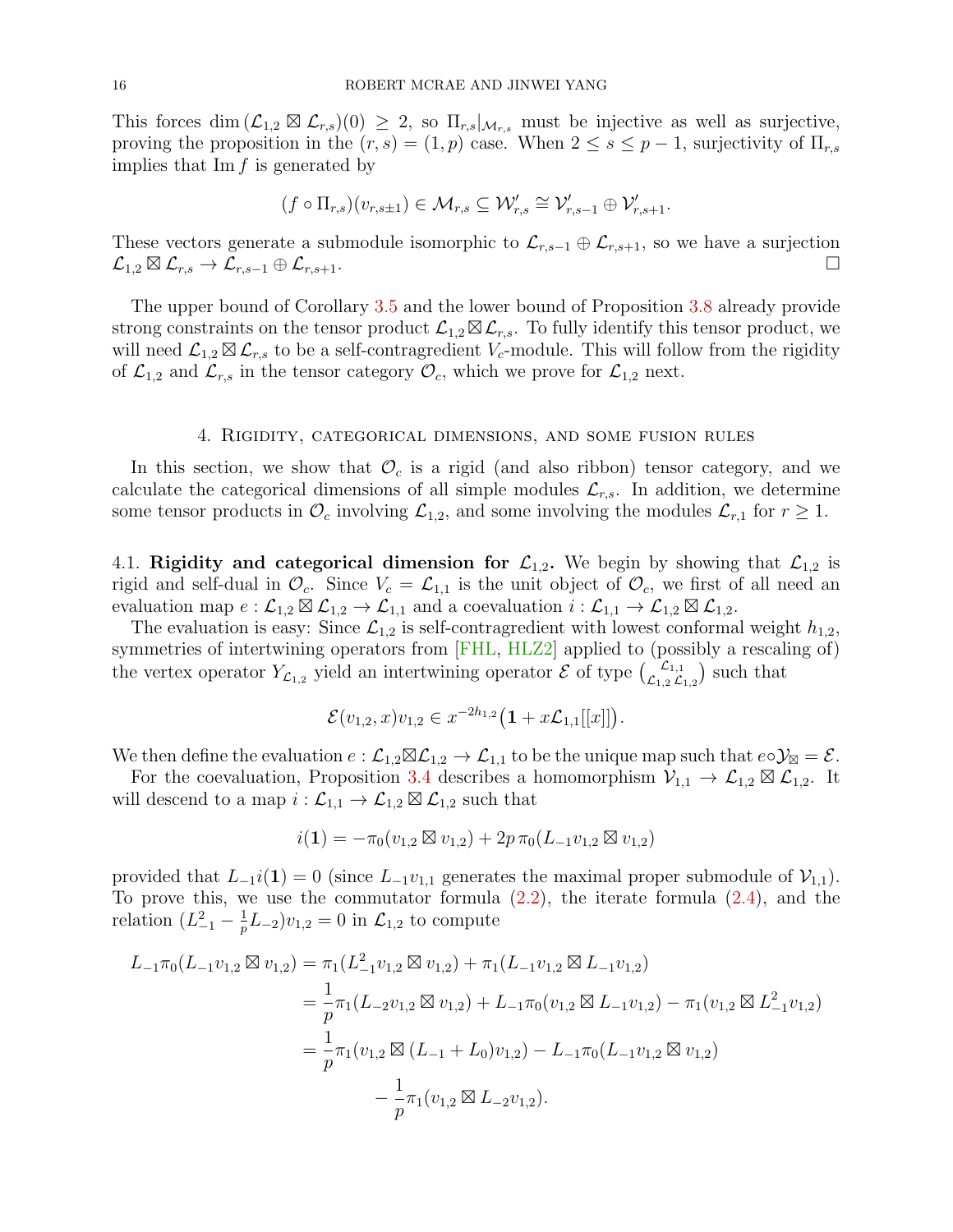This forces $\dim(\mathcal{L}_{1,2}\boxtimes\mathcal{L}_{r,s})(0)\geq 2$, so $\Pi_{r,s}|_{\mathcal{M}_{r,s}}$ must be injective as well as surjective, proving the proposition in the $(r,s)=(1,p)$ case. When $2\leq s\leq p-1$, surjectivity of $\Pi_{r,s}$ implies that $\mathrm{Im}\, f$ is generated by

$$(f\circ\Pi_{r,s})(v_{r,s\pm 1})\in\mathcal{M}_{r,s}\subseteq\mathcal{W}'_{r,s}\cong\mathcal{V}'_{r,s-1}\oplus\mathcal{V}'_{r,s+1}.$$

These vectors generate a submodule isomorphic to $\mathcal{L}_{r,s-1}\oplus\mathcal{L}_{r,s+1}$, so we have a surjection $\mathcal{L}_{1,2}\boxtimes\mathcal{L}_{r,s}\to\mathcal{L}_{r,s-1}\oplus\mathcal{L}_{r,s+1}$. □

The upper bound of Corollary 3.5 and the lower bound of Proposition 3.8 already provide strong constraints on the tensor product $\mathcal{L}_{1,2}\boxtimes\mathcal{L}_{r,s}$. To fully identify this tensor product, we will need $\mathcal{L}_{1,2}\boxtimes\mathcal{L}_{r,s}$ to be a self-contragredient $V_c$-module. This will follow from the rigidity of $\mathcal{L}_{1,2}$ and $\mathcal{L}_{r,s}$ in the tensor category $\mathcal{O}_c$, which we prove for $\mathcal{L}_{1,2}$ next.

## 4. Rigidity, categorical dimensions, and some fusion rules

In this section, we show that $\mathcal{O}_c$ is a rigid (and also ribbon) tensor category, and we calculate the categorical dimensions of all simple modules $\mathcal{L}_{r,s}$. In addition, we determine some tensor products in $\mathcal{O}_c$ involving $\mathcal{L}_{1,2}$, and some involving the modules $\mathcal{L}_{r,1}$ for $r\geq 1$.

### 4.1. Rigidity and categorical dimension for $\mathcal{L}_{1,2}$.

We begin by showing that $\mathcal{L}_{1,2}$ is rigid and self-dual in $\mathcal{O}_c$. Since $V_c=\mathcal{L}_{1,1}$ is the unit object of $\mathcal{O}_c$, we first of all need an evaluation map $e:\mathcal{L}_{1,2}\boxtimes\mathcal{L}_{1,2}\to\mathcal{L}_{1,1}$ and a coevaluation $i:\mathcal{L}_{1,1}\to\mathcal{L}_{1,2}\boxtimes\mathcal{L}_{1,2}$.

The evaluation is easy: Since $\mathcal{L}_{1,2}$ is self-contragredient with lowest conformal weight $h_{1,2}$, symmetries of intertwining operators from [FHL, HLZ2] applied to (possibly a rescaling of) the vertex operator $Y_{\mathcal{L}_{1,2}}$ yield an intertwining operator $\mathcal{E}$ of type $\binom{\mathcal{L}_{1,1}}{\mathcal{L}_{1,2}\,\mathcal{L}_{1,2}}$ such that

$$\mathcal{E}(v_{1,2},x)v_{1,2}\in x^{-2h_{1,2}}\big(\mathbf{1}+x\mathcal{L}_{1,1}[[x]]\big).$$

We then define the evaluation $e:\mathcal{L}_{1,2}\boxtimes\mathcal{L}_{1,2}\to\mathcal{L}_{1,1}$ to be the unique map such that $e\circ\mathcal{Y}_\boxtimes=\mathcal{E}$.

For the coevaluation, Proposition 3.4 describes a homomorphism $\mathcal{V}_{1,1}\to\mathcal{L}_{1,2}\boxtimes\mathcal{L}_{1,2}$. It will descend to a map $i:\mathcal{L}_{1,1}\to\mathcal{L}_{1,2}\boxtimes\mathcal{L}_{1,2}$ such that

$$i(\mathbf{1})=-\pi_0(v_{1,2}\boxtimes v_{1,2})+2p\,\pi_0(L_{-1}v_{1,2}\boxtimes v_{1,2})$$

provided that $L_{-1}i(\mathbf{1})=0$ (since $L_{-1}v_{1,1}$ generates the maximal proper submodule of $\mathcal{V}_{1,1}$). To prove this, we use the commutator formula (2.2), the iterate formula (2.4), and the relation $(L_{-1}^2-\frac{1}{p}L_{-2})v_{1,2}=0$ in $\mathcal{L}_{1,2}$ to compute

$$\begin{aligned}
L_{-1}\pi_0(L_{-1}v_{1,2}\boxtimes v_{1,2}) &= \pi_1(L_{-1}^2v_{1,2}\boxtimes v_{1,2})+\pi_1(L_{-1}v_{1,2}\boxtimes L_{-1}v_{1,2})\\
&= \frac{1}{p}\pi_1(L_{-2}v_{1,2}\boxtimes v_{1,2})+L_{-1}\pi_0(v_{1,2}\boxtimes L_{-1}v_{1,2})-\pi_1(v_{1,2}\boxtimes L_{-1}^2v_{1,2})\\
&= \frac{1}{p}\pi_1(v_{1,2}\boxtimes(L_{-1}+L_0)v_{1,2})-L_{-1}\pi_0(L_{-1}v_{1,2}\boxtimes v_{1,2})\\
&\qquad -\frac{1}{p}\pi_1(v_{1,2}\boxtimes L_{-2}v_{1,2}).
\end{aligned}$$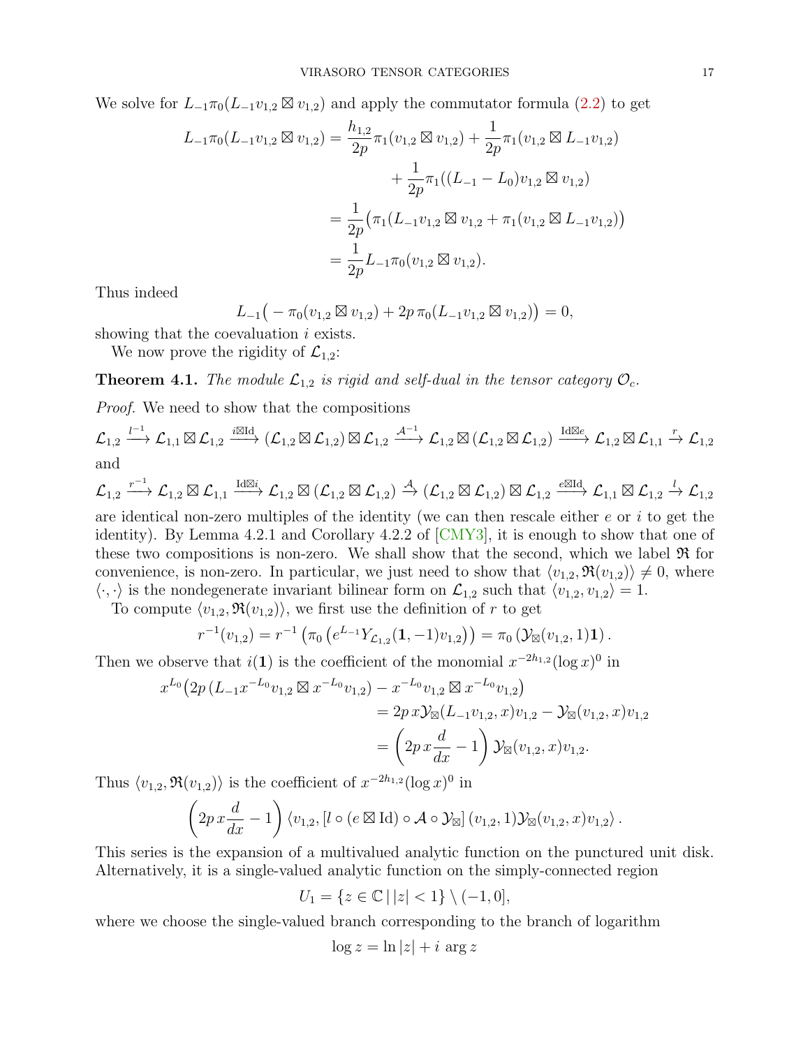We solve for $L_{-1}\pi_0(L_{-1}v_{1,2}\boxtimes v_{1,2})$ and apply the commutator formula (2.2) to get

$$\begin{aligned}
L_{-1}\pi_0(L_{-1}v_{1,2}\boxtimes v_{1,2}) &= \frac{h_{1,2}}{2p}\pi_1(v_{1,2}\boxtimes v_{1,2}) + \frac{1}{2p}\pi_1(v_{1,2}\boxtimes L_{-1}v_{1,2})\\
&\qquad + \frac{1}{2p}\pi_1((L_{-1}-L_0)v_{1,2}\boxtimes v_{1,2})\\
&= \frac{1}{2p}\big(\pi_1(L_{-1}v_{1,2}\boxtimes v_{1,2} + \pi_1(v_{1,2}\boxtimes L_{-1}v_{1,2})\big)\\
&= \frac{1}{2p}L_{-1}\pi_0(v_{1,2}\boxtimes v_{1,2}).
\end{aligned}$$

Thus indeed

$$L_{-1}\big(-\pi_0(v_{1,2}\boxtimes v_{1,2}) + 2p\,\pi_0(L_{-1}v_{1,2}\boxtimes v_{1,2})\big) = 0,$$

showing that the coevaluation $i$ exists.

We now prove the rigidity of $\mathcal{L}_{1,2}$:

**Theorem 4.1.** *The module $\mathcal{L}_{1,2}$ is rigid and self-dual in the tensor category $\mathcal{O}_c$.*

*Proof.* We need to show that the compositions

$$\mathcal{L}_{1,2}\xrightarrow{l^{-1}}\mathcal{L}_{1,1}\boxtimes\mathcal{L}_{1,2}\xrightarrow{i\boxtimes\mathrm{Id}}(\mathcal{L}_{1,2}\boxtimes\mathcal{L}_{1,2})\boxtimes\mathcal{L}_{1,2}\xrightarrow{\mathcal{A}^{-1}}\mathcal{L}_{1,2}\boxtimes(\mathcal{L}_{1,2}\boxtimes\mathcal{L}_{1,2})\xrightarrow{\mathrm{Id}\boxtimes e}\mathcal{L}_{1,2}\boxtimes\mathcal{L}_{1,1}\xrightarrow{r}\mathcal{L}_{1,2}$$

and

$$\mathcal{L}_{1,2}\xrightarrow{r^{-1}}\mathcal{L}_{1,2}\boxtimes\mathcal{L}_{1,1}\xrightarrow{\mathrm{Id}\boxtimes i}\mathcal{L}_{1,2}\boxtimes(\mathcal{L}_{1,2}\boxtimes\mathcal{L}_{1,2})\xrightarrow{\mathcal{A}}(\mathcal{L}_{1,2}\boxtimes\mathcal{L}_{1,2})\boxtimes\mathcal{L}_{1,2}\xrightarrow{e\boxtimes\mathrm{Id}}\mathcal{L}_{1,1}\boxtimes\mathcal{L}_{1,2}\xrightarrow{l}\mathcal{L}_{1,2}$$

are identical non-zero multiples of the identity (we can then rescale either $e$ or $i$ to get the identity). By Lemma 4.2.1 and Corollary 4.2.2 of [CMY3], it is enough to show that one of these two compositions is non-zero. We shall show that the second, which we label $\mathfrak{R}$ for convenience, is non-zero. In particular, we just need to show that $\langle v_{1,2},\mathfrak{R}(v_{1,2})\rangle\neq 0$, where $\langle\cdot,\cdot\rangle$ is the nondegenerate invariant bilinear form on $\mathcal{L}_{1,2}$ such that $\langle v_{1,2},v_{1,2}\rangle = 1$.

To compute $\langle v_{1,2},\mathfrak{R}(v_{1,2})\rangle$, we first use the definition of $r$ to get

$$r^{-1}(v_{1,2}) = r^{-1}\left(\pi_0\left(e^{L_{-1}}Y_{\mathcal{L}_{1,2}}(\mathbf{1},-1)v_{1,2}\right)\right) = \pi_0\left(\mathcal{Y}_\boxtimes(v_{1,2},1)\mathbf{1}\right).$$

Then we observe that $i(\mathbf{1})$ is the coefficient of the monomial $x^{-2h_{1,2}}(\log x)^0$ in

$$\begin{aligned}
x^{L_0}\big(2p\,(L_{-1}x^{-L_0}v_{1,2}\boxtimes x^{-L_0}v_{1,2}) - x^{-L_0}v_{1,2}\boxtimes x^{-L_0}v_{1,2}\big)&\\
= 2p\,x\mathcal{Y}_\boxtimes(L_{-1}v_{1,2},x)v_{1,2} - \mathcal{Y}_\boxtimes(v_{1,2},x)v_{1,2}&\\
= \left(2p\,x\frac{d}{dx}-1\right)\mathcal{Y}_\boxtimes(v_{1,2},x)v_{1,2}.&
\end{aligned}$$

Thus $\langle v_{1,2},\mathfrak{R}(v_{1,2})\rangle$ is the coefficient of $x^{-2h_{1,2}}(\log x)^0$ in

$$\left(2p\,x\frac{d}{dx}-1\right)\langle v_{1,2},\left[l\circ(e\boxtimes\mathrm{Id})\circ\mathcal{A}\circ\mathcal{Y}_\boxtimes\right](v_{1,2},1)\mathcal{Y}_\boxtimes(v_{1,2},x)v_{1,2}\rangle.$$

This series is the expansion of a multivalued analytic function on the punctured unit disk. Alternatively, it is a single-valued analytic function on the simply-connected region

$$U_1 = \{z\in\mathbb{C}\,|\,|z|<1\}\setminus(-1,0],$$

where we choose the single-valued branch corresponding to the branch of logarithm

$$\log z = \ln|z| + i\,\arg z$$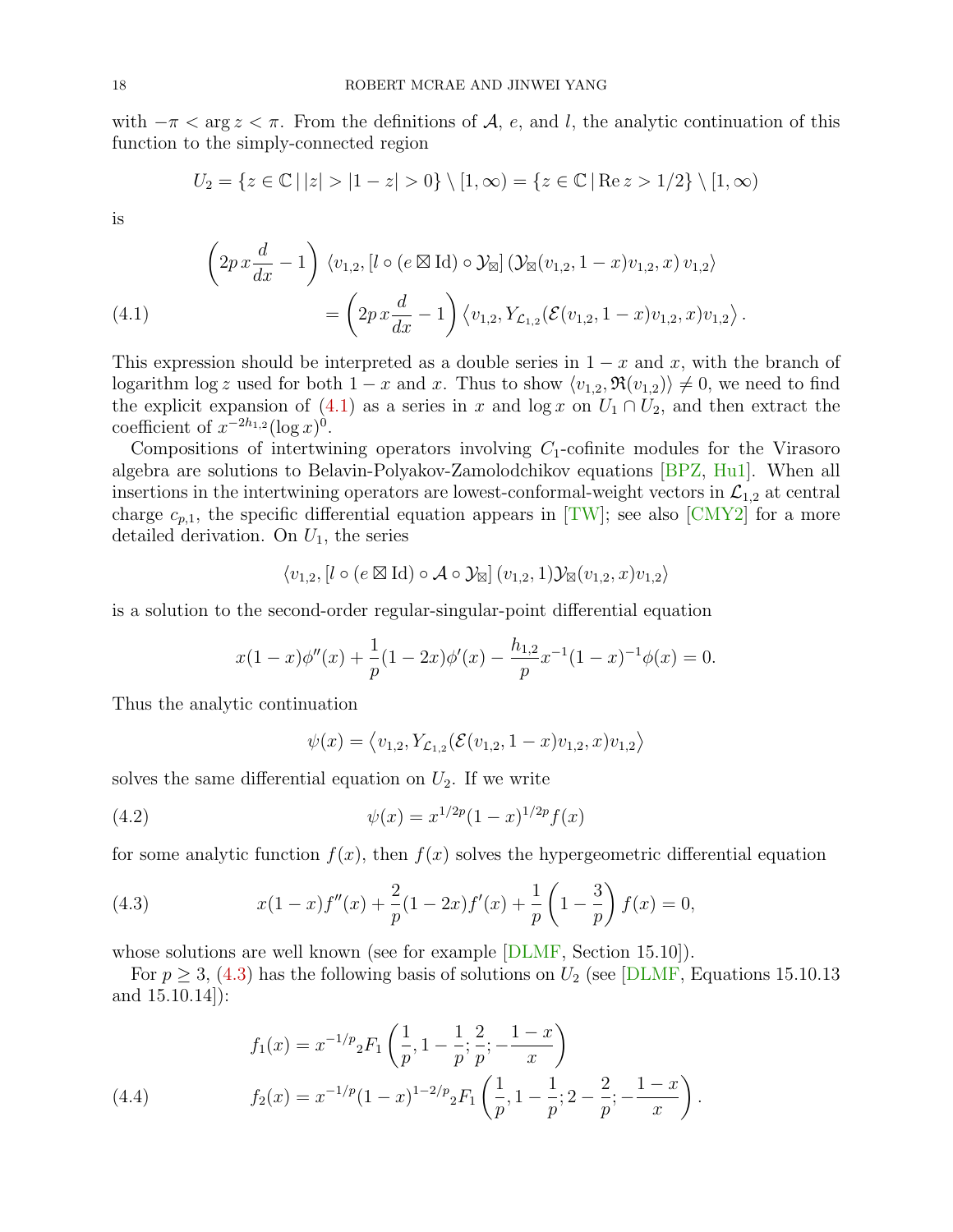with $-\pi < \arg z < \pi$. From the definitions of $\mathcal{A}$, $e$, and $l$, the analytic continuation of this function to the simply-connected region

$$U_2 = \{z \in \mathbb{C} \,|\, |z| > |1-z| > 0\} \setminus [1, \infty) = \{z \in \mathbb{C} \,|\, \mathrm{Re}\, z > 1/2\} \setminus [1, \infty)$$

is

$$\begin{aligned} &\left(2p\, x \frac{d}{dx} - 1\right) \langle v_{1,2}, [l \circ (e \boxtimes \mathrm{Id}) \circ \mathcal{Y}_\boxtimes] \left(\mathcal{Y}_\boxtimes(v_{1,2}, 1-x) v_{1,2}, x\right) v_{1,2}\rangle \\ &\qquad\qquad = \left(2p\, x \frac{d}{dx} - 1\right) \left\langle v_{1,2}, Y_{\mathcal{L}_{1,2}}(\mathcal{E}(v_{1,2}, 1-x) v_{1,2}, x) v_{1,2}\right\rangle . \end{aligned} \tag{4.1}$$

This expression should be interpreted as a double series in $1-x$ and $x$, with the branch of logarithm $\log z$ used for both $1-x$ and $x$. Thus to show $\langle v_{1,2}, \mathfrak{R}(v_{1,2})\rangle \neq 0$, we need to find the explicit expansion of (4.1) as a series in $x$ and $\log x$ on $U_1 \cap U_2$, and then extract the coefficient of $x^{-2h_{1,2}}(\log x)^0$.

Compositions of intertwining operators involving $C_1$-cofinite modules for the Virasoro algebra are solutions to Belavin-Polyakov-Zamolodchikov equations [BPZ, Hu1]. When all insertions in the intertwining operators are lowest-conformal-weight vectors in $\mathcal{L}_{1,2}$ at central charge $c_{p,1}$, the specific differential equation appears in [TW]; see also [CMY2] for a more detailed derivation. On $U_1$, the series

$$\langle v_{1,2}, [l \circ (e \boxtimes \mathrm{Id}) \circ \mathcal{A} \circ \mathcal{Y}_\boxtimes] \, (v_{1,2}, 1) \mathcal{Y}_\boxtimes(v_{1,2}, x) v_{1,2}\rangle$$

is a solution to the second-order regular-singular-point differential equation

$$x(1-x)\phi''(x) + \frac{1}{p}(1-2x)\phi'(x) - \frac{h_{1,2}}{p} x^{-1}(1-x)^{-1}\phi(x) = 0.$$

Thus the analytic continuation

$$\psi(x) = \left\langle v_{1,2}, Y_{\mathcal{L}_{1,2}}(\mathcal{E}(v_{1,2}, 1-x) v_{1,2}, x) v_{1,2}\right\rangle$$

solves the same differential equation on $U_2$. If we write

$$\psi(x) = x^{1/2p}(1-x)^{1/2p} f(x) \tag{4.2}$$

for some analytic function $f(x)$, then $f(x)$ solves the hypergeometric differential equation

$$x(1-x) f''(x) + \frac{2}{p}(1-2x) f'(x) + \frac{1}{p}\left(1 - \frac{3}{p}\right) f(x) = 0, \tag{4.3}$$

whose solutions are well known (see for example [DLMF, Section 15.10]).

For $p \geq 3$, (4.3) has the following basis of solutions on $U_2$ (see [DLMF, Equations 15.10.13 and 15.10.14]):

$$\begin{aligned} f_1(x) &= x^{-1/p} {}_2F_1\left(\frac{1}{p}, 1 - \frac{1}{p}; \frac{2}{p}; -\frac{1-x}{x}\right) \\ f_2(x) &= x^{-1/p}(1-x)^{1-2/p} {}_2F_1\left(\frac{1}{p}, 1 - \frac{1}{p}; 2 - \frac{2}{p}; -\frac{1-x}{x}\right). \end{aligned} \tag{4.4}$$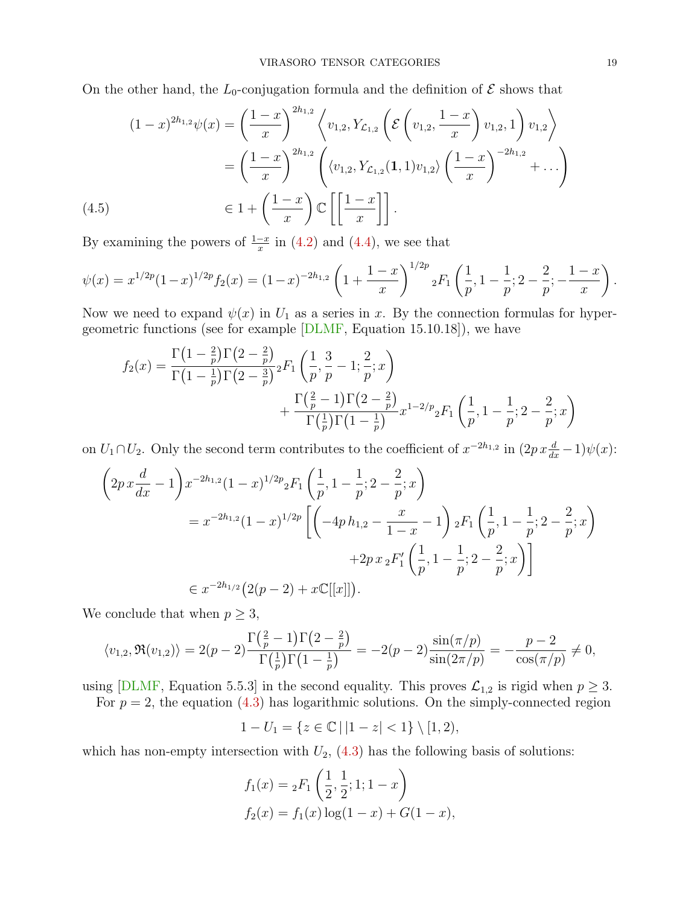On the other hand, the $L_0$-conjugation formula and the definition of $\mathcal{E}$ shows that

$$
\begin{aligned}
(1-x)^{2h_{1,2}}\psi(x) &= \left(\frac{1-x}{x}\right)^{2h_{1,2}} \left\langle v_{1,2}, Y_{\mathcal{L}_{1,2}}\left(\mathcal{E}\left(v_{1,2}, \frac{1-x}{x}\right)v_{1,2}, 1\right)v_{1,2}\right\rangle \\
&= \left(\frac{1-x}{x}\right)^{2h_{1,2}} \left(\langle v_{1,2}, Y_{\mathcal{L}_{1,2}}(\mathbf{1},1)v_{1,2}\rangle \left(\frac{1-x}{x}\right)^{-2h_{1,2}} + \dots\right) \\
&\in 1 + \left(\frac{1-x}{x}\right)\mathbb{C}\left[\left[\frac{1-x}{x}\right]\right]. \qquad (4.5)
\end{aligned}
$$

By examining the powers of $\frac{1-x}{x}$ in (4.2) and (4.4), we see that

$$
\psi(x) = x^{1/2p}(1-x)^{1/2p}f_2(x) = (1-x)^{-2h_{1,2}}\left(1+\frac{1-x}{x}\right)^{1/2p} {}_2F_1\left(\frac{1}{p}, 1-\frac{1}{p}; 2-\frac{2}{p}; -\frac{1-x}{x}\right).
$$

Now we need to expand $\psi(x)$ in $U_1$ as a series in $x$. By the connection formulas for hypergeometric functions (see for example [DLMF, Equation 15.10.18]), we have

$$
\begin{aligned}
f_2(x) = \frac{\Gamma\left(1-\frac{2}{p}\right)\Gamma\left(2-\frac{2}{p}\right)}{\Gamma\left(1-\frac{1}{p}\right)\Gamma\left(2-\frac{3}{p}\right)} {}_2F_1\left(\frac{1}{p}, \frac{3}{p}-1; \frac{2}{p}; x\right) \\
+ \frac{\Gamma\left(\frac{2}{p}-1\right)\Gamma\left(2-\frac{2}{p}\right)}{\Gamma\left(\frac{1}{p}\right)\Gamma\left(1-\frac{1}{p}\right)} x^{1-2/p} {}_2F_1\left(\frac{1}{p}, 1-\frac{1}{p}; 2-\frac{2}{p}; x\right)
\end{aligned}
$$

on $U_1 \cap U_2$. Only the second term contributes to the coefficient of $x^{-2h_{1,2}}$ in $(2p\,x\frac{d}{dx}-1)\psi(x)$:

$$
\begin{aligned}
&\left(2p\,x\frac{d}{dx}-1\right)x^{-2h_{1,2}}(1-x)^{1/2p} {}_2F_1\left(\frac{1}{p}, 1-\frac{1}{p}; 2-\frac{2}{p}; x\right) \\
&\quad = x^{-2h_{1,2}}(1-x)^{1/2p}\left[\left(-4p\,h_{1,2} - \frac{x}{1-x} - 1\right) {}_2F_1\left(\frac{1}{p}, 1-\frac{1}{p}; 2-\frac{2}{p}; x\right)\right. \\
&\qquad\qquad \left. + 2p\,x\,{}_2F_1'\left(\frac{1}{p}, 1-\frac{1}{p}; 2-\frac{2}{p}; x\right)\right] \\
&\quad \in x^{-2h_{1/2}}\big(2(p-2) + x\mathbb{C}[[x]]\big).
\end{aligned}
$$

We conclude that when $p \geq 3$,

$$
\langle v_{1,2}, \mathfrak{R}(v_{1,2})\rangle = 2(p-2)\frac{\Gamma\left(\frac{2}{p}-1\right)\Gamma\left(2-\frac{2}{p}\right)}{\Gamma\left(\frac{1}{p}\right)\Gamma\left(1-\frac{1}{p}\right)} = -2(p-2)\frac{\sin(\pi/p)}{\sin(2\pi/p)} = -\frac{p-2}{\cos(\pi/p)} \neq 0,
$$

using [DLMF, Equation 5.5.3] in the second equality. This proves $\mathcal{L}_{1,2}$ is rigid when $p \geq 3$.

For $p = 2$, the equation (4.3) has logarithmic solutions. On the simply-connected region

$$
1 - U_1 = \{z \in \mathbb{C} \,|\, |1-z| < 1\} \setminus [1, 2),
$$

which has non-empty intersection with $U_2$, (4.3) has the following basis of solutions:

$$
\begin{aligned}
f_1(x) &= {}_2F_1\left(\frac{1}{2}, \frac{1}{2}; 1; 1-x\right) \\
f_2(x) &= f_1(x)\log(1-x) + G(1-x),
\end{aligned}
$$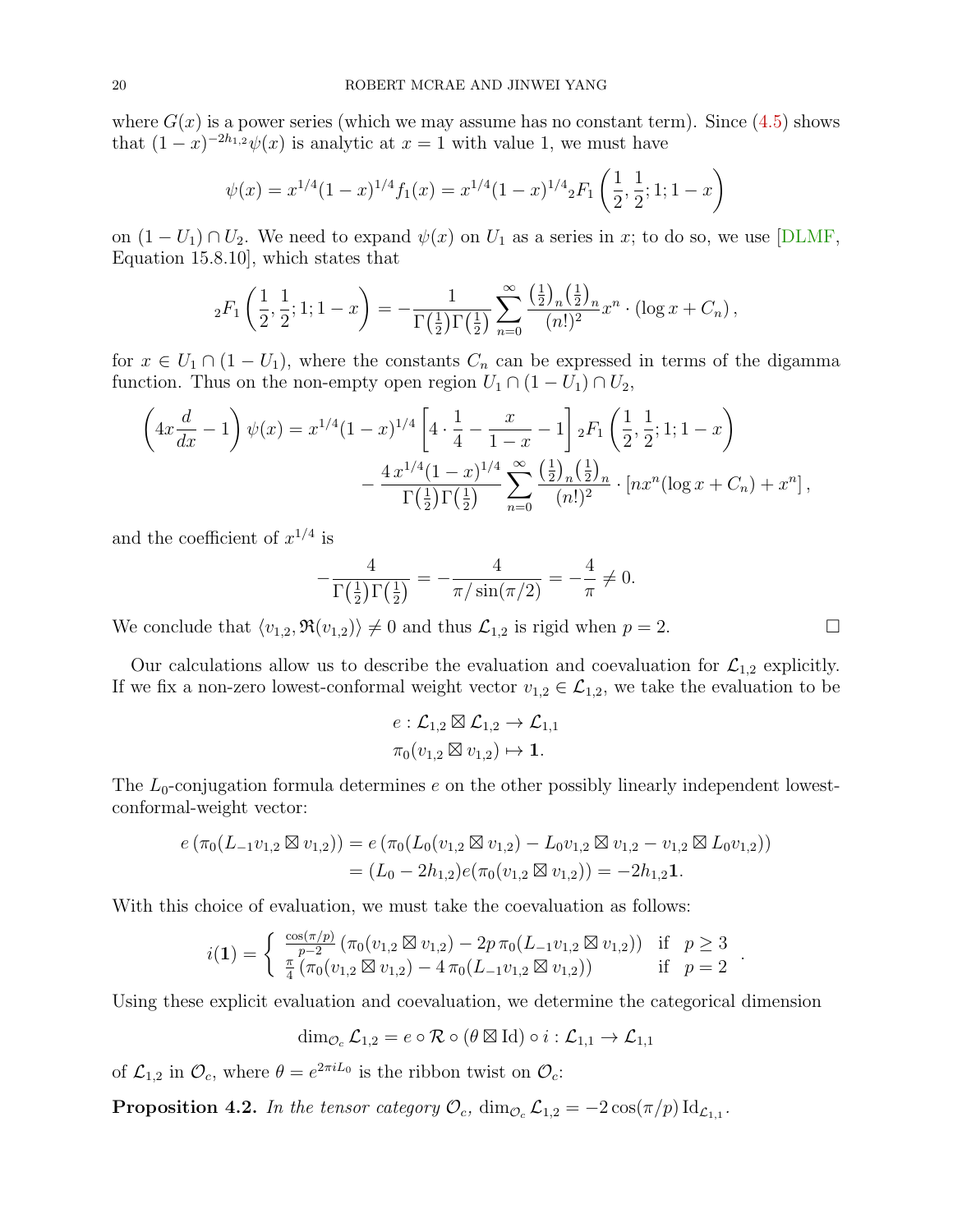where $G(x)$ is a power series (which we may assume has no constant term). Since (4.5) shows that $(1-x)^{-2h_{1,2}}\psi(x)$ is analytic at $x=1$ with value 1, we must have

$$\psi(x) = x^{1/4}(1-x)^{1/4}f_1(x) = x^{1/4}(1-x)^{1/4}{}_2F_1\left(\frac{1}{2},\frac{1}{2};1;1-x\right)$$

on $(1-U_1)\cap U_2$. We need to expand $\psi(x)$ on $U_1$ as a series in $x$; to do so, we use [DLMF, Equation 15.8.10], which states that

$${}_2F_1\left(\frac{1}{2},\frac{1}{2};1;1-x\right) = -\frac{1}{\Gamma\left(\frac{1}{2}\right)\Gamma\left(\frac{1}{2}\right)}\sum_{n=0}^{\infty}\frac{\left(\frac{1}{2}\right)_n\left(\frac{1}{2}\right)_n}{(n!)^2}x^n\cdot(\log x + C_n),$$

for $x\in U_1\cap(1-U_1)$, where the constants $C_n$ can be expressed in terms of the digamma function. Thus on the non-empty open region $U_1\cap(1-U_1)\cap U_2$,

$$\begin{aligned}\left(4x\frac{d}{dx}-1\right)\psi(x) = x^{1/4}(1-x)^{1/4}&\left[4\cdot\frac{1}{4}-\frac{x}{1-x}-1\right]{}_2F_1\left(\frac{1}{2},\frac{1}{2};1;1-x\right)\\ &-\frac{4\,x^{1/4}(1-x)^{1/4}}{\Gamma\left(\frac{1}{2}\right)\Gamma\left(\frac{1}{2}\right)}\sum_{n=0}^{\infty}\frac{\left(\frac{1}{2}\right)_n\left(\frac{1}{2}\right)_n}{(n!)^2}\cdot\left[nx^n(\log x+C_n)+x^n\right],\end{aligned}$$

and the coefficient of $x^{1/4}$ is

$$-\frac{4}{\Gamma\left(\frac{1}{2}\right)\Gamma\left(\frac{1}{2}\right)} = -\frac{4}{\pi/\sin(\pi/2)} = -\frac{4}{\pi}\neq 0.$$

We conclude that $\langle v_{1,2},\mathfrak{R}(v_{1,2})\rangle\neq 0$ and thus $\mathcal{L}_{1,2}$ is rigid when $p=2$. □

Our calculations allow us to describe the evaluation and coevaluation for $\mathcal{L}_{1,2}$ explicitly. If we fix a non-zero lowest-conformal weight vector $v_{1,2}\in\mathcal{L}_{1,2}$, we take the evaluation to be

$$\begin{aligned}e:\mathcal{L}_{1,2}\boxtimes\mathcal{L}_{1,2}&\to\mathcal{L}_{1,1}\\ \pi_0(v_{1,2}\boxtimes v_{1,2})&\mapsto\mathbf{1}.\end{aligned}$$

The $L_0$-conjugation formula determines $e$ on the other possibly linearly independent lowest-conformal-weight vector:

$$\begin{aligned}e\left(\pi_0(L_{-1}v_{1,2}\boxtimes v_{1,2})\right) &= e\left(\pi_0(L_0(v_{1,2}\boxtimes v_{1,2}) - L_0v_{1,2}\boxtimes v_{1,2} - v_{1,2}\boxtimes L_0v_{1,2})\right)\\ &= (L_0-2h_{1,2})e(\pi_0(v_{1,2}\boxtimes v_{1,2})) = -2h_{1,2}\mathbf{1}.\end{aligned}$$

With this choice of evaluation, we must take the coevaluation as follows:

$$i(\mathbf{1}) = \left\{\begin{array}{ll}\frac{\cos(\pi/p)}{p-2}\left(\pi_0(v_{1,2}\boxtimes v_{1,2}) - 2p\,\pi_0(L_{-1}v_{1,2}\boxtimes v_{1,2})\right) & \text{if}\quad p\geq 3\\ \frac{\pi}{4}\left(\pi_0(v_{1,2}\boxtimes v_{1,2}) - 4\,\pi_0(L_{-1}v_{1,2}\boxtimes v_{1,2})\right) & \text{if}\quad p=2\end{array}\right..$$

Using these explicit evaluation and coevaluation, we determine the categorical dimension

$$\dim_{\mathcal{O}_c}\mathcal{L}_{1,2} = e\circ\mathcal{R}\circ(\theta\boxtimes\mathrm{Id})\circ i:\mathcal{L}_{1,1}\to\mathcal{L}_{1,1}$$

of $\mathcal{L}_{1,2}$ in $\mathcal{O}_c$, where $\theta = e^{2\pi i L_0}$ is the ribbon twist on $\mathcal{O}_c$:

**Proposition 4.2.** *In the tensor category $\mathcal{O}_c$, $\dim_{\mathcal{O}_c}\mathcal{L}_{1,2} = -2\cos(\pi/p)\,\mathrm{Id}_{\mathcal{L}_{1,1}}$.*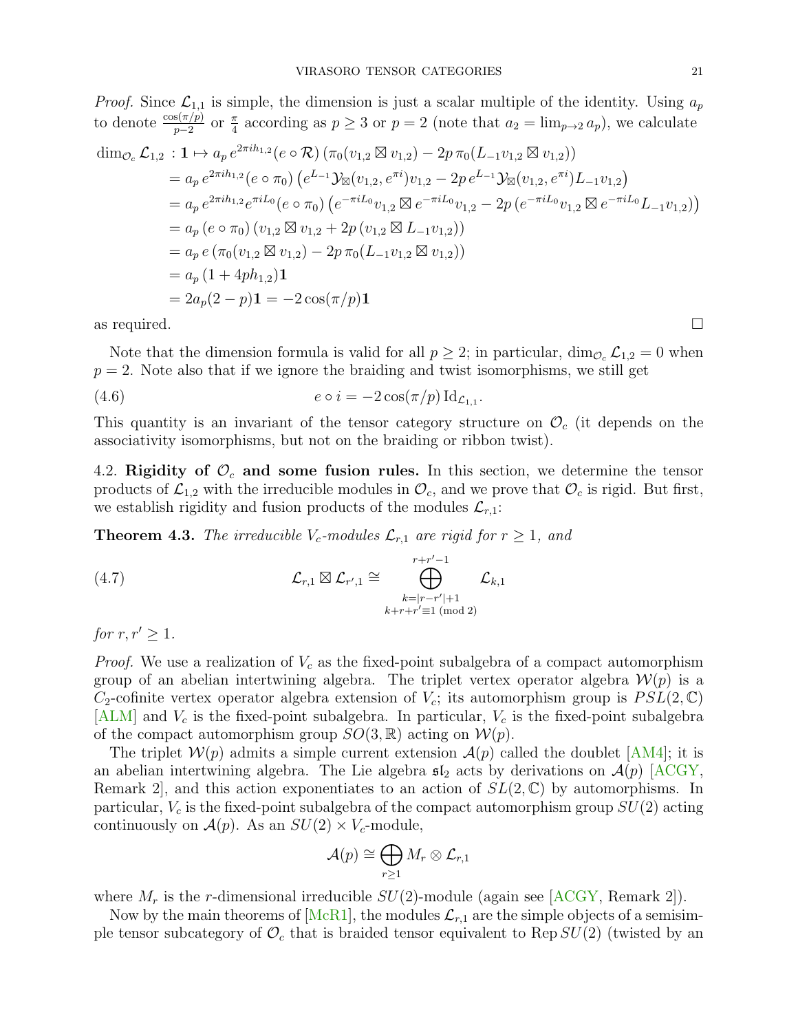*Proof.* Since $\mathcal{L}_{1,1}$ is simple, the dimension is just a scalar multiple of the identity. Using $a_p$ to denote $\frac{\cos(\pi/p)}{p-2}$ or $\frac{\pi}{4}$ according as $p \geq 3$ or $p = 2$ (note that $a_2 = \lim_{p\to 2} a_p$), we calculate

$$
\begin{aligned}
\dim_{\mathcal{O}_c} \mathcal{L}_{1,2} \,:\, \mathbf{1} \mapsto\, & a_p\, e^{2\pi i h_{1,2}} (e \circ \mathcal{R}) \left(\pi_0(v_{1,2} \boxtimes v_{1,2}) - 2p\, \pi_0(L_{-1}v_{1,2} \boxtimes v_{1,2})\right) \\
&= a_p\, e^{2\pi i h_{1,2}} (e \circ \pi_0) \left(e^{L_{-1}} \mathcal{Y}_\boxtimes(v_{1,2}, e^{\pi i}) v_{1,2} - 2p\, e^{L_{-1}} \mathcal{Y}_\boxtimes(v_{1,2}, e^{\pi i}) L_{-1} v_{1,2}\right) \\
&= a_p\, e^{2\pi i h_{1,2}} e^{\pi i L_0} (e \circ \pi_0) \left(e^{-\pi i L_0} v_{1,2} \boxtimes e^{-\pi i L_0} v_{1,2} - 2p\, (e^{-\pi i L_0} v_{1,2} \boxtimes e^{-\pi i L_0} L_{-1} v_{1,2})\right) \\
&= a_p\, (e \circ \pi_0)\left(v_{1,2} \boxtimes v_{1,2} + 2p\, (v_{1,2} \boxtimes L_{-1} v_{1,2})\right) \\
&= a_p\, e\left(\pi_0(v_{1,2} \boxtimes v_{1,2}) - 2p\, \pi_0(L_{-1} v_{1,2} \boxtimes v_{1,2})\right) \\
&= a_p\, (1 + 4p h_{1,2}) \mathbf{1} \\
&= 2a_p(2-p)\mathbf{1} = -2\cos(\pi/p)\mathbf{1}
\end{aligned}
$$

as required. □

Note that the dimension formula is valid for all $p \geq 2$; in particular, $\dim_{\mathcal{O}_c} \mathcal{L}_{1,2} = 0$ when $p = 2$. Note also that if we ignore the braiding and twist isomorphisms, we still get

$$
e \circ i = -2\cos(\pi/p)\, \mathrm{Id}_{\mathcal{L}_{1,1}}. \tag{4.6}
$$

This quantity is an invariant of the tensor category structure on $\mathcal{O}_c$ (it depends on the associativity isomorphisms, but not on the braiding or ribbon twist).

4.2. **Rigidity of $\mathcal{O}_c$ and some fusion rules.** In this section, we determine the tensor products of $\mathcal{L}_{1,2}$ with the irreducible modules in $\mathcal{O}_c$, and we prove that $\mathcal{O}_c$ is rigid. But first, we establish rigidity and fusion products of the modules $\mathcal{L}_{r,1}$:

**Theorem 4.3.** *The irreducible $V_c$-modules $\mathcal{L}_{r,1}$ are rigid for $r \geq 1$, and*

$$
\mathcal{L}_{r,1} \boxtimes \mathcal{L}_{r',1} \cong \bigoplus_{\substack{k=|r-r'|+1 \\ k+r+r' \equiv 1 \ (\mathrm{mod}\ 2)}}^{r+r'-1} \mathcal{L}_{k,1} \tag{4.7}
$$

*for $r, r' \geq 1$.*

*Proof.* We use a realization of $V_c$ as the fixed-point subalgebra of a compact automorphism group of an abelian intertwining algebra. The triplet vertex operator algebra $\mathcal{W}(p)$ is a $C_2$-cofinite vertex operator algebra extension of $V_c$; its automorphism group is $PSL(2, \mathbb{C})$ [ALM] and $V_c$ is the fixed-point subalgebra. In particular, $V_c$ is the fixed-point subalgebra of the compact automorphism group $SO(3, \mathbb{R})$ acting on $\mathcal{W}(p)$.

The triplet $\mathcal{W}(p)$ admits a simple current extension $\mathcal{A}(p)$ called the doublet [AM4]; it is an abelian intertwining algebra. The Lie algebra $\mathfrak{sl}_2$ acts by derivations on $\mathcal{A}(p)$ [ACGY, Remark 2], and this action exponentiates to an action of $SL(2, \mathbb{C})$ by automorphisms. In particular, $V_c$ is the fixed-point subalgebra of the compact automorphism group $SU(2)$ acting continuously on $\mathcal{A}(p)$. As an $SU(2) \times V_c$-module,

$$
\mathcal{A}(p) \cong \bigoplus_{r \geq 1} M_r \otimes \mathcal{L}_{r,1}
$$

where $M_r$ is the $r$-dimensional irreducible $SU(2)$-module (again see [ACGY, Remark 2]).

Now by the main theorems of [McR1], the modules $\mathcal{L}_{r,1}$ are the simple objects of a semisimple tensor subcategory of $\mathcal{O}_c$ that is braided tensor equivalent to $\mathrm{Rep}\, SU(2)$ (twisted by an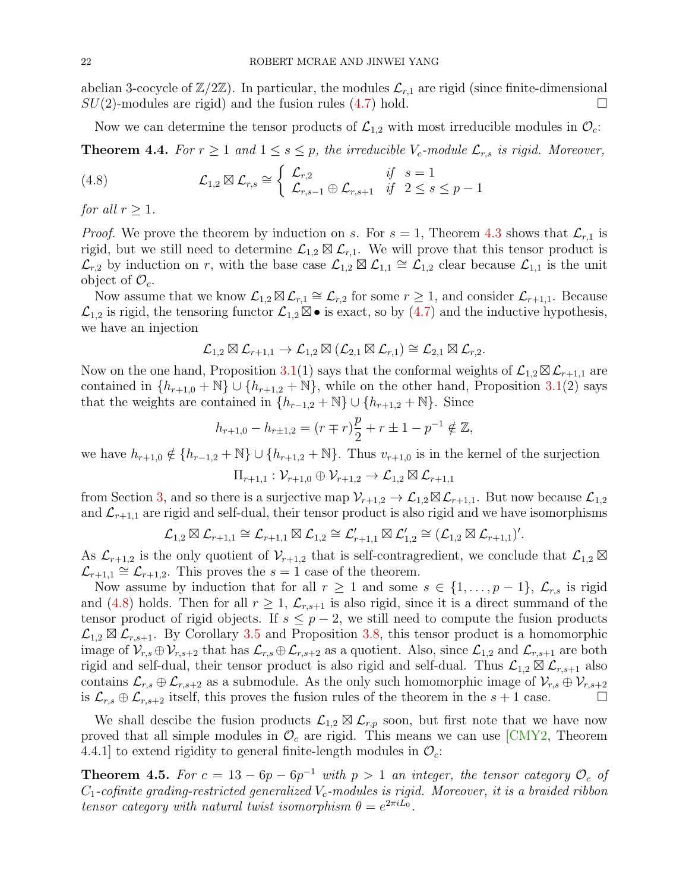abelian 3-cocycle of $\mathbb{Z}/2\mathbb{Z}$). In particular, the modules $\mathcal{L}_{r,1}$ are rigid (since finite-dimensional $SU(2)$-modules are rigid) and the fusion rules (4.7) hold. $\square$

Now we can determine the tensor products of $\mathcal{L}_{1,2}$ with most irreducible modules in $\mathcal{O}_c$:

**Theorem 4.4.** *For $r \geq 1$ and $1 \leq s \leq p$, the irreducible $V_c$-module $\mathcal{L}_{r,s}$ is rigid. Moreover,*

$$\mathcal{L}_{1,2} \boxtimes \mathcal{L}_{r,s} \cong \begin{cases} \mathcal{L}_{r,2} & \text{if} \quad s = 1 \\ \mathcal{L}_{r,s-1} \oplus \mathcal{L}_{r,s+1} & \text{if} \quad 2 \leq s \leq p-1 \end{cases} \tag{4.8}$$

*for all $r \geq 1$.*

*Proof.* We prove the theorem by induction on $s$. For $s = 1$, Theorem 4.3 shows that $\mathcal{L}_{r,1}$ is rigid, but we still need to determine $\mathcal{L}_{1,2} \boxtimes \mathcal{L}_{r,1}$. We will prove that this tensor product is $\mathcal{L}_{r,2}$ by induction on $r$, with the base case $\mathcal{L}_{1,2} \boxtimes \mathcal{L}_{1,1} \cong \mathcal{L}_{1,2}$ clear because $\mathcal{L}_{1,1}$ is the unit object of $\mathcal{O}_c$.

Now assume that we know $\mathcal{L}_{1,2} \boxtimes \mathcal{L}_{r,1} \cong \mathcal{L}_{r,2}$ for some $r \geq 1$, and consider $\mathcal{L}_{r+1,1}$. Because $\mathcal{L}_{1,2}$ is rigid, the tensoring functor $\mathcal{L}_{1,2} \boxtimes \bullet$ is exact, so by (4.7) and the inductive hypothesis, we have an injection

$$\mathcal{L}_{1,2} \boxtimes \mathcal{L}_{r+1,1} \to \mathcal{L}_{1,2} \boxtimes (\mathcal{L}_{2,1} \boxtimes \mathcal{L}_{r,1}) \cong \mathcal{L}_{2,1} \boxtimes \mathcal{L}_{r,2}.$$

Now on the one hand, Proposition 3.1(1) says that the conformal weights of $\mathcal{L}_{1,2} \boxtimes \mathcal{L}_{r+1,1}$ are contained in $\{h_{r+1,0} + \mathbb{N}\} \cup \{h_{r+1,2} + \mathbb{N}\}$, while on the other hand, Proposition 3.1(2) says that the weights are contained in $\{h_{r-1,2} + \mathbb{N}\} \cup \{h_{r+1,2} + \mathbb{N}\}$. Since

$$h_{r+1,0} - h_{r\pm 1,2} = (r \mp r)\frac{p}{2} + r \pm 1 - p^{-1} \notin \mathbb{Z},$$

we have $h_{r+1,0} \notin \{h_{r-1,2} + \mathbb{N}\} \cup \{h_{r+1,2} + \mathbb{N}\}$. Thus $v_{r+1,0}$ is in the kernel of the surjection

$$\Pi_{r+1,1} : \mathcal{V}_{r+1,0} \oplus \mathcal{V}_{r+1,2} \to \mathcal{L}_{1,2} \boxtimes \mathcal{L}_{r+1,1}$$

from Section 3, and so there is a surjective map $\mathcal{V}_{r+1,2} \to \mathcal{L}_{1,2} \boxtimes \mathcal{L}_{r+1,1}$. But now because $\mathcal{L}_{1,2}$ and $\mathcal{L}_{r+1,1}$ are rigid and self-dual, their tensor product is also rigid and we have isomorphisms

$$\mathcal{L}_{1,2} \boxtimes \mathcal{L}_{r+1,1} \cong \mathcal{L}_{r+1,1} \boxtimes \mathcal{L}_{1,2} \cong \mathcal{L}'_{r+1,1} \boxtimes \mathcal{L}'_{1,2} \cong (\mathcal{L}_{1,2} \boxtimes \mathcal{L}_{r+1,1})'.$$

As $\mathcal{L}_{r+1,2}$ is the only quotient of $\mathcal{V}_{r+1,2}$ that is self-contragredient, we conclude that $\mathcal{L}_{1,2} \boxtimes \mathcal{L}_{r+1,1} \cong \mathcal{L}_{r+1,2}$. This proves the $s = 1$ case of the theorem.

Now assume by induction that for all $r \geq 1$ and some $s \in \{1, \ldots, p-1\}$, $\mathcal{L}_{r,s}$ is rigid and (4.8) holds. Then for all $r \geq 1$, $\mathcal{L}_{r,s+1}$ is also rigid, since it is a direct summand of the tensor product of rigid objects. If $s \leq p-2$, we still need to compute the fusion products $\mathcal{L}_{1,2} \boxtimes \mathcal{L}_{r,s+1}$. By Corollary 3.5 and Proposition 3.8, this tensor product is a homomorphic image of $\mathcal{V}_{r,s} \oplus \mathcal{V}_{r,s+2}$ that has $\mathcal{L}_{r,s} \oplus \mathcal{L}_{r,s+2}$ as a quotient. Also, since $\mathcal{L}_{1,2}$ and $\mathcal{L}_{r,s+1}$ are both rigid and self-dual, their tensor product is also rigid and self-dual. Thus $\mathcal{L}_{1,2} \boxtimes \mathcal{L}_{r,s+1}$ also contains $\mathcal{L}_{r,s} \oplus \mathcal{L}_{r,s+2}$ as a submodule. As the only such homomorphic image of $\mathcal{V}_{r,s} \oplus \mathcal{V}_{r,s+2}$ is $\mathcal{L}_{r,s} \oplus \mathcal{L}_{r,s+2}$ itself, this proves the fusion rules of the theorem in the $s+1$ case. $\square$

We shall descibe the fusion products $\mathcal{L}_{1,2} \boxtimes \mathcal{L}_{r,p}$ soon, but first note that we have now proved that all simple modules in $\mathcal{O}_c$ are rigid. This means we can use [CMY2, Theorem 4.4.1] to extend rigidity to general finite-length modules in $\mathcal{O}_c$:

**Theorem 4.5.** *For $c = 13 - 6p - 6p^{-1}$ with $p > 1$ an integer, the tensor category $\mathcal{O}_c$ of $C_1$-cofinite grading-restricted generalized $V_c$-modules is rigid. Moreover, it is a braided ribbon tensor category with natural twist isomorphism $\theta = e^{2\pi i L_0}$.*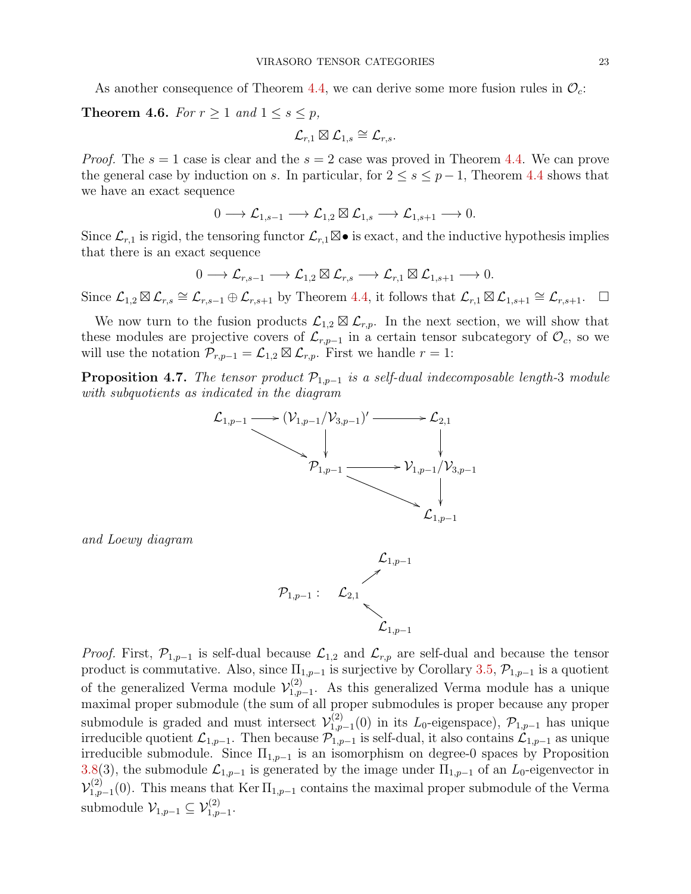As another consequence of Theorem 4.4, we can derive some more fusion rules in $\mathcal{O}_c$:

**Theorem 4.6.** *For $r \geq 1$ and $1 \leq s \leq p$,*

$$\mathcal{L}_{r,1} \boxtimes \mathcal{L}_{1,s} \cong \mathcal{L}_{r,s}.$$

*Proof.* The $s = 1$ case is clear and the $s = 2$ case was proved in Theorem 4.4. We can prove the general case by induction on $s$. In particular, for $2 \leq s \leq p-1$, Theorem 4.4 shows that we have an exact sequence

$$0 \longrightarrow \mathcal{L}_{1,s-1} \longrightarrow \mathcal{L}_{1,2} \boxtimes \mathcal{L}_{1,s} \longrightarrow \mathcal{L}_{1,s+1} \longrightarrow 0.$$

Since $\mathcal{L}_{r,1}$ is rigid, the tensoring functor $\mathcal{L}_{r,1} \boxtimes \bullet$ is exact, and the inductive hypothesis implies that there is an exact sequence

$$0 \longrightarrow \mathcal{L}_{r,s-1} \longrightarrow \mathcal{L}_{1,2} \boxtimes \mathcal{L}_{r,s} \longrightarrow \mathcal{L}_{r,1} \boxtimes \mathcal{L}_{1,s+1} \longrightarrow 0.$$

Since $\mathcal{L}_{1,2} \boxtimes \mathcal{L}_{r,s} \cong \mathcal{L}_{r,s-1} \oplus \mathcal{L}_{r,s+1}$ by Theorem 4.4, it follows that $\mathcal{L}_{r,1} \boxtimes \mathcal{L}_{1,s+1} \cong \mathcal{L}_{r,s+1}$. $\square$

We now turn to the fusion products $\mathcal{L}_{1,2} \boxtimes \mathcal{L}_{r,p}$. In the next section, we will show that these modules are projective covers of $\mathcal{L}_{r,p-1}$ in a certain tensor subcategory of $\mathcal{O}_c$, so we will use the notation $\mathcal{P}_{r,p-1} = \mathcal{L}_{1,2} \boxtimes \mathcal{L}_{r,p}$. First we handle $r = 1$:

**Proposition 4.7.** *The tensor product $\mathcal{P}_{1,p-1}$ is a self-dual indecomposable length-3 module with subquotients as indicated in the diagram*

$$\begin{array}{ccccc}
\mathcal{L}_{1,p-1} & \longrightarrow & (\mathcal{V}_{1,p-1}/\mathcal{V}_{3,p-1})' & \longrightarrow & \mathcal{L}_{2,1} \\
 & \searrow & \downarrow & & \downarrow \\
 & & \mathcal{P}_{1,p-1} & \longrightarrow & \mathcal{V}_{1,p-1}/\mathcal{V}_{3,p-1} \\
 & & & \searrow & \downarrow \\
 & & & & \mathcal{L}_{1,p-1}
\end{array}$$

*and Loewy diagram*

$$\mathcal{P}_{1,p-1}: \quad \begin{array}{ccc} & & \mathcal{L}_{1,p-1} \\ & \nearrow & \\ \mathcal{L}_{2,1} & & \\ & \nwarrow & \\ & & \mathcal{L}_{1,p-1} \end{array}$$

*Proof.* First, $\mathcal{P}_{1,p-1}$ is self-dual because $\mathcal{L}_{1,2}$ and $\mathcal{L}_{r,p}$ are self-dual and because the tensor product is commutative. Also, since $\Pi_{1,p-1}$ is surjective by Corollary 3.5, $\mathcal{P}_{1,p-1}$ is a quotient of the generalized Verma module $\mathcal{V}^{(2)}_{1,p-1}$. As this generalized Verma module has a unique maximal proper submodule (the sum of all proper submodules is proper because any proper submodule is graded and must intersect $\mathcal{V}^{(2)}_{1,p-1}(0)$ in its $L_0$-eigenspace), $\mathcal{P}_{1,p-1}$ has unique irreducible quotient $\mathcal{L}_{1,p-1}$. Then because $\mathcal{P}_{1,p-1}$ is self-dual, it also contains $\mathcal{L}_{1,p-1}$ as unique irreducible submodule. Since $\Pi_{1,p-1}$ is an isomorphism on degree-0 spaces by Proposition 3.8(3), the submodule $\mathcal{L}_{1,p-1}$ is generated by the image under $\Pi_{1,p-1}$ of an $L_0$-eigenvector in $\mathcal{V}^{(2)}_{1,p-1}(0)$. This means that $\operatorname{Ker} \Pi_{1,p-1}$ contains the maximal proper submodule of the Verma submodule $\mathcal{V}_{1,p-1} \subseteq \mathcal{V}^{(2)}_{1,p-1}$.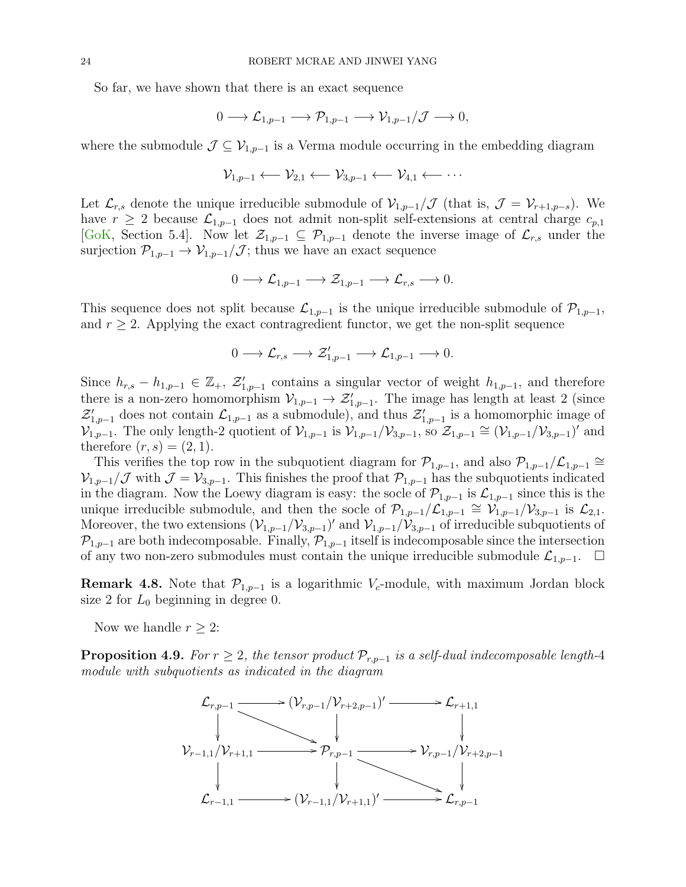So far, we have shown that there is an exact sequence

$$0 \longrightarrow \mathcal{L}_{1,p-1} \longrightarrow \mathcal{P}_{1,p-1} \longrightarrow \mathcal{V}_{1,p-1}/\mathcal{J} \longrightarrow 0,$$

where the submodule $\mathcal{J} \subseteq \mathcal{V}_{1,p-1}$ is a Verma module occurring in the embedding diagram

$$\mathcal{V}_{1,p-1} \longleftarrow \mathcal{V}_{2,1} \longleftarrow \mathcal{V}_{3,p-1} \longleftarrow \mathcal{V}_{4,1} \longleftarrow \cdots$$

Let $\mathcal{L}_{r,s}$ denote the unique irreducible submodule of $\mathcal{V}_{1,p-1}/\mathcal{J}$ (that is, $\mathcal{J} = \mathcal{V}_{r+1,p-s}$). We have $r \geq 2$ because $\mathcal{L}_{1,p-1}$ does not admit non-split self-extensions at central charge $c_{p,1}$ [GoK, Section 5.4]. Now let $\mathcal{Z}_{1,p-1} \subseteq \mathcal{P}_{1,p-1}$ denote the inverse image of $\mathcal{L}_{r,s}$ under the surjection $\mathcal{P}_{1,p-1} \to \mathcal{V}_{1,p-1}/\mathcal{J}$; thus we have an exact sequence

$$0 \longrightarrow \mathcal{L}_{1,p-1} \longrightarrow \mathcal{Z}_{1,p-1} \longrightarrow \mathcal{L}_{r,s} \longrightarrow 0.$$

This sequence does not split because $\mathcal{L}_{1,p-1}$ is the unique irreducible submodule of $\mathcal{P}_{1,p-1}$, and $r \geq 2$. Applying the exact contragredient functor, we get the non-split sequence

$$0 \longrightarrow \mathcal{L}_{r,s} \longrightarrow \mathcal{Z}'_{1,p-1} \longrightarrow \mathcal{L}_{1,p-1} \longrightarrow 0.$$

Since $h_{r,s} - h_{1,p-1} \in \mathbb{Z}_+$, $\mathcal{Z}'_{1,p-1}$ contains a singular vector of weight $h_{1,p-1}$, and therefore there is a non-zero homomorphism $\mathcal{V}_{1,p-1} \to \mathcal{Z}'_{1,p-1}$. The image has length at least 2 (since $\mathcal{Z}'_{1,p-1}$ does not contain $\mathcal{L}_{1,p-1}$ as a submodule), and thus $\mathcal{Z}'_{1,p-1}$ is a homomorphic image of $\mathcal{V}_{1,p-1}$. The only length-2 quotient of $\mathcal{V}_{1,p-1}$ is $\mathcal{V}_{1,p-1}/\mathcal{V}_{3,p-1}$, so $\mathcal{Z}_{1,p-1} \cong (\mathcal{V}_{1,p-1}/\mathcal{V}_{3,p-1})'$ and therefore $(r, s) = (2, 1)$.

This verifies the top row in the subquotient diagram for $\mathcal{P}_{1,p-1}$, and also $\mathcal{P}_{1,p-1}/\mathcal{L}_{1,p-1} \cong \mathcal{V}_{1,p-1}/\mathcal{J}$ with $\mathcal{J} = \mathcal{V}_{3,p-1}$. This finishes the proof that $\mathcal{P}_{1,p-1}$ has the subquotients indicated in the diagram. Now the Loewy diagram is easy: the socle of $\mathcal{P}_{1,p-1}$ is $\mathcal{L}_{1,p-1}$ since this is the unique irreducible submodule, and then the socle of $\mathcal{P}_{1,p-1}/\mathcal{L}_{1,p-1} \cong \mathcal{V}_{1,p-1}/\mathcal{V}_{3,p-1}$ is $\mathcal{L}_{2,1}$. Moreover, the two extensions $(\mathcal{V}_{1,p-1}/\mathcal{V}_{3,p-1})'$ and $\mathcal{V}_{1,p-1}/\mathcal{V}_{3,p-1}$ of irreducible subquotients of $\mathcal{P}_{1,p-1}$ are both indecomposable. Finally, $\mathcal{P}_{1,p-1}$ itself is indecomposable since the intersection of any two non-zero submodules must contain the unique irreducible submodule $\mathcal{L}_{1,p-1}$. $\square$

**Remark 4.8.** Note that $\mathcal{P}_{1,p-1}$ is a logarithmic $V_c$-module, with maximum Jordan block size 2 for $L_0$ beginning in degree 0.

Now we handle $r \geq 2$:

**Proposition 4.9.** *For $r \geq 2$, the tensor product $\mathcal{P}_{r,p-1}$ is a self-dual indecomposable length-4 module with subquotients as indicated in the diagram*

$$\begin{array}{ccccc}
\mathcal{L}_{r,p-1} & \longrightarrow & (\mathcal{V}_{r,p-1}/\mathcal{V}_{r+2,p-1})' & \longrightarrow & \mathcal{L}_{r+1,1} \\
\downarrow & \searrow & \downarrow & & \downarrow \\
\mathcal{V}_{r-1,1}/\mathcal{V}_{r+1,1} & \longrightarrow & \mathcal{P}_{r,p-1} & \longrightarrow & \mathcal{V}_{r,p-1}/\mathcal{V}_{r+2,p-1} \\
\downarrow & & \downarrow & \searrow & \downarrow \\
\mathcal{L}_{r-1,1} & \longrightarrow & (\mathcal{V}_{r-1,1}/\mathcal{V}_{r+1,1})' & \longrightarrow & \mathcal{L}_{r,p-1}
\end{array}$$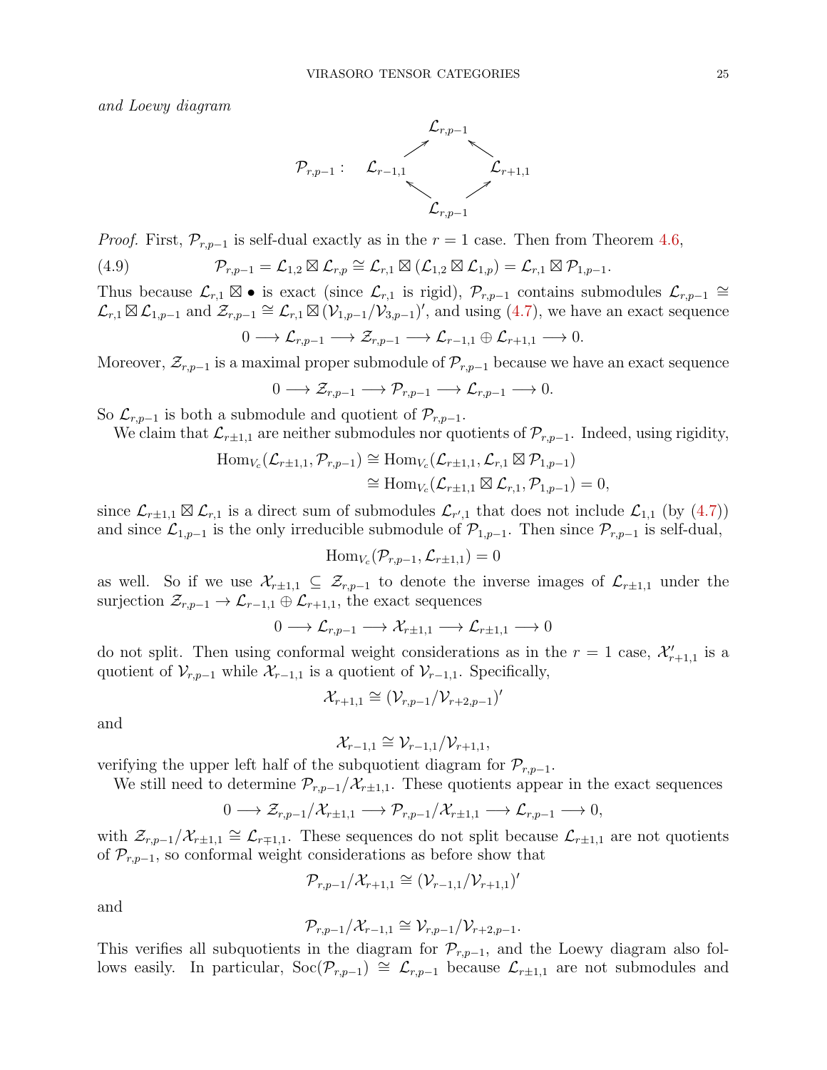*and Loewy diagram*

$$
\mathcal{P}_{r,p-1}: \quad \begin{array}{ccc} & \mathcal{L}_{r,p-1} & \\ \nearrow & & \nwarrow \\ \mathcal{L}_{r-1,1} & & \mathcal{L}_{r+1,1} \\ \nwarrow & & \nearrow \\ & \mathcal{L}_{r,p-1} & \end{array}
$$

*Proof.* First, $\mathcal{P}_{r,p-1}$ is self-dual exactly as in the $r = 1$ case. Then from Theorem 4.6,

$$
\mathcal{P}_{r,p-1} = \mathcal{L}_{1,2} \boxtimes \mathcal{L}_{r,p} \cong \mathcal{L}_{r,1} \boxtimes (\mathcal{L}_{1,2} \boxtimes \mathcal{L}_{1,p}) = \mathcal{L}_{r,1} \boxtimes \mathcal{P}_{1,p-1}. \tag{4.9}
$$

Thus because $\mathcal{L}_{r,1} \boxtimes \bullet$ is exact (since $\mathcal{L}_{r,1}$ is rigid), $\mathcal{P}_{r,p-1}$ contains submodules $\mathcal{L}_{r,p-1} \cong \mathcal{L}_{r,1} \boxtimes \mathcal{L}_{1,p-1}$ and $\mathcal{Z}_{r,p-1} \cong \mathcal{L}_{r,1} \boxtimes (\mathcal{V}_{1,p-1}/\mathcal{V}_{3,p-1})'$, and using (4.7), we have an exact sequence

$$
0 \longrightarrow \mathcal{L}_{r,p-1} \longrightarrow \mathcal{Z}_{r,p-1} \longrightarrow \mathcal{L}_{r-1,1} \oplus \mathcal{L}_{r+1,1} \longrightarrow 0.
$$

Moreover, $\mathcal{Z}_{r,p-1}$ is a maximal proper submodule of $\mathcal{P}_{r,p-1}$ because we have an exact sequence

$$
0 \longrightarrow \mathcal{Z}_{r,p-1} \longrightarrow \mathcal{P}_{r,p-1} \longrightarrow \mathcal{L}_{r,p-1} \longrightarrow 0.
$$

So $\mathcal{L}_{r,p-1}$ is both a submodule and quotient of $\mathcal{P}_{r,p-1}$.

We claim that $\mathcal{L}_{r\pm 1,1}$ are neither submodules nor quotients of $\mathcal{P}_{r,p-1}$. Indeed, using rigidity,

$$
\begin{aligned}
\mathrm{Hom}_{V_c}(\mathcal{L}_{r\pm 1,1}, \mathcal{P}_{r,p-1}) &\cong \mathrm{Hom}_{V_c}(\mathcal{L}_{r\pm 1,1}, \mathcal{L}_{r,1} \boxtimes \mathcal{P}_{1,p-1}) \\
&\cong \mathrm{Hom}_{V_c}(\mathcal{L}_{r\pm 1,1} \boxtimes \mathcal{L}_{r,1}, \mathcal{P}_{1,p-1}) = 0,
\end{aligned}
$$

since $\mathcal{L}_{r\pm 1,1} \boxtimes \mathcal{L}_{r,1}$ is a direct sum of submodules $\mathcal{L}_{r',1}$ that does not include $\mathcal{L}_{1,1}$ (by (4.7)) and since $\mathcal{L}_{1,p-1}$ is the only irreducible submodule of $\mathcal{P}_{1,p-1}$. Then since $\mathcal{P}_{r,p-1}$ is self-dual,

$$
\mathrm{Hom}_{V_c}(\mathcal{P}_{r,p-1}, \mathcal{L}_{r\pm 1,1}) = 0
$$

as well. So if we use $\mathcal{X}_{r\pm 1,1} \subseteq \mathcal{Z}_{r,p-1}$ to denote the inverse images of $\mathcal{L}_{r\pm 1,1}$ under the surjection $\mathcal{Z}_{r,p-1} \to \mathcal{L}_{r-1,1} \oplus \mathcal{L}_{r+1,1}$, the exact sequences

$$
0 \longrightarrow \mathcal{L}_{r,p-1} \longrightarrow \mathcal{X}_{r\pm 1,1} \longrightarrow \mathcal{L}_{r\pm 1,1} \longrightarrow 0
$$

do not split. Then using conformal weight considerations as in the $r = 1$ case, $\mathcal{X}'_{r+1,1}$ is a quotient of $\mathcal{V}_{r,p-1}$ while $\mathcal{X}_{r-1,1}$ is a quotient of $\mathcal{V}_{r-1,1}$. Specifically,

$$
\mathcal{X}_{r+1,1} \cong (\mathcal{V}_{r,p-1}/\mathcal{V}_{r+2,p-1})'
$$

and

$$
\mathcal{X}_{r-1,1} \cong \mathcal{V}_{r-1,1}/\mathcal{V}_{r+1,1},
$$

verifying the upper left half of the subquotient diagram for $\mathcal{P}_{r,p-1}$.

We still need to determine $\mathcal{P}_{r,p-1}/\mathcal{X}_{r\pm 1,1}$. These quotients appear in the exact sequences

$$
0 \longrightarrow \mathcal{Z}_{r,p-1}/\mathcal{X}_{r\pm 1,1} \longrightarrow \mathcal{P}_{r,p-1}/\mathcal{X}_{r\pm 1,1} \longrightarrow \mathcal{L}_{r,p-1} \longrightarrow 0,
$$

with $\mathcal{Z}_{r,p-1}/\mathcal{X}_{r\pm 1,1} \cong \mathcal{L}_{r\mp 1,1}$. These sequences do not split because $\mathcal{L}_{r\pm 1,1}$ are not quotients of $\mathcal{P}_{r,p-1}$, so conformal weight considerations as before show that

$$
\mathcal{P}_{r,p-1}/\mathcal{X}_{r+1,1} \cong (\mathcal{V}_{r-1,1}/\mathcal{V}_{r+1,1})'
$$

and

$$
\mathcal{P}_{r,p-1}/\mathcal{X}_{r-1,1} \cong \mathcal{V}_{r,p-1}/\mathcal{V}_{r+2,p-1}.
$$

This verifies all subquotients in the diagram for $\mathcal{P}_{r,p-1}$, and the Loewy diagram also follows easily. In particular, $\mathrm{Soc}(\mathcal{P}_{r,p-1}) \cong \mathcal{L}_{r,p-1}$ because $\mathcal{L}_{r\pm 1,1}$ are not submodules and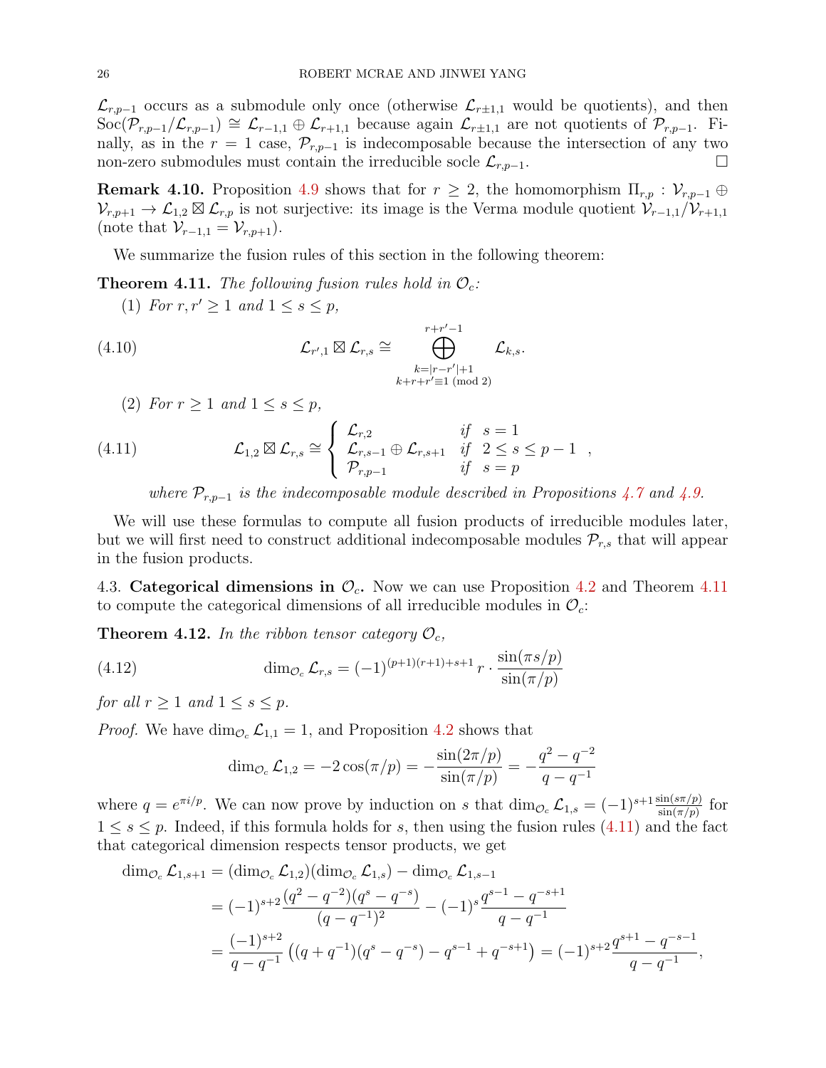$\mathcal{L}_{r,p-1}$ occurs as a submodule only once (otherwise $\mathcal{L}_{r\pm1,1}$ would be quotients), and then $\mathrm{Soc}(\mathcal{P}_{r,p-1}/\mathcal{L}_{r,p-1}) \cong \mathcal{L}_{r-1,1} \oplus \mathcal{L}_{r+1,1}$ because again $\mathcal{L}_{r\pm1,1}$ are not quotients of $\mathcal{P}_{r,p-1}$. Finally, as in the $r = 1$ case, $\mathcal{P}_{r,p-1}$ is indecomposable because the intersection of any two non-zero submodules must contain the irreducible socle $\mathcal{L}_{r,p-1}$. $\square$

**Remark 4.10.** Proposition 4.9 shows that for $r \geq 2$, the homomorphism $\Pi_{r,p} : \mathcal{V}_{r,p-1} \oplus \mathcal{V}_{r,p+1} \to \mathcal{L}_{1,2} \boxtimes \mathcal{L}_{r,p}$ is not surjective: its image is the Verma module quotient $\mathcal{V}_{r-1,1}/\mathcal{V}_{r+1,1}$ (note that $\mathcal{V}_{r-1,1} = \mathcal{V}_{r,p+1}$).

We summarize the fusion rules of this section in the following theorem:

**Theorem 4.11.** *The following fusion rules hold in $\mathcal{O}_c$:*

(1) *For $r, r' \geq 1$ and $1 \leq s \leq p$,*

$$\mathcal{L}_{r',1} \boxtimes \mathcal{L}_{r,s} \cong \bigoplus_{\substack{k=|r-r'|+1 \\ k+r+r' \equiv 1 \pmod 2}}^{r+r'-1} \mathcal{L}_{k,s}. \tag{4.10}$$

(2) *For $r \geq 1$ and $1 \leq s \leq p$,*

$$\mathcal{L}_{1,2} \boxtimes \mathcal{L}_{r,s} \cong \begin{cases} \mathcal{L}_{r,2} & \text{if} \quad s = 1 \\ \mathcal{L}_{r,s-1} \oplus \mathcal{L}_{r,s+1} & \text{if} \quad 2 \leq s \leq p-1 \\ \mathcal{P}_{r,p-1} & \text{if} \quad s = p \end{cases}, \tag{4.11}$$

*where $\mathcal{P}_{r,p-1}$ is the indecomposable module described in Propositions 4.7 and 4.9.*

We will use these formulas to compute all fusion products of irreducible modules later, but we will first need to construct additional indecomposable modules $\mathcal{P}_{r,s}$ that will appear in the fusion products.

4.3. **Categorical dimensions in $\mathcal{O}_c$.** Now we can use Proposition 4.2 and Theorem 4.11 to compute the categorical dimensions of all irreducible modules in $\mathcal{O}_c$:

**Theorem 4.12.** *In the ribbon tensor category $\mathcal{O}_c$,*

$$\dim_{\mathcal{O}_c} \mathcal{L}_{r,s} = (-1)^{(p+1)(r+1)+s+1}\, r \cdot \frac{\sin(\pi s/p)}{\sin(\pi/p)} \tag{4.12}$$

*for all $r \geq 1$ and $1 \leq s \leq p$.*

*Proof.* We have $\dim_{\mathcal{O}_c} \mathcal{L}_{1,1} = 1$, and Proposition 4.2 shows that

$$\dim_{\mathcal{O}_c} \mathcal{L}_{1,2} = -2\cos(\pi/p) = -\frac{\sin(2\pi/p)}{\sin(\pi/p)} = -\frac{q^2 - q^{-2}}{q - q^{-1}}$$

where $q = e^{\pi i/p}$. We can now prove by induction on $s$ that $\dim_{\mathcal{O}_c} \mathcal{L}_{1,s} = (-1)^{s+1}\frac{\sin(s\pi/p)}{\sin(\pi/p)}$ for $1 \leq s \leq p$. Indeed, if this formula holds for $s$, then using the fusion rules (4.11) and the fact that categorical dimension respects tensor products, we get

$$\begin{aligned}
\dim_{\mathcal{O}_c} \mathcal{L}_{1,s+1} &= (\dim_{\mathcal{O}_c} \mathcal{L}_{1,2})(\dim_{\mathcal{O}_c} \mathcal{L}_{1,s}) - \dim_{\mathcal{O}_c} \mathcal{L}_{1,s-1} \\
&= (-1)^{s+2}\frac{(q^2 - q^{-2})(q^s - q^{-s})}{(q - q^{-1})^2} - (-1)^s \frac{q^{s-1} - q^{-s+1}}{q - q^{-1}} \\
&= \frac{(-1)^{s+2}}{q - q^{-1}}\left((q + q^{-1})(q^s - q^{-s}) - q^{s-1} + q^{-s+1}\right) = (-1)^{s+2}\frac{q^{s+1} - q^{-s-1}}{q - q^{-1}},
\end{aligned}$$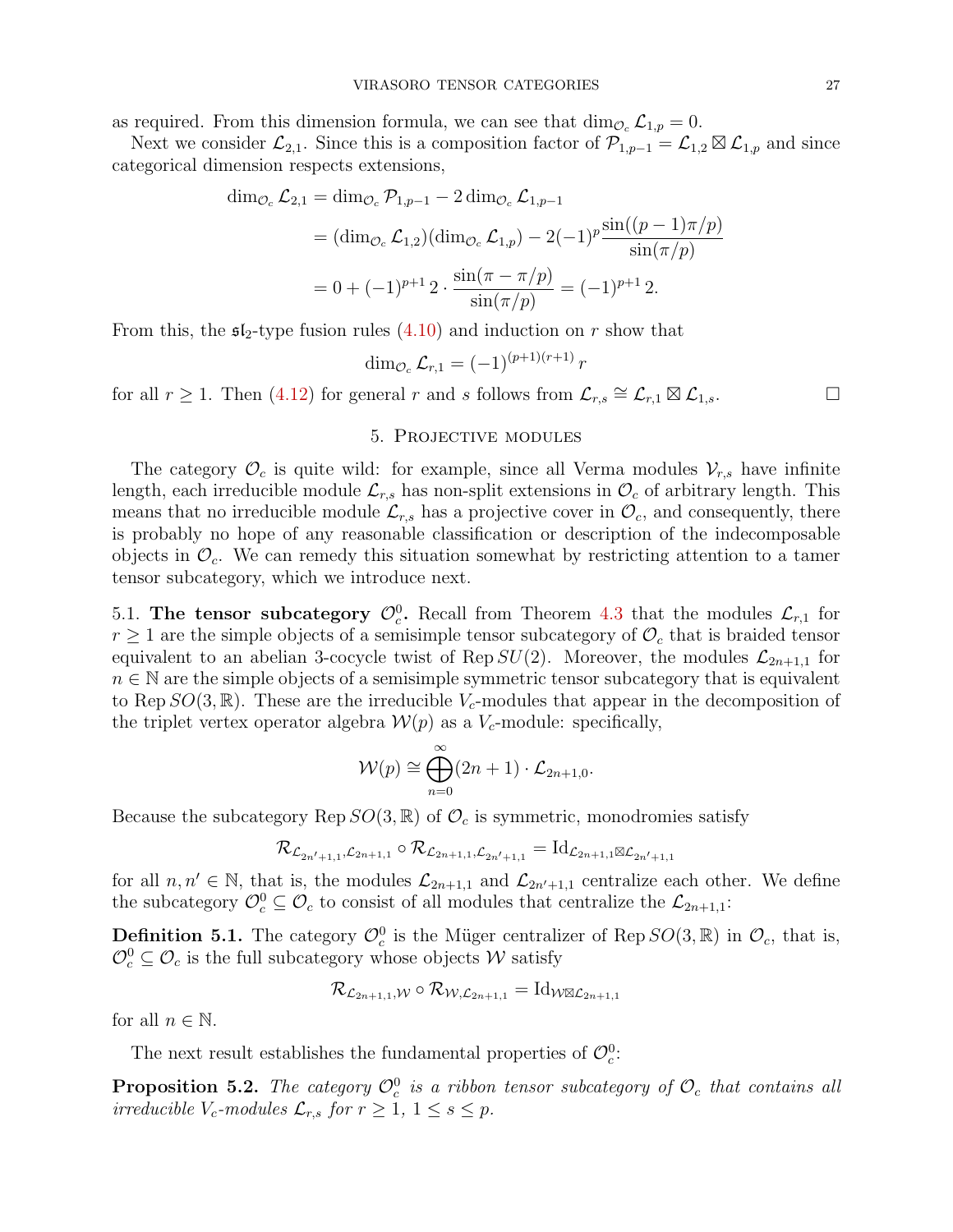as required. From this dimension formula, we can see that $\dim_{\mathcal{O}_c} \mathcal{L}_{1,p} = 0$.

Next we consider $\mathcal{L}_{2,1}$. Since this is a composition factor of $\mathcal{P}_{1,p-1} = \mathcal{L}_{1,2} \boxtimes \mathcal{L}_{1,p}$ and since categorical dimension respects extensions,

$$\begin{aligned}
\dim_{\mathcal{O}_c} \mathcal{L}_{2,1} &= \dim_{\mathcal{O}_c} \mathcal{P}_{1,p-1} - 2 \dim_{\mathcal{O}_c} \mathcal{L}_{1,p-1} \\
&= (\dim_{\mathcal{O}_c} \mathcal{L}_{1,2})(\dim_{\mathcal{O}_c} \mathcal{L}_{1,p}) - 2(-1)^p \frac{\sin((p-1)\pi/p)}{\sin(\pi/p)} \\
&= 0 + (-1)^{p+1}\, 2 \cdot \frac{\sin(\pi - \pi/p)}{\sin(\pi/p)} = (-1)^{p+1}\, 2.
\end{aligned}$$

From this, the $\mathfrak{sl}_2$-type fusion rules (4.10) and induction on $r$ show that

$$\dim_{\mathcal{O}_c} \mathcal{L}_{r,1} = (-1)^{(p+1)(r+1)}\, r$$

for all $r \geq 1$. Then (4.12) for general $r$ and $s$ follows from $\mathcal{L}_{r,s} \cong \mathcal{L}_{r,1} \boxtimes \mathcal{L}_{1,s}$. □

## 5. Projective modules

The category $\mathcal{O}_c$ is quite wild: for example, since all Verma modules $\mathcal{V}_{r,s}$ have infinite length, each irreducible module $\mathcal{L}_{r,s}$ has non-split extensions in $\mathcal{O}_c$ of arbitrary length. This means that no irreducible module $\mathcal{L}_{r,s}$ has a projective cover in $\mathcal{O}_c$, and consequently, there is probably no hope of any reasonable classification or description of the indecomposable objects in $\mathcal{O}_c$. We can remedy this situation somewhat by restricting attention to a tamer tensor subcategory, which we introduce next.

5.1. **The tensor subcategory $\mathcal{O}_c^0$.** Recall from Theorem 4.3 that the modules $\mathcal{L}_{r,1}$ for $r \geq 1$ are the simple objects of a semisimple tensor subcategory of $\mathcal{O}_c$ that is braided tensor equivalent to an abelian 3-cocycle twist of $\operatorname{Rep} SU(2)$. Moreover, the modules $\mathcal{L}_{2n+1,1}$ for $n \in \mathbb{N}$ are the simple objects of a semisimple symmetric tensor subcategory that is equivalent to $\operatorname{Rep} SO(3,\mathbb{R})$. These are the irreducible $V_c$-modules that appear in the decomposition of the triplet vertex operator algebra $\mathcal{W}(p)$ as a $V_c$-module: specifically,

$$\mathcal{W}(p) \cong \bigoplus_{n=0}^{\infty} (2n+1) \cdot \mathcal{L}_{2n+1,0}.$$

Because the subcategory $\operatorname{Rep} SO(3,\mathbb{R})$ of $\mathcal{O}_c$ is symmetric, monodromies satisfy

$$\mathcal{R}_{\mathcal{L}_{2n'+1,1},\mathcal{L}_{2n+1,1}} \circ \mathcal{R}_{\mathcal{L}_{2n+1,1},\mathcal{L}_{2n'+1,1}} = \mathrm{Id}_{\mathcal{L}_{2n+1,1} \boxtimes \mathcal{L}_{2n'+1,1}}$$

for all $n, n' \in \mathbb{N}$, that is, the modules $\mathcal{L}_{2n+1,1}$ and $\mathcal{L}_{2n'+1,1}$ centralize each other. We define the subcategory $\mathcal{O}_c^0 \subseteq \mathcal{O}_c$ to consist of all modules that centralize the $\mathcal{L}_{2n+1,1}$:

**Definition 5.1.** The category $\mathcal{O}_c^0$ is the Müger centralizer of $\operatorname{Rep} SO(3,\mathbb{R})$ in $\mathcal{O}_c$, that is, $\mathcal{O}_c^0 \subseteq \mathcal{O}_c$ is the full subcategory whose objects $\mathcal{W}$ satisfy

$$\mathcal{R}_{\mathcal{L}_{2n+1,1},\mathcal{W}} \circ \mathcal{R}_{\mathcal{W},\mathcal{L}_{2n+1,1}} = \mathrm{Id}_{\mathcal{W} \boxtimes \mathcal{L}_{2n+1,1}}$$

for all $n \in \mathbb{N}$.

The next result establishes the fundamental properties of $\mathcal{O}_c^0$:

**Proposition 5.2.** *The category $\mathcal{O}_c^0$ is a ribbon tensor subcategory of $\mathcal{O}_c$ that contains all irreducible $V_c$-modules $\mathcal{L}_{r,s}$ for $r \geq 1$, $1 \leq s \leq p$.*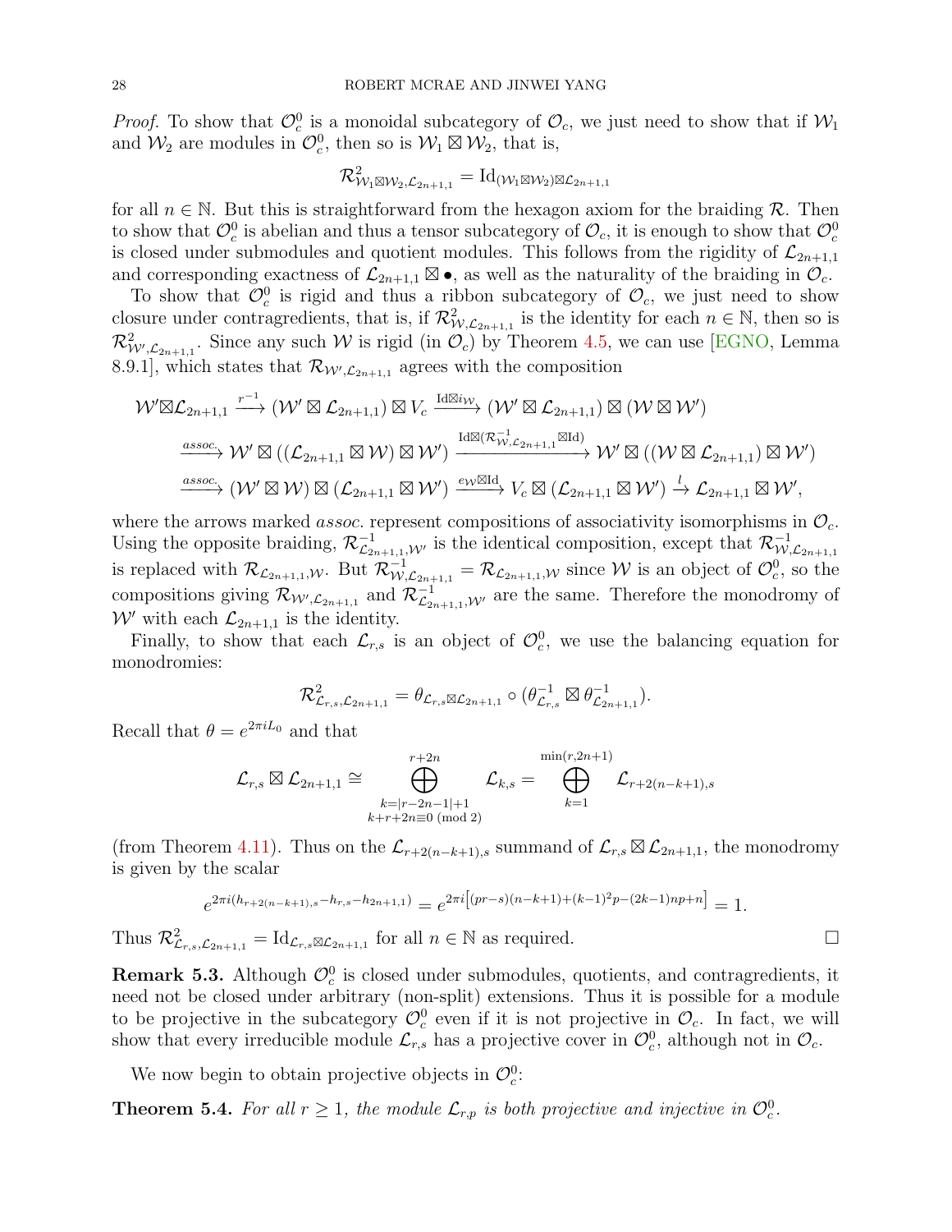*Proof.* To show that $\mathcal{O}_c^0$ is a monoidal subcategory of $\mathcal{O}_c$, we just need to show that if $\mathcal{W}_1$ and $\mathcal{W}_2$ are modules in $\mathcal{O}_c^0$, then so is $\mathcal{W}_1 \boxtimes \mathcal{W}_2$, that is,

$$\mathcal{R}^2_{\mathcal{W}_1\boxtimes\mathcal{W}_2,\mathcal{L}_{2n+1,1}} = \mathrm{Id}_{(\mathcal{W}_1\boxtimes\mathcal{W}_2)\boxtimes\mathcal{L}_{2n+1,1}}$$

for all $n \in \mathbb{N}$. But this is straightforward from the hexagon axiom for the braiding $\mathcal{R}$. Then to show that $\mathcal{O}_c^0$ is abelian and thus a tensor subcategory of $\mathcal{O}_c$, it is enough to show that $\mathcal{O}_c^0$ is closed under submodules and quotient modules. This follows from the rigidity of $\mathcal{L}_{2n+1,1}$ and corresponding exactness of $\mathcal{L}_{2n+1,1} \boxtimes \bullet$, as well as the naturality of the braiding in $\mathcal{O}_c$.

To show that $\mathcal{O}_c^0$ is rigid and thus a ribbon subcategory of $\mathcal{O}_c$, we just need to show closure under contragredients, that is, if $\mathcal{R}^2_{\mathcal{W},\mathcal{L}_{2n+1,1}}$ is the identity for each $n \in \mathbb{N}$, then so is $\mathcal{R}^2_{\mathcal{W}',\mathcal{L}_{2n+1,1}}$. Since any such $\mathcal{W}$ is rigid (in $\mathcal{O}_c$) by Theorem 4.5, we can use [EGNO, Lemma 8.9.1], which states that $\mathcal{R}_{\mathcal{W}',\mathcal{L}_{2n+1,1}}$ agrees with the composition

$$\begin{aligned}
\mathcal{W}'\boxtimes\mathcal{L}_{2n+1,1} &\xrightarrow{r^{-1}} (\mathcal{W}'\boxtimes\mathcal{L}_{2n+1,1})\boxtimes V_c \xrightarrow{\mathrm{Id}\boxtimes i_{\mathcal{W}}} (\mathcal{W}'\boxtimes\mathcal{L}_{2n+1,1})\boxtimes(\mathcal{W}\boxtimes\mathcal{W}')\\
&\xrightarrow{assoc.} \mathcal{W}'\boxtimes((\mathcal{L}_{2n+1,1}\boxtimes\mathcal{W})\boxtimes\mathcal{W}') \xrightarrow{\mathrm{Id}\boxtimes(\mathcal{R}^{-1}_{\mathcal{W},\mathcal{L}_{2n+1,1}}\boxtimes\mathrm{Id})} \mathcal{W}'\boxtimes((\mathcal{W}\boxtimes\mathcal{L}_{2n+1,1})\boxtimes\mathcal{W}')\\
&\xrightarrow{assoc.} (\mathcal{W}'\boxtimes\mathcal{W})\boxtimes(\mathcal{L}_{2n+1,1}\boxtimes\mathcal{W}') \xrightarrow{e_{\mathcal{W}}\boxtimes\mathrm{Id}} V_c\boxtimes(\mathcal{L}_{2n+1,1}\boxtimes\mathcal{W}') \xrightarrow{l} \mathcal{L}_{2n+1,1}\boxtimes\mathcal{W}',
\end{aligned}$$

where the arrows marked *assoc.* represent compositions of associativity isomorphisms in $\mathcal{O}_c$. Using the opposite braiding, $\mathcal{R}^{-1}_{\mathcal{L}_{2n+1,1},\mathcal{W}'}$ is the identical composition, except that $\mathcal{R}^{-1}_{\mathcal{W},\mathcal{L}_{2n+1,1}}$ is replaced with $\mathcal{R}_{\mathcal{L}_{2n+1,1},\mathcal{W}}$. But $\mathcal{R}^{-1}_{\mathcal{W},\mathcal{L}_{2n+1,1}} = \mathcal{R}_{\mathcal{L}_{2n+1,1},\mathcal{W}}$ since $\mathcal{W}$ is an object of $\mathcal{O}_c^0$, so the compositions giving $\mathcal{R}_{\mathcal{W}',\mathcal{L}_{2n+1,1}}$ and $\mathcal{R}^{-1}_{\mathcal{L}_{2n+1,1},\mathcal{W}'}$ are the same. Therefore the monodromy of $\mathcal{W}'$ with each $\mathcal{L}_{2n+1,1}$ is the identity.

Finally, to show that each $\mathcal{L}_{r,s}$ is an object of $\mathcal{O}_c^0$, we use the balancing equation for monodromies:

$$\mathcal{R}^2_{\mathcal{L}_{r,s},\mathcal{L}_{2n+1,1}} = \theta_{\mathcal{L}_{r,s}\boxtimes\mathcal{L}_{2n+1,1}} \circ (\theta^{-1}_{\mathcal{L}_{r,s}} \boxtimes \theta^{-1}_{\mathcal{L}_{2n+1,1}}).$$

Recall that $\theta = e^{2\pi i L_0}$ and that

$$\mathcal{L}_{r,s}\boxtimes\mathcal{L}_{2n+1,1} \cong \bigoplus_{\substack{k=|r-2n-1|+1\\ k+r+2n\equiv 0 \ (\mathrm{mod}\ 2)}}^{r+2n} \mathcal{L}_{k,s} = \bigoplus_{k=1}^{\min(r,2n+1)} \mathcal{L}_{r+2(n-k+1),s}$$

(from Theorem 4.11). Thus on the $\mathcal{L}_{r+2(n-k+1),s}$ summand of $\mathcal{L}_{r,s}\boxtimes\mathcal{L}_{2n+1,1}$, the monodromy is given by the scalar

$$e^{2\pi i(h_{r+2(n-k+1),s}-h_{r,s}-h_{2n+1,1})} = e^{2\pi i\left[(pr-s)(n-k+1)+(k-1)^2p-(2k-1)np+n\right]} = 1.$$

Thus $\mathcal{R}^2_{\mathcal{L}_{r,s},\mathcal{L}_{2n+1,1}} = \mathrm{Id}_{\mathcal{L}_{r,s}\boxtimes\mathcal{L}_{2n+1,1}}$ for all $n\in\mathbb{N}$ as required. □

**Remark 5.3.** Although $\mathcal{O}_c^0$ is closed under submodules, quotients, and contragredients, it need not be closed under arbitrary (non-split) extensions. Thus it is possible for a module to be projective in the subcategory $\mathcal{O}_c^0$ even if it is not projective in $\mathcal{O}_c$. In fact, we will show that every irreducible module $\mathcal{L}_{r,s}$ has a projective cover in $\mathcal{O}_c^0$, although not in $\mathcal{O}_c$.

We now begin to obtain projective objects in $\mathcal{O}_c^0$:

**Theorem 5.4.** *For all $r \geq 1$, the module $\mathcal{L}_{r,p}$ is both projective and injective in $\mathcal{O}_c^0$.*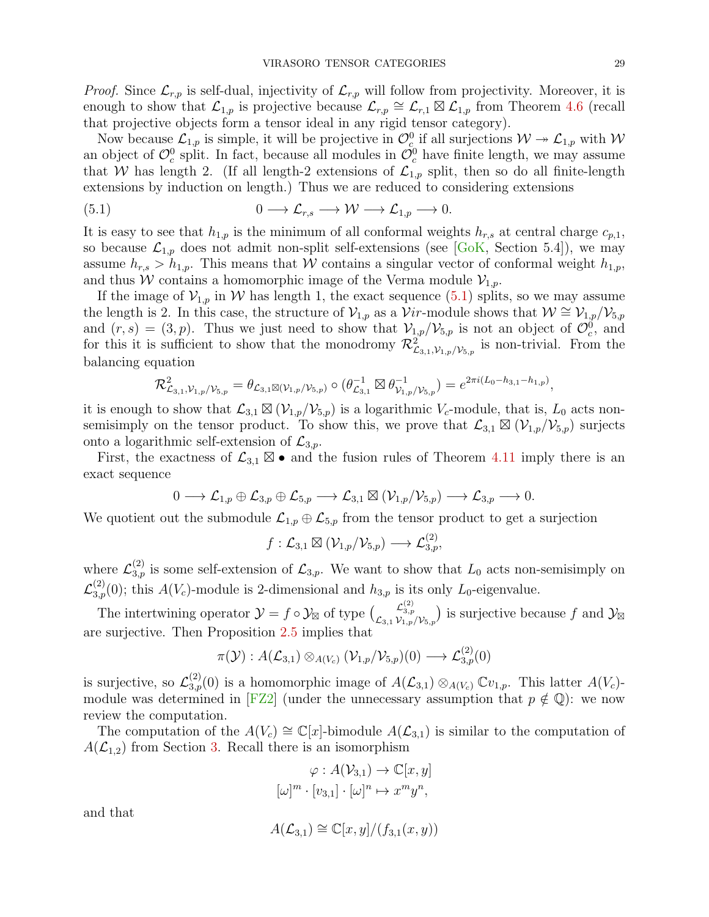*Proof.* Since $\mathcal{L}_{r,p}$ is self-dual, injectivity of $\mathcal{L}_{r,p}$ will follow from projectivity. Moreover, it is enough to show that $\mathcal{L}_{1,p}$ is projective because $\mathcal{L}_{r,p} \cong \mathcal{L}_{r,1} \boxtimes \mathcal{L}_{1,p}$ from Theorem 4.6 (recall that projective objects form a tensor ideal in any rigid tensor category).

Now because $\mathcal{L}_{1,p}$ is simple, it will be projective in $\mathcal{O}_c^0$ if all surjections $\mathcal{W} \twoheadrightarrow \mathcal{L}_{1,p}$ with $\mathcal{W}$ an object of $\mathcal{O}_c^0$ split. In fact, because all modules in $\mathcal{O}_c^0$ have finite length, we may assume that $\mathcal{W}$ has length 2. (If all length-2 extensions of $\mathcal{L}_{1,p}$ split, then so do all finite-length extensions by induction on length.) Thus we are reduced to considering extensions

$$0 \longrightarrow \mathcal{L}_{r,s} \longrightarrow \mathcal{W} \longrightarrow \mathcal{L}_{1,p} \longrightarrow 0. \tag{5.1}$$

It is easy to see that $h_{1,p}$ is the minimum of all conformal weights $h_{r,s}$ at central charge $c_{p,1}$, so because $\mathcal{L}_{1,p}$ does not admit non-split self-extensions (see [GoK, Section 5.4]), we may assume $h_{r,s} > h_{1,p}$. This means that $\mathcal{W}$ contains a singular vector of conformal weight $h_{1,p}$, and thus $\mathcal{W}$ contains a homomorphic image of the Verma module $\mathcal{V}_{1,p}$.

If the image of $\mathcal{V}_{1,p}$ in $\mathcal{W}$ has length 1, the exact sequence (5.1) splits, so we may assume the length is 2. In this case, the structure of $\mathcal{V}_{1,p}$ as a $\mathcal{V}ir$-module shows that $\mathcal{W} \cong \mathcal{V}_{1,p}/\mathcal{V}_{5,p}$ and $(r,s) = (3,p)$. Thus we just need to show that $\mathcal{V}_{1,p}/\mathcal{V}_{5,p}$ is not an object of $\mathcal{O}_c^0$, and for this it is sufficient to show that the monodromy $\mathcal{R}^2_{\mathcal{L}_{3,1},\mathcal{V}_{1,p}/\mathcal{V}_{5,p}}$ is non-trivial. From the balancing equation

$$\mathcal{R}^2_{\mathcal{L}_{3,1},\mathcal{V}_{1,p}/\mathcal{V}_{5,p}} = \theta_{\mathcal{L}_{3,1}\boxtimes(\mathcal{V}_{1,p}/\mathcal{V}_{5,p})} \circ (\theta^{-1}_{\mathcal{L}_{3,1}} \boxtimes \theta^{-1}_{\mathcal{V}_{1,p}/\mathcal{V}_{5,p}}) = e^{2\pi i(L_0 - h_{3,1} - h_{1,p})},$$

it is enough to show that $\mathcal{L}_{3,1} \boxtimes (\mathcal{V}_{1,p}/\mathcal{V}_{5,p})$ is a logarithmic $V_c$-module, that is, $L_0$ acts non-semisimply on the tensor product. To show this, we prove that $\mathcal{L}_{3,1} \boxtimes (\mathcal{V}_{1,p}/\mathcal{V}_{5,p})$ surjects onto a logarithmic self-extension of $\mathcal{L}_{3,p}$.

First, the exactness of $\mathcal{L}_{3,1} \boxtimes \bullet$ and the fusion rules of Theorem 4.11 imply there is an exact sequence

$$0 \longrightarrow \mathcal{L}_{1,p} \oplus \mathcal{L}_{3,p} \oplus \mathcal{L}_{5,p} \longrightarrow \mathcal{L}_{3,1} \boxtimes (\mathcal{V}_{1,p}/\mathcal{V}_{5,p}) \longrightarrow \mathcal{L}_{3,p} \longrightarrow 0.$$

We quotient out the submodule $\mathcal{L}_{1,p} \oplus \mathcal{L}_{5,p}$ from the tensor product to get a surjection

$$f : \mathcal{L}_{3,1} \boxtimes (\mathcal{V}_{1,p}/\mathcal{V}_{5,p}) \longrightarrow \mathcal{L}^{(2)}_{3,p},$$

where $\mathcal{L}^{(2)}_{3,p}$ is some self-extension of $\mathcal{L}_{3,p}$. We want to show that $L_0$ acts non-semisimply on $\mathcal{L}^{(2)}_{3,p}(0)$; this $A(V_c)$-module is 2-dimensional and $h_{3,p}$ is its only $L_0$-eigenvalue.

The intertwining operator $\mathcal{Y} = f \circ \mathcal{Y}_\boxtimes$ of type $\binom{\mathcal{L}^{(2)}_{3,p}}{\mathcal{L}_{3,1}\;\mathcal{V}_{1,p}/\mathcal{V}_{5,p}}$ is surjective because $f$ and $\mathcal{Y}_\boxtimes$ are surjective. Then Proposition 2.5 implies that

$$\pi(\mathcal{Y}) : A(\mathcal{L}_{3,1}) \otimes_{A(V_c)} (\mathcal{V}_{1,p}/\mathcal{V}_{5,p})(0) \longrightarrow \mathcal{L}^{(2)}_{3,p}(0)$$

is surjective, so $\mathcal{L}^{(2)}_{3,p}(0)$ is a homomorphic image of $A(\mathcal{L}_{3,1}) \otimes_{A(V_c)} \mathbb{C}v_{1,p}$. This latter $A(V_c)$-module was determined in [FZ2] (under the unnecessary assumption that $p \notin \mathbb{Q}$): we now review the computation.

The computation of the $A(V_c) \cong \mathbb{C}[x]$-bimodule $A(\mathcal{L}_{3,1})$ is similar to the computation of $A(\mathcal{L}_{1,2})$ from Section 3. Recall there is an isomorphism

$$\varphi : A(\mathcal{V}_{3,1}) \to \mathbb{C}[x,y]$$
$$[\omega]^m \cdot [v_{3,1}] \cdot [\omega]^n \mapsto x^m y^n,$$

and that

$$A(\mathcal{L}_{3,1}) \cong \mathbb{C}[x,y]/(f_{3,1}(x,y))$$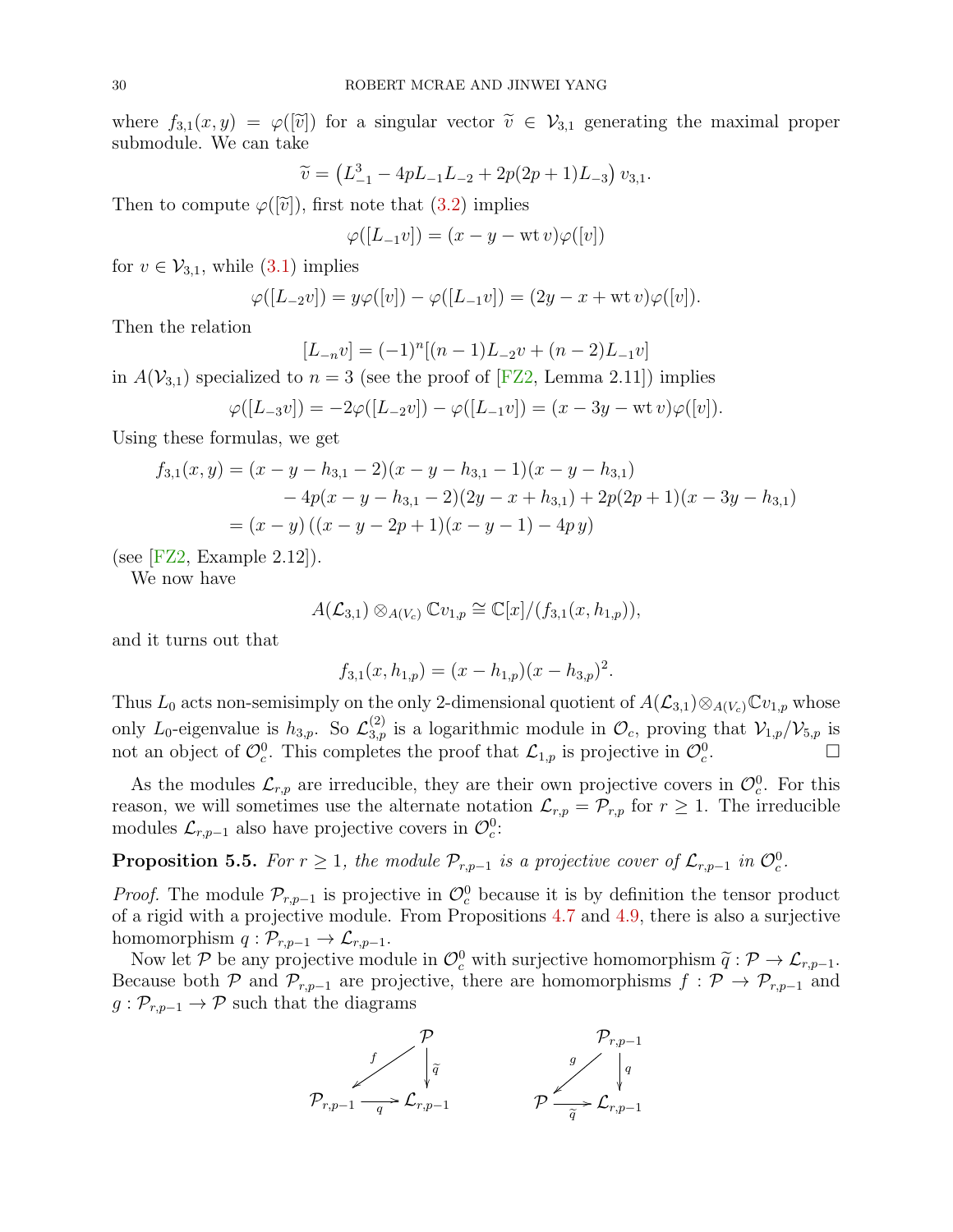where $f_{3,1}(x,y) = \varphi([\widetilde{v}])$ for a singular vector $\widetilde{v} \in \mathcal{V}_{3,1}$ generating the maximal proper submodule. We can take

$$\widetilde{v} = \left(L_{-1}^3 - 4pL_{-1}L_{-2} + 2p(2p+1)L_{-3}\right) v_{3,1}.$$

Then to compute $\varphi([\widetilde{v}])$, first note that (3.2) implies

$$\varphi([L_{-1}v]) = (x - y - \mathrm{wt}\, v)\varphi([v])$$

for $v \in \mathcal{V}_{3,1}$, while (3.1) implies

$$\varphi([L_{-2}v]) = y\varphi([v]) - \varphi([L_{-1}v]) = (2y - x + \mathrm{wt}\, v)\varphi([v]).$$

Then the relation

$$[L_{-n}v] = (-1)^n[(n-1)L_{-2}v + (n-2)L_{-1}v]$$

in $A(\mathcal{V}_{3,1})$ specialized to $n = 3$ (see the proof of [FZ2, Lemma 2.11]) implies

$$\varphi([L_{-3}v]) = -2\varphi([L_{-2}v]) - \varphi([L_{-1}v]) = (x - 3y - \mathrm{wt}\, v)\varphi([v]).$$

Using these formulas, we get

$$\begin{aligned}
f_{3,1}(x,y) &= (x - y - h_{3,1} - 2)(x - y - h_{3,1} - 1)(x - y - h_{3,1}) \\
&\qquad - 4p(x - y - h_{3,1} - 2)(2y - x + h_{3,1}) + 2p(2p+1)(x - 3y - h_{3,1}) \\
&= (x - y)\left((x - y - 2p + 1)(x - y - 1) - 4p\, y\right)
\end{aligned}$$

(see [FZ2, Example 2.12]).

We now have

$$A(\mathcal{L}_{3,1}) \otimes_{A(V_c)} \mathbb{C}v_{1,p} \cong \mathbb{C}[x]/(f_{3,1}(x, h_{1,p})),$$

and it turns out that

$$f_{3,1}(x, h_{1,p}) = (x - h_{1,p})(x - h_{3,p})^2.$$

Thus $L_0$ acts non-semisimply on the only 2-dimensional quotient of $A(\mathcal{L}_{3,1}) \otimes_{A(V_c)} \mathbb{C}v_{1,p}$ whose only $L_0$-eigenvalue is $h_{3,p}$. So $\mathcal{L}_{3,p}^{(2)}$ is a logarithmic module in $\mathcal{O}_c$, proving that $\mathcal{V}_{1,p}/\mathcal{V}_{5,p}$ is not an object of $\mathcal{O}_c^0$. This completes the proof that $\mathcal{L}_{1,p}$ is projective in $\mathcal{O}_c^0$. □

As the modules $\mathcal{L}_{r,p}$ are irreducible, they are their own projective covers in $\mathcal{O}_c^0$. For this reason, we will sometimes use the alternate notation $\mathcal{L}_{r,p} = \mathcal{P}_{r,p}$ for $r \geq 1$. The irreducible modules $\mathcal{L}_{r,p-1}$ also have projective covers in $\mathcal{O}_c^0$:

**Proposition 5.5.** *For $r \geq 1$, the module $\mathcal{P}_{r,p-1}$ is a projective cover of $\mathcal{L}_{r,p-1}$ in $\mathcal{O}_c^0$.*

*Proof.* The module $\mathcal{P}_{r,p-1}$ is projective in $\mathcal{O}_c^0$ because it is by definition the tensor product of a rigid with a projective module. From Propositions 4.7 and 4.9, there is also a surjective homomorphism $q : \mathcal{P}_{r,p-1} \to \mathcal{L}_{r,p-1}$.

Now let $\mathcal{P}$ be any projective module in $\mathcal{O}_c^0$ with surjective homomorphism $\widetilde{q} : \mathcal{P} \to \mathcal{L}_{r,p-1}$. Because both $\mathcal{P}$ and $\mathcal{P}_{r,p-1}$ are projective, there are homomorphisms $f : \mathcal{P} \to \mathcal{P}_{r,p-1}$ and $g : \mathcal{P}_{r,p-1} \to \mathcal{P}$ such that the diagrams

$$\begin{array}{ccc}
 & & \mathcal{P} \\
 & \swarrow^{f} & \downarrow{\scriptstyle \widetilde{q}} \\
\mathcal{P}_{r,p-1} & \xrightarrow[q]{} & \mathcal{L}_{r,p-1}
\end{array}
\qquad\qquad
\begin{array}{ccc}
 & & \mathcal{P}_{r,p-1} \\
 & \swarrow^{g} & \downarrow{\scriptstyle q} \\
\mathcal{P} & \xrightarrow[\widetilde{q}]{} & \mathcal{L}_{r,p-1}
\end{array}$$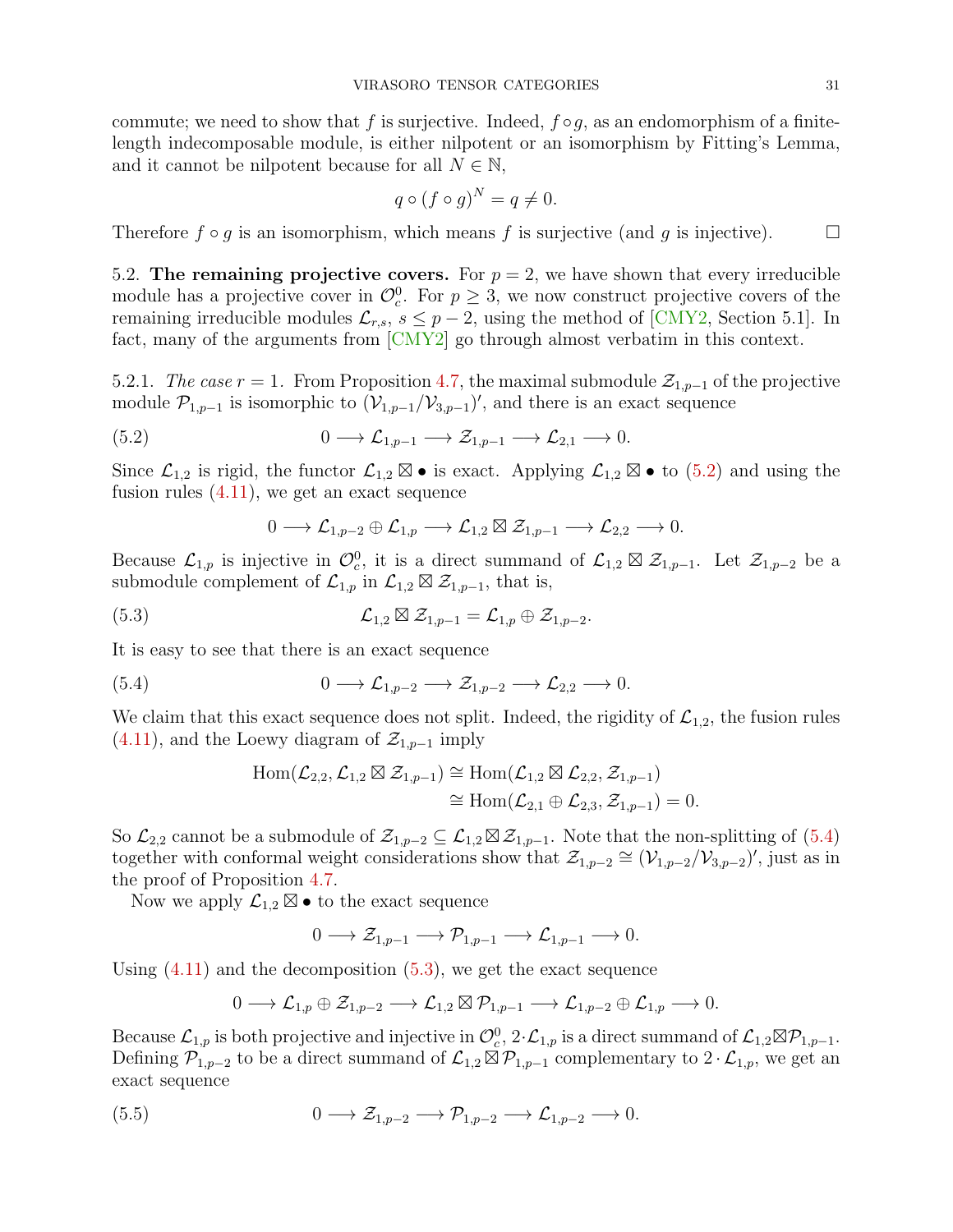commute; we need to show that $f$ is surjective. Indeed, $f \circ g$, as an endomorphism of a finite-length indecomposable module, is either nilpotent or an isomorphism by Fitting's Lemma, and it cannot be nilpotent because for all $N \in \mathbb{N}$,

$$q \circ (f \circ g)^N = q \neq 0.$$

Therefore $f \circ g$ is an isomorphism, which means $f$ is surjective (and $g$ is injective). $\square$

5.2. **The remaining projective covers.** For $p = 2$, we have shown that every irreducible module has a projective cover in $\mathcal{O}_c^0$. For $p \geq 3$, we now construct projective covers of the remaining irreducible modules $\mathcal{L}_{r,s}$, $s \leq p-2$, using the method of [CMY2, Section 5.1]. In fact, many of the arguments from [CMY2] go through almost verbatim in this context.

5.2.1. *The case* $r = 1$. From Proposition 4.7, the maximal submodule $\mathcal{Z}_{1,p-1}$ of the projective module $\mathcal{P}_{1,p-1}$ is isomorphic to $(\mathcal{V}_{1,p-1}/\mathcal{V}_{3,p-1})'$, and there is an exact sequence

$$0 \longrightarrow \mathcal{L}_{1,p-1} \longrightarrow \mathcal{Z}_{1,p-1} \longrightarrow \mathcal{L}_{2,1} \longrightarrow 0. \tag{5.2}$$

Since $\mathcal{L}_{1,2}$ is rigid, the functor $\mathcal{L}_{1,2} \boxtimes \bullet$ is exact. Applying $\mathcal{L}_{1,2} \boxtimes \bullet$ to (5.2) and using the fusion rules (4.11), we get an exact sequence

$$0 \longrightarrow \mathcal{L}_{1,p-2} \oplus \mathcal{L}_{1,p} \longrightarrow \mathcal{L}_{1,2} \boxtimes \mathcal{Z}_{1,p-1} \longrightarrow \mathcal{L}_{2,2} \longrightarrow 0.$$

Because $\mathcal{L}_{1,p}$ is injective in $\mathcal{O}_c^0$, it is a direct summand of $\mathcal{L}_{1,2} \boxtimes \mathcal{Z}_{1,p-1}$. Let $\mathcal{Z}_{1,p-2}$ be a submodule complement of $\mathcal{L}_{1,p}$ in $\mathcal{L}_{1,2} \boxtimes \mathcal{Z}_{1,p-1}$, that is,

$$\mathcal{L}_{1,2} \boxtimes \mathcal{Z}_{1,p-1} = \mathcal{L}_{1,p} \oplus \mathcal{Z}_{1,p-2}. \tag{5.3}$$

It is easy to see that there is an exact sequence

$$0 \longrightarrow \mathcal{L}_{1,p-2} \longrightarrow \mathcal{Z}_{1,p-2} \longrightarrow \mathcal{L}_{2,2} \longrightarrow 0. \tag{5.4}$$

We claim that this exact sequence does not split. Indeed, the rigidity of $\mathcal{L}_{1,2}$, the fusion rules (4.11), and the Loewy diagram of $\mathcal{Z}_{1,p-1}$ imply

$$\begin{aligned}\mathrm{Hom}(\mathcal{L}_{2,2}, \mathcal{L}_{1,2} \boxtimes \mathcal{Z}_{1,p-1}) &\cong \mathrm{Hom}(\mathcal{L}_{1,2} \boxtimes \mathcal{L}_{2,2}, \mathcal{Z}_{1,p-1})\\ &\cong \mathrm{Hom}(\mathcal{L}_{2,1} \oplus \mathcal{L}_{2,3}, \mathcal{Z}_{1,p-1}) = 0.\end{aligned}$$

So $\mathcal{L}_{2,2}$ cannot be a submodule of $\mathcal{Z}_{1,p-2} \subseteq \mathcal{L}_{1,2} \boxtimes \mathcal{Z}_{1,p-1}$. Note that the non-splitting of (5.4) together with conformal weight considerations show that $\mathcal{Z}_{1,p-2} \cong (\mathcal{V}_{1,p-2}/\mathcal{V}_{3,p-2})'$, just as in the proof of Proposition 4.7.

Now we apply $\mathcal{L}_{1,2} \boxtimes \bullet$ to the exact sequence

$$0 \longrightarrow \mathcal{Z}_{1,p-1} \longrightarrow \mathcal{P}_{1,p-1} \longrightarrow \mathcal{L}_{1,p-1} \longrightarrow 0.$$

Using (4.11) and the decomposition (5.3), we get the exact sequence

$$0 \longrightarrow \mathcal{L}_{1,p} \oplus \mathcal{Z}_{1,p-2} \longrightarrow \mathcal{L}_{1,2} \boxtimes \mathcal{P}_{1,p-1} \longrightarrow \mathcal{L}_{1,p-2} \oplus \mathcal{L}_{1,p} \longrightarrow 0.$$

Because $\mathcal{L}_{1,p}$ is both projective and injective in $\mathcal{O}_c^0$, $2 \cdot \mathcal{L}_{1,p}$ is a direct summand of $\mathcal{L}_{1,2} \boxtimes \mathcal{P}_{1,p-1}$. Defining $\mathcal{P}_{1,p-2}$ to be a direct summand of $\mathcal{L}_{1,2} \boxtimes \mathcal{P}_{1,p-1}$ complementary to $2 \cdot \mathcal{L}_{1,p}$, we get an exact sequence

$$0 \longrightarrow \mathcal{Z}_{1,p-2} \longrightarrow \mathcal{P}_{1,p-2} \longrightarrow \mathcal{L}_{1,p-2} \longrightarrow 0. \tag{5.5}$$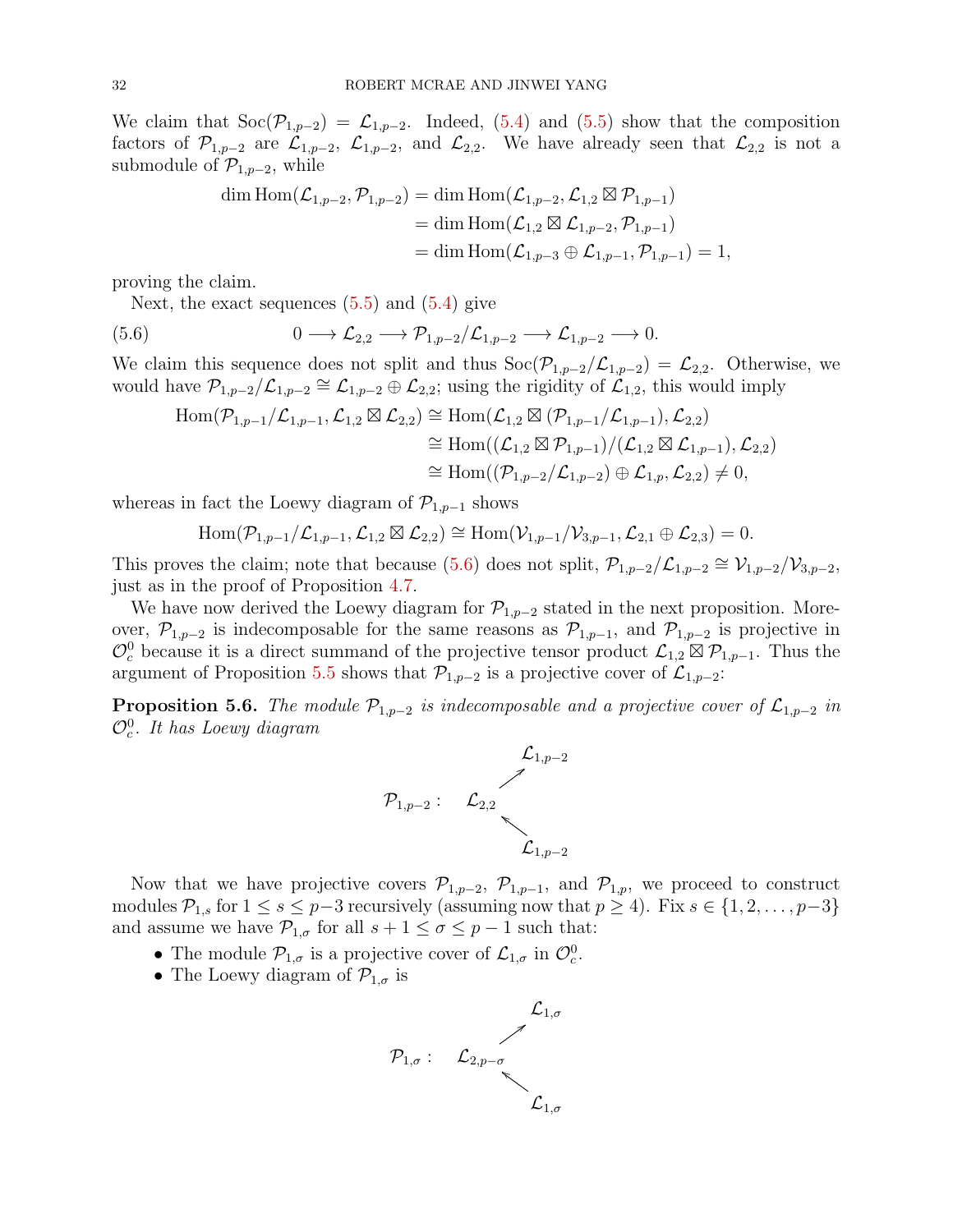We claim that $\mathrm{Soc}(\mathcal{P}_{1,p-2}) = \mathcal{L}_{1,p-2}$. Indeed, (5.4) and (5.5) show that the composition factors of $\mathcal{P}_{1,p-2}$ are $\mathcal{L}_{1,p-2}$, $\mathcal{L}_{1,p-2}$, and $\mathcal{L}_{2,2}$. We have already seen that $\mathcal{L}_{2,2}$ is not a submodule of $\mathcal{P}_{1,p-2}$, while

$$\begin{aligned}
\dim \mathrm{Hom}(\mathcal{L}_{1,p-2}, \mathcal{P}_{1,p-2}) &= \dim \mathrm{Hom}(\mathcal{L}_{1,p-2}, \mathcal{L}_{1,2} \boxtimes \mathcal{P}_{1,p-1}) \\
&= \dim \mathrm{Hom}(\mathcal{L}_{1,2} \boxtimes \mathcal{L}_{1,p-2}, \mathcal{P}_{1,p-1}) \\
&= \dim \mathrm{Hom}(\mathcal{L}_{1,p-3} \oplus \mathcal{L}_{1,p-1}, \mathcal{P}_{1,p-1}) = 1,
\end{aligned}$$

proving the claim.

Next, the exact sequences (5.5) and (5.4) give

$$0 \longrightarrow \mathcal{L}_{2,2} \longrightarrow \mathcal{P}_{1,p-2}/\mathcal{L}_{1,p-2} \longrightarrow \mathcal{L}_{1,p-2} \longrightarrow 0. \tag{5.6}$$

We claim this sequence does not split and thus $\mathrm{Soc}(\mathcal{P}_{1,p-2}/\mathcal{L}_{1,p-2}) = \mathcal{L}_{2,2}$. Otherwise, we would have $\mathcal{P}_{1,p-2}/\mathcal{L}_{1,p-2} \cong \mathcal{L}_{1,p-2} \oplus \mathcal{L}_{2,2}$; using the rigidity of $\mathcal{L}_{1,2}$, this would imply

$$\begin{aligned}
\mathrm{Hom}(\mathcal{P}_{1,p-1}/\mathcal{L}_{1,p-1}, \mathcal{L}_{1,2} \boxtimes \mathcal{L}_{2,2}) &\cong \mathrm{Hom}(\mathcal{L}_{1,2} \boxtimes (\mathcal{P}_{1,p-1}/\mathcal{L}_{1,p-1}), \mathcal{L}_{2,2}) \\
&\cong \mathrm{Hom}((\mathcal{L}_{1,2} \boxtimes \mathcal{P}_{1,p-1})/(\mathcal{L}_{1,2} \boxtimes \mathcal{L}_{1,p-1}), \mathcal{L}_{2,2}) \\
&\cong \mathrm{Hom}((\mathcal{P}_{1,p-2}/\mathcal{L}_{1,p-2}) \oplus \mathcal{L}_{1,p}, \mathcal{L}_{2,2}) \neq 0,
\end{aligned}$$

whereas in fact the Loewy diagram of $\mathcal{P}_{1,p-1}$ shows

$$\mathrm{Hom}(\mathcal{P}_{1,p-1}/\mathcal{L}_{1,p-1}, \mathcal{L}_{1,2} \boxtimes \mathcal{L}_{2,2}) \cong \mathrm{Hom}(\mathcal{V}_{1,p-1}/\mathcal{V}_{3,p-1}, \mathcal{L}_{2,1} \oplus \mathcal{L}_{2,3}) = 0.$$

This proves the claim; note that because (5.6) does not split, $\mathcal{P}_{1,p-2}/\mathcal{L}_{1,p-2} \cong \mathcal{V}_{1,p-2}/\mathcal{V}_{3,p-2}$, just as in the proof of Proposition 4.7.

We have now derived the Loewy diagram for $\mathcal{P}_{1,p-2}$ stated in the next proposition. Moreover, $\mathcal{P}_{1,p-2}$ is indecomposable for the same reasons as $\mathcal{P}_{1,p-1}$, and $\mathcal{P}_{1,p-2}$ is projective in $\mathcal{O}_c^0$ because it is a direct summand of the projective tensor product $\mathcal{L}_{1,2} \boxtimes \mathcal{P}_{1,p-1}$. Thus the argument of Proposition 5.5 shows that $\mathcal{P}_{1,p-2}$ is a projective cover of $\mathcal{L}_{1,p-2}$:

**Proposition 5.6.** *The module $\mathcal{P}_{1,p-2}$ is indecomposable and a projective cover of $\mathcal{L}_{1,p-2}$ in $\mathcal{O}_c^0$. It has Loewy diagram*

$$\mathcal{P}_{1,p-2}: \quad \begin{array}{ccc} & & \mathcal{L}_{1,p-2} \\ & \nearrow & \\ \mathcal{L}_{2,2} & & \\ & \nwarrow & \\ & & \mathcal{L}_{1,p-2} \end{array}$$

Now that we have projective covers $\mathcal{P}_{1,p-2}$, $\mathcal{P}_{1,p-1}$, and $\mathcal{P}_{1,p}$, we proceed to construct modules $\mathcal{P}_{1,s}$ for $1 \leq s \leq p-3$ recursively (assuming now that $p \geq 4$). Fix $s \in \{1, 2, \ldots, p-3\}$ and assume we have $\mathcal{P}_{1,\sigma}$ for all $s+1 \leq \sigma \leq p-1$ such that:

- The module $\mathcal{P}_{1,\sigma}$ is a projective cover of $\mathcal{L}_{1,\sigma}$ in $\mathcal{O}_c^0$.
- The Loewy diagram of $\mathcal{P}_{1,\sigma}$ is

$$\mathcal{P}_{1,\sigma}: \quad \begin{array}{ccc} & & \mathcal{L}_{1,\sigma} \\ & \nearrow & \\ \mathcal{L}_{2,p-\sigma} & & \\ & \nwarrow & \\ & & \mathcal{L}_{1,\sigma} \end{array}$$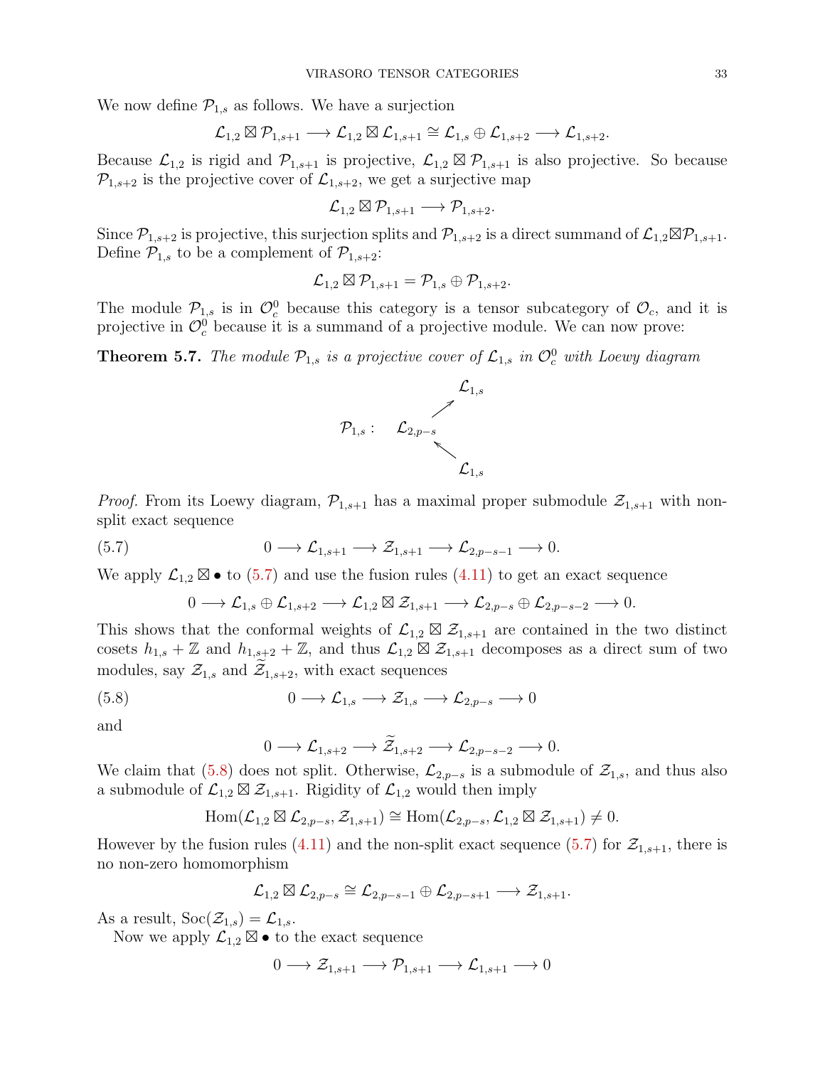We now define $\mathcal{P}_{1,s}$ as follows. We have a surjection

$$\mathcal{L}_{1,2} \boxtimes \mathcal{P}_{1,s+1} \longrightarrow \mathcal{L}_{1,2} \boxtimes \mathcal{L}_{1,s+1} \cong \mathcal{L}_{1,s} \oplus \mathcal{L}_{1,s+2} \longrightarrow \mathcal{L}_{1,s+2}.$$

Because $\mathcal{L}_{1,2}$ is rigid and $\mathcal{P}_{1,s+1}$ is projective, $\mathcal{L}_{1,2} \boxtimes \mathcal{P}_{1,s+1}$ is also projective. So because $\mathcal{P}_{1,s+2}$ is the projective cover of $\mathcal{L}_{1,s+2}$, we get a surjective map

$$\mathcal{L}_{1,2} \boxtimes \mathcal{P}_{1,s+1} \longrightarrow \mathcal{P}_{1,s+2}.$$

Since $\mathcal{P}_{1,s+2}$ is projective, this surjection splits and $\mathcal{P}_{1,s+2}$ is a direct summand of $\mathcal{L}_{1,2} \boxtimes \mathcal{P}_{1,s+1}$. Define $\mathcal{P}_{1,s}$ to be a complement of $\mathcal{P}_{1,s+2}$:

$$\mathcal{L}_{1,2} \boxtimes \mathcal{P}_{1,s+1} = \mathcal{P}_{1,s} \oplus \mathcal{P}_{1,s+2}.$$

The module $\mathcal{P}_{1,s}$ is in $\mathcal{O}_c^0$ because this category is a tensor subcategory of $\mathcal{O}_c$, and it is projective in $\mathcal{O}_c^0$ because it is a summand of a projective module. We can now prove:

**Theorem 5.7.** *The module $\mathcal{P}_{1,s}$ is a projective cover of $\mathcal{L}_{1,s}$ in $\mathcal{O}_c^0$ with Loewy diagram*

$$\mathcal{P}_{1,s}: \quad \mathcal{L}_{1,s} \longrightarrow \mathcal{L}_{2,p-s} \longrightarrow \mathcal{L}_{1,s}$$

(Loewy diagram: $\mathcal{L}_{1,s}$ at the bottom, $\mathcal{L}_{2,p-s}$ in the middle, $\mathcal{L}_{1,s}$ at the top.)

*Proof.* From its Loewy diagram, $\mathcal{P}_{1,s+1}$ has a maximal proper submodule $\mathcal{Z}_{1,s+1}$ with non-split exact sequence

$$0 \longrightarrow \mathcal{L}_{1,s+1} \longrightarrow \mathcal{Z}_{1,s+1} \longrightarrow \mathcal{L}_{2,p-s-1} \longrightarrow 0. \tag{5.7}$$

We apply $\mathcal{L}_{1,2} \boxtimes \bullet$ to (5.7) and use the fusion rules (4.11) to get an exact sequence

$$0 \longrightarrow \mathcal{L}_{1,s} \oplus \mathcal{L}_{1,s+2} \longrightarrow \mathcal{L}_{1,2} \boxtimes \mathcal{Z}_{1,s+1} \longrightarrow \mathcal{L}_{2,p-s} \oplus \mathcal{L}_{2,p-s-2} \longrightarrow 0.$$

This shows that the conformal weights of $\mathcal{L}_{1,2} \boxtimes \mathcal{Z}_{1,s+1}$ are contained in the two distinct cosets $h_{1,s} + \mathbb{Z}$ and $h_{1,s+2} + \mathbb{Z}$, and thus $\mathcal{L}_{1,2} \boxtimes \mathcal{Z}_{1,s+1}$ decomposes as a direct sum of two modules, say $\mathcal{Z}_{1,s}$ and $\widetilde{\mathcal{Z}}_{1,s+2}$, with exact sequences

$$0 \longrightarrow \mathcal{L}_{1,s} \longrightarrow \mathcal{Z}_{1,s} \longrightarrow \mathcal{L}_{2,p-s} \longrightarrow 0 \tag{5.8}$$

and

$$0 \longrightarrow \mathcal{L}_{1,s+2} \longrightarrow \widetilde{\mathcal{Z}}_{1,s+2} \longrightarrow \mathcal{L}_{2,p-s-2} \longrightarrow 0.$$

We claim that (5.8) does not split. Otherwise, $\mathcal{L}_{2,p-s}$ is a submodule of $\mathcal{Z}_{1,s}$, and thus also a submodule of $\mathcal{L}_{1,2} \boxtimes \mathcal{Z}_{1,s+1}$. Rigidity of $\mathcal{L}_{1,2}$ would then imply

$$\mathrm{Hom}(\mathcal{L}_{1,2} \boxtimes \mathcal{L}_{2,p-s}, \mathcal{Z}_{1,s+1}) \cong \mathrm{Hom}(\mathcal{L}_{2,p-s}, \mathcal{L}_{1,2} \boxtimes \mathcal{Z}_{1,s+1}) \neq 0.$$

However by the fusion rules (4.11) and the non-split exact sequence (5.7) for $\mathcal{Z}_{1,s+1}$, there is no non-zero homomorphism

$$\mathcal{L}_{1,2} \boxtimes \mathcal{L}_{2,p-s} \cong \mathcal{L}_{2,p-s-1} \oplus \mathcal{L}_{2,p-s+1} \longrightarrow \mathcal{Z}_{1,s+1}.$$

As a result, $\mathrm{Soc}(\mathcal{Z}_{1,s}) = \mathcal{L}_{1,s}$.

Now we apply $\mathcal{L}_{1,2} \boxtimes \bullet$ to the exact sequence

$$0 \longrightarrow \mathcal{Z}_{1,s+1} \longrightarrow \mathcal{P}_{1,s+1} \longrightarrow \mathcal{L}_{1,s+1} \longrightarrow 0$$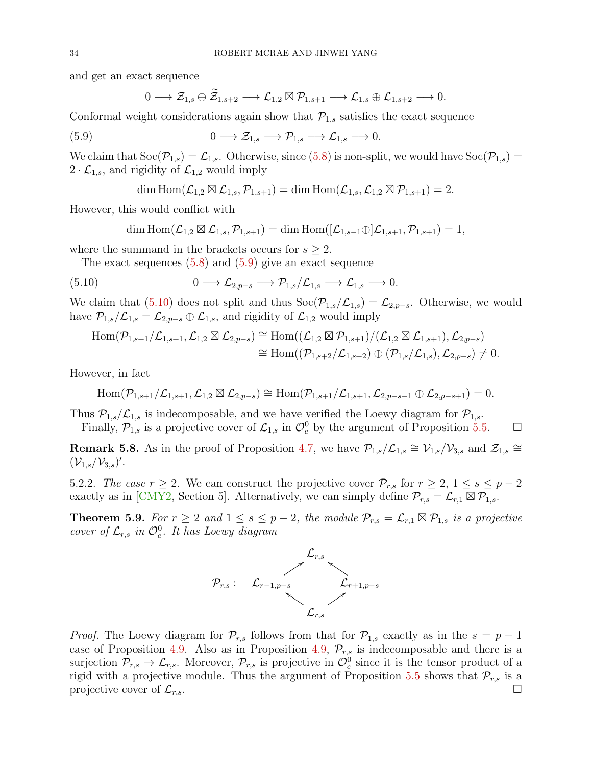and get an exact sequence

$$0 \longrightarrow \mathcal{Z}_{1,s} \oplus \widetilde{\mathcal{Z}}_{1,s+2} \longrightarrow \mathcal{L}_{1,2} \boxtimes \mathcal{P}_{1,s+1} \longrightarrow \mathcal{L}_{1,s} \oplus \mathcal{L}_{1,s+2} \longrightarrow 0.$$

Conformal weight considerations again show that $\mathcal{P}_{1,s}$ satisfies the exact sequence

$$0 \longrightarrow \mathcal{Z}_{1,s} \longrightarrow \mathcal{P}_{1,s} \longrightarrow \mathcal{L}_{1,s} \longrightarrow 0. \tag{5.9}$$

We claim that $\mathrm{Soc}(\mathcal{P}_{1,s}) = \mathcal{L}_{1,s}$. Otherwise, since (5.8) is non-split, we would have $\mathrm{Soc}(\mathcal{P}_{1,s}) = 2 \cdot \mathcal{L}_{1,s}$, and rigidity of $\mathcal{L}_{1,2}$ would imply

$$\dim \mathrm{Hom}(\mathcal{L}_{1,2} \boxtimes \mathcal{L}_{1,s}, \mathcal{P}_{1,s+1}) = \dim \mathrm{Hom}(\mathcal{L}_{1,s}, \mathcal{L}_{1,2} \boxtimes \mathcal{P}_{1,s+1}) = 2.$$

However, this would conflict with

$$\dim \mathrm{Hom}(\mathcal{L}_{1,2} \boxtimes \mathcal{L}_{1,s}, \mathcal{P}_{1,s+1}) = \dim \mathrm{Hom}([\mathcal{L}_{1,s-1} \oplus]\mathcal{L}_{1,s+1}, \mathcal{P}_{1,s+1}) = 1,$$

where the summand in the brackets occurs for $s \geq 2$.

The exact sequences (5.8) and (5.9) give an exact sequence

$$0 \longrightarrow \mathcal{L}_{2,p-s} \longrightarrow \mathcal{P}_{1,s}/\mathcal{L}_{1,s} \longrightarrow \mathcal{L}_{1,s} \longrightarrow 0. \tag{5.10}$$

We claim that (5.10) does not split and thus $\mathrm{Soc}(\mathcal{P}_{1,s}/\mathcal{L}_{1,s}) = \mathcal{L}_{2,p-s}$. Otherwise, we would have $\mathcal{P}_{1,s}/\mathcal{L}_{1,s} = \mathcal{L}_{2,p-s} \oplus \mathcal{L}_{1,s}$, and rigidity of $\mathcal{L}_{1,2}$ would imply

$$\begin{aligned}\mathrm{Hom}(\mathcal{P}_{1,s+1}/\mathcal{L}_{1,s+1}, \mathcal{L}_{1,2} \boxtimes \mathcal{L}_{2,p-s}) &\cong \mathrm{Hom}((\mathcal{L}_{1,2} \boxtimes \mathcal{P}_{1,s+1})/(\mathcal{L}_{1,2} \boxtimes \mathcal{L}_{1,s+1}), \mathcal{L}_{2,p-s}) \\ &\cong \mathrm{Hom}((\mathcal{P}_{1,s+2}/\mathcal{L}_{1,s+2}) \oplus (\mathcal{P}_{1,s}/\mathcal{L}_{1,s}), \mathcal{L}_{2,p-s}) \neq 0.\end{aligned}$$

However, in fact

$$\mathrm{Hom}(\mathcal{P}_{1,s+1}/\mathcal{L}_{1,s+1}, \mathcal{L}_{1,2} \boxtimes \mathcal{L}_{2,p-s}) \cong \mathrm{Hom}(\mathcal{P}_{1,s+1}/\mathcal{L}_{1,s+1}, \mathcal{L}_{2,p-s-1} \oplus \mathcal{L}_{2,p-s+1}) = 0.$$

Thus $\mathcal{P}_{1,s}/\mathcal{L}_{1,s}$ is indecomposable, and we have verified the Loewy diagram for $\mathcal{P}_{1,s}$.

Finally, $\mathcal{P}_{1,s}$ is a projective cover of $\mathcal{L}_{1,s}$ in $\mathcal{O}_c^0$ by the argument of Proposition 5.5. □

**Remark 5.8.** As in the proof of Proposition 4.7, we have $\mathcal{P}_{1,s}/\mathcal{L}_{1,s} \cong \mathcal{V}_{1,s}/\mathcal{V}_{3,s}$ and $\mathcal{Z}_{1,s} \cong (\mathcal{V}_{1,s}/\mathcal{V}_{3,s})'$.

5.2.2. *The case $r \geq 2$.* We can construct the projective cover $\mathcal{P}_{r,s}$ for $r \geq 2$, $1 \leq s \leq p-2$ exactly as in [CMY2, Section 5]. Alternatively, we can simply define $\mathcal{P}_{r,s} = \mathcal{L}_{r,1} \boxtimes \mathcal{P}_{1,s}$.

**Theorem 5.9.** *For $r \geq 2$ and $1 \leq s \leq p-2$, the module $\mathcal{P}_{r,s} = \mathcal{L}_{r,1} \boxtimes \mathcal{P}_{1,s}$ is a projective cover of $\mathcal{L}_{r,s}$ in $\mathcal{O}_c^0$. It has Loewy diagram*

$$\mathcal{P}_{r,s}: \quad \begin{array}{ccccc} & & \mathcal{L}_{r,s} & & \\ & \nearrow & & \nwarrow & \\ \mathcal{L}_{r-1,p-s} & & & & \mathcal{L}_{r+1,p-s} \\ & \nwarrow & & \nearrow & \\ & & \mathcal{L}_{r,s} & & \end{array}$$

*Proof.* The Loewy diagram for $\mathcal{P}_{r,s}$ follows from that for $\mathcal{P}_{1,s}$ exactly as in the $s = p-1$ case of Proposition 4.9. Also as in Proposition 4.9, $\mathcal{P}_{r,s}$ is indecomposable and there is a surjection $\mathcal{P}_{r,s} \to \mathcal{L}_{r,s}$. Moreover, $\mathcal{P}_{r,s}$ is projective in $\mathcal{O}_c^0$ since it is the tensor product of a rigid with a projective module. Thus the argument of Proposition 5.5 shows that $\mathcal{P}_{r,s}$ is a projective cover of $\mathcal{L}_{r,s}$. □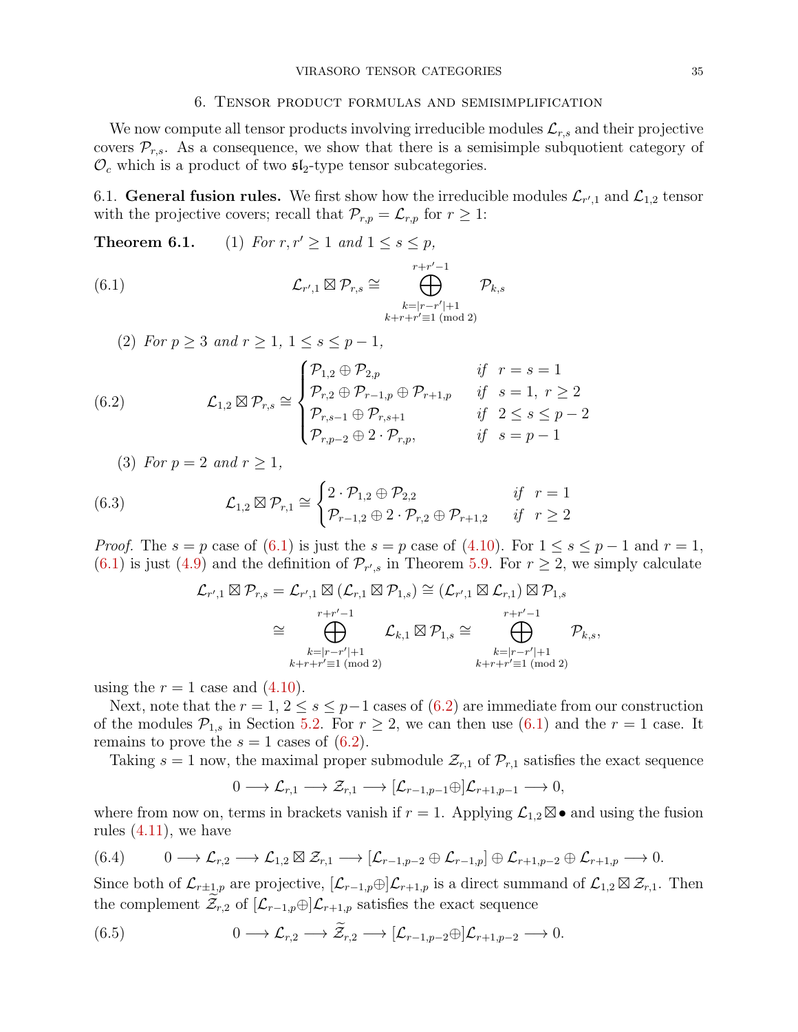## 6. Tensor product formulas and semisimplification

We now compute all tensor products involving irreducible modules $\mathcal{L}_{r,s}$ and their projective covers $\mathcal{P}_{r,s}$. As a consequence, we show that there is a semisimple subquotient category of $\mathcal{O}_c$ which is a product of two $\mathfrak{sl}_2$-type tensor subcategories.

### 6.1. General fusion rules.

We first show how the irreducible modules $\mathcal{L}_{r',1}$ and $\mathcal{L}_{1,2}$ tensor with the projective covers; recall that $\mathcal{P}_{r,p} = \mathcal{L}_{r,p}$ for $r \geq 1$:

**Theorem 6.1.** (1) *For $r, r' \geq 1$ and $1 \leq s \leq p$,*

$$\mathcal{L}_{r',1} \boxtimes \mathcal{P}_{r,s} \cong \bigoplus_{\substack{k=|r-r'|+1 \\ k+r+r' \equiv 1 \pmod 2}}^{r+r'-1} \mathcal{P}_{k,s} \tag{6.1}$$

(2) *For $p \geq 3$ and $r \geq 1$, $1 \leq s \leq p-1$,*

$$\mathcal{L}_{1,2} \boxtimes \mathcal{P}_{r,s} \cong \begin{cases} \mathcal{P}_{1,2} \oplus \mathcal{P}_{2,p} & \text{if} \quad r = s = 1 \\ \mathcal{P}_{r,2} \oplus \mathcal{P}_{r-1,p} \oplus \mathcal{P}_{r+1,p} & \text{if} \quad s = 1,\ r \geq 2 \\ \mathcal{P}_{r,s-1} \oplus \mathcal{P}_{r,s+1} & \text{if} \quad 2 \leq s \leq p-2 \\ \mathcal{P}_{r,p-2} \oplus 2 \cdot \mathcal{P}_{r,p}, & \text{if} \quad s = p-1 \end{cases} \tag{6.2}$$

(3) *For $p = 2$ and $r \geq 1$,*

$$\mathcal{L}_{1,2} \boxtimes \mathcal{P}_{r,1} \cong \begin{cases} 2 \cdot \mathcal{P}_{1,2} \oplus \mathcal{P}_{2,2} & \text{if} \quad r = 1 \\ \mathcal{P}_{r-1,2} \oplus 2 \cdot \mathcal{P}_{r,2} \oplus \mathcal{P}_{r+1,2} & \text{if} \quad r \geq 2 \end{cases} \tag{6.3}$$

*Proof.* The $s = p$ case of (6.1) is just the $s = p$ case of (4.10). For $1 \leq s \leq p-1$ and $r = 1$, (6.1) is just (4.9) and the definition of $\mathcal{P}_{r',s}$ in Theorem 5.9. For $r \geq 2$, we simply calculate

$$\mathcal{L}_{r',1} \boxtimes \mathcal{P}_{r,s} = \mathcal{L}_{r',1} \boxtimes (\mathcal{L}_{r,1} \boxtimes \mathcal{P}_{1,s}) \cong (\mathcal{L}_{r',1} \boxtimes \mathcal{L}_{r,1}) \boxtimes \mathcal{P}_{1,s}$$
$$\cong \bigoplus_{\substack{k=|r-r'|+1 \\ k+r+r' \equiv 1 \pmod 2}}^{r+r'-1} \mathcal{L}_{k,1} \boxtimes \mathcal{P}_{1,s} \cong \bigoplus_{\substack{k=|r-r'|+1 \\ k+r+r' \equiv 1 \pmod 2}}^{r+r'-1} \mathcal{P}_{k,s},$$

using the $r = 1$ case and (4.10).

Next, note that the $r = 1$, $2 \leq s \leq p-1$ cases of (6.2) are immediate from our construction of the modules $\mathcal{P}_{1,s}$ in Section 5.2. For $r \geq 2$, we can then use (6.1) and the $r = 1$ case. It remains to prove the $s = 1$ cases of (6.2).

Taking $s = 1$ now, the maximal proper submodule $\mathcal{Z}_{r,1}$ of $\mathcal{P}_{r,1}$ satisfies the exact sequence

$$0 \longrightarrow \mathcal{L}_{r,1} \longrightarrow \mathcal{Z}_{r,1} \longrightarrow [\mathcal{L}_{r-1,p-1} \oplus] \mathcal{L}_{r+1,p-1} \longrightarrow 0,$$

where from now on, terms in brackets vanish if $r = 1$. Applying $\mathcal{L}_{1,2} \boxtimes \bullet$ and using the fusion rules (4.11), we have

$$0 \longrightarrow \mathcal{L}_{r,2} \longrightarrow \mathcal{L}_{1,2} \boxtimes \mathcal{Z}_{r,1} \longrightarrow [\mathcal{L}_{r-1,p-2} \oplus \mathcal{L}_{r-1,p}] \oplus \mathcal{L}_{r+1,p-2} \oplus \mathcal{L}_{r+1,p} \longrightarrow 0. \tag{6.4}$$

Since both of $\mathcal{L}_{r \pm 1,p}$ are projective, $[\mathcal{L}_{r-1,p} \oplus] \mathcal{L}_{r+1,p}$ is a direct summand of $\mathcal{L}_{1,2} \boxtimes \mathcal{Z}_{r,1}$. Then the complement $\widetilde{\mathcal{Z}}_{r,2}$ of $[\mathcal{L}_{r-1,p} \oplus] \mathcal{L}_{r+1,p}$ satisfies the exact sequence

$$0 \longrightarrow \mathcal{L}_{r,2} \longrightarrow \widetilde{\mathcal{Z}}_{r,2} \longrightarrow [\mathcal{L}_{r-1,p-2} \oplus] \mathcal{L}_{r+1,p-2} \longrightarrow 0. \tag{6.5}$$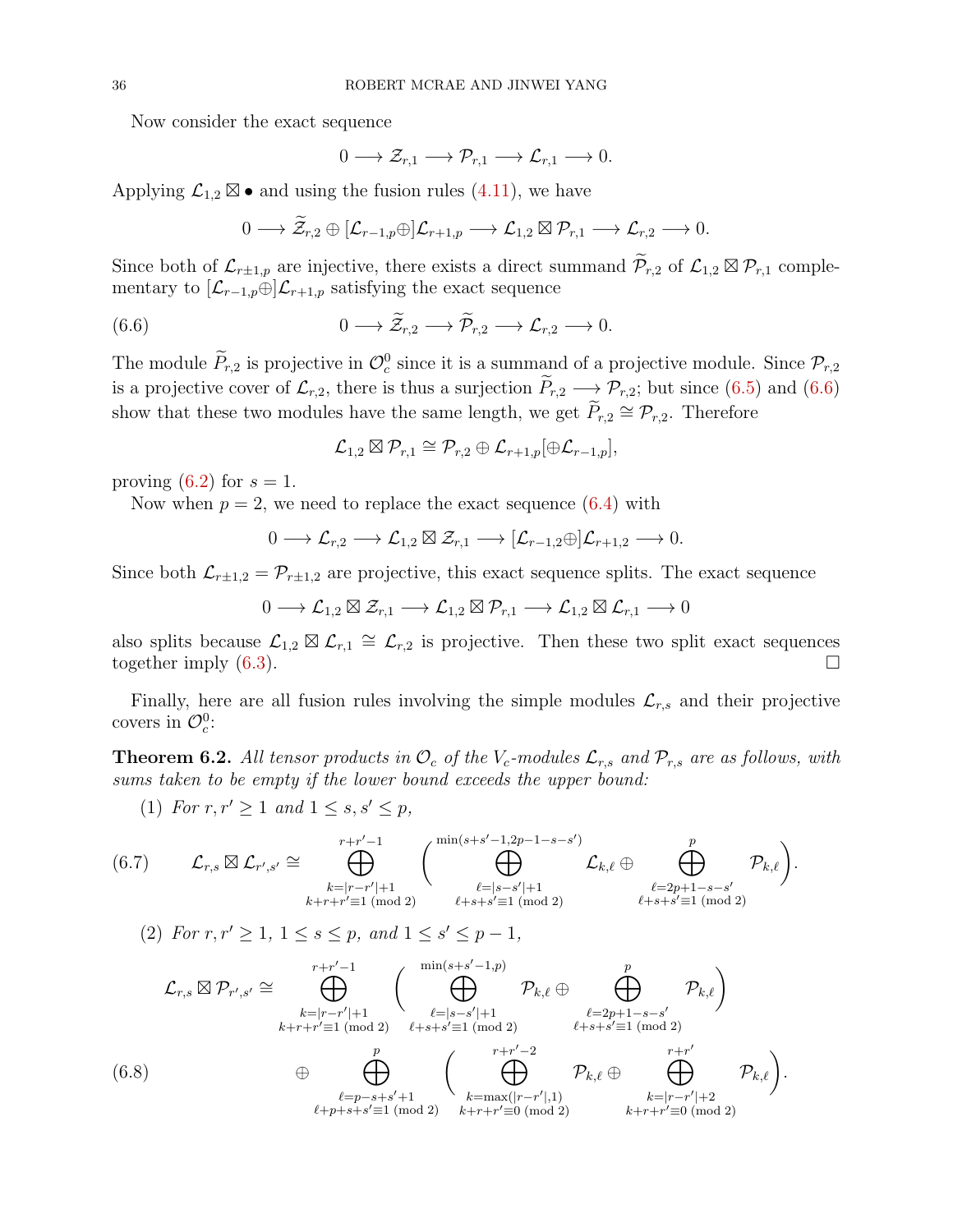Now consider the exact sequence

$$0 \longrightarrow \mathcal{Z}_{r,1} \longrightarrow \mathcal{P}_{r,1} \longrightarrow \mathcal{L}_{r,1} \longrightarrow 0.$$

Applying $\mathcal{L}_{1,2} \boxtimes \bullet$ and using the fusion rules (4.11), we have

$$0 \longrightarrow \widetilde{\widetilde{\mathcal{Z}}}_{r,2} \oplus [\mathcal{L}_{r-1,p} \oplus]\mathcal{L}_{r+1,p} \longrightarrow \mathcal{L}_{1,2} \boxtimes \mathcal{P}_{r,1} \longrightarrow \mathcal{L}_{r,2} \longrightarrow 0.$$

Since both of $\mathcal{L}_{r\pm 1,p}$ are injective, there exists a direct summand $\widetilde{\mathcal{P}}_{r,2}$ of $\mathcal{L}_{1,2} \boxtimes \mathcal{P}_{r,1}$ complementary to $[\mathcal{L}_{r-1,p} \oplus]\mathcal{L}_{r+1,p}$ satisfying the exact sequence

$$0 \longrightarrow \widetilde{\widetilde{\mathcal{Z}}}_{r,2} \longrightarrow \widetilde{\mathcal{P}}_{r,2} \longrightarrow \mathcal{L}_{r,2} \longrightarrow 0. \tag{6.6}$$

The module $\widetilde{P}_{r,2}$ is projective in $\mathcal{O}_c^0$ since it is a summand of a projective module. Since $\mathcal{P}_{r,2}$ is a projective cover of $\mathcal{L}_{r,2}$, there is thus a surjection $\widetilde{P}_{r,2} \longrightarrow \mathcal{P}_{r,2}$; but since (6.5) and (6.6) show that these two modules have the same length, we get $\widetilde{P}_{r,2} \cong \mathcal{P}_{r,2}$. Therefore

$$\mathcal{L}_{1,2} \boxtimes \mathcal{P}_{r,1} \cong \mathcal{P}_{r,2} \oplus \mathcal{L}_{r+1,p}[\oplus \mathcal{L}_{r-1,p}],$$

proving (6.2) for $s = 1$.

Now when $p = 2$, we need to replace the exact sequence (6.4) with

$$0 \longrightarrow \mathcal{L}_{r,2} \longrightarrow \mathcal{L}_{1,2} \boxtimes \mathcal{Z}_{r,1} \longrightarrow [\mathcal{L}_{r-1,2} \oplus]\mathcal{L}_{r+1,2} \longrightarrow 0.$$

Since both $\mathcal{L}_{r\pm 1,2} = \mathcal{P}_{r\pm 1,2}$ are projective, this exact sequence splits. The exact sequence

$$0 \longrightarrow \mathcal{L}_{1,2} \boxtimes \mathcal{Z}_{r,1} \longrightarrow \mathcal{L}_{1,2} \boxtimes \mathcal{P}_{r,1} \longrightarrow \mathcal{L}_{1,2} \boxtimes \mathcal{L}_{r,1} \longrightarrow 0$$

also splits because $\mathcal{L}_{1,2} \boxtimes \mathcal{L}_{r,1} \cong \mathcal{L}_{r,2}$ is projective. Then these two split exact sequences together imply (6.3). $\square$

Finally, here are all fusion rules involving the simple modules $\mathcal{L}_{r,s}$ and their projective covers in $\mathcal{O}_c^0$:

**Theorem 6.2.** *All tensor products in $\mathcal{O}_c$ of the $V_c$-modules $\mathcal{L}_{r,s}$ and $\mathcal{P}_{r,s}$ are as follows, with sums taken to be empty if the lower bound exceeds the upper bound:*

(1) *For $r, r' \geq 1$ and $1 \leq s, s' \leq p$,*

$$\mathcal{L}_{r,s} \boxtimes \mathcal{L}_{r',s'} \cong \bigoplus_{\substack{k=|r-r'|+1 \\ k+r+r' \equiv 1 \pmod 2}}^{r+r'-1} \left( \bigoplus_{\substack{\ell=|s-s'|+1 \\ \ell+s+s' \equiv 1 \pmod 2}}^{\min(s+s'-1, 2p-1-s-s')} \mathcal{L}_{k,\ell} \oplus \bigoplus_{\substack{\ell=2p+1-s-s' \\ \ell+s+s' \equiv 1 \pmod 2}}^{p} \mathcal{P}_{k,\ell} \right). \tag{6.7}$$

(2) *For $r, r' \geq 1$, $1 \leq s \leq p$, and $1 \leq s' \leq p-1$,*

$$\begin{aligned} \mathcal{L}_{r,s} \boxtimes \mathcal{P}_{r',s'} \cong & \bigoplus_{\substack{k=|r-r'|+1 \\ k+r+r' \equiv 1 \pmod 2}}^{r+r'-1} \left( \bigoplus_{\substack{\ell=|s-s'|+1 \\ \ell+s+s' \equiv 1 \pmod 2}}^{\min(s+s'-1, p)} \mathcal{P}_{k,\ell} \oplus \bigoplus_{\substack{\ell=2p+1-s-s' \\ \ell+s+s' \equiv 1 \pmod 2}}^{p} \mathcal{P}_{k,\ell} \right) \\ & \oplus \bigoplus_{\substack{\ell=p-s+s'+1 \\ \ell+p+s+s' \equiv 1 \pmod 2}}^{p} \left( \bigoplus_{\substack{k=\max(|r-r'|,1) \\ k+r+r' \equiv 0 \pmod 2}}^{r+r'-2} \mathcal{P}_{k,\ell} \oplus \bigoplus_{\substack{k=|r-r'|+2 \\ k+r+r' \equiv 0 \pmod 2}}^{r+r'} \mathcal{P}_{k,\ell} \right). \end{aligned} \tag{6.8}$$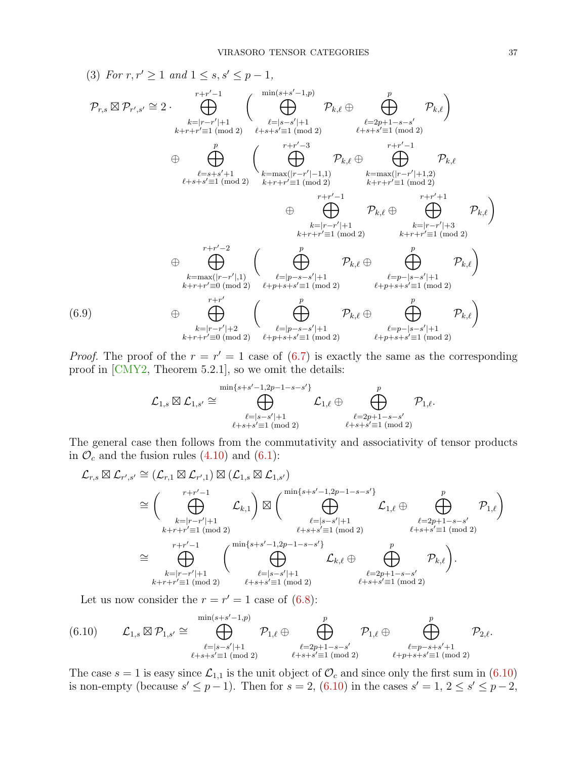(3) *For $r, r' \geq 1$ and $1 \leq s, s' \leq p-1$,*

$$
\begin{aligned}
\mathcal{P}_{r,s} \boxtimes \mathcal{P}_{r',s'} \cong 2 \cdot \bigoplus_{\substack{k=|r-r'|+1 \\ k+r+r' \equiv 1 \pmod 2}}^{r+r'-1} & \left( \bigoplus_{\substack{\ell=|s-s'|+1 \\ \ell+s+s' \equiv 1 \pmod 2}}^{\min(s+s'-1,p)} \mathcal{P}_{k,\ell} \oplus \bigoplus_{\substack{\ell=2p+1-s-s' \\ \ell+s+s' \equiv 1 \pmod 2}}^{p} \mathcal{P}_{k,\ell} \right) \\
& \oplus \bigoplus_{\substack{\ell=s+s'+1 \\ \ell+s+s' \equiv 1 \pmod 2}}^{p} \left( \bigoplus_{\substack{k=\max(|r-r'|-1,1) \\ k+r+r' \equiv 1 \pmod 2}}^{r+r'-3} \mathcal{P}_{k,\ell} \oplus \bigoplus_{\substack{k=\max(|r-r'|+1,2) \\ k+r+r' \equiv 1 \pmod 2}}^{r+r'-1} \mathcal{P}_{k,\ell} \right. \\
& \qquad \qquad \left. \oplus \bigoplus_{\substack{k=|r-r'|+1 \\ k+r+r' \equiv 1 \pmod 2}}^{r+r'-1} \mathcal{P}_{k,\ell} \oplus \bigoplus_{\substack{k=|r-r'|+3 \\ k+r+r' \equiv 1 \pmod 2}}^{r+r'+1} \mathcal{P}_{k,\ell} \right) \\
& \oplus \bigoplus_{\substack{k=\max(|r-r'|,1) \\ k+r+r' \equiv 0 \pmod 2}}^{r+r'-2} \left( \bigoplus_{\substack{\ell=|p-s-s'|+1 \\ \ell+p+s+s' \equiv 1 \pmod 2}}^{p} \mathcal{P}_{k,\ell} \oplus \bigoplus_{\substack{\ell=p-|s-s'|+1 \\ \ell+p+s+s' \equiv 1 \pmod 2}}^{p} \mathcal{P}_{k,\ell} \right) \\
& \oplus \bigoplus_{\substack{k=|r-r'|+2 \\ k+r+r' \equiv 0 \pmod 2}}^{r+r'} \left( \bigoplus_{\substack{\ell=|p-s-s'|+1 \\ \ell+p+s+s' \equiv 1 \pmod 2}}^{p} \mathcal{P}_{k,\ell} \oplus \bigoplus_{\substack{\ell=p-|s-s'|+1 \\ \ell+p+s+s' \equiv 1 \pmod 2}}^{p} \mathcal{P}_{k,\ell} \right)
\end{aligned}
\tag{6.9}
$$

*Proof.* The proof of the $r = r' = 1$ case of (6.7) is exactly the same as the corresponding proof in [CMY2, Theorem 5.2.1], so we omit the details:

$$
\mathcal{L}_{1,s} \boxtimes \mathcal{L}_{1,s'} \cong \bigoplus_{\substack{\ell=|s-s'|+1 \\ \ell+s+s' \equiv 1 \pmod 2}}^{\min\{s+s'-1, 2p-1-s-s'\}} \mathcal{L}_{1,\ell} \oplus \bigoplus_{\substack{\ell=2p+1-s-s' \\ \ell+s+s' \equiv 1 \pmod 2}}^{p} \mathcal{P}_{1,\ell}.
$$

The general case then follows from the commutativity and associativity of tensor products in $\mathcal{O}_c$ and the fusion rules (4.10) and (6.1):

$$
\begin{aligned}
\mathcal{L}_{r,s} \boxtimes \mathcal{L}_{r',s'} &\cong (\mathcal{L}_{r,1} \boxtimes \mathcal{L}_{r',1}) \boxtimes (\mathcal{L}_{1,s} \boxtimes \mathcal{L}_{1,s'}) \\
&\cong \left( \bigoplus_{\substack{k=|r-r'|+1 \\ k+r+r' \equiv 1 \pmod 2}}^{r+r'-1} \mathcal{L}_{k,1} \right) \boxtimes \left( \bigoplus_{\substack{\ell=|s-s'|+1 \\ \ell+s+s' \equiv 1 \pmod 2}}^{\min\{s+s'-1, 2p-1-s-s'\}} \mathcal{L}_{1,\ell} \oplus \bigoplus_{\substack{\ell=2p+1-s-s' \\ \ell+s+s' \equiv 1 \pmod 2}}^{p} \mathcal{P}_{1,\ell} \right) \\
&\cong \bigoplus_{\substack{k=|r-r'|+1 \\ k+r+r' \equiv 1 \pmod 2}}^{r+r'-1} \left( \bigoplus_{\substack{\ell=|s-s'|+1 \\ \ell+s+s' \equiv 1 \pmod 2}}^{\min\{s+s'-1, 2p-1-s-s'\}} \mathcal{L}_{k,\ell} \oplus \bigoplus_{\substack{\ell=2p+1-s-s' \\ \ell+s+s' \equiv 1 \pmod 2}}^{p} \mathcal{P}_{k,\ell} \right).
\end{aligned}
$$

Let us now consider the $r = r' = 1$ case of (6.8):

$$
\mathcal{L}_{1,s} \boxtimes \mathcal{P}_{1,s'} \cong \bigoplus_{\substack{\ell=|s-s'|+1 \\ \ell+s+s' \equiv 1 \pmod 2}}^{\min(s+s'-1,p)} \mathcal{P}_{1,\ell} \oplus \bigoplus_{\substack{\ell=2p+1-s-s' \\ \ell+s+s' \equiv 1 \pmod 2}}^{p} \mathcal{P}_{1,\ell} \oplus \bigoplus_{\substack{\ell=p-s+s'+1 \\ \ell+p+s+s' \equiv 1 \pmod 2}}^{p} \mathcal{P}_{2,\ell}.
\tag{6.10}
$$

The case $s = 1$ is easy since $\mathcal{L}_{1,1}$ is the unit object of $\mathcal{O}_c$ and since only the first sum in (6.10) is non-empty (because $s' \leq p-1$). Then for $s = 2$, (6.10) in the cases $s' = 1$, $2 \leq s' \leq p-2$,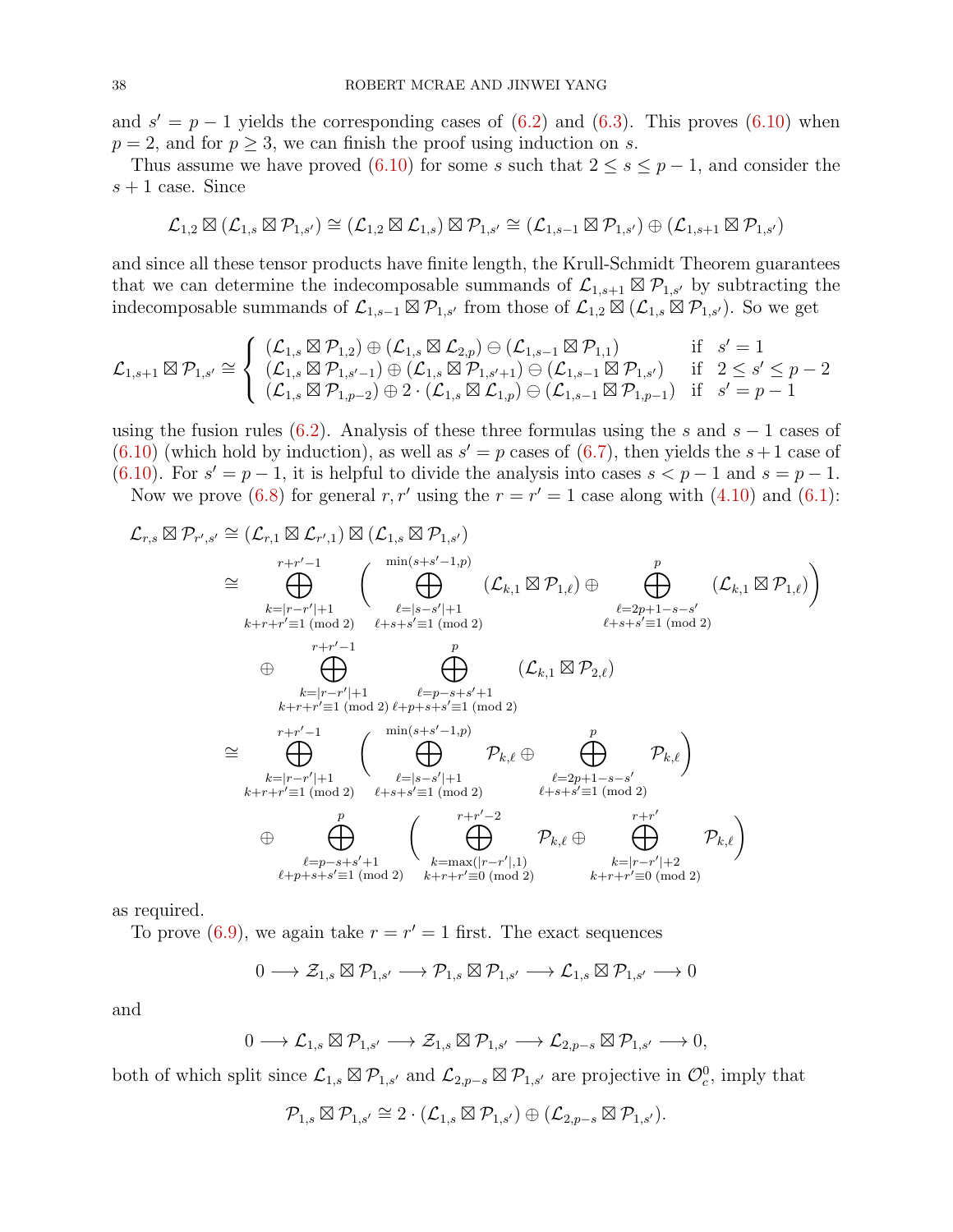and $s' = p-1$ yields the corresponding cases of (6.2) and (6.3). This proves (6.10) when $p = 2$, and for $p \geq 3$, we can finish the proof using induction on $s$.

Thus assume we have proved (6.10) for some $s$ such that $2 \leq s \leq p-1$, and consider the $s+1$ case. Since

$$\mathcal{L}_{1,2} \boxtimes (\mathcal{L}_{1,s} \boxtimes \mathcal{P}_{1,s'}) \cong (\mathcal{L}_{1,2} \boxtimes \mathcal{L}_{1,s}) \boxtimes \mathcal{P}_{1,s'} \cong (\mathcal{L}_{1,s-1} \boxtimes \mathcal{P}_{1,s'}) \oplus (\mathcal{L}_{1,s+1} \boxtimes \mathcal{P}_{1,s'})$$

and since all these tensor products have finite length, the Krull-Schmidt Theorem guarantees that we can determine the indecomposable summands of $\mathcal{L}_{1,s+1} \boxtimes \mathcal{P}_{1,s'}$ by subtracting the indecomposable summands of $\mathcal{L}_{1,s-1} \boxtimes \mathcal{P}_{1,s'}$ from those of $\mathcal{L}_{1,2} \boxtimes (\mathcal{L}_{1,s} \boxtimes \mathcal{P}_{1,s'})$. So we get

$$\mathcal{L}_{1,s+1} \boxtimes \mathcal{P}_{1,s'} \cong \begin{cases} (\mathcal{L}_{1,s} \boxtimes \mathcal{P}_{1,2}) \oplus (\mathcal{L}_{1,s} \boxtimes \mathcal{L}_{2,p}) \ominus (\mathcal{L}_{1,s-1} \boxtimes \mathcal{P}_{1,1}) & \text{if} \quad s' = 1 \\ (\mathcal{L}_{1,s} \boxtimes \mathcal{P}_{1,s'-1}) \oplus (\mathcal{L}_{1,s} \boxtimes \mathcal{P}_{1,s'+1}) \ominus (\mathcal{L}_{1,s-1} \boxtimes \mathcal{P}_{1,s'}) & \text{if} \quad 2 \leq s' \leq p-2 \\ (\mathcal{L}_{1,s} \boxtimes \mathcal{P}_{1,p-2}) \oplus 2 \cdot (\mathcal{L}_{1,s} \boxtimes \mathcal{L}_{1,p}) \ominus (\mathcal{L}_{1,s-1} \boxtimes \mathcal{P}_{1,p-1}) & \text{if} \quad s' = p-1 \end{cases}$$

using the fusion rules (6.2). Analysis of these three formulas using the $s$ and $s-1$ cases of (6.10) (which hold by induction), as well as $s' = p$ cases of (6.7), then yields the $s+1$ case of (6.10). For $s' = p-1$, it is helpful to divide the analysis into cases $s < p-1$ and $s = p-1$.

Now we prove (6.8) for general $r, r'$ using the $r = r' = 1$ case along with (4.10) and (6.1):

$$\begin{aligned}
\mathcal{L}_{r,s} \boxtimes \mathcal{P}_{r',s'} &\cong (\mathcal{L}_{r,1} \boxtimes \mathcal{L}_{r',1}) \boxtimes (\mathcal{L}_{1,s} \boxtimes \mathcal{P}_{1,s'}) \\
&\cong \bigoplus_{\substack{k=|r-r'|+1 \\ k+r+r' \equiv 1 \ (\mathrm{mod}\ 2)}}^{r+r'-1} \Bigg( \bigoplus_{\substack{\ell=|s-s'|+1 \\ \ell+s+s' \equiv 1 \ (\mathrm{mod}\ 2)}}^{\min(s+s'-1,p)} (\mathcal{L}_{k,1} \boxtimes \mathcal{P}_{1,\ell}) \oplus \bigoplus_{\substack{\ell=2p+1-s-s' \\ \ell+s+s' \equiv 1 \ (\mathrm{mod}\ 2)}}^{p} (\mathcal{L}_{k,1} \boxtimes \mathcal{P}_{1,\ell}) \Bigg) \\
&\quad \oplus \bigoplus_{\substack{k=|r-r'|+1 \\ k+r+r' \equiv 1 \ (\mathrm{mod}\ 2)}}^{r+r'-1} \bigoplus_{\substack{\ell=p-s+s'+1 \\ \ell+p+s+s' \equiv 1 \ (\mathrm{mod}\ 2)}}^{p} (\mathcal{L}_{k,1} \boxtimes \mathcal{P}_{2,\ell}) \\
&\cong \bigoplus_{\substack{k=|r-r'|+1 \\ k+r+r' \equiv 1 \ (\mathrm{mod}\ 2)}}^{r+r'-1} \Bigg( \bigoplus_{\substack{\ell=|s-s'|+1 \\ \ell+s+s' \equiv 1 \ (\mathrm{mod}\ 2)}}^{\min(s+s'-1,p)} \mathcal{P}_{k,\ell} \oplus \bigoplus_{\substack{\ell=2p+1-s-s' \\ \ell+s+s' \equiv 1 \ (\mathrm{mod}\ 2)}}^{p} \mathcal{P}_{k,\ell} \Bigg) \\
&\quad \oplus \bigoplus_{\substack{\ell=p-s+s'+1 \\ \ell+p+s+s' \equiv 1 \ (\mathrm{mod}\ 2)}}^{p} \Bigg( \bigoplus_{\substack{k=\max(|r-r'|,1) \\ k+r+r' \equiv 0 \ (\mathrm{mod}\ 2)}}^{r+r'-2} \mathcal{P}_{k,\ell} \oplus \bigoplus_{\substack{k=|r-r'|+2 \\ k+r+r' \equiv 0 \ (\mathrm{mod}\ 2)}}^{r+r'} \mathcal{P}_{k,\ell} \Bigg)
\end{aligned}$$

as required.

To prove (6.9), we again take $r = r' = 1$ first. The exact sequences

$$0 \longrightarrow \mathcal{Z}_{1,s} \boxtimes \mathcal{P}_{1,s'} \longrightarrow \mathcal{P}_{1,s} \boxtimes \mathcal{P}_{1,s'} \longrightarrow \mathcal{L}_{1,s} \boxtimes \mathcal{P}_{1,s'} \longrightarrow 0$$

and

$$0 \longrightarrow \mathcal{L}_{1,s} \boxtimes \mathcal{P}_{1,s'} \longrightarrow \mathcal{Z}_{1,s} \boxtimes \mathcal{P}_{1,s'} \longrightarrow \mathcal{L}_{2,p-s} \boxtimes \mathcal{P}_{1,s'} \longrightarrow 0,$$

both of which split since $\mathcal{L}_{1,s} \boxtimes \mathcal{P}_{1,s'}$ and $\mathcal{L}_{2,p-s} \boxtimes \mathcal{P}_{1,s'}$ are projective in $\mathcal{O}_c^0$, imply that

$$\mathcal{P}_{1,s} \boxtimes \mathcal{P}_{1,s'} \cong 2 \cdot (\mathcal{L}_{1,s} \boxtimes \mathcal{P}_{1,s'}) \oplus (\mathcal{L}_{2,p-s} \boxtimes \mathcal{P}_{1,s'}).$$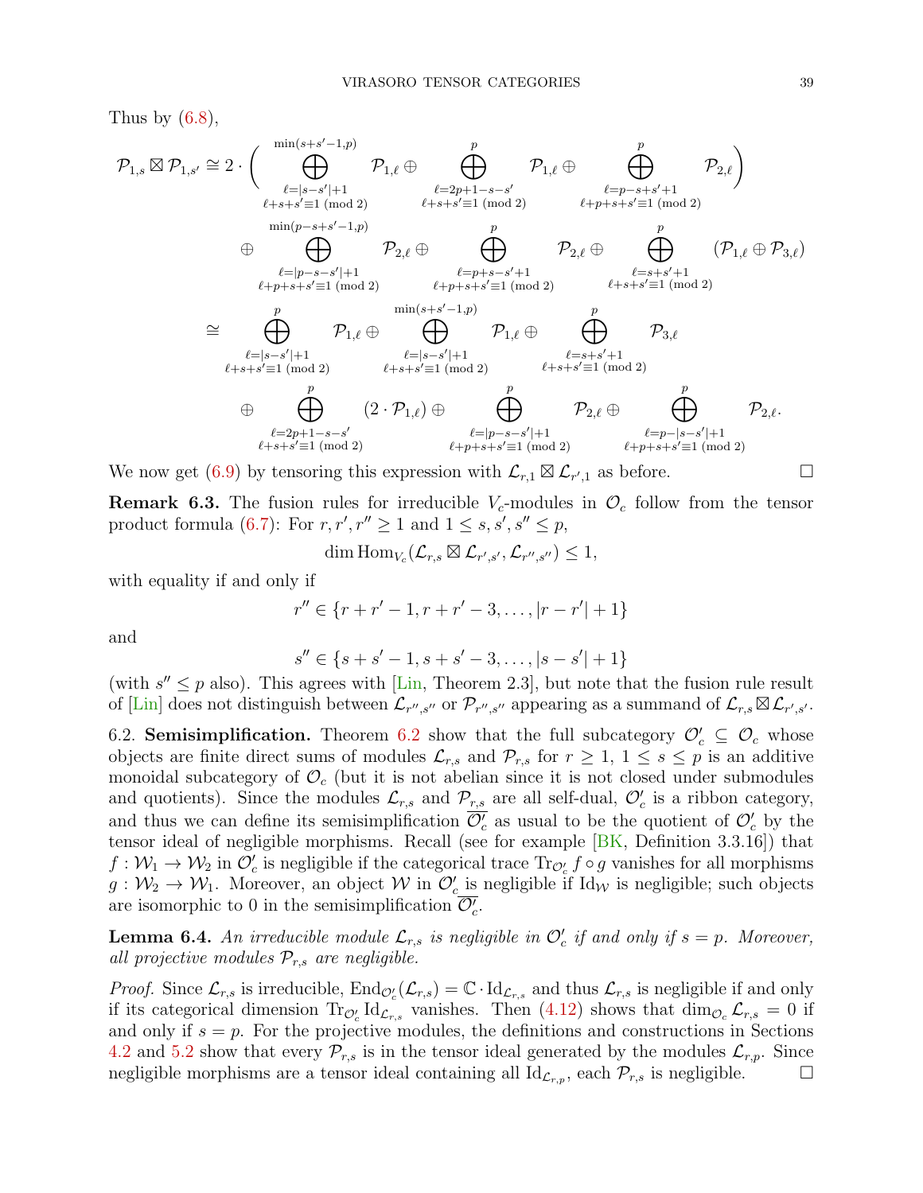Thus by (6.8),

$$
\begin{aligned}
\mathcal{P}_{1,s} \boxtimes \mathcal{P}_{1,s'} \cong 2 \cdot \Bigg( & \bigoplus_{\substack{\ell=|s-s'|+1 \\ \ell+s+s' \equiv 1 \ (\mathrm{mod}\ 2)}}^{\min(s+s'-1,p)} \mathcal{P}_{1,\ell} \oplus \bigoplus_{\substack{\ell=2p+1-s-s' \\ \ell+s+s' \equiv 1 \ (\mathrm{mod}\ 2)}}^{p} \mathcal{P}_{1,\ell} \oplus \bigoplus_{\substack{\ell=p-s+s'+1 \\ \ell+p+s+s' \equiv 1 \ (\mathrm{mod}\ 2)}}^{p} \mathcal{P}_{2,\ell} \Bigg) \\
& \oplus \bigoplus_{\substack{\ell=|p-s-s'|+1 \\ \ell+p+s+s' \equiv 1 \ (\mathrm{mod}\ 2)}}^{\min(p-s+s'-1,p)} \mathcal{P}_{2,\ell} \oplus \bigoplus_{\substack{\ell=p+s-s'+1 \\ \ell+p+s+s' \equiv 1 \ (\mathrm{mod}\ 2)}}^{p} \mathcal{P}_{2,\ell} \oplus \bigoplus_{\substack{\ell=s+s'+1 \\ \ell+s+s' \equiv 1 \ (\mathrm{mod}\ 2)}}^{p} (\mathcal{P}_{1,\ell} \oplus \mathcal{P}_{3,\ell}) \\
\cong & \bigoplus_{\substack{\ell=|s-s'|+1 \\ \ell+s+s' \equiv 1 \ (\mathrm{mod}\ 2)}}^{p} \mathcal{P}_{1,\ell} \oplus \bigoplus_{\substack{\ell=|s-s'|+1 \\ \ell+s+s' \equiv 1 \ (\mathrm{mod}\ 2)}}^{\min(s+s'-1,p)} \mathcal{P}_{1,\ell} \oplus \bigoplus_{\substack{\ell=s+s'+1 \\ \ell+s+s' \equiv 1 \ (\mathrm{mod}\ 2)}}^{p} \mathcal{P}_{3,\ell} \\
& \oplus \bigoplus_{\substack{\ell=2p+1-s-s' \\ \ell+s+s' \equiv 1 \ (\mathrm{mod}\ 2)}}^{p} (2 \cdot \mathcal{P}_{1,\ell}) \oplus \bigoplus_{\substack{\ell=|p-s-s'|+1 \\ \ell+p+s+s' \equiv 1 \ (\mathrm{mod}\ 2)}}^{p} \mathcal{P}_{2,\ell} \oplus \bigoplus_{\substack{\ell=p-|s-s'|+1 \\ \ell+p+s+s' \equiv 1 \ (\mathrm{mod}\ 2)}}^{p} \mathcal{P}_{2,\ell}.
\end{aligned}
$$

We now get (6.9) by tensoring this expression with $\mathcal{L}_{r,1} \boxtimes \mathcal{L}_{r',1}$ as before. $\square$

**Remark 6.3.** The fusion rules for irreducible $V_c$-modules in $\mathcal{O}_c$ follow from the tensor product formula (6.7): For $r, r', r'' \geq 1$ and $1 \leq s, s', s'' \leq p$,

$$\dim \mathrm{Hom}_{V_c}(\mathcal{L}_{r,s} \boxtimes \mathcal{L}_{r',s'}, \mathcal{L}_{r'',s''}) \leq 1,$$

with equality if and only if

$$r'' \in \{r+r'-1, r+r'-3, \ldots, |r-r'|+1\}$$

and

$$s'' \in \{s+s'-1, s+s'-3, \ldots, |s-s'|+1\}$$

(with $s'' \leq p$ also). This agrees with [Lin, Theorem 2.3], but note that the fusion rule result of [Lin] does not distinguish between $\mathcal{L}_{r'',s''}$ or $\mathcal{P}_{r'',s''}$ appearing as a summand of $\mathcal{L}_{r,s} \boxtimes \mathcal{L}_{r',s'}$.

6.2. **Semisimplification.** Theorem 6.2 show that the full subcategory $\mathcal{O}_c' \subseteq \mathcal{O}_c$ whose objects are finite direct sums of modules $\mathcal{L}_{r,s}$ and $\mathcal{P}_{r,s}$ for $r \geq 1$, $1 \leq s \leq p$ is an additive monoidal subcategory of $\mathcal{O}_c$ (but it is not abelian since it is not closed under submodules and quotients). Since the modules $\mathcal{L}_{r,s}$ and $\mathcal{P}_{r,s}$ are all self-dual, $\mathcal{O}_c'$ is a ribbon category, and thus we can define its semisimplification $\overline{\mathcal{O}_c'}$ as usual to be the quotient of $\mathcal{O}_c'$ by the tensor ideal of negligible morphisms. Recall (see for example [BK, Definition 3.3.16]) that $f : \mathcal{W}_1 \to \mathcal{W}_2$ in $\mathcal{O}_c'$ is negligible if the categorical trace $\mathrm{Tr}_{\mathcal{O}_c'} f \circ g$ vanishes for all morphisms $g : \mathcal{W}_2 \to \mathcal{W}_1$. Moreover, an object $\mathcal{W}$ in $\mathcal{O}_c'$ is negligible if $\mathrm{Id}_{\mathcal{W}}$ is negligible; such objects are isomorphic to 0 in the semisimplification $\overline{\mathcal{O}_c'}$.

**Lemma 6.4.** *An irreducible module $\mathcal{L}_{r,s}$ is negligible in $\mathcal{O}_c'$ if and only if $s = p$. Moreover, all projective modules $\mathcal{P}_{r,s}$ are negligible.*

*Proof.* Since $\mathcal{L}_{r,s}$ is irreducible, $\mathrm{End}_{\mathcal{O}_c'}(\mathcal{L}_{r,s}) = \mathbb{C} \cdot \mathrm{Id}_{\mathcal{L}_{r,s}}$ and thus $\mathcal{L}_{r,s}$ is negligible if and only if its categorical dimension $\mathrm{Tr}_{\mathcal{O}_c'} \mathrm{Id}_{\mathcal{L}_{r,s}}$ vanishes. Then (4.12) shows that $\dim_{\mathcal{O}_c} \mathcal{L}_{r,s} = 0$ if and only if $s = p$. For the projective modules, the definitions and constructions in Sections 4.2 and 5.2 show that every $\mathcal{P}_{r,s}$ is in the tensor ideal generated by the modules $\mathcal{L}_{r,p}$. Since negligible morphisms are a tensor ideal containing all $\mathrm{Id}_{\mathcal{L}_{r,p}}$, each $\mathcal{P}_{r,s}$ is negligible. $\square$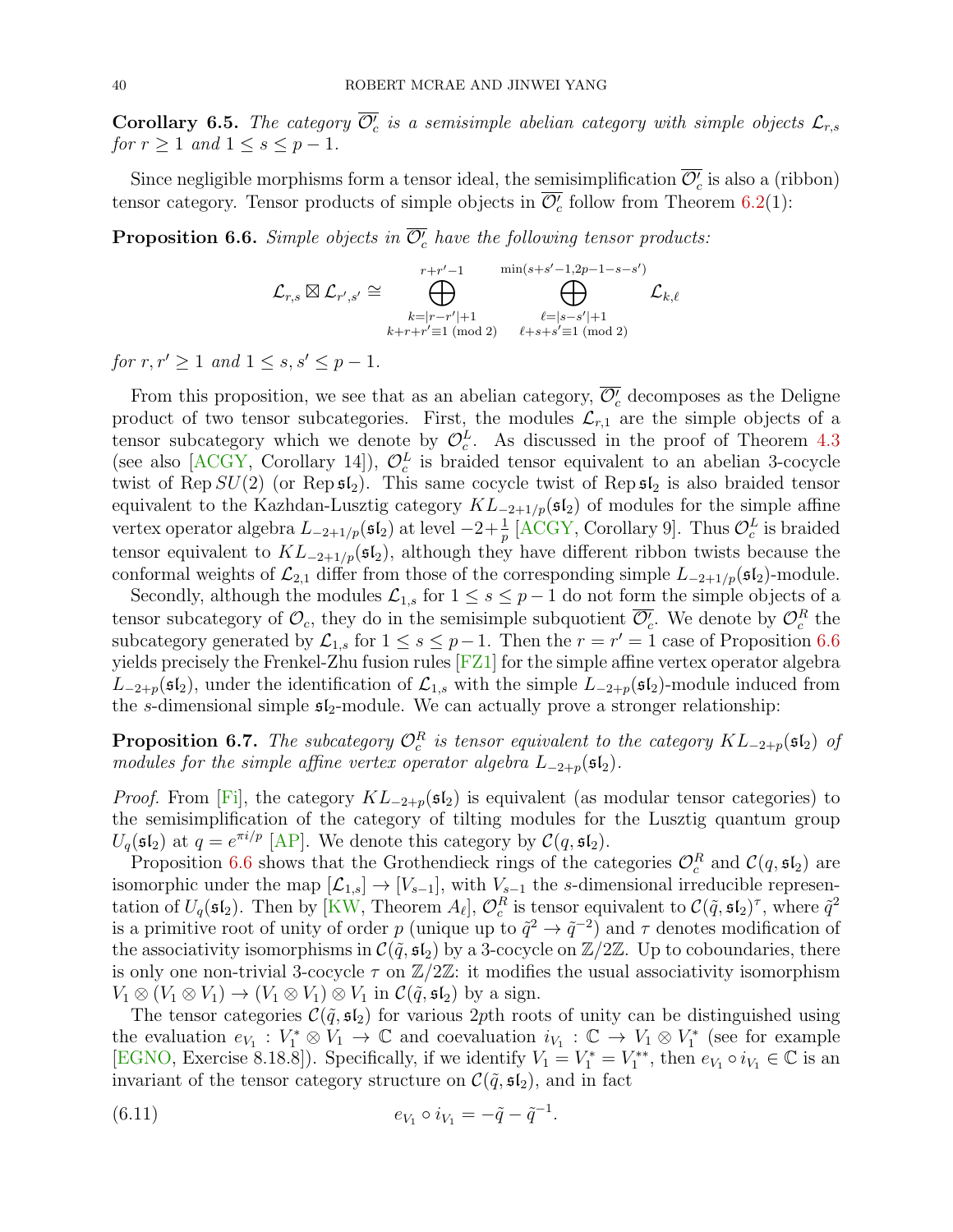**Corollary 6.5.** *The category $\overline{\mathcal{O}'_c}$ is a semisimple abelian category with simple objects $\mathcal{L}_{r,s}$ for $r \geq 1$ and $1 \leq s \leq p-1$.*

Since negligible morphisms form a tensor ideal, the semisimplification $\overline{\mathcal{O}'_c}$ is also a (ribbon) tensor category. Tensor products of simple objects in $\overline{\mathcal{O}'_c}$ follow from Theorem 6.2(1):

**Proposition 6.6.** *Simple objects in $\overline{\mathcal{O}'_c}$ have the following tensor products:*

$$\mathcal{L}_{r,s} \boxtimes \mathcal{L}_{r',s'} \cong \bigoplus_{\substack{k=|r-r'|+1 \\ k+r+r' \equiv 1 \ (\mathrm{mod}\ 2)}}^{r+r'-1} \ \bigoplus_{\substack{\ell=|s-s'|+1 \\ \ell+s+s' \equiv 1 \ (\mathrm{mod}\ 2)}}^{\min(s+s'-1, 2p-1-s-s')} \mathcal{L}_{k,\ell}$$

*for $r, r' \geq 1$ and $1 \leq s, s' \leq p-1$.*

From this proposition, we see that as an abelian category, $\overline{\mathcal{O}'_c}$ decomposes as the Deligne product of two tensor subcategories. First, the modules $\mathcal{L}_{r,1}$ are the simple objects of a tensor subcategory which we denote by $\mathcal{O}_c^L$. As discussed in the proof of Theorem 4.3 (see also [ACGY, Corollary 14]), $\mathcal{O}_c^L$ is braided tensor equivalent to an abelian 3-cocycle twist of $\mathrm{Rep}\, SU(2)$ (or $\mathrm{Rep}\,\mathfrak{sl}_2$). This same cocycle twist of $\mathrm{Rep}\,\mathfrak{sl}_2$ is also braided tensor equivalent to the Kazhdan-Lusztig category $KL_{-2+1/p}(\mathfrak{sl}_2)$ of modules for the simple affine vertex operator algebra $L_{-2+1/p}(\mathfrak{sl}_2)$ at level $-2+\frac{1}{p}$ [ACGY, Corollary 9]. Thus $\mathcal{O}_c^L$ is braided tensor equivalent to $KL_{-2+1/p}(\mathfrak{sl}_2)$, although they have different ribbon twists because the conformal weights of $\mathcal{L}_{2,1}$ differ from those of the corresponding simple $L_{-2+1/p}(\mathfrak{sl}_2)$-module.

Secondly, although the modules $\mathcal{L}_{1,s}$ for $1 \leq s \leq p-1$ do not form the simple objects of a tensor subcategory of $\mathcal{O}_c$, they do in the semisimple subquotient $\overline{\mathcal{O}'_c}$. We denote by $\mathcal{O}_c^R$ the subcategory generated by $\mathcal{L}_{1,s}$ for $1 \leq s \leq p-1$. Then the $r = r' = 1$ case of Proposition 6.6 yields precisely the Frenkel-Zhu fusion rules [FZ1] for the simple affine vertex operator algebra $L_{-2+p}(\mathfrak{sl}_2)$, under the identification of $\mathcal{L}_{1,s}$ with the simple $L_{-2+p}(\mathfrak{sl}_2)$-module induced from the $s$-dimensional simple $\mathfrak{sl}_2$-module. We can actually prove a stronger relationship:

**Proposition 6.7.** *The subcategory $\mathcal{O}_c^R$ is tensor equivalent to the category $KL_{-2+p}(\mathfrak{sl}_2)$ of modules for the simple affine vertex operator algebra $L_{-2+p}(\mathfrak{sl}_2)$.*

*Proof.* From [Fi], the category $KL_{-2+p}(\mathfrak{sl}_2)$ is equivalent (as modular tensor categories) to the semisimplification of the category of tilting modules for the Lusztig quantum group $U_q(\mathfrak{sl}_2)$ at $q = e^{\pi i/p}$ [AP]. We denote this category by $\mathcal{C}(q, \mathfrak{sl}_2)$.

Proposition 6.6 shows that the Grothendieck rings of the categories $\mathcal{O}_c^R$ and $\mathcal{C}(q, \mathfrak{sl}_2)$ are isomorphic under the map $[\mathcal{L}_{1,s}] \to [V_{s-1}]$, with $V_{s-1}$ the $s$-dimensional irreducible representation of $U_q(\mathfrak{sl}_2)$. Then by [KW, Theorem $A_\ell$], $\mathcal{O}_c^R$ is tensor equivalent to $\mathcal{C}(\tilde{q}, \mathfrak{sl}_2)^\tau$, where $\tilde{q}^2$ is a primitive root of unity of order $p$ (unique up to $\tilde{q}^2 \to \tilde{q}^{-2}$) and $\tau$ denotes modification of the associativity isomorphisms in $\mathcal{C}(\tilde{q}, \mathfrak{sl}_2)$ by a 3-cocycle on $\mathbb{Z}/2\mathbb{Z}$. Up to coboundaries, there is only one non-trivial 3-cocycle $\tau$ on $\mathbb{Z}/2\mathbb{Z}$: it modifies the usual associativity isomorphism $V_1 \otimes (V_1 \otimes V_1) \to (V_1 \otimes V_1) \otimes V_1$ in $\mathcal{C}(\tilde{q}, \mathfrak{sl}_2)$ by a sign.

The tensor categories $\mathcal{C}(\tilde{q}, \mathfrak{sl}_2)$ for various $2p$th roots of unity can be distinguished using the evaluation $e_{V_1} : V_1^* \otimes V_1 \to \mathbb{C}$ and coevaluation $i_{V_1} : \mathbb{C} \to V_1 \otimes V_1^*$ (see for example [EGNO, Exercise 8.18.8]). Specifically, if we identify $V_1 = V_1^* = V_1^{**}$, then $e_{V_1} \circ i_{V_1} \in \mathbb{C}$ is an invariant of the tensor category structure on $\mathcal{C}(\tilde{q}, \mathfrak{sl}_2)$, and in fact

$$e_{V_1} \circ i_{V_1} = -\tilde{q} - \tilde{q}^{-1}. \tag{6.11}$$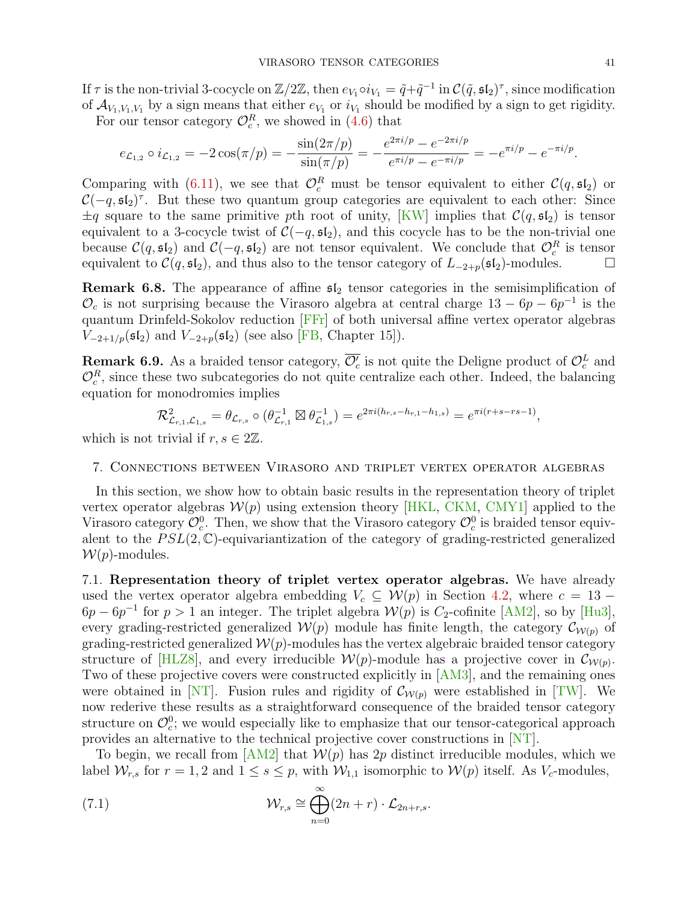If $\tau$ is the non-trivial 3-cocycle on $\mathbb{Z}/2\mathbb{Z}$, then $e_{V_1} \circ i_{V_1} = \tilde{q} + \tilde{q}^{-1}$ in $\mathcal{C}(\tilde{q}, \mathfrak{sl}_2)^\tau$, since modification of $\mathcal{A}_{V_1,V_1,V_1}$ by a sign means that either $e_{V_1}$ or $i_{V_1}$ should be modified by a sign to get rigidity.

For our tensor category $\mathcal{O}_c^R$, we showed in (4.6) that

$$e_{\mathcal{L}_{1,2}} \circ i_{\mathcal{L}_{1,2}} = -2\cos(\pi/p) = -\frac{\sin(2\pi/p)}{\sin(\pi/p)} = -\frac{e^{2\pi i/p} - e^{-2\pi i/p}}{e^{\pi i/p} - e^{-\pi i/p}} = -e^{\pi i/p} - e^{-\pi i/p}.$$

Comparing with (6.11), we see that $\mathcal{O}_c^R$ must be tensor equivalent to either $\mathcal{C}(q, \mathfrak{sl}_2)$ or $\mathcal{C}(-q, \mathfrak{sl}_2)^\tau$. But these two quantum group categories are equivalent to each other: Since $\pm q$ square to the same primitive $p$th root of unity, [KW] implies that $\mathcal{C}(q, \mathfrak{sl}_2)$ is tensor equivalent to a 3-cocycle twist of $\mathcal{C}(-q, \mathfrak{sl}_2)$, and this cocycle has to be the non-trivial one because $\mathcal{C}(q, \mathfrak{sl}_2)$ and $\mathcal{C}(-q, \mathfrak{sl}_2)$ are not tensor equivalent. We conclude that $\mathcal{O}_c^R$ is tensor equivalent to $\mathcal{C}(q, \mathfrak{sl}_2)$, and thus also to the tensor category of $L_{-2+p}(\mathfrak{sl}_2)$-modules. $\square$

**Remark 6.8.** The appearance of affine $\mathfrak{sl}_2$ tensor categories in the semisimplification of $\mathcal{O}_c$ is not surprising because the Virasoro algebra at central charge $13 - 6p - 6p^{-1}$ is the quantum Drinfeld-Sokolov reduction [FFr] of both universal affine vertex operator algebras $V_{-2+1/p}(\mathfrak{sl}_2)$ and $V_{-2+p}(\mathfrak{sl}_2)$ (see also [FB, Chapter 15]).

**Remark 6.9.** As a braided tensor category, $\overline{\mathcal{O}_c'}$ is not quite the Deligne product of $\mathcal{O}_c^L$ and $\mathcal{O}_c^R$, since these two subcategories do not quite centralize each other. Indeed, the balancing equation for monodromies implies

$$\mathcal{R}^2_{\mathcal{L}_{r,1},\mathcal{L}_{1,s}} = \theta_{\mathcal{L}_{r,s}} \circ (\theta^{-1}_{\mathcal{L}_{r,1}} \boxtimes \theta^{-1}_{\mathcal{L}_{1,s}}) = e^{2\pi i(h_{r,s} - h_{r,1} - h_{1,s})} = e^{\pi i(r+s-rs-1)},$$

which is not trivial if $r, s \in 2\mathbb{Z}$.

## 7. Connections between Virasoro and triplet vertex operator algebras

In this section, we show how to obtain basic results in the representation theory of triplet vertex operator algebras $\mathcal{W}(p)$ using extension theory [HKL, CKM, CMY1] applied to the Virasoro category $\mathcal{O}_c^0$. Then, we show that the Virasoro category $\mathcal{O}_c^0$ is braided tensor equivalent to the $PSL(2,\mathbb{C})$-equivariantization of the category of grading-restricted generalized $\mathcal{W}(p)$-modules.

7.1. **Representation theory of triplet vertex operator algebras.** We have already used the vertex operator algebra embedding $V_c \subseteq \mathcal{W}(p)$ in Section 4.2, where $c = 13 - 6p - 6p^{-1}$ for $p > 1$ an integer. The triplet algebra $\mathcal{W}(p)$ is $C_2$-cofinite [AM2], so by [Hu3], every grading-restricted generalized $\mathcal{W}(p)$ module has finite length, the category $\mathcal{C}_{\mathcal{W}(p)}$ of grading-restricted generalized $\mathcal{W}(p)$-modules has the vertex algebraic braided tensor category structure of [HLZ8], and every irreducible $\mathcal{W}(p)$-module has a projective cover in $\mathcal{C}_{\mathcal{W}(p)}$. Two of these projective covers were constructed explicitly in [AM3], and the remaining ones were obtained in [NT]. Fusion rules and rigidity of $\mathcal{C}_{\mathcal{W}(p)}$ were established in [TW]. We now rederive these results as a straightforward consequence of the braided tensor category structure on $\mathcal{O}_c^0$; we would especially like to emphasize that our tensor-categorical approach provides an alternative to the technical projective cover constructions in [NT].

To begin, we recall from [AM2] that $\mathcal{W}(p)$ has $2p$ distinct irreducible modules, which we label $\mathcal{W}_{r,s}$ for $r = 1, 2$ and $1 \leq s \leq p$, with $\mathcal{W}_{1,1}$ isomorphic to $\mathcal{W}(p)$ itself. As $V_c$-modules,

$$\mathcal{W}_{r,s} \cong \bigoplus_{n=0}^{\infty} (2n + r) \cdot \mathcal{L}_{2n+r,s}. \tag{7.1}$$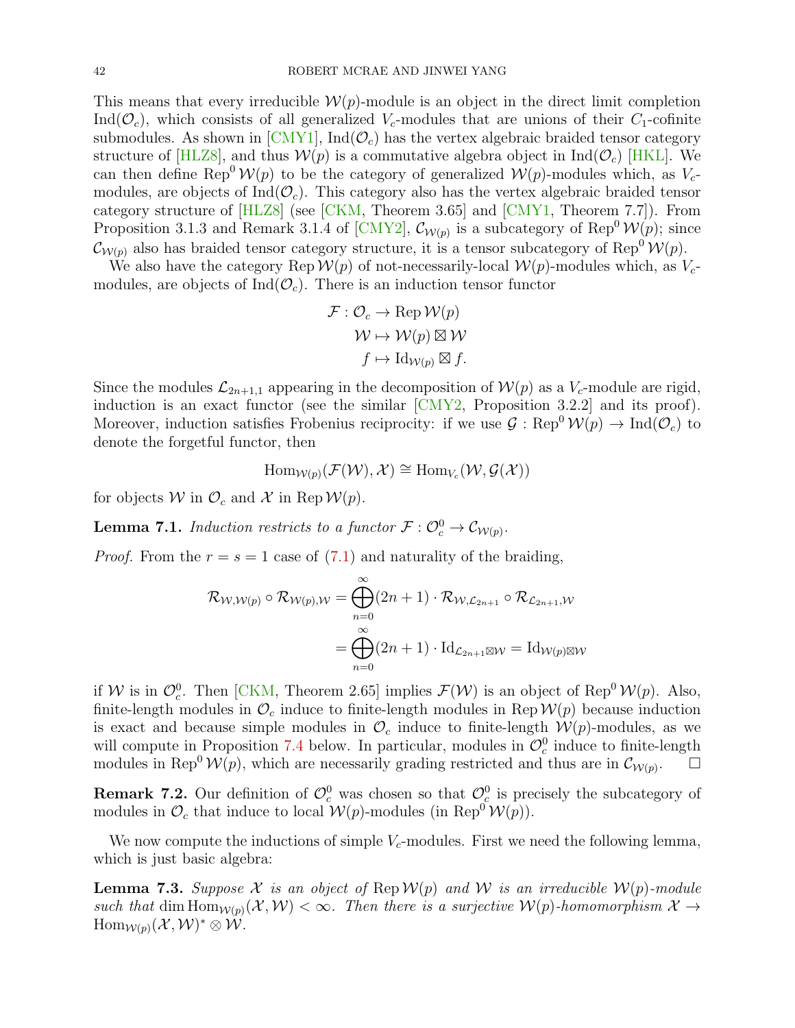This means that every irreducible $\mathcal{W}(p)$-module is an object in the direct limit completion $\mathrm{Ind}(\mathcal{O}_c)$, which consists of all generalized $V_c$-modules that are unions of their $C_1$-cofinite submodules. As shown in [CMY1], $\mathrm{Ind}(\mathcal{O}_c)$ has the vertex algebraic braided tensor category structure of [HLZ8], and thus $\mathcal{W}(p)$ is a commutative algebra object in $\mathrm{Ind}(\mathcal{O}_c)$ [HKL]. We can then define $\mathrm{Rep}^0\,\mathcal{W}(p)$ to be the category of generalized $\mathcal{W}(p)$-modules which, as $V_c$-modules, are objects of $\mathrm{Ind}(\mathcal{O}_c)$. This category also has the vertex algebraic braided tensor category structure of [HLZ8] (see [CKM, Theorem 3.65] and [CMY1, Theorem 7.7]). From Proposition 3.1.3 and Remark 3.1.4 of [CMY2], $\mathcal{C}_{\mathcal{W}(p)}$ is a subcategory of $\mathrm{Rep}^0\,\mathcal{W}(p)$; since $\mathcal{C}_{\mathcal{W}(p)}$ also has braided tensor category structure, it is a tensor subcategory of $\mathrm{Rep}^0\,\mathcal{W}(p)$.

We also have the category $\mathrm{Rep}\,\mathcal{W}(p)$ of not-necessarily-local $\mathcal{W}(p)$-modules which, as $V_c$-modules, are objects of $\mathrm{Ind}(\mathcal{O}_c)$. There is an induction tensor functor

$$
\begin{aligned}
\mathcal{F} : \mathcal{O}_c &\to \mathrm{Rep}\,\mathcal{W}(p)\\
\mathcal{W} &\mapsto \mathcal{W}(p) \boxtimes \mathcal{W}\\
f &\mapsto \mathrm{Id}_{\mathcal{W}(p)} \boxtimes f.
\end{aligned}
$$

Since the modules $\mathcal{L}_{2n+1,1}$ appearing in the decomposition of $\mathcal{W}(p)$ as a $V_c$-module are rigid, induction is an exact functor (see the similar [CMY2, Proposition 3.2.2] and its proof). Moreover, induction satisfies Frobenius reciprocity: if we use $\mathcal{G} : \mathrm{Rep}^0\,\mathcal{W}(p) \to \mathrm{Ind}(\mathcal{O}_c)$ to denote the forgetful functor, then

$$
\mathrm{Hom}_{\mathcal{W}(p)}(\mathcal{F}(\mathcal{W}), \mathcal{X}) \cong \mathrm{Hom}_{V_c}(\mathcal{W}, \mathcal{G}(\mathcal{X}))
$$

for objects $\mathcal{W}$ in $\mathcal{O}_c$ and $\mathcal{X}$ in $\mathrm{Rep}\,\mathcal{W}(p)$.

**Lemma 7.1.** *Induction restricts to a functor $\mathcal{F} : \mathcal{O}_c^0 \to \mathcal{C}_{\mathcal{W}(p)}$.*

*Proof.* From the $r = s = 1$ case of (7.1) and naturality of the braiding,

$$
\begin{aligned}
\mathcal{R}_{\mathcal{W},\mathcal{W}(p)} \circ \mathcal{R}_{\mathcal{W}(p),\mathcal{W}} &= \bigoplus_{n=0}^{\infty} (2n+1) \cdot \mathcal{R}_{\mathcal{W},\mathcal{L}_{2n+1}} \circ \mathcal{R}_{\mathcal{L}_{2n+1},\mathcal{W}}\\
&= \bigoplus_{n=0}^{\infty} (2n+1) \cdot \mathrm{Id}_{\mathcal{L}_{2n+1}\boxtimes\mathcal{W}} = \mathrm{Id}_{\mathcal{W}(p)\boxtimes\mathcal{W}}
\end{aligned}
$$

if $\mathcal{W}$ is in $\mathcal{O}_c^0$. Then [CKM, Theorem 2.65] implies $\mathcal{F}(\mathcal{W})$ is an object of $\mathrm{Rep}^0\,\mathcal{W}(p)$. Also, finite-length modules in $\mathcal{O}_c$ induce to finite-length modules in $\mathrm{Rep}\,\mathcal{W}(p)$ because induction is exact and because simple modules in $\mathcal{O}_c$ induce to finite-length $\mathcal{W}(p)$-modules, as we will compute in Proposition 7.4 below. In particular, modules in $\mathcal{O}_c^0$ induce to finite-length modules in $\mathrm{Rep}^0\,\mathcal{W}(p)$, which are necessarily grading restricted and thus are in $\mathcal{C}_{\mathcal{W}(p)}$. $\square$

**Remark 7.2.** Our definition of $\mathcal{O}_c^0$ was chosen so that $\mathcal{O}_c^0$ is precisely the subcategory of modules in $\mathcal{O}_c$ that induce to local $\mathcal{W}(p)$-modules (in $\mathrm{Rep}^0\,\mathcal{W}(p)$).

We now compute the inductions of simple $V_c$-modules. First we need the following lemma, which is just basic algebra:

**Lemma 7.3.** *Suppose $\mathcal{X}$ is an object of $\mathrm{Rep}\,\mathcal{W}(p)$ and $\mathcal{W}$ is an irreducible $\mathcal{W}(p)$-module such that $\dim \mathrm{Hom}_{\mathcal{W}(p)}(\mathcal{X}, \mathcal{W}) < \infty$. Then there is a surjective $\mathcal{W}(p)$-homomorphism $\mathcal{X} \to \mathrm{Hom}_{\mathcal{W}(p)}(\mathcal{X}, \mathcal{W})^* \otimes \mathcal{W}$.*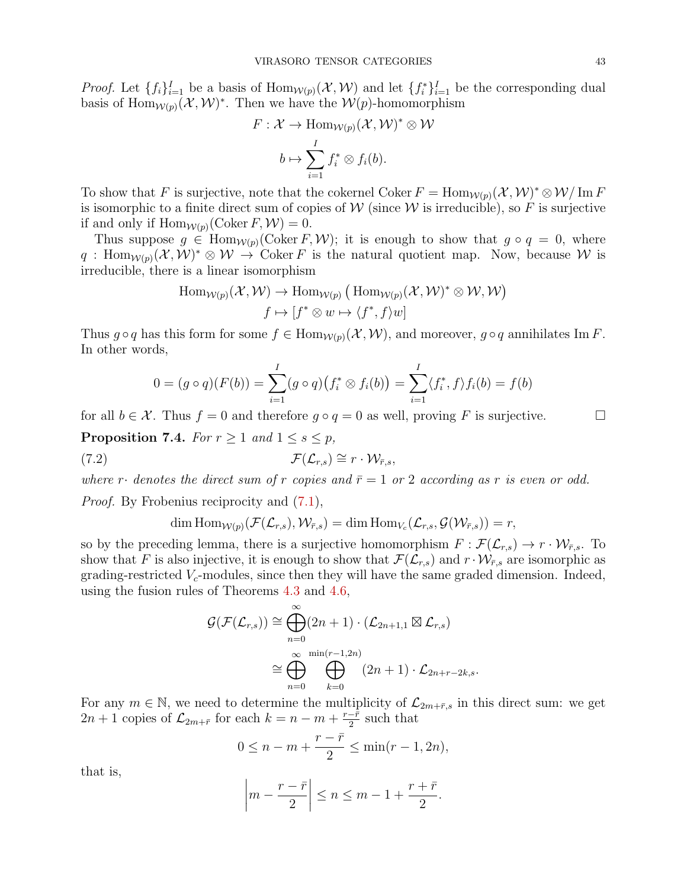*Proof.* Let $\{f_i\}_{i=1}^I$ be a basis of $\mathrm{Hom}_{\mathcal{W}(p)}(\mathcal{X}, \mathcal{W})$ and let $\{f_i^*\}_{i=1}^I$ be the corresponding dual basis of $\mathrm{Hom}_{\mathcal{W}(p)}(\mathcal{X}, \mathcal{W})^*$. Then we have the $\mathcal{W}(p)$-homomorphism

$$F : \mathcal{X} \to \mathrm{Hom}_{\mathcal{W}(p)}(\mathcal{X}, \mathcal{W})^* \otimes \mathcal{W}$$
$$b \mapsto \sum_{i=1}^{I} f_i^* \otimes f_i(b).$$

To show that $F$ is surjective, note that the cokernel $\mathrm{Coker}\, F = \mathrm{Hom}_{\mathcal{W}(p)}(\mathcal{X}, \mathcal{W})^* \otimes \mathcal{W}/\,\mathrm{Im}\, F$ is isomorphic to a finite direct sum of copies of $\mathcal{W}$ (since $\mathcal{W}$ is irreducible), so $F$ is surjective if and only if $\mathrm{Hom}_{\mathcal{W}(p)}(\mathrm{Coker}\, F, \mathcal{W}) = 0$.

Thus suppose $g \in \mathrm{Hom}_{\mathcal{W}(p)}(\mathrm{Coker}\, F, \mathcal{W})$; it is enough to show that $g \circ q = 0$, where $q : \mathrm{Hom}_{\mathcal{W}(p)}(\mathcal{X}, \mathcal{W})^* \otimes \mathcal{W} \to \mathrm{Coker}\, F$ is the natural quotient map. Now, because $\mathcal{W}$ is irreducible, there is a linear isomorphism

$$\mathrm{Hom}_{\mathcal{W}(p)}(\mathcal{X}, \mathcal{W}) \to \mathrm{Hom}_{\mathcal{W}(p)}\left(\mathrm{Hom}_{\mathcal{W}(p)}(\mathcal{X}, \mathcal{W})^* \otimes \mathcal{W}, \mathcal{W}\right)$$
$$f \mapsto [f^* \otimes w \mapsto \langle f^*, f\rangle w]$$

Thus $g \circ q$ has this form for some $f \in \mathrm{Hom}_{\mathcal{W}(p)}(\mathcal{X}, \mathcal{W})$, and moreover, $g \circ q$ annihilates $\mathrm{Im}\, F$. In other words,

$$0 = (g \circ q)(F(b)) = \sum_{i=1}^{I} (g \circ q)\big(f_i^* \otimes f_i(b)\big) = \sum_{i=1}^{I} \langle f_i^*, f\rangle f_i(b) = f(b)$$

for all $b \in \mathcal{X}$. Thus $f = 0$ and therefore $g \circ q = 0$ as well, proving $F$ is surjective. $\square$

**Proposition 7.4.** *For $r \geq 1$ and $1 \leq s \leq p$,*

$$\mathcal{F}(\mathcal{L}_{r,s}) \cong r \cdot \mathcal{W}_{\bar{r},s}, \tag{7.2}$$

*where $r\cdot$ denotes the direct sum of $r$ copies and $\bar{r} = 1$ or $2$ according as $r$ is even or odd.*

*Proof.* By Frobenius reciprocity and (7.1),

$$\dim \mathrm{Hom}_{\mathcal{W}(p)}(\mathcal{F}(\mathcal{L}_{r,s}), \mathcal{W}_{\bar{r},s}) = \dim \mathrm{Hom}_{V_c}(\mathcal{L}_{r,s}, \mathcal{G}(\mathcal{W}_{\bar{r},s})) = r,$$

so by the preceding lemma, there is a surjective homomorphism $F : \mathcal{F}(\mathcal{L}_{r,s}) \to r \cdot \mathcal{W}_{\bar{r},s}$. To show that $F$ is also injective, it is enough to show that $\mathcal{F}(\mathcal{L}_{r,s})$ and $r \cdot \mathcal{W}_{\bar{r},s}$ are isomorphic as grading-restricted $V_c$-modules, since then they will have the same graded dimension. Indeed, using the fusion rules of Theorems 4.3 and 4.6,

$$\mathcal{G}(\mathcal{F}(\mathcal{L}_{r,s})) \cong \bigoplus_{n=0}^{\infty} (2n+1) \cdot (\mathcal{L}_{2n+1,1} \boxtimes \mathcal{L}_{r,s})$$
$$\cong \bigoplus_{n=0}^{\infty} \bigoplus_{k=0}^{\min(r-1,2n)} (2n+1) \cdot \mathcal{L}_{2n+r-2k,s}.$$

For any $m \in \mathbb{N}$, we need to determine the multiplicity of $\mathcal{L}_{2m+\bar{r},s}$ in this direct sum: we get $2n+1$ copies of $\mathcal{L}_{2m+\bar{r}}$ for each $k = n - m + \frac{r-\bar{r}}{2}$ such that

$$0 \leq n - m + \frac{r - \bar{r}}{2} \leq \min(r-1, 2n),$$

that is,

$$\left| m - \frac{r - \bar{r}}{2} \right| \leq n \leq m - 1 + \frac{r + \bar{r}}{2}.$$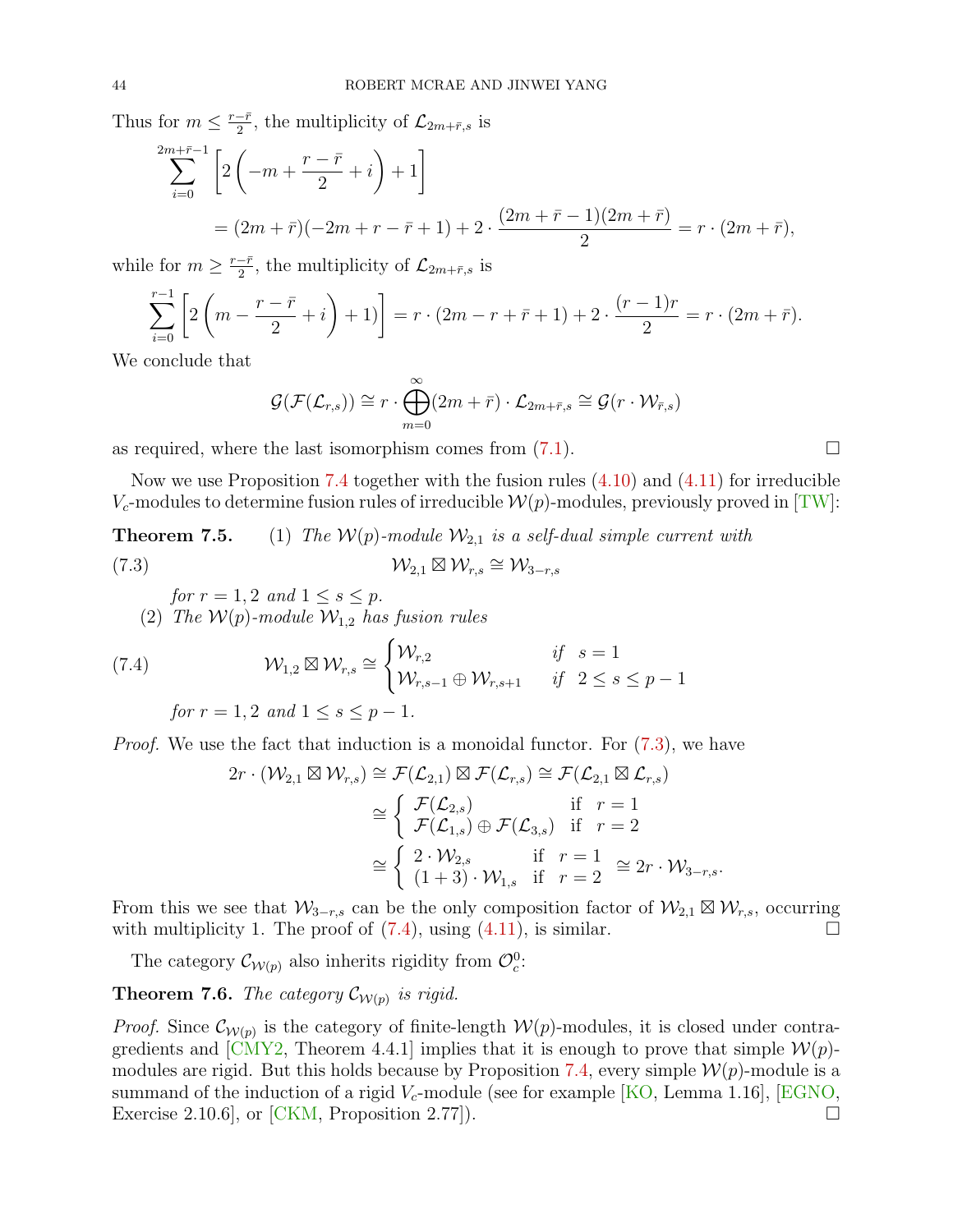Thus for $m \leq \frac{r-\bar{r}}{2}$, the multiplicity of $\mathcal{L}_{2m+\bar{r},s}$ is

$$\sum_{i=0}^{2m+\bar{r}-1} \left[ 2\left( -m + \frac{r-\bar{r}}{2} + i \right) + 1 \right]$$
$$= (2m+\bar{r})(-2m+r-\bar{r}+1) + 2 \cdot \frac{(2m+\bar{r}-1)(2m+\bar{r})}{2} = r \cdot (2m+\bar{r}),$$

while for $m \geq \frac{r-\bar{r}}{2}$, the multiplicity of $\mathcal{L}_{2m+\bar{r},s}$ is

$$\sum_{i=0}^{r-1} \left[ 2\left( m - \frac{r-\bar{r}}{2} + i \right) + 1) \right] = r \cdot (2m - r + \bar{r} + 1) + 2 \cdot \frac{(r-1)r}{2} = r \cdot (2m+\bar{r}).$$

We conclude that

$$\mathcal{G}(\mathcal{F}(\mathcal{L}_{r,s})) \cong r \cdot \bigoplus_{m=0}^{\infty} (2m+\bar{r}) \cdot \mathcal{L}_{2m+\bar{r},s} \cong \mathcal{G}(r \cdot \mathcal{W}_{\bar{r},s})$$

as required, where the last isomorphism comes from (7.1). □

Now we use Proposition 7.4 together with the fusion rules (4.10) and (4.11) for irreducible $V_c$-modules to determine fusion rules of irreducible $\mathcal{W}(p)$-modules, previously proved in [TW]:

**Theorem 7.5.** (1) *The $\mathcal{W}(p)$-module $\mathcal{W}_{2,1}$ is a self-dual simple current with*

$$\mathcal{W}_{2,1} \boxtimes \mathcal{W}_{r,s} \cong \mathcal{W}_{3-r,s} \tag{7.3}$$

*for $r = 1, 2$ and $1 \leq s \leq p$.*

(2) *The $\mathcal{W}(p)$-module $\mathcal{W}_{1,2}$ has fusion rules*

$$\mathcal{W}_{1,2} \boxtimes \mathcal{W}_{r,s} \cong \begin{cases} \mathcal{W}_{r,2} & \text{if} \quad s = 1 \\ \mathcal{W}_{r,s-1} \oplus \mathcal{W}_{r,s+1} & \text{if} \quad 2 \leq s \leq p-1 \end{cases} \tag{7.4}$$

*for $r = 1, 2$ and $1 \leq s \leq p-1$.*

*Proof.* We use the fact that induction is a monoidal functor. For (7.3), we have

$$2r \cdot (\mathcal{W}_{2,1} \boxtimes \mathcal{W}_{r,s}) \cong \mathcal{F}(\mathcal{L}_{2,1}) \boxtimes \mathcal{F}(\mathcal{L}_{r,s}) \cong \mathcal{F}(\mathcal{L}_{2,1} \boxtimes \mathcal{L}_{r,s})$$
$$\cong \begin{cases} \mathcal{F}(\mathcal{L}_{2,s}) & \text{if} \quad r = 1 \\ \mathcal{F}(\mathcal{L}_{1,s}) \oplus \mathcal{F}(\mathcal{L}_{3,s}) & \text{if} \quad r = 2 \end{cases}$$
$$\cong \begin{cases} 2 \cdot \mathcal{W}_{2,s} & \text{if} \quad r = 1 \\ (1+3) \cdot \mathcal{W}_{1,s} & \text{if} \quad r = 2 \end{cases} \cong 2r \cdot \mathcal{W}_{3-r,s}.$$

From this we see that $\mathcal{W}_{3-r,s}$ can be the only composition factor of $\mathcal{W}_{2,1} \boxtimes \mathcal{W}_{r,s}$, occurring with multiplicity 1. The proof of (7.4), using (4.11), is similar. □

The category $\mathcal{C}_{\mathcal{W}(p)}$ also inherits rigidity from $\mathcal{O}_c^0$:

**Theorem 7.6.** *The category $\mathcal{C}_{\mathcal{W}(p)}$ is rigid.*

*Proof.* Since $\mathcal{C}_{\mathcal{W}(p)}$ is the category of finite-length $\mathcal{W}(p)$-modules, it is closed under contragredients and [CMY2, Theorem 4.4.1] implies that it is enough to prove that simple $\mathcal{W}(p)$-modules are rigid. But this holds because by Proposition 7.4, every simple $\mathcal{W}(p)$-module is a summand of the induction of a rigid $V_c$-module (see for example [KO, Lemma 1.16], [EGNO, Exercise 2.10.6], or [CKM, Proposition 2.77]). □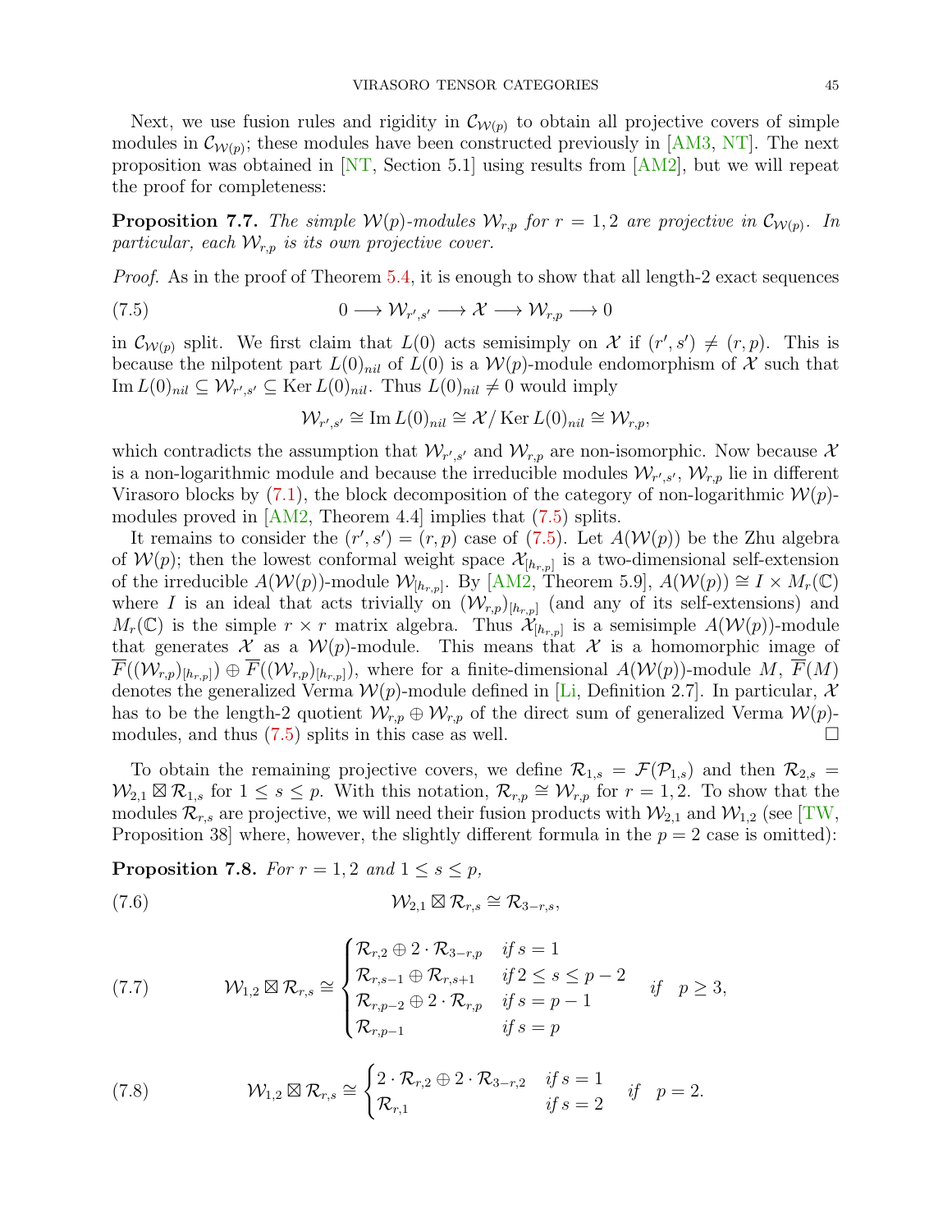Next, we use fusion rules and rigidity in $\mathcal{C}_{\mathcal{W}(p)}$ to obtain all projective covers of simple modules in $\mathcal{C}_{\mathcal{W}(p)}$; these modules have been constructed previously in [AM3, NT]. The next proposition was obtained in [NT, Section 5.1] using results from [AM2], but we will repeat the proof for completeness:

**Proposition 7.7.** *The simple $\mathcal{W}(p)$-modules $\mathcal{W}_{r,p}$ for $r = 1, 2$ are projective in $\mathcal{C}_{\mathcal{W}(p)}$. In particular, each $\mathcal{W}_{r,p}$ is its own projective cover.*

*Proof.* As in the proof of Theorem 5.4, it is enough to show that all length-2 exact sequences

$$0 \longrightarrow \mathcal{W}_{r',s'} \longrightarrow \mathcal{X} \longrightarrow \mathcal{W}_{r,p} \longrightarrow 0 \tag{7.5}$$

in $\mathcal{C}_{\mathcal{W}(p)}$ split. We first claim that $L(0)$ acts semisimply on $\mathcal{X}$ if $(r', s') \neq (r, p)$. This is because the nilpotent part $L(0)_{nil}$ of $L(0)$ is a $\mathcal{W}(p)$-module endomorphism of $\mathcal{X}$ such that $\operatorname{Im} L(0)_{nil} \subseteq \mathcal{W}_{r',s'} \subseteq \operatorname{Ker} L(0)_{nil}$. Thus $L(0)_{nil} \neq 0$ would imply

$$\mathcal{W}_{r',s'} \cong \operatorname{Im} L(0)_{nil} \cong \mathcal{X}/\operatorname{Ker} L(0)_{nil} \cong \mathcal{W}_{r,p},$$

which contradicts the assumption that $\mathcal{W}_{r',s'}$ and $\mathcal{W}_{r,p}$ are non-isomorphic. Now because $\mathcal{X}$ is a non-logarithmic module and because the irreducible modules $\mathcal{W}_{r',s'}$, $\mathcal{W}_{r,p}$ lie in different Virasoro blocks by (7.1), the block decomposition of the category of non-logarithmic $\mathcal{W}(p)$-modules proved in [AM2, Theorem 4.4] implies that (7.5) splits.

It remains to consider the $(r', s') = (r, p)$ case of (7.5). Let $A(\mathcal{W}(p))$ be the Zhu algebra of $\mathcal{W}(p)$; then the lowest conformal weight space $\mathcal{X}_{[h_{r,p}]}$ is a two-dimensional self-extension of the irreducible $A(\mathcal{W}(p))$-module $\mathcal{W}_{[h_{r,p}]}$. By [AM2, Theorem 5.9], $A(\mathcal{W}(p)) \cong I \times M_r(\mathbb{C})$ where $I$ is an ideal that acts trivially on $(\mathcal{W}_{r,p})_{[h_{r,p}]}$ (and any of its self-extensions) and $M_r(\mathbb{C})$ is the simple $r \times r$ matrix algebra. Thus $\mathcal{X}_{[h_{r,p}]}$ is a semisimple $A(\mathcal{W}(p))$-module that generates $\mathcal{X}$ as a $\mathcal{W}(p)$-module. This means that $\mathcal{X}$ is a homomorphic image of $\overline{F}((\mathcal{W}_{r,p})_{[h_{r,p}]}) \oplus \overline{F}((\mathcal{W}_{r,p})_{[h_{r,p}]})$, where for a finite-dimensional $A(\mathcal{W}(p))$-module $M$, $\overline{F}(M)$ denotes the generalized Verma $\mathcal{W}(p)$-module defined in [Li, Definition 2.7]. In particular, $\mathcal{X}$ has to be the length-2 quotient $\mathcal{W}_{r,p} \oplus \mathcal{W}_{r,p}$ of the direct sum of generalized Verma $\mathcal{W}(p)$-modules, and thus (7.5) splits in this case as well. $\square$

To obtain the remaining projective covers, we define $\mathcal{R}_{1,s} = \mathcal{F}(\mathcal{P}_{1,s})$ and then $\mathcal{R}_{2,s} = \mathcal{W}_{2,1} \boxtimes \mathcal{R}_{1,s}$ for $1 \leq s \leq p$. With this notation, $\mathcal{R}_{r,p} \cong \mathcal{W}_{r,p}$ for $r = 1, 2$. To show that the modules $\mathcal{R}_{r,s}$ are projective, we will need their fusion products with $\mathcal{W}_{2,1}$ and $\mathcal{W}_{1,2}$ (see [TW, Proposition 38] where, however, the slightly different formula in the $p = 2$ case is omitted):

**Proposition 7.8.** *For $r = 1, 2$ and $1 \leq s \leq p$,*

$$\mathcal{W}_{2,1} \boxtimes \mathcal{R}_{r,s} \cong \mathcal{R}_{3-r,s}, \tag{7.6}$$

$$\mathcal{W}_{1,2} \boxtimes \mathcal{R}_{r,s} \cong \begin{cases} \mathcal{R}_{r,2} \oplus 2 \cdot \mathcal{R}_{3-r,p} & \text{if } s = 1 \\ \mathcal{R}_{r,s-1} \oplus \mathcal{R}_{r,s+1} & \text{if } 2 \leq s \leq p-2 \\ \mathcal{R}_{r,p-2} \oplus 2 \cdot \mathcal{R}_{r,p} & \text{if } s = p-1 \\ \mathcal{R}_{r,p-1} & \text{if } s = p \end{cases} \quad \text{if} \quad p \geq 3, \tag{7.7}$$

$$\mathcal{W}_{1,2} \boxtimes \mathcal{R}_{r,s} \cong \begin{cases} 2 \cdot \mathcal{R}_{r,2} \oplus 2 \cdot \mathcal{R}_{3-r,2} & \text{if } s = 1 \\ \mathcal{R}_{r,1} & \text{if } s = 2 \end{cases} \quad \text{if} \quad p = 2. \tag{7.8}$$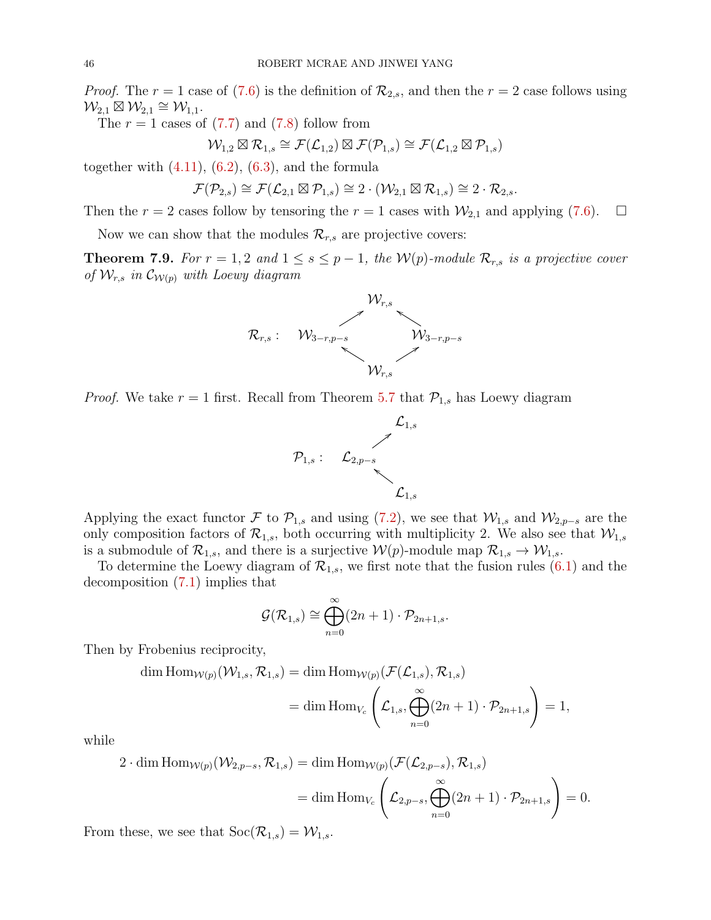*Proof.* The $r = 1$ case of (7.6) is the definition of $\mathcal{R}_{2,s}$, and then the $r = 2$ case follows using $\mathcal{W}_{2,1} \boxtimes \mathcal{W}_{2,1} \cong \mathcal{W}_{1,1}$.

The $r = 1$ cases of (7.7) and (7.8) follow from

$$\mathcal{W}_{1,2} \boxtimes \mathcal{R}_{1,s} \cong \mathcal{F}(\mathcal{L}_{1,2}) \boxtimes \mathcal{F}(\mathcal{P}_{1,s}) \cong \mathcal{F}(\mathcal{L}_{1,2} \boxtimes \mathcal{P}_{1,s})$$

together with (4.11), (6.2), (6.3), and the formula

$$\mathcal{F}(\mathcal{P}_{2,s}) \cong \mathcal{F}(\mathcal{L}_{2,1} \boxtimes \mathcal{P}_{1,s}) \cong 2 \cdot (\mathcal{W}_{2,1} \boxtimes \mathcal{R}_{1,s}) \cong 2 \cdot \mathcal{R}_{2,s}.$$

Then the $r = 2$ cases follow by tensoring the $r = 1$ cases with $\mathcal{W}_{2,1}$ and applying (7.6). $\square$

Now we can show that the modules $\mathcal{R}_{r,s}$ are projective covers:

**Theorem 7.9.** *For $r = 1, 2$ and $1 \leq s \leq p - 1$, the $\mathcal{W}(p)$-module $\mathcal{R}_{r,s}$ is a projective cover of $\mathcal{W}_{r,s}$ in $\mathcal{C}_{\mathcal{W}(p)}$ with Loewy diagram*

$$\mathcal{R}_{r,s}: \quad \begin{array}{ccccc} & & \mathcal{W}_{r,s} & & \\ & \nearrow & & \nwarrow & \\ \mathcal{W}_{3-r,p-s} & & & & \mathcal{W}_{3-r,p-s} \\ & \nwarrow & & \nearrow & \\ & & \mathcal{W}_{r,s} & & \end{array}$$

*Proof.* We take $r = 1$ first. Recall from Theorem 5.7 that $\mathcal{P}_{1,s}$ has Loewy diagram

$$\mathcal{P}_{1,s}: \quad \begin{array}{ccc} & & \mathcal{L}_{1,s} \\ & \nearrow & \\ \mathcal{L}_{2,p-s} & & \\ & \nwarrow & \\ & & \mathcal{L}_{1,s} \end{array}$$

Applying the exact functor $\mathcal{F}$ to $\mathcal{P}_{1,s}$ and using (7.2), we see that $\mathcal{W}_{1,s}$ and $\mathcal{W}_{2,p-s}$ are the only composition factors of $\mathcal{R}_{1,s}$, both occurring with multiplicity 2. We also see that $\mathcal{W}_{1,s}$ is a submodule of $\mathcal{R}_{1,s}$, and there is a surjective $\mathcal{W}(p)$-module map $\mathcal{R}_{1,s} \to \mathcal{W}_{1,s}$.

To determine the Loewy diagram of $\mathcal{R}_{1,s}$, we first note that the fusion rules (6.1) and the decomposition (7.1) implies that

$$\mathcal{G}(\mathcal{R}_{1,s}) \cong \bigoplus_{n=0}^{\infty} (2n+1) \cdot \mathcal{P}_{2n+1,s}.$$

Then by Frobenius reciprocity,

$$\begin{aligned} \dim \mathrm{Hom}_{\mathcal{W}(p)}(\mathcal{W}_{1,s}, \mathcal{R}_{1,s}) &= \dim \mathrm{Hom}_{\mathcal{W}(p)}(\mathcal{F}(\mathcal{L}_{1,s}), \mathcal{R}_{1,s}) \\ &= \dim \mathrm{Hom}_{V_c}\left(\mathcal{L}_{1,s}, \bigoplus_{n=0}^{\infty} (2n+1) \cdot \mathcal{P}_{2n+1,s}\right) = 1, \end{aligned}$$

while

$$\begin{aligned} 2 \cdot \dim \mathrm{Hom}_{\mathcal{W}(p)}(\mathcal{W}_{2,p-s}, \mathcal{R}_{1,s}) &= \dim \mathrm{Hom}_{\mathcal{W}(p)}(\mathcal{F}(\mathcal{L}_{2,p-s}), \mathcal{R}_{1,s}) \\ &= \dim \mathrm{Hom}_{V_c}\left(\mathcal{L}_{2,p-s}, \bigoplus_{n=0}^{\infty} (2n+1) \cdot \mathcal{P}_{2n+1,s}\right) = 0. \end{aligned}$$

From these, we see that $\mathrm{Soc}(\mathcal{R}_{1,s}) = \mathcal{W}_{1,s}$.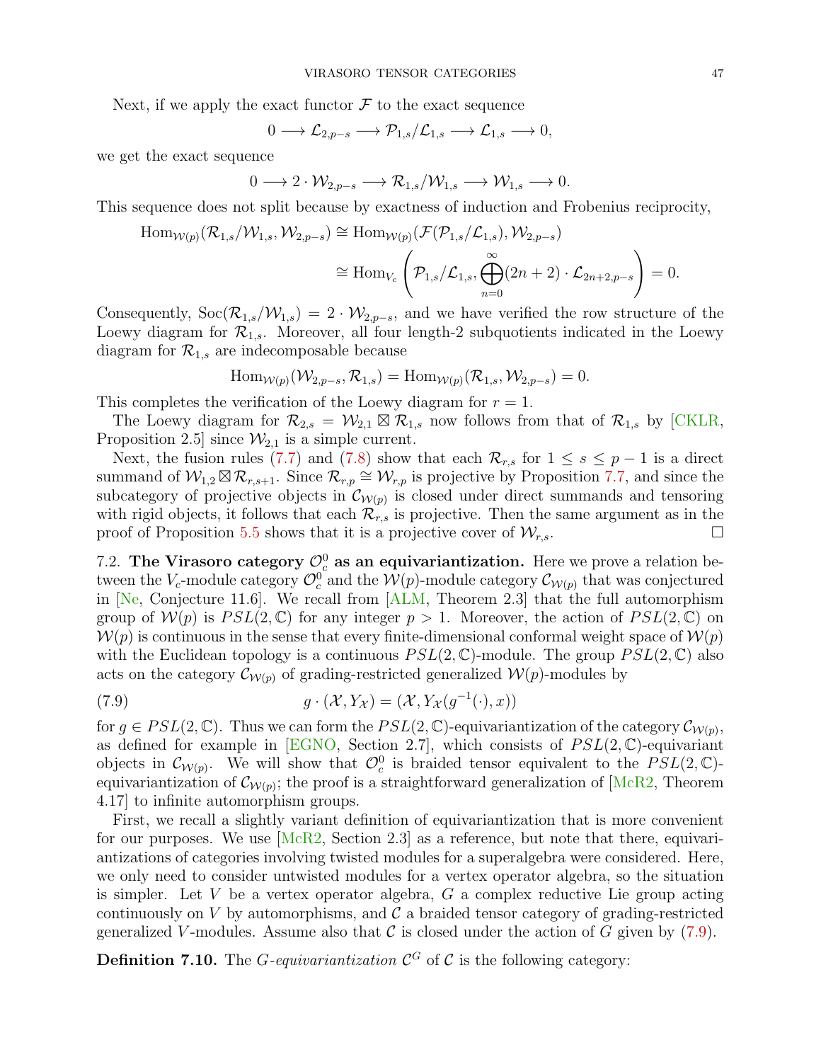Next, if we apply the exact functor $\mathcal{F}$ to the exact sequence

$$0 \longrightarrow \mathcal{L}_{2,p-s} \longrightarrow \mathcal{P}_{1,s}/\mathcal{L}_{1,s} \longrightarrow \mathcal{L}_{1,s} \longrightarrow 0,$$

we get the exact sequence

$$0 \longrightarrow 2 \cdot \mathcal{W}_{2,p-s} \longrightarrow \mathcal{R}_{1,s}/\mathcal{W}_{1,s} \longrightarrow \mathcal{W}_{1,s} \longrightarrow 0.$$

This sequence does not split because by exactness of induction and Frobenius reciprocity,

$$\begin{aligned}
\mathrm{Hom}_{\mathcal{W}(p)}(\mathcal{R}_{1,s}/\mathcal{W}_{1,s}, \mathcal{W}_{2,p-s}) &\cong \mathrm{Hom}_{\mathcal{W}(p)}(\mathcal{F}(\mathcal{P}_{1,s}/\mathcal{L}_{1,s}), \mathcal{W}_{2,p-s}) \\
&\cong \mathrm{Hom}_{V_c}\left(\mathcal{P}_{1,s}/\mathcal{L}_{1,s}, \bigoplus_{n=0}^{\infty}(2n+2)\cdot \mathcal{L}_{2n+2,p-s}\right) = 0.
\end{aligned}$$

Consequently, $\mathrm{Soc}(\mathcal{R}_{1,s}/\mathcal{W}_{1,s}) = 2 \cdot \mathcal{W}_{2,p-s}$, and we have verified the row structure of the Loewy diagram for $\mathcal{R}_{1,s}$. Moreover, all four length-2 subquotients indicated in the Loewy diagram for $\mathcal{R}_{1,s}$ are indecomposable because

$$\mathrm{Hom}_{\mathcal{W}(p)}(\mathcal{W}_{2,p-s}, \mathcal{R}_{1,s}) = \mathrm{Hom}_{\mathcal{W}(p)}(\mathcal{R}_{1,s}, \mathcal{W}_{2,p-s}) = 0.$$

This completes the verification of the Loewy diagram for $r = 1$.

The Loewy diagram for $\mathcal{R}_{2,s} = \mathcal{W}_{2,1} \boxtimes \mathcal{R}_{1,s}$ now follows from that of $\mathcal{R}_{1,s}$ by [CKLR, Proposition 2.5] since $\mathcal{W}_{2,1}$ is a simple current.

Next, the fusion rules (7.7) and (7.8) show that each $\mathcal{R}_{r,s}$ for $1 \leq s \leq p-1$ is a direct summand of $\mathcal{W}_{1,2} \boxtimes \mathcal{R}_{r,s+1}$. Since $\mathcal{R}_{r,p} \cong \mathcal{W}_{r,p}$ is projective by Proposition 7.7, and since the subcategory of projective objects in $\mathcal{C}_{\mathcal{W}(p)}$ is closed under direct summands and tensoring with rigid objects, it follows that each $\mathcal{R}_{r,s}$ is projective. Then the same argument as in the proof of Proposition 5.5 shows that it is a projective cover of $\mathcal{W}_{r,s}$. □

7.2. **The Virasoro category $\mathcal{O}_c^0$ as an equivariantization.** Here we prove a relation between the $V_c$-module category $\mathcal{O}_c^0$ and the $\mathcal{W}(p)$-module category $\mathcal{C}_{\mathcal{W}(p)}$ that was conjectured in [Ne, Conjecture 11.6]. We recall from [ALM, Theorem 2.3] that the full automorphism group of $\mathcal{W}(p)$ is $PSL(2,\mathbb{C})$ for any integer $p > 1$. Moreover, the action of $PSL(2,\mathbb{C})$ on $\mathcal{W}(p)$ is continuous in the sense that every finite-dimensional conformal weight space of $\mathcal{W}(p)$ with the Euclidean topology is a continuous $PSL(2,\mathbb{C})$-module. The group $PSL(2,\mathbb{C})$ also acts on the category $\mathcal{C}_{\mathcal{W}(p)}$ of grading-restricted generalized $\mathcal{W}(p)$-modules by

$$g \cdot (\mathcal{X}, Y_{\mathcal{X}}) = (\mathcal{X}, Y_{\mathcal{X}}(g^{-1}(\cdot), x)) \tag{7.9}$$

for $g \in PSL(2,\mathbb{C})$. Thus we can form the $PSL(2,\mathbb{C})$-equivariantization of the category $\mathcal{C}_{\mathcal{W}(p)}$, as defined for example in [EGNO, Section 2.7], which consists of $PSL(2,\mathbb{C})$-equivariant objects in $\mathcal{C}_{\mathcal{W}(p)}$. We will show that $\mathcal{O}_c^0$ is braided tensor equivalent to the $PSL(2,\mathbb{C})$-equivariantization of $\mathcal{C}_{\mathcal{W}(p)}$; the proof is a straightforward generalization of [McR2, Theorem 4.17] to infinite automorphism groups.

First, we recall a slightly variant definition of equivariantization that is more convenient for our purposes. We use [McR2, Section 2.3] as a reference, but note that there, equivariantizations of categories involving twisted modules for a superalgebra were considered. Here, we only need to consider untwisted modules for a vertex operator algebra, so the situation is simpler. Let $V$ be a vertex operator algebra, $G$ a complex reductive Lie group acting continuously on $V$ by automorphisms, and $\mathcal{C}$ a braided tensor category of grading-restricted generalized $V$-modules. Assume also that $\mathcal{C}$ is closed under the action of $G$ given by (7.9).

**Definition 7.10.** The *$G$-equivariantization* $\mathcal{C}^G$ of $\mathcal{C}$ is the following category: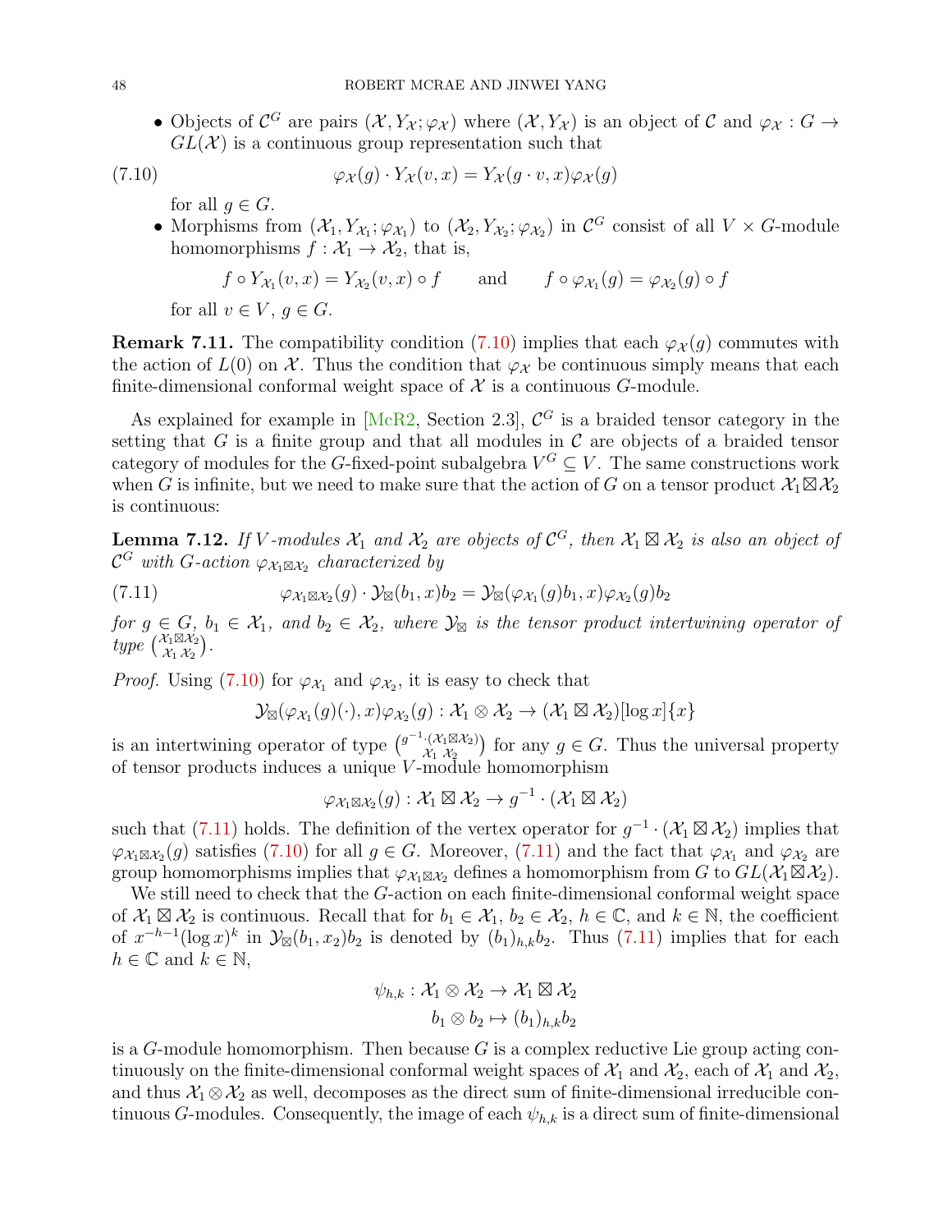- Objects of $\mathcal{C}^G$ are pairs $(\mathcal{X}, Y_\mathcal{X}; \varphi_\mathcal{X})$ where $(\mathcal{X}, Y_\mathcal{X})$ is an object of $\mathcal{C}$ and $\varphi_\mathcal{X} : G \to GL(\mathcal{X})$ is a continuous group representation such that

$$\varphi_\mathcal{X}(g) \cdot Y_\mathcal{X}(v, x) = Y_\mathcal{X}(g \cdot v, x)\varphi_\mathcal{X}(g) \tag{7.10}$$

  for all $g \in G$.
- Morphisms from $(\mathcal{X}_1, Y_{\mathcal{X}_1}; \varphi_{\mathcal{X}_1})$ to $(\mathcal{X}_2, Y_{\mathcal{X}_2}; \varphi_{\mathcal{X}_2})$ in $\mathcal{C}^G$ consist of all $V \times G$-module homomorphisms $f : \mathcal{X}_1 \to \mathcal{X}_2$, that is,

$$f \circ Y_{\mathcal{X}_1}(v, x) = Y_{\mathcal{X}_2}(v, x) \circ f \qquad \text{and} \qquad f \circ \varphi_{\mathcal{X}_1}(g) = \varphi_{\mathcal{X}_2}(g) \circ f$$

  for all $v \in V$, $g \in G$.

**Remark 7.11.** The compatibility condition (7.10) implies that each $\varphi_\mathcal{X}(g)$ commutes with the action of $L(0)$ on $\mathcal{X}$. Thus the condition that $\varphi_\mathcal{X}$ be continuous simply means that each finite-dimensional conformal weight space of $\mathcal{X}$ is a continuous $G$-module.

As explained for example in [McR2, Section 2.3], $\mathcal{C}^G$ is a braided tensor category in the setting that $G$ is a finite group and that all modules in $\mathcal{C}$ are objects of a braided tensor category of modules for the $G$-fixed-point subalgebra $V^G \subseteq V$. The same constructions work when $G$ is infinite, but we need to make sure that the action of $G$ on a tensor product $\mathcal{X}_1 \boxtimes \mathcal{X}_2$ is continuous:

**Lemma 7.12.** *If $V$-modules $\mathcal{X}_1$ and $\mathcal{X}_2$ are objects of $\mathcal{C}^G$, then $\mathcal{X}_1 \boxtimes \mathcal{X}_2$ is also an object of $\mathcal{C}^G$ with $G$-action $\varphi_{\mathcal{X}_1 \boxtimes \mathcal{X}_2}$ characterized by*

$$\varphi_{\mathcal{X}_1 \boxtimes \mathcal{X}_2}(g) \cdot \mathcal{Y}_\boxtimes(b_1, x)b_2 = \mathcal{Y}_\boxtimes(\varphi_{\mathcal{X}_1}(g)b_1, x)\varphi_{\mathcal{X}_2}(g)b_2 \tag{7.11}$$

*for $g \in G$, $b_1 \in \mathcal{X}_1$, and $b_2 \in \mathcal{X}_2$, where $\mathcal{Y}_\boxtimes$ is the tensor product intertwining operator of type $\binom{\mathcal{X}_1 \boxtimes \mathcal{X}_2}{\mathcal{X}_1\, \mathcal{X}_2}$.*

*Proof.* Using (7.10) for $\varphi_{\mathcal{X}_1}$ and $\varphi_{\mathcal{X}_2}$, it is easy to check that

$$\mathcal{Y}_\boxtimes(\varphi_{\mathcal{X}_1}(g)(\cdot), x)\varphi_{\mathcal{X}_2}(g) : \mathcal{X}_1 \otimes \mathcal{X}_2 \to (\mathcal{X}_1 \boxtimes \mathcal{X}_2)[\log x]\{x\}$$

is an intertwining operator of type $\binom{g^{-1}\cdot(\mathcal{X}_1 \boxtimes \mathcal{X}_2)}{\mathcal{X}_1\, \mathcal{X}_2}$ for any $g \in G$. Thus the universal property of tensor products induces a unique $V$-module homomorphism

$$\varphi_{\mathcal{X}_1 \boxtimes \mathcal{X}_2}(g) : \mathcal{X}_1 \boxtimes \mathcal{X}_2 \to g^{-1} \cdot (\mathcal{X}_1 \boxtimes \mathcal{X}_2)$$

such that (7.11) holds. The definition of the vertex operator for $g^{-1} \cdot (\mathcal{X}_1 \boxtimes \mathcal{X}_2)$ implies that $\varphi_{\mathcal{X}_1 \boxtimes \mathcal{X}_2}(g)$ satisfies (7.10) for all $g \in G$. Moreover, (7.11) and the fact that $\varphi_{\mathcal{X}_1}$ and $\varphi_{\mathcal{X}_2}$ are group homomorphisms implies that $\varphi_{\mathcal{X}_1 \boxtimes \mathcal{X}_2}$ defines a homomorphism from $G$ to $GL(\mathcal{X}_1 \boxtimes \mathcal{X}_2)$.

We still need to check that the $G$-action on each finite-dimensional conformal weight space of $\mathcal{X}_1 \boxtimes \mathcal{X}_2$ is continuous. Recall that for $b_1 \in \mathcal{X}_1$, $b_2 \in \mathcal{X}_2$, $h \in \mathbb{C}$, and $k \in \mathbb{N}$, the coefficient of $x^{-h-1}(\log x)^k$ in $\mathcal{Y}_\boxtimes(b_1, x_2)b_2$ is denoted by $(b_1)_{h,k}b_2$. Thus (7.11) implies that for each $h \in \mathbb{C}$ and $k \in \mathbb{N}$,

$$\psi_{h,k} : \mathcal{X}_1 \otimes \mathcal{X}_2 \to \mathcal{X}_1 \boxtimes \mathcal{X}_2$$
$$b_1 \otimes b_2 \mapsto (b_1)_{h,k}b_2$$

is a $G$-module homomorphism. Then because $G$ is a complex reductive Lie group acting continuously on the finite-dimensional conformal weight spaces of $\mathcal{X}_1$ and $\mathcal{X}_2$, each of $\mathcal{X}_1$ and $\mathcal{X}_2$, and thus $\mathcal{X}_1 \otimes \mathcal{X}_2$ as well, decomposes as the direct sum of finite-dimensional irreducible continuous $G$-modules. Consequently, the image of each $\psi_{h,k}$ is a direct sum of finite-dimensional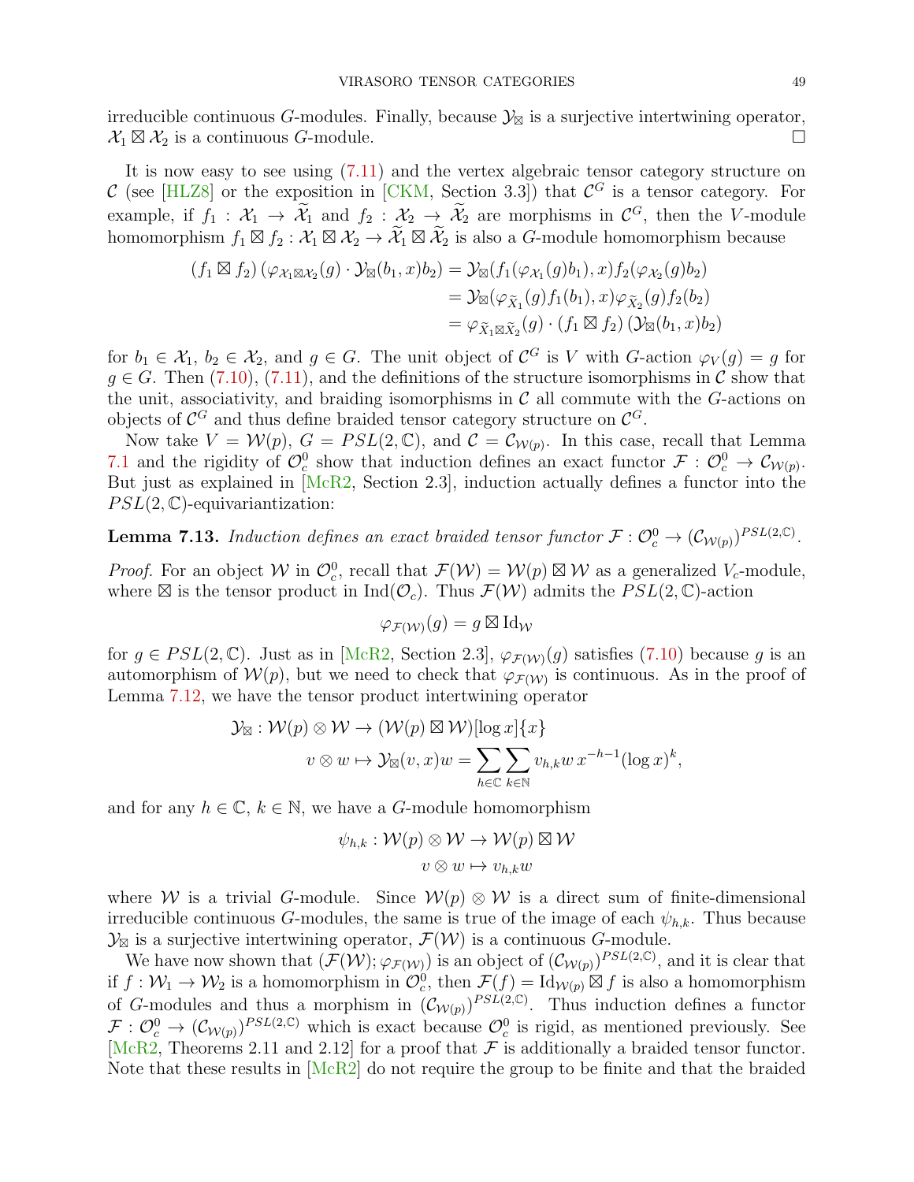irreducible continuous $G$-modules. Finally, because $\mathcal{Y}_\boxtimes$ is a surjective intertwining operator, $\mathcal{X}_1 \boxtimes \mathcal{X}_2$ is a continuous $G$-module. $\square$

It is now easy to see using (7.11) and the vertex algebraic tensor category structure on $\mathcal{C}$ (see [HLZ8] or the exposition in [CKM, Section 3.3]) that $\mathcal{C}^G$ is a tensor category. For example, if $f_1 : \mathcal{X}_1 \to \widetilde{\mathcal{X}}_1$ and $f_2 : \mathcal{X}_2 \to \widetilde{\mathcal{X}}_2$ are morphisms in $\mathcal{C}^G$, then the $V$-module homomorphism $f_1 \boxtimes f_2 : \mathcal{X}_1 \boxtimes \mathcal{X}_2 \to \widetilde{\mathcal{X}}_1 \boxtimes \widetilde{\mathcal{X}}_2$ is also a $G$-module homomorphism because

$$
\begin{aligned}
(f_1 \boxtimes f_2)\left(\varphi_{\mathcal{X}_1\boxtimes\mathcal{X}_2}(g) \cdot \mathcal{Y}_\boxtimes(b_1, x)b_2\right) &= \mathcal{Y}_\boxtimes(f_1(\varphi_{\mathcal{X}_1}(g)b_1), x)f_2(\varphi_{\mathcal{X}_2}(g)b_2)\\
&= \mathcal{Y}_\boxtimes(\varphi_{\widetilde{X}_1}(g)f_1(b_1), x)\varphi_{\widetilde{X}_2}(g)f_2(b_2)\\
&= \varphi_{\widetilde{X}_1\boxtimes\widetilde{X}_2}(g) \cdot (f_1 \boxtimes f_2)\left(\mathcal{Y}_\boxtimes(b_1, x)b_2\right)
\end{aligned}
$$

for $b_1 \in \mathcal{X}_1$, $b_2 \in \mathcal{X}_2$, and $g \in G$. The unit object of $\mathcal{C}^G$ is $V$ with $G$-action $\varphi_V(g) = g$ for $g \in G$. Then (7.10), (7.11), and the definitions of the structure isomorphisms in $\mathcal{C}$ show that the unit, associativity, and braiding isomorphisms in $\mathcal{C}$ all commute with the $G$-actions on objects of $\mathcal{C}^G$ and thus define braided tensor category structure on $\mathcal{C}^G$.

Now take $V = \mathcal{W}(p)$, $G = PSL(2,\mathbb{C})$, and $\mathcal{C} = \mathcal{C}_{\mathcal{W}(p)}$. In this case, recall that Lemma 7.1 and the rigidity of $\mathcal{O}_c^0$ show that induction defines an exact functor $\mathcal{F} : \mathcal{O}_c^0 \to \mathcal{C}_{\mathcal{W}(p)}$. But just as explained in [McR2, Section 2.3], induction actually defines a functor into the $PSL(2,\mathbb{C})$-equivariantization:

**Lemma 7.13.** *Induction defines an exact braided tensor functor $\mathcal{F} : \mathcal{O}_c^0 \to (\mathcal{C}_{\mathcal{W}(p)})^{PSL(2,\mathbb{C})}$.*

*Proof.* For an object $\mathcal{W}$ in $\mathcal{O}_c^0$, recall that $\mathcal{F}(\mathcal{W}) = \mathcal{W}(p) \boxtimes \mathcal{W}$ as a generalized $V_c$-module, where $\boxtimes$ is the tensor product in $\mathrm{Ind}(\mathcal{O}_c)$. Thus $\mathcal{F}(\mathcal{W})$ admits the $PSL(2,\mathbb{C})$-action

$$\varphi_{\mathcal{F}(\mathcal{W})}(g) = g \boxtimes \mathrm{Id}_{\mathcal{W}}$$

for $g \in PSL(2,\mathbb{C})$. Just as in [McR2, Section 2.3], $\varphi_{\mathcal{F}(\mathcal{W})}(g)$ satisfies (7.10) because $g$ is an automorphism of $\mathcal{W}(p)$, but we need to check that $\varphi_{\mathcal{F}(\mathcal{W})}$ is continuous. As in the proof of Lemma 7.12, we have the tensor product intertwining operator

$$
\begin{aligned}
\mathcal{Y}_\boxtimes : \mathcal{W}(p) \otimes \mathcal{W} &\to (\mathcal{W}(p) \boxtimes \mathcal{W})[\log x]\{x\}\\
v \otimes w &\mapsto \mathcal{Y}_\boxtimes(v, x)w = \sum_{h\in\mathbb{C}}\sum_{k\in\mathbb{N}} v_{h,k}w\, x^{-h-1}(\log x)^k,
\end{aligned}
$$

and for any $h \in \mathbb{C}$, $k \in \mathbb{N}$, we have a $G$-module homomorphism

$$
\begin{aligned}
\psi_{h,k} : \mathcal{W}(p) \otimes \mathcal{W} &\to \mathcal{W}(p) \boxtimes \mathcal{W}\\
v \otimes w &\mapsto v_{h,k}w
\end{aligned}
$$

where $\mathcal{W}$ is a trivial $G$-module. Since $\mathcal{W}(p) \otimes \mathcal{W}$ is a direct sum of finite-dimensional irreducible continuous $G$-modules, the same is true of the image of each $\psi_{h,k}$. Thus because $\mathcal{Y}_\boxtimes$ is a surjective intertwining operator, $\mathcal{F}(\mathcal{W})$ is a continuous $G$-module.

We have now shown that $(\mathcal{F}(\mathcal{W}); \varphi_{\mathcal{F}(\mathcal{W})})$ is an object of $(\mathcal{C}_{\mathcal{W}(p)})^{PSL(2,\mathbb{C})}$, and it is clear that if $f : \mathcal{W}_1 \to \mathcal{W}_2$ is a homomorphism in $\mathcal{O}_c^0$, then $\mathcal{F}(f) = \mathrm{Id}_{\mathcal{W}(p)} \boxtimes f$ is also a homomorphism of $G$-modules and thus a morphism in $(\mathcal{C}_{\mathcal{W}(p)})^{PSL(2,\mathbb{C})}$. Thus induction defines a functor $\mathcal{F} : \mathcal{O}_c^0 \to (\mathcal{C}_{\mathcal{W}(p)})^{PSL(2,\mathbb{C})}$ which is exact because $\mathcal{O}_c^0$ is rigid, as mentioned previously. See [McR2, Theorems 2.11 and 2.12] for a proof that $\mathcal{F}$ is additionally a braided tensor functor. Note that these results in [McR2] do not require the group to be finite and that the braided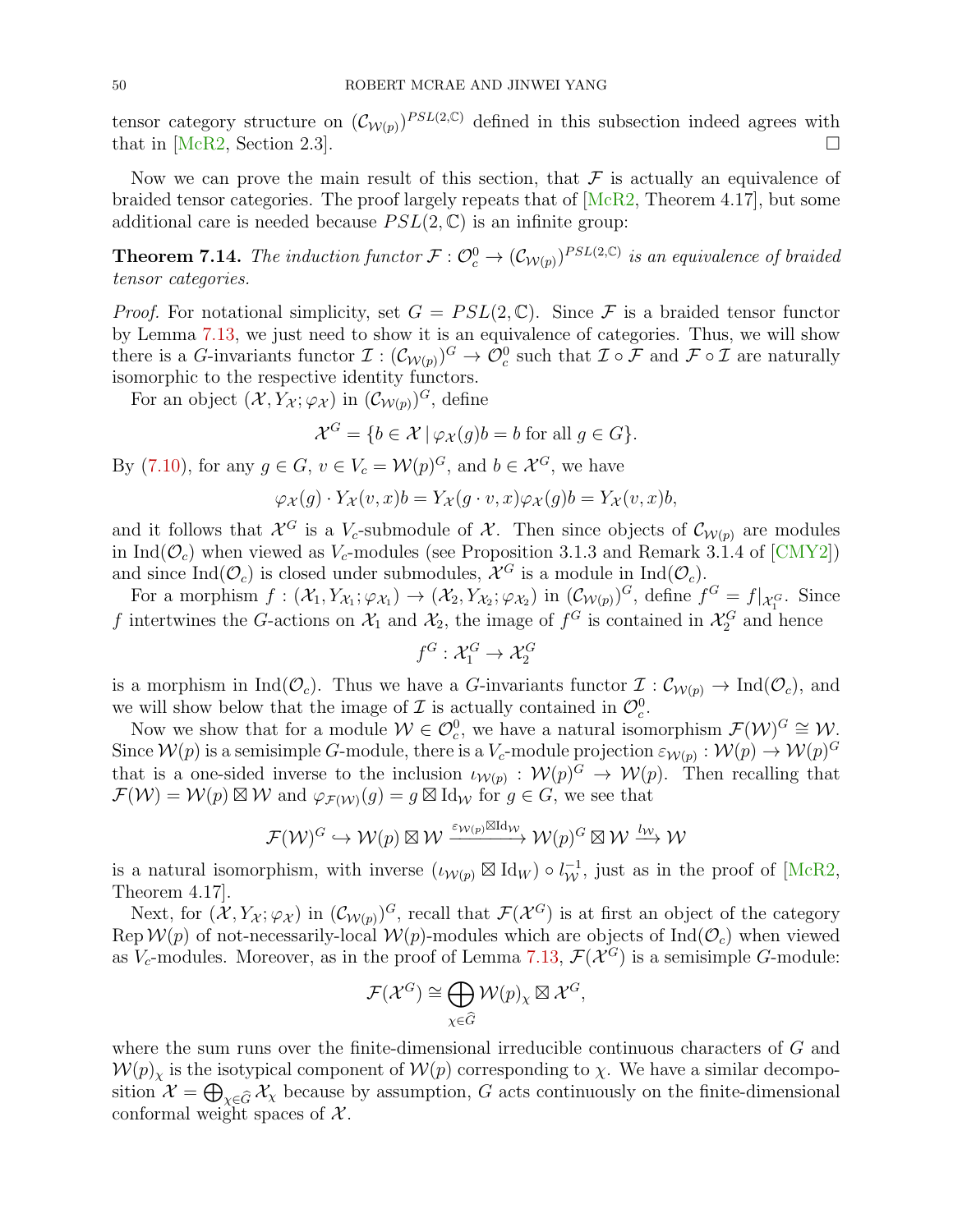tensor category structure on $(\mathcal{C}_{\mathcal{W}(p)})^{PSL(2,\mathbb{C})}$ defined in this subsection indeed agrees with that in [McR2, Section 2.3]. $\square$

Now we can prove the main result of this section, that $\mathcal{F}$ is actually an equivalence of braided tensor categories. The proof largely repeats that of [McR2, Theorem 4.17], but some additional care is needed because $PSL(2,\mathbb{C})$ is an infinite group:

**Theorem 7.14.** *The induction functor $\mathcal{F} : \mathcal{O}_c^0 \to (\mathcal{C}_{\mathcal{W}(p)})^{PSL(2,\mathbb{C})}$ is an equivalence of braided tensor categories.*

*Proof.* For notational simplicity, set $G = PSL(2,\mathbb{C})$. Since $\mathcal{F}$ is a braided tensor functor by Lemma 7.13, we just need to show it is an equivalence of categories. Thus, we will show there is a $G$-invariants functor $\mathcal{I} : (\mathcal{C}_{\mathcal{W}(p)})^G \to \mathcal{O}_c^0$ such that $\mathcal{I} \circ \mathcal{F}$ and $\mathcal{F} \circ \mathcal{I}$ are naturally isomorphic to the respective identity functors.

For an object $(\mathcal{X}, Y_{\mathcal{X}}; \varphi_{\mathcal{X}})$ in $(\mathcal{C}_{\mathcal{W}(p)})^G$, define

$$\mathcal{X}^G = \{b \in \mathcal{X} \mid \varphi_{\mathcal{X}}(g)b = b \text{ for all } g \in G\}.$$

By (7.10), for any $g \in G$, $v \in V_c = \mathcal{W}(p)^G$, and $b \in \mathcal{X}^G$, we have

$$\varphi_{\mathcal{X}}(g) \cdot Y_{\mathcal{X}}(v, x)b = Y_{\mathcal{X}}(g \cdot v, x)\varphi_{\mathcal{X}}(g)b = Y_{\mathcal{X}}(v, x)b,$$

and it follows that $\mathcal{X}^G$ is a $V_c$-submodule of $\mathcal{X}$. Then since objects of $\mathcal{C}_{\mathcal{W}(p)}$ are modules in $\mathrm{Ind}(\mathcal{O}_c)$ when viewed as $V_c$-modules (see Proposition 3.1.3 and Remark 3.1.4 of [CMY2]) and since $\mathrm{Ind}(\mathcal{O}_c)$ is closed under submodules, $\mathcal{X}^G$ is a module in $\mathrm{Ind}(\mathcal{O}_c)$.

For a morphism $f : (\mathcal{X}_1, Y_{\mathcal{X}_1}; \varphi_{\mathcal{X}_1}) \to (\mathcal{X}_2, Y_{\mathcal{X}_2}; \varphi_{\mathcal{X}_2})$ in $(\mathcal{C}_{\mathcal{W}(p)})^G$, define $f^G = f|_{\mathcal{X}_1^G}$. Since $f$ intertwines the $G$-actions on $\mathcal{X}_1$ and $\mathcal{X}_2$, the image of $f^G$ is contained in $\mathcal{X}_2^G$ and hence

$$f^G : \mathcal{X}_1^G \to \mathcal{X}_2^G$$

is a morphism in $\mathrm{Ind}(\mathcal{O}_c)$. Thus we have a $G$-invariants functor $\mathcal{I} : \mathcal{C}_{\mathcal{W}(p)} \to \mathrm{Ind}(\mathcal{O}_c)$, and we will show below that the image of $\mathcal{I}$ is actually contained in $\mathcal{O}_c^0$.

Now we show that for a module $\mathcal{W} \in \mathcal{O}_c^0$, we have a natural isomorphism $\mathcal{F}(\mathcal{W})^G \cong \mathcal{W}$. Since $\mathcal{W}(p)$ is a semisimple $G$-module, there is a $V_c$-module projection $\varepsilon_{\mathcal{W}(p)} : \mathcal{W}(p) \to \mathcal{W}(p)^G$ that is a one-sided inverse to the inclusion $\iota_{\mathcal{W}(p)} : \mathcal{W}(p)^G \to \mathcal{W}(p)$. Then recalling that $\mathcal{F}(\mathcal{W}) = \mathcal{W}(p) \boxtimes \mathcal{W}$ and $\varphi_{\mathcal{F}(\mathcal{W})}(g) = g \boxtimes \mathrm{Id}_{\mathcal{W}}$ for $g \in G$, we see that

$$\mathcal{F}(\mathcal{W})^G \hookrightarrow \mathcal{W}(p) \boxtimes \mathcal{W} \xrightarrow{\varepsilon_{\mathcal{W}(p)} \boxtimes \mathrm{Id}_{\mathcal{W}}} \mathcal{W}(p)^G \boxtimes \mathcal{W} \xrightarrow{l_{\mathcal{W}}} \mathcal{W}$$

is a natural isomorphism, with inverse $(\iota_{\mathcal{W}(p)} \boxtimes \mathrm{Id}_W) \circ l_{\mathcal{W}}^{-1}$, just as in the proof of [McR2, Theorem 4.17].

Next, for $(\mathcal{X}, Y_{\mathcal{X}}; \varphi_{\mathcal{X}})$ in $(\mathcal{C}_{\mathcal{W}(p)})^G$, recall that $\mathcal{F}(\mathcal{X}^G)$ is at first an object of the category $\mathrm{Rep}\,\mathcal{W}(p)$ of not-necessarily-local $\mathcal{W}(p)$-modules which are objects of $\mathrm{Ind}(\mathcal{O}_c)$ when viewed as $V_c$-modules. Moreover, as in the proof of Lemma 7.13, $\mathcal{F}(\mathcal{X}^G)$ is a semisimple $G$-module:

$$\mathcal{F}(\mathcal{X}^G) \cong \bigoplus_{\chi \in \widehat{G}} \mathcal{W}(p)_\chi \boxtimes \mathcal{X}^G,$$

where the sum runs over the finite-dimensional irreducible continuous characters of $G$ and $\mathcal{W}(p)_\chi$ is the isotypical component of $\mathcal{W}(p)$ corresponding to $\chi$. We have a similar decomposition $\mathcal{X} = \bigoplus_{\chi \in \widehat{G}} \mathcal{X}_\chi$ because by assumption, $G$ acts continuously on the finite-dimensional conformal weight spaces of $\mathcal{X}$.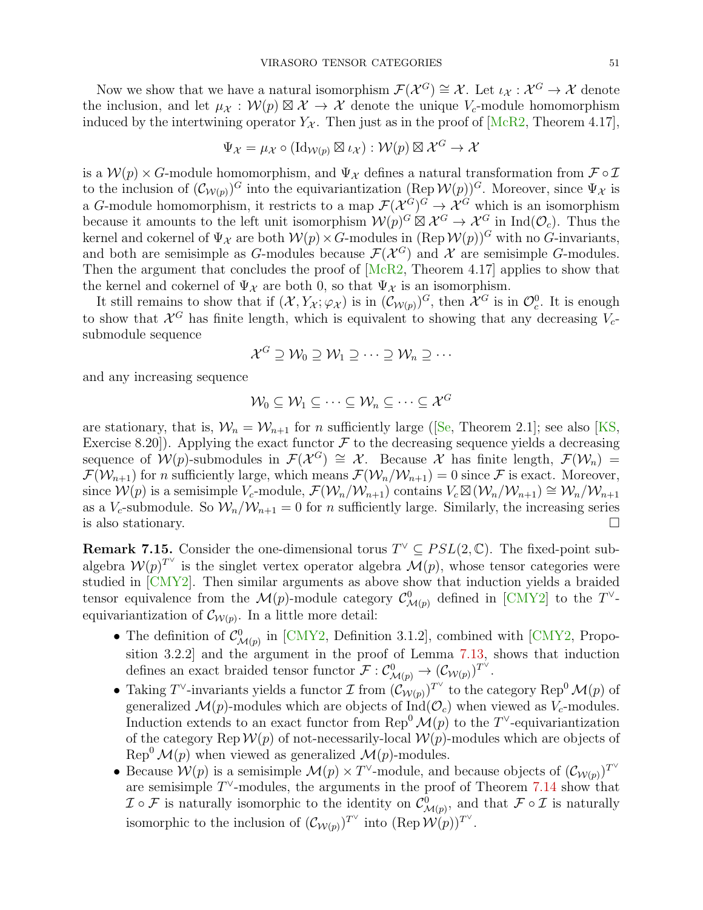Now we show that we have a natural isomorphism $\mathcal{F}(\mathcal{X}^G) \cong \mathcal{X}$. Let $\iota_\mathcal{X} : \mathcal{X}^G \to \mathcal{X}$ denote the inclusion, and let $\mu_\mathcal{X} : \mathcal{W}(p) \boxtimes \mathcal{X} \to \mathcal{X}$ denote the unique $V_c$-module homomorphism induced by the intertwining operator $Y_\mathcal{X}$. Then just as in the proof of [McR2, Theorem 4.17],

$$\Psi_\mathcal{X} = \mu_\mathcal{X} \circ (\mathrm{Id}_{\mathcal{W}(p)} \boxtimes \iota_\mathcal{X}) : \mathcal{W}(p) \boxtimes \mathcal{X}^G \to \mathcal{X}$$

is a $\mathcal{W}(p) \times G$-module homomorphism, and $\Psi_\mathcal{X}$ defines a natural transformation from $\mathcal{F} \circ \mathcal{I}$ to the inclusion of $(\mathcal{C}_{\mathcal{W}(p)})^G$ into the equivariantization $(\mathrm{Rep}\, \mathcal{W}(p))^G$. Moreover, since $\Psi_\mathcal{X}$ is a $G$-module homomorphism, it restricts to a map $\mathcal{F}(\mathcal{X}^G)^G \to \mathcal{X}^G$ which is an isomorphism because it amounts to the left unit isomorphism $\mathcal{W}(p)^G \boxtimes \mathcal{X}^G \to \mathcal{X}^G$ in $\mathrm{Ind}(\mathcal{O}_c)$. Thus the kernel and cokernel of $\Psi_\mathcal{X}$ are both $\mathcal{W}(p) \times G$-modules in $(\mathrm{Rep}\, \mathcal{W}(p))^G$ with no $G$-invariants, and both are semisimple as $G$-modules because $\mathcal{F}(\mathcal{X}^G)$ and $\mathcal{X}$ are semisimple $G$-modules. Then the argument that concludes the proof of [McR2, Theorem 4.17] applies to show that the kernel and cokernel of $\Psi_\mathcal{X}$ are both 0, so that $\Psi_\mathcal{X}$ is an isomorphism.

It still remains to show that if $(\mathcal{X}, Y_\mathcal{X}; \varphi_\mathcal{X})$ is in $(\mathcal{C}_{\mathcal{W}(p)})^G$, then $\mathcal{X}^G$ is in $\mathcal{O}_c^0$. It is enough to show that $\mathcal{X}^G$ has finite length, which is equivalent to showing that any decreasing $V_c$-submodule sequence

$$\mathcal{X}^G \supseteq \mathcal{W}_0 \supseteq \mathcal{W}_1 \supseteq \cdots \supseteq \mathcal{W}_n \supseteq \cdots$$

and any increasing sequence

$$\mathcal{W}_0 \subseteq \mathcal{W}_1 \subseteq \cdots \subseteq \mathcal{W}_n \subseteq \cdots \subseteq \mathcal{X}^G$$

are stationary, that is, $\mathcal{W}_n = \mathcal{W}_{n+1}$ for $n$ sufficiently large ([Se, Theorem 2.1]; see also [KS, Exercise 8.20]). Applying the exact functor $\mathcal{F}$ to the decreasing sequence yields a decreasing sequence of $\mathcal{W}(p)$-submodules in $\mathcal{F}(\mathcal{X}^G) \cong \mathcal{X}$. Because $\mathcal{X}$ has finite length, $\mathcal{F}(\mathcal{W}_n) = \mathcal{F}(\mathcal{W}_{n+1})$ for $n$ sufficiently large, which means $\mathcal{F}(\mathcal{W}_n/\mathcal{W}_{n+1}) = 0$ since $\mathcal{F}$ is exact. Moreover, since $\mathcal{W}(p)$ is a semisimple $V_c$-module, $\mathcal{F}(\mathcal{W}_n/\mathcal{W}_{n+1})$ contains $V_c \boxtimes (\mathcal{W}_n/\mathcal{W}_{n+1}) \cong \mathcal{W}_n/\mathcal{W}_{n+1}$ as a $V_c$-submodule. So $\mathcal{W}_n/\mathcal{W}_{n+1} = 0$ for $n$ sufficiently large. Similarly, the increasing series is also stationary. $\square$

**Remark 7.15.** Consider the one-dimensional torus $T^\vee \subseteq PSL(2, \mathbb{C})$. The fixed-point subalgebra $\mathcal{W}(p)^{T^\vee}$ is the singlet vertex operator algebra $\mathcal{M}(p)$, whose tensor categories were studied in [CMY2]. Then similar arguments as above show that induction yields a braided tensor equivalence from the $\mathcal{M}(p)$-module category $\mathcal{C}^0_{\mathcal{M}(p)}$ defined in [CMY2] to the $T^\vee$-equivariantization of $\mathcal{C}_{\mathcal{W}(p)}$. In a little more detail:

- The definition of $\mathcal{C}^0_{\mathcal{M}(p)}$ in [CMY2, Definition 3.1.2], combined with [CMY2, Proposition 3.2.2] and the argument in the proof of Lemma 7.13, shows that induction defines an exact braided tensor functor $\mathcal{F} : \mathcal{C}^0_{\mathcal{M}(p)} \to (\mathcal{C}_{\mathcal{W}(p)})^{T^\vee}$.
- Taking $T^\vee$-invariants yields a functor $\mathcal{I}$ from $(\mathcal{C}_{\mathcal{W}(p)})^{T^\vee}$ to the category $\mathrm{Rep}^0 \mathcal{M}(p)$ of generalized $\mathcal{M}(p)$-modules which are objects of $\mathrm{Ind}(\mathcal{O}_c)$ when viewed as $V_c$-modules. Induction extends to an exact functor from $\mathrm{Rep}^0 \mathcal{M}(p)$ to the $T^\vee$-equivariantization of the category $\mathrm{Rep}\, \mathcal{W}(p)$ of not-necessarily-local $\mathcal{W}(p)$-modules which are objects of $\mathrm{Rep}^0 \mathcal{M}(p)$ when viewed as generalized $\mathcal{M}(p)$-modules.
- Because $\mathcal{W}(p)$ is a semisimple $\mathcal{M}(p) \times T^\vee$-module, and because objects of $(\mathcal{C}_{\mathcal{W}(p)})^{T^\vee}$ are semisimple $T^\vee$-modules, the arguments in the proof of Theorem 7.14 show that $\mathcal{I} \circ \mathcal{F}$ is naturally isomorphic to the identity on $\mathcal{C}^0_{\mathcal{M}(p)}$, and that $\mathcal{F} \circ \mathcal{I}$ is naturally isomorphic to the inclusion of $(\mathcal{C}_{\mathcal{W}(p)})^{T^\vee}$ into $(\mathrm{Rep}\, \mathcal{W}(p))^{T^\vee}$.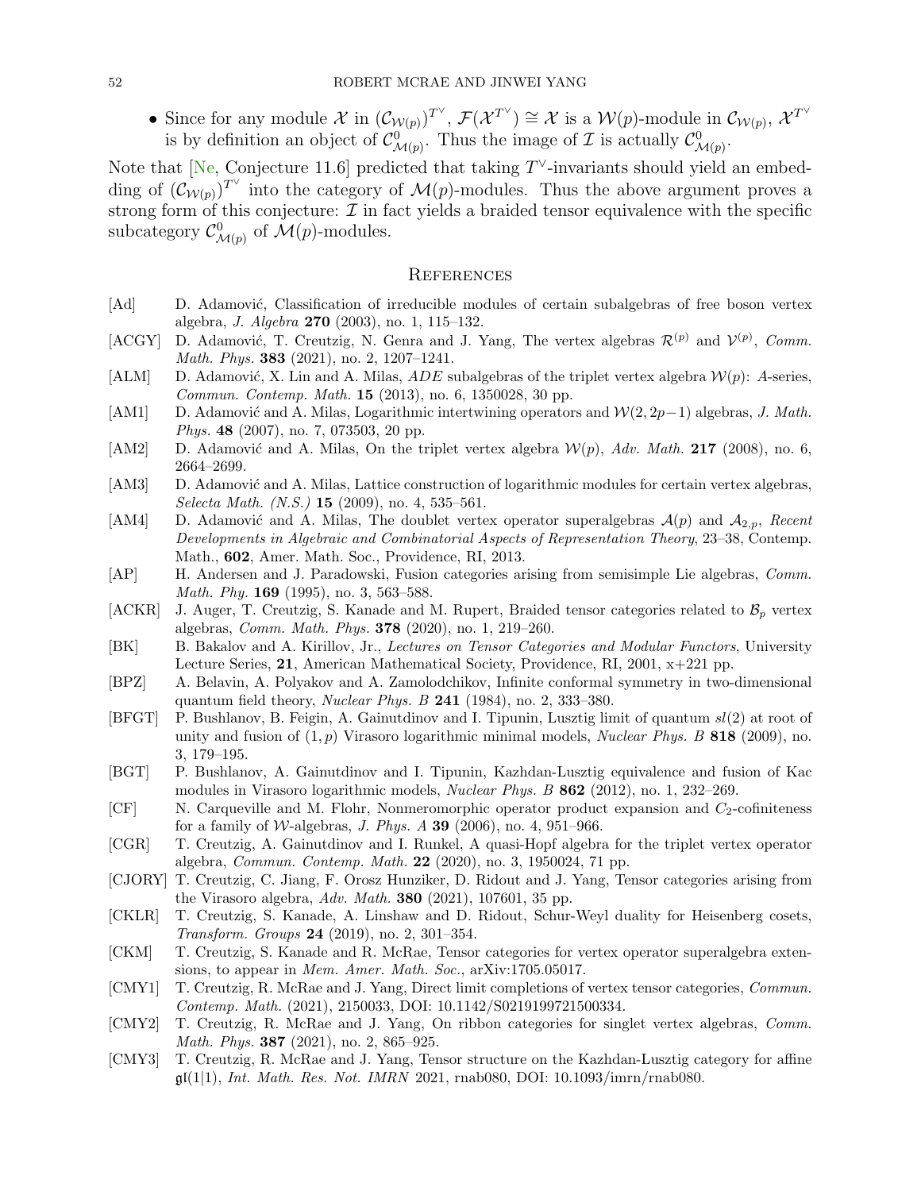- Since for any module $\mathcal{X}$ in $(\mathcal{C}_{\mathcal{W}(p)})^{T^\vee}$, $\mathcal{F}(\mathcal{X}^{T^\vee}) \cong \mathcal{X}$ is a $\mathcal{W}(p)$-module in $\mathcal{C}_{\mathcal{W}(p)}$, $\mathcal{X}^{T^\vee}$ is by definition an object of $\mathcal{C}^0_{\mathcal{M}(p)}$. Thus the image of $\mathcal{I}$ is actually $\mathcal{C}^0_{\mathcal{M}(p)}$.

Note that [Ne, Conjecture 11.6] predicted that taking $T^\vee$-invariants should yield an embedding of $(\mathcal{C}_{\mathcal{W}(p)})^{T^\vee}$ into the category of $\mathcal{M}(p)$-modules. Thus the above argument proves a strong form of this conjecture: $\mathcal{I}$ in fact yields a braided tensor equivalence with the specific subcategory $\mathcal{C}^0_{\mathcal{M}(p)}$ of $\mathcal{M}(p)$-modules.

## References

- [Ad] D. Adamović, Classification of irreducible modules of certain subalgebras of free boson vertex algebra, *J. Algebra* **270** (2003), no. 1, 115–132.
- [ACGY] D. Adamović, T. Creutzig, N. Genra and J. Yang, The vertex algebras $\mathcal{R}^{(p)}$ and $\mathcal{V}^{(p)}$, *Comm. Math. Phys.* **383** (2021), no. 2, 1207–1241.
- [ALM] D. Adamović, X. Lin and A. Milas, *ADE* subalgebras of the triplet vertex algebra $\mathcal{W}(p)$: *A*-series, *Commun. Contemp. Math.* **15** (2013), no. 6, 1350028, 30 pp.
- [AM1] D. Adamović and A. Milas, Logarithmic intertwining operators and $\mathcal{W}(2, 2p-1)$ algebras, *J. Math. Phys.* **48** (2007), no. 7, 073503, 20 pp.
- [AM2] D. Adamović and A. Milas, On the triplet vertex algebra $\mathcal{W}(p)$, *Adv. Math.* **217** (2008), no. 6, 2664–2699.
- [AM3] D. Adamović and A. Milas, Lattice construction of logarithmic modules for certain vertex algebras, *Selecta Math. (N.S.)* **15** (2009), no. 4, 535–561.
- [AM4] D. Adamović and A. Milas, The doublet vertex operator superalgebras $\mathcal{A}(p)$ and $\mathcal{A}_{2,p}$, *Recent Developments in Algebraic and Combinatorial Aspects of Representation Theory*, 23–38, Contemp. Math., **602**, Amer. Math. Soc., Providence, RI, 2013.
- [AP] H. Andersen and J. Paradowski, Fusion categories arising from semisimple Lie algebras, *Comm. Math. Phy.* **169** (1995), no. 3, 563–588.
- [ACKR] J. Auger, T. Creutzig, S. Kanade and M. Rupert, Braided tensor categories related to $\mathcal{B}_p$ vertex algebras, *Comm. Math. Phys.* **378** (2020), no. 1, 219–260.
- [BK] B. Bakalov and A. Kirillov, Jr., *Lectures on Tensor Categories and Modular Functors*, University Lecture Series, **21**, American Mathematical Society, Providence, RI, 2001, x+221 pp.
- [BPZ] A. Belavin, A. Polyakov and A. Zamolodchikov, Infinite conformal symmetry in two-dimensional quantum field theory, *Nuclear Phys. B* **241** (1984), no. 2, 333–380.
- [BFGT] P. Bushlanov, B. Feigin, A. Gainutdinov and I. Tipunin, Lusztig limit of quantum $sl(2)$ at root of unity and fusion of $(1, p)$ Virasoro logarithmic minimal models, *Nuclear Phys. B* **818** (2009), no. 3, 179–195.
- [BGT] P. Bushlanov, A. Gainutdinov and I. Tipunin, Kazhdan-Lusztig equivalence and fusion of Kac modules in Virasoro logarithmic models, *Nuclear Phys. B* **862** (2012), no. 1, 232–269.
- [CF] N. Carqueville and M. Flohr, Nonmeromorphic operator product expansion and $C_2$-cofiniteness for a family of $\mathcal{W}$-algebras, *J. Phys. A* **39** (2006), no. 4, 951–966.
- [CGR] T. Creutzig, A. Gainutdinov and I. Runkel, A quasi-Hopf algebra for the triplet vertex operator algebra, *Commun. Contemp. Math.* **22** (2020), no. 3, 1950024, 71 pp.
- [CJORY] T. Creutzig, C. Jiang, F. Orosz Hunziker, D. Ridout and J. Yang, Tensor categories arising from the Virasoro algebra, *Adv. Math.* **380** (2021), 107601, 35 pp.
- [CKLR] T. Creutzig, S. Kanade, A. Linshaw and D. Ridout, Schur-Weyl duality for Heisenberg cosets, *Transform. Groups* **24** (2019), no. 2, 301–354.
- [CKM] T. Creutzig, S. Kanade and R. McRae, Tensor categories for vertex operator superalgebra extensions, to appear in *Mem. Amer. Math. Soc.*, arXiv:1705.05017.
- [CMY1] T. Creutzig, R. McRae and J. Yang, Direct limit completions of vertex tensor categories, *Commun. Contemp. Math.* (2021), 2150033, DOI: 10.1142/S0219199721500334.
- [CMY2] T. Creutzig, R. McRae and J. Yang, On ribbon categories for singlet vertex algebras, *Comm. Math. Phys.* **387** (2021), no. 2, 865–925.
- [CMY3] T. Creutzig, R. McRae and J. Yang, Tensor structure on the Kazhdan-Lusztig category for affine $\mathfrak{gl}(1|1)$, *Int. Math. Res. Not. IMRN* 2021, rnab080, DOI: 10.1093/imrn/rnab080.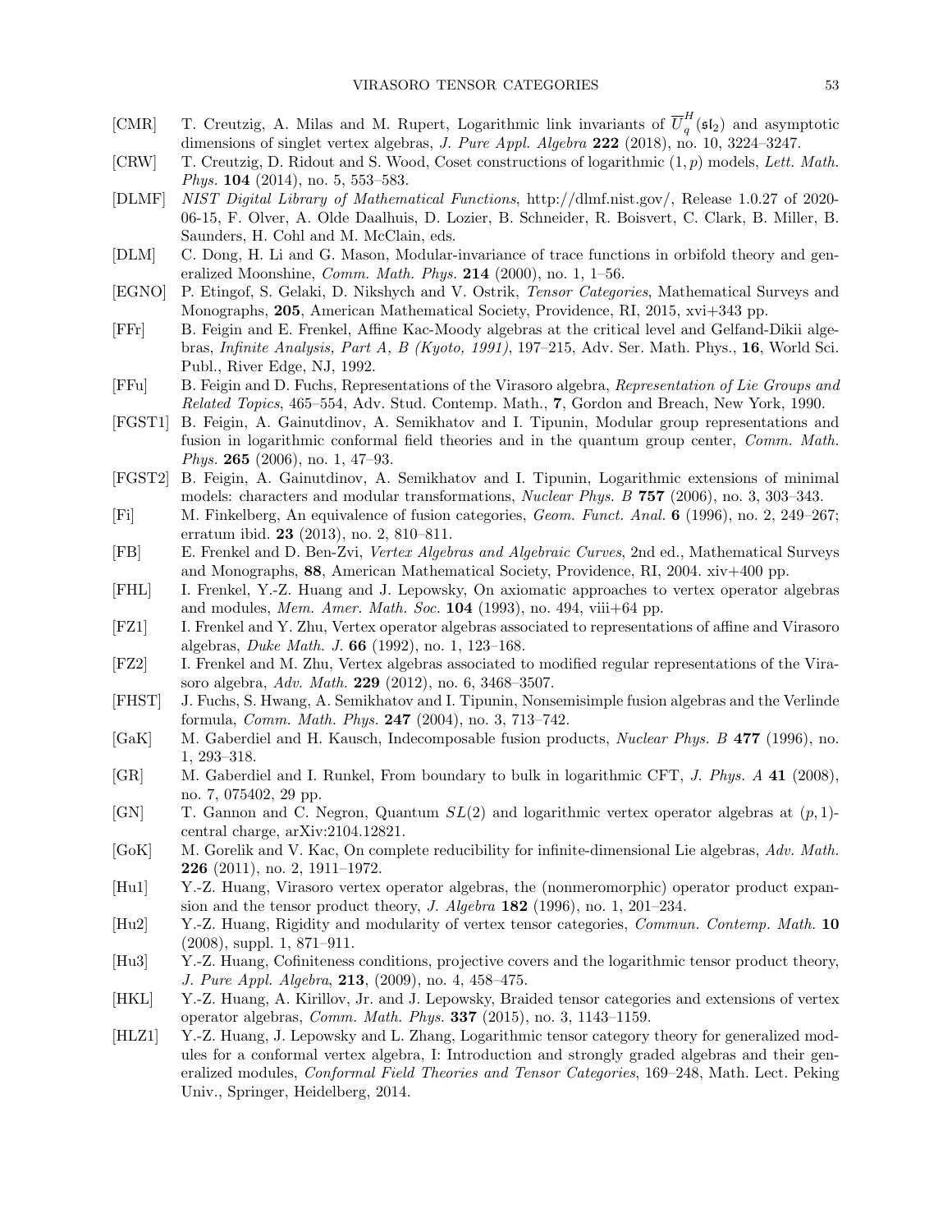[CMR] T. Creutzig, A. Milas and M. Rupert, Logarithmic link invariants of $\overline{U}_q^H(\mathfrak{sl}_2)$ and asymptotic dimensions of singlet vertex algebras, *J. Pure Appl. Algebra* **222** (2018), no. 10, 3224–3247.

[CRW] T. Creutzig, D. Ridout and S. Wood, Coset constructions of logarithmic $(1, p)$ models, *Lett. Math. Phys.* **104** (2014), no. 5, 553–583.

[DLMF] *NIST Digital Library of Mathematical Functions*, http://dlmf.nist.gov/, Release 1.0.27 of 2020-06-15, F. Olver, A. Olde Daalhuis, D. Lozier, B. Schneider, R. Boisvert, C. Clark, B. Miller, B. Saunders, H. Cohl and M. McClain, eds.

[DLM] C. Dong, H. Li and G. Mason, Modular-invariance of trace functions in orbifold theory and generalized Moonshine, *Comm. Math. Phys.* **214** (2000), no. 1, 1–56.

[EGNO] P. Etingof, S. Gelaki, D. Nikshych and V. Ostrik, *Tensor Categories*, Mathematical Surveys and Monographs, **205**, American Mathematical Society, Providence, RI, 2015, xvi+343 pp.

[FFr] B. Feigin and E. Frenkel, Affine Kac-Moody algebras at the critical level and Gelfand-Dikii algebras, *Infinite Analysis, Part A, B (Kyoto, 1991)*, 197–215, Adv. Ser. Math. Phys., **16**, World Sci. Publ., River Edge, NJ, 1992.

[FFu] B. Feigin and D. Fuchs, Representations of the Virasoro algebra, *Representation of Lie Groups and Related Topics*, 465–554, Adv. Stud. Contemp. Math., **7**, Gordon and Breach, New York, 1990.

[FGST1] B. Feigin, A. Gainutdinov, A. Semikhatov and I. Tipunin, Modular group representations and fusion in logarithmic conformal field theories and in the quantum group center, *Comm. Math. Phys.* **265** (2006), no. 1, 47–93.

[FGST2] B. Feigin, A. Gainutdinov, A. Semikhatov and I. Tipunin, Logarithmic extensions of minimal models: characters and modular transformations, *Nuclear Phys. B* **757** (2006), no. 3, 303–343.

[Fi] M. Finkelberg, An equivalence of fusion categories, *Geom. Funct. Anal.* **6** (1996), no. 2, 249–267; erratum ibid. **23** (2013), no. 2, 810–811.

[FB] E. Frenkel and D. Ben-Zvi, *Vertex Algebras and Algebraic Curves*, 2nd ed., Mathematical Surveys and Monographs, **88**, American Mathematical Society, Providence, RI, 2004. xiv+400 pp.

[FHL] I. Frenkel, Y.-Z. Huang and J. Lepowsky, On axiomatic approaches to vertex operator algebras and modules, *Mem. Amer. Math. Soc.* **104** (1993), no. 494, viii+64 pp.

[FZ1] I. Frenkel and Y. Zhu, Vertex operator algebras associated to representations of affine and Virasoro algebras, *Duke Math. J.* **66** (1992), no. 1, 123–168.

[FZ2] I. Frenkel and M. Zhu, Vertex algebras associated to modified regular representations of the Virasoro algebra, *Adv. Math.* **229** (2012), no. 6, 3468–3507.

[FHST] J. Fuchs, S. Hwang, A. Semikhatov and I. Tipunin, Nonsemisimple fusion algebras and the Verlinde formula, *Comm. Math. Phys.* **247** (2004), no. 3, 713–742.

[GaK] M. Gaberdiel and H. Kausch, Indecomposable fusion products, *Nuclear Phys. B* **477** (1996), no. 1, 293–318.

[GR] M. Gaberdiel and I. Runkel, From boundary to bulk in logarithmic CFT, *J. Phys. A* **41** (2008), no. 7, 075402, 29 pp.

[GN] T. Gannon and C. Negron, Quantum $SL(2)$ and logarithmic vertex operator algebras at $(p, 1)$-central charge, arXiv:2104.12821.

[GoK] M. Gorelik and V. Kac, On complete reducibility for infinite-dimensional Lie algebras, *Adv. Math.* **226** (2011), no. 2, 1911–1972.

[Hu1] Y.-Z. Huang, Virasoro vertex operator algebras, the (nonmeromorphic) operator product expansion and the tensor product theory, *J. Algebra* **182** (1996), no. 1, 201–234.

[Hu2] Y.-Z. Huang, Rigidity and modularity of vertex tensor categories, *Commun. Contemp. Math.* **10** (2008), suppl. 1, 871–911.

[Hu3] Y.-Z. Huang, Cofiniteness conditions, projective covers and the logarithmic tensor product theory, *J. Pure Appl. Algebra*, **213**, (2009), no. 4, 458–475.

[HKL] Y.-Z. Huang, A. Kirillov, Jr. and J. Lepowsky, Braided tensor categories and extensions of vertex operator algebras, *Comm. Math. Phys.* **337** (2015), no. 3, 1143–1159.

[HLZ1] Y.-Z. Huang, J. Lepowsky and L. Zhang, Logarithmic tensor category theory for generalized modules for a conformal vertex algebra, I: Introduction and strongly graded algebras and their generalized modules, *Conformal Field Theories and Tensor Categories*, 169–248, Math. Lect. Peking Univ., Springer, Heidelberg, 2014.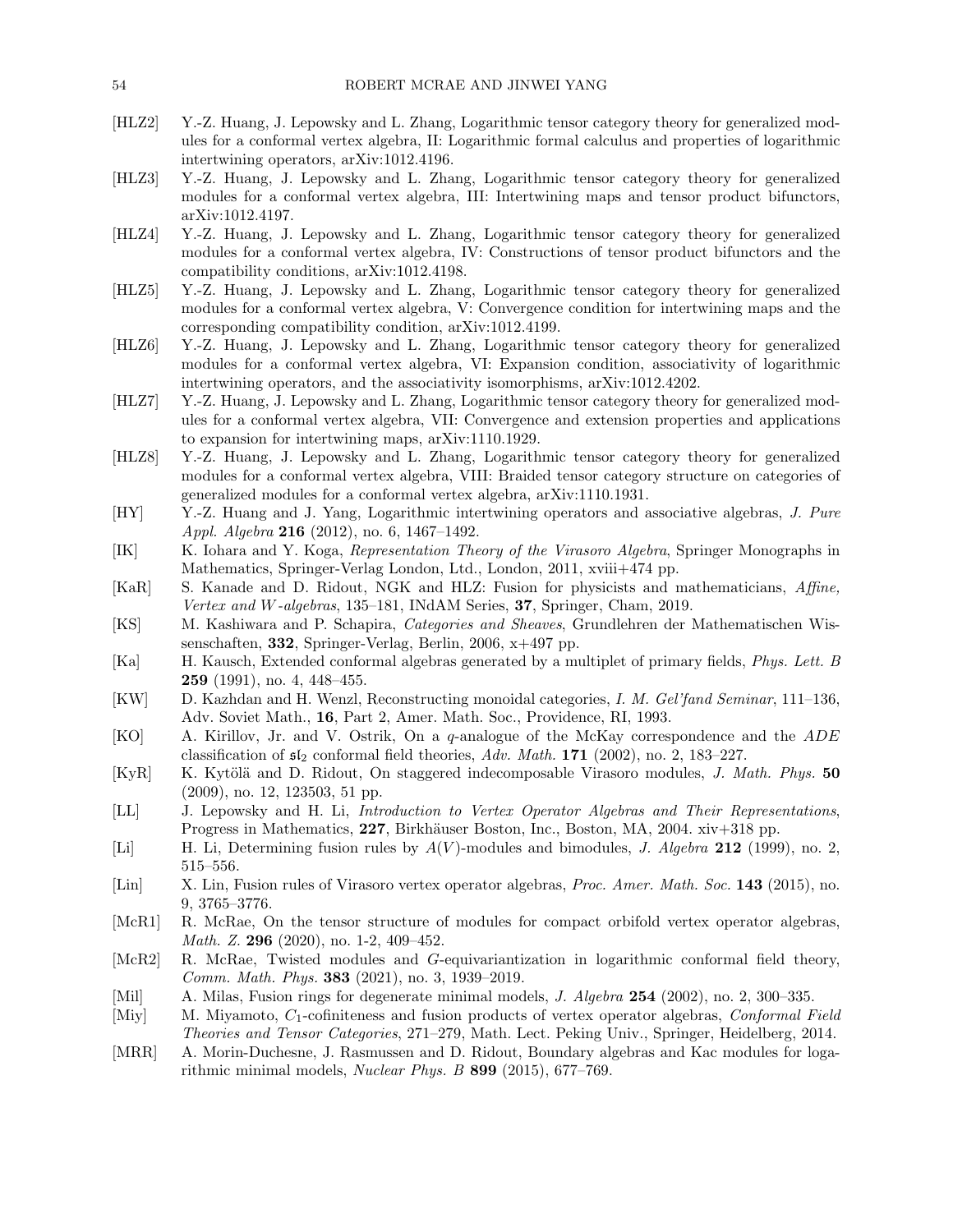[HLZ2] Y.-Z. Huang, J. Lepowsky and L. Zhang, Logarithmic tensor category theory for generalized modules for a conformal vertex algebra, II: Logarithmic formal calculus and properties of logarithmic intertwining operators, arXiv:1012.4196.

[HLZ3] Y.-Z. Huang, J. Lepowsky and L. Zhang, Logarithmic tensor category theory for generalized modules for a conformal vertex algebra, III: Intertwining maps and tensor product bifunctors, arXiv:1012.4197.

[HLZ4] Y.-Z. Huang, J. Lepowsky and L. Zhang, Logarithmic tensor category theory for generalized modules for a conformal vertex algebra, IV: Constructions of tensor product bifunctors and the compatibility conditions, arXiv:1012.4198.

[HLZ5] Y.-Z. Huang, J. Lepowsky and L. Zhang, Logarithmic tensor category theory for generalized modules for a conformal vertex algebra, V: Convergence condition for intertwining maps and the corresponding compatibility condition, arXiv:1012.4199.

[HLZ6] Y.-Z. Huang, J. Lepowsky and L. Zhang, Logarithmic tensor category theory for generalized modules for a conformal vertex algebra, VI: Expansion condition, associativity of logarithmic intertwining operators, and the associativity isomorphisms, arXiv:1012.4202.

[HLZ7] Y.-Z. Huang, J. Lepowsky and L. Zhang, Logarithmic tensor category theory for generalized modules for a conformal vertex algebra, VII: Convergence and extension properties and applications to expansion for intertwining maps, arXiv:1110.1929.

[HLZ8] Y.-Z. Huang, J. Lepowsky and L. Zhang, Logarithmic tensor category theory for generalized modules for a conformal vertex algebra, VIII: Braided tensor category structure on categories of generalized modules for a conformal vertex algebra, arXiv:1110.1931.

[HY] Y.-Z. Huang and J. Yang, Logarithmic intertwining operators and associative algebras, *J. Pure Appl. Algebra* **216** (2012), no. 6, 1467–1492.

[IK] K. Iohara and Y. Koga, *Representation Theory of the Virasoro Algebra*, Springer Monographs in Mathematics, Springer-Verlag London, Ltd., London, 2011, xviii+474 pp.

[KaR] S. Kanade and D. Ridout, NGK and HLZ: Fusion for physicists and mathematicians, *Affine, Vertex and W-algebras*, 135–181, INdAM Series, **37**, Springer, Cham, 2019.

[KS] M. Kashiwara and P. Schapira, *Categories and Sheaves*, Grundlehren der Mathematischen Wissenschaften, **332**, Springer-Verlag, Berlin, 2006, x+497 pp.

[Ka] H. Kausch, Extended conformal algebras generated by a multiplet of primary fields, *Phys. Lett. B* **259** (1991), no. 4, 448–455.

[KW] D. Kazhdan and H. Wenzl, Reconstructing monoidal categories, *I. M. Gel'fand Seminar*, 111–136, Adv. Soviet Math., **16**, Part 2, Amer. Math. Soc., Providence, RI, 1993.

[KO] A. Kirillov, Jr. and V. Ostrik, On a $q$-analogue of the McKay correspondence and the $ADE$ classification of $\mathfrak{sl}_2$ conformal field theories, *Adv. Math.* **171** (2002), no. 2, 183–227.

[KyR] K. Kytölä and D. Ridout, On staggered indecomposable Virasoro modules, *J. Math. Phys.* **50** (2009), no. 12, 123503, 51 pp.

[LL] J. Lepowsky and H. Li, *Introduction to Vertex Operator Algebras and Their Representations*, Progress in Mathematics, **227**, Birkhäuser Boston, Inc., Boston, MA, 2004. xiv+318 pp.

[Li] H. Li, Determining fusion rules by $A(V)$-modules and bimodules, *J. Algebra* **212** (1999), no. 2, 515–556.

[Lin] X. Lin, Fusion rules of Virasoro vertex operator algebras, *Proc. Amer. Math. Soc.* **143** (2015), no. 9, 3765–3776.

[McR1] R. McRae, On the tensor structure of modules for compact orbifold vertex operator algebras, *Math. Z.* **296** (2020), no. 1-2, 409–452.

[McR2] R. McRae, Twisted modules and $G$-equivariantization in logarithmic conformal field theory, *Comm. Math. Phys.* **383** (2021), no. 3, 1939–2019.

[Mil] A. Milas, Fusion rings for degenerate minimal models, *J. Algebra* **254** (2002), no. 2, 300–335.

[Miy] M. Miyamoto, $C_1$-cofiniteness and fusion products of vertex operator algebras, *Conformal Field Theories and Tensor Categories*, 271–279, Math. Lect. Peking Univ., Springer, Heidelberg, 2014.

[MRR] A. Morin-Duchesne, J. Rasmussen and D. Ridout, Boundary algebras and Kac modules for logarithmic minimal models, *Nuclear Phys. B* **899** (2015), 677–769.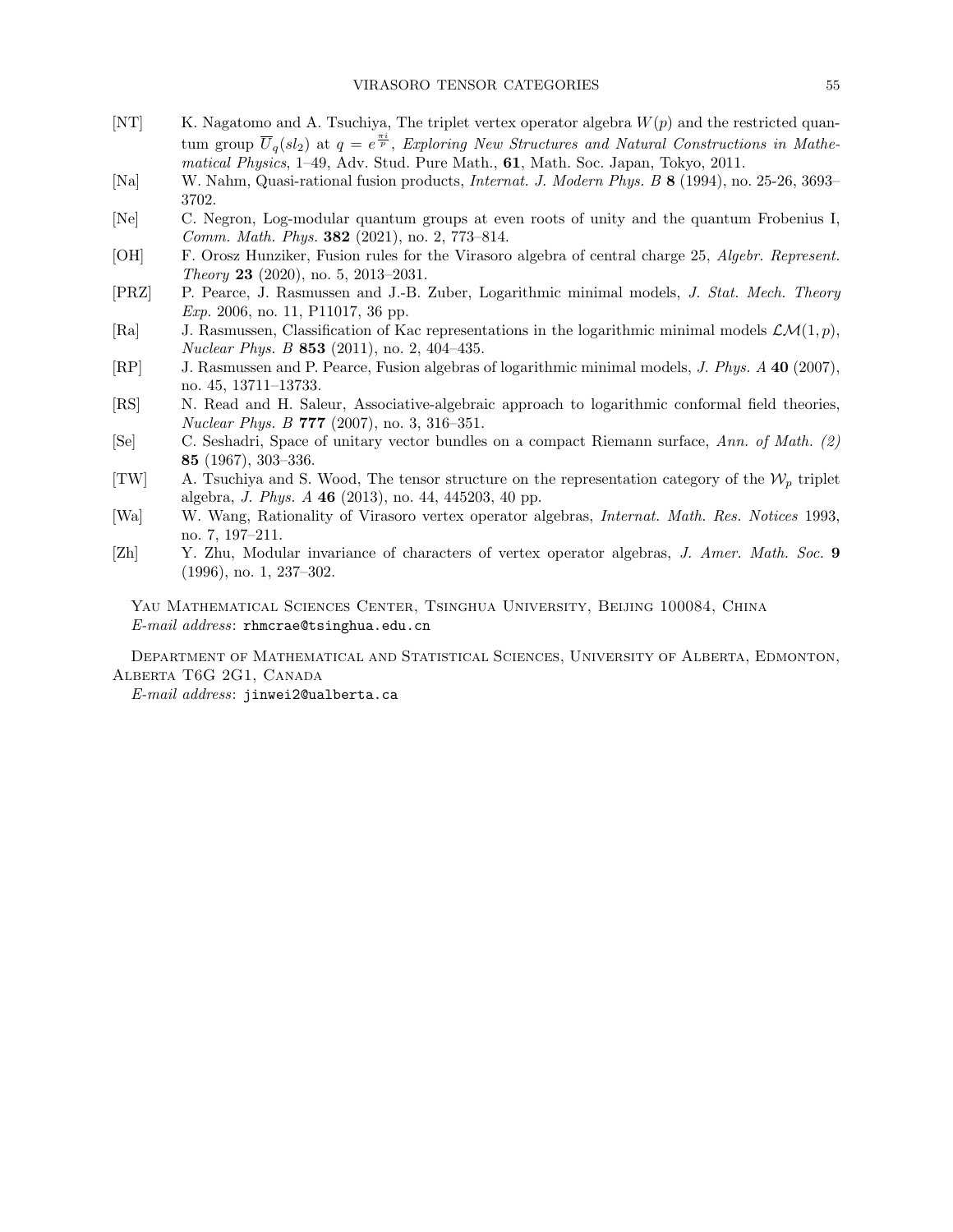- [NT] K. Nagatomo and A. Tsuchiya, The triplet vertex operator algebra $W(p)$ and the restricted quantum group $\overline{U}_q(sl_2)$ at $q = e^{\frac{\pi i}{p}}$, *Exploring New Structures and Natural Constructions in Mathematical Physics*, 1–49, Adv. Stud. Pure Math., **61**, Math. Soc. Japan, Tokyo, 2011.
- [Na] W. Nahm, Quasi-rational fusion products, *Internat. J. Modern Phys. B* **8** (1994), no. 25-26, 3693–3702.
- [Ne] C. Negron, Log-modular quantum groups at even roots of unity and the quantum Frobenius I, *Comm. Math. Phys.* **382** (2021), no. 2, 773–814.
- [OH] F. Orosz Hunziker, Fusion rules for the Virasoro algebra of central charge 25, *Algebr. Represent. Theory* **23** (2020), no. 5, 2013–2031.
- [PRZ] P. Pearce, J. Rasmussen and J.-B. Zuber, Logarithmic minimal models, *J. Stat. Mech. Theory Exp.* 2006, no. 11, P11017, 36 pp.
- [Ra] J. Rasmussen, Classification of Kac representations in the logarithmic minimal models $\mathcal{LM}(1, p)$, *Nuclear Phys. B* **853** (2011), no. 2, 404–435.
- [RP] J. Rasmussen and P. Pearce, Fusion algebras of logarithmic minimal models, *J. Phys. A* **40** (2007), no. 45, 13711–13733.
- [RS] N. Read and H. Saleur, Associative-algebraic approach to logarithmic conformal field theories, *Nuclear Phys. B* **777** (2007), no. 3, 316–351.
- [Se] C. Seshadri, Space of unitary vector bundles on a compact Riemann surface, *Ann. of Math. (2)* **85** (1967), 303–336.
- [TW] A. Tsuchiya and S. Wood, The tensor structure on the representation category of the $\mathcal{W}_p$ triplet algebra, *J. Phys. A* **46** (2013), no. 44, 445203, 40 pp.
- [Wa] W. Wang, Rationality of Virasoro vertex operator algebras, *Internat. Math. Res. Notices* 1993, no. 7, 197–211.
- [Zh] Y. Zhu, Modular invariance of characters of vertex operator algebras, *J. Amer. Math. Soc.* **9** (1996), no. 1, 237–302.

Yau Mathematical Sciences Center, Tsinghua University, Beijing 100084, China
*E-mail address*: rhmcrae@tsinghua.edu.cn

Department of Mathematical and Statistical Sciences, University of Alberta, Edmonton, Alberta T6G 2G1, Canada
*E-mail address*: jinwei2@ualberta.ca